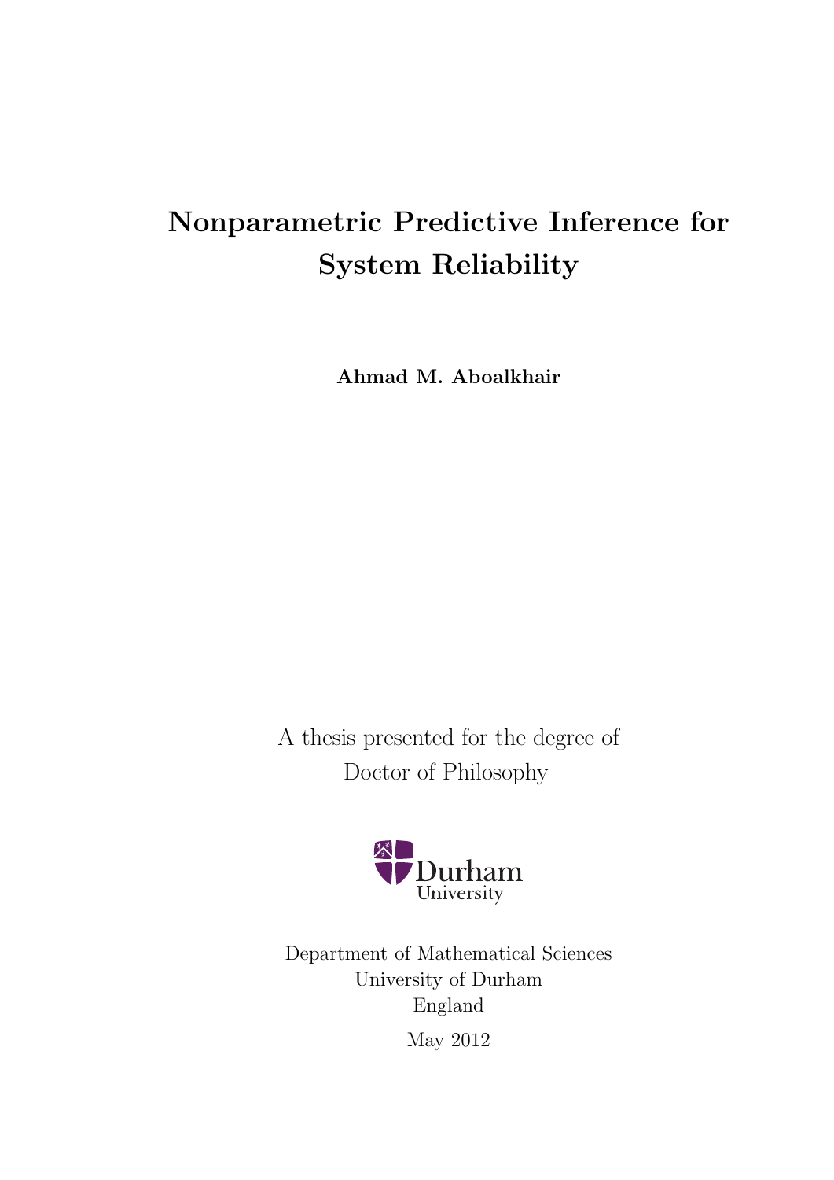# Nonparametric Predictive Inference for System Reliability

**Ahmad M. Aboalkhair**

A thesis presented for the degree of
Doctor of Philosophy

Durham University

Department of Mathematical Sciences
University of Durham
England

May 2012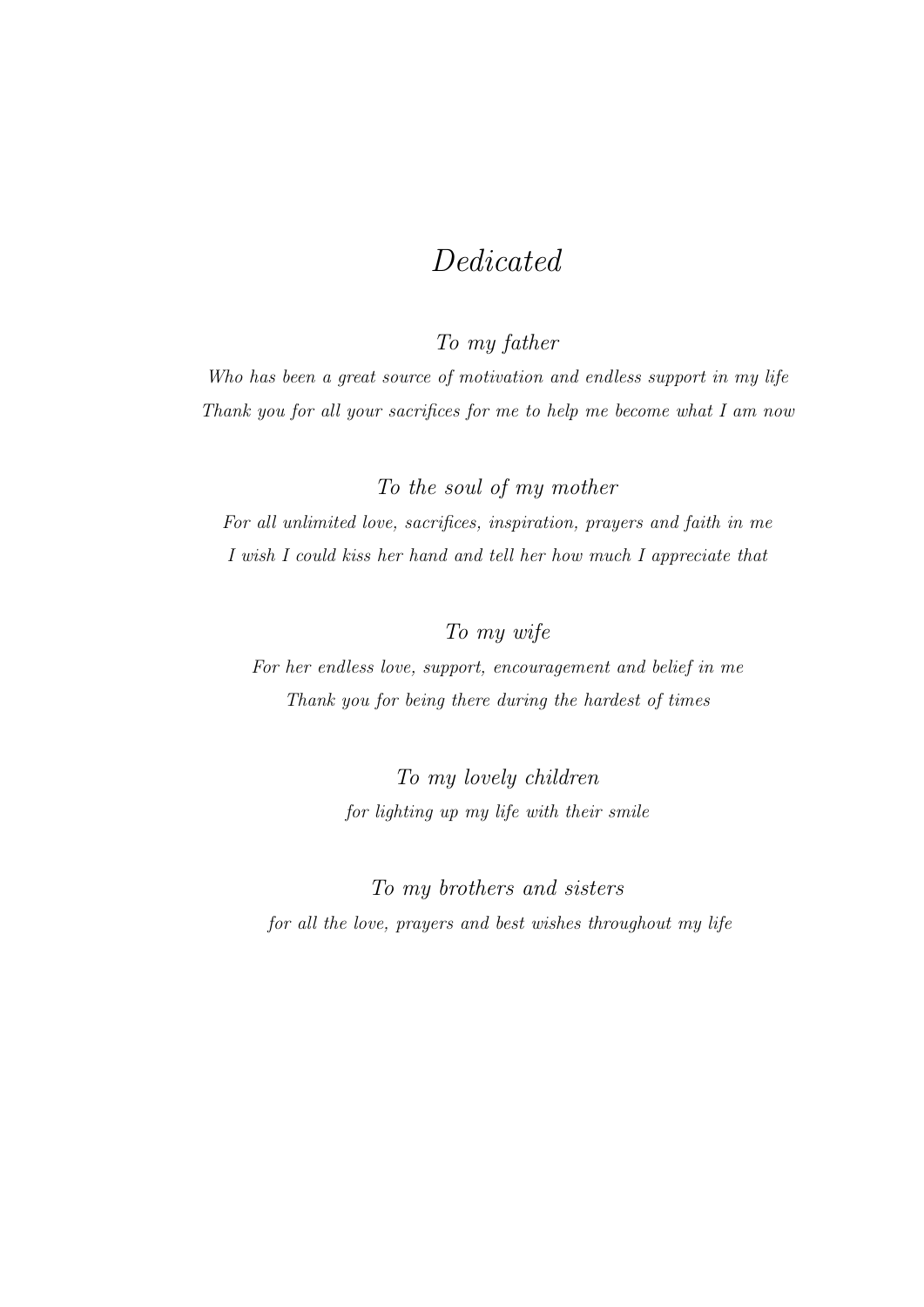# *Dedicated*

*To my father*

*Who has been a great source of motivation and endless support in my life*
*Thank you for all your sacrifices for me to help me become what I am now*

*To the soul of my mother*

*For all unlimited love, sacrifices, inspiration, prayers and faith in me*
*I wish I could kiss her hand and tell her how much I appreciate that*

*To my wife*

*For her endless love, support, encouragement and belief in me*
*Thank you for being there during the hardest of times*

*To my lovely children*

*for lighting up my life with their smile*

*To my brothers and sisters*

*for all the love, prayers and best wishes throughout my life*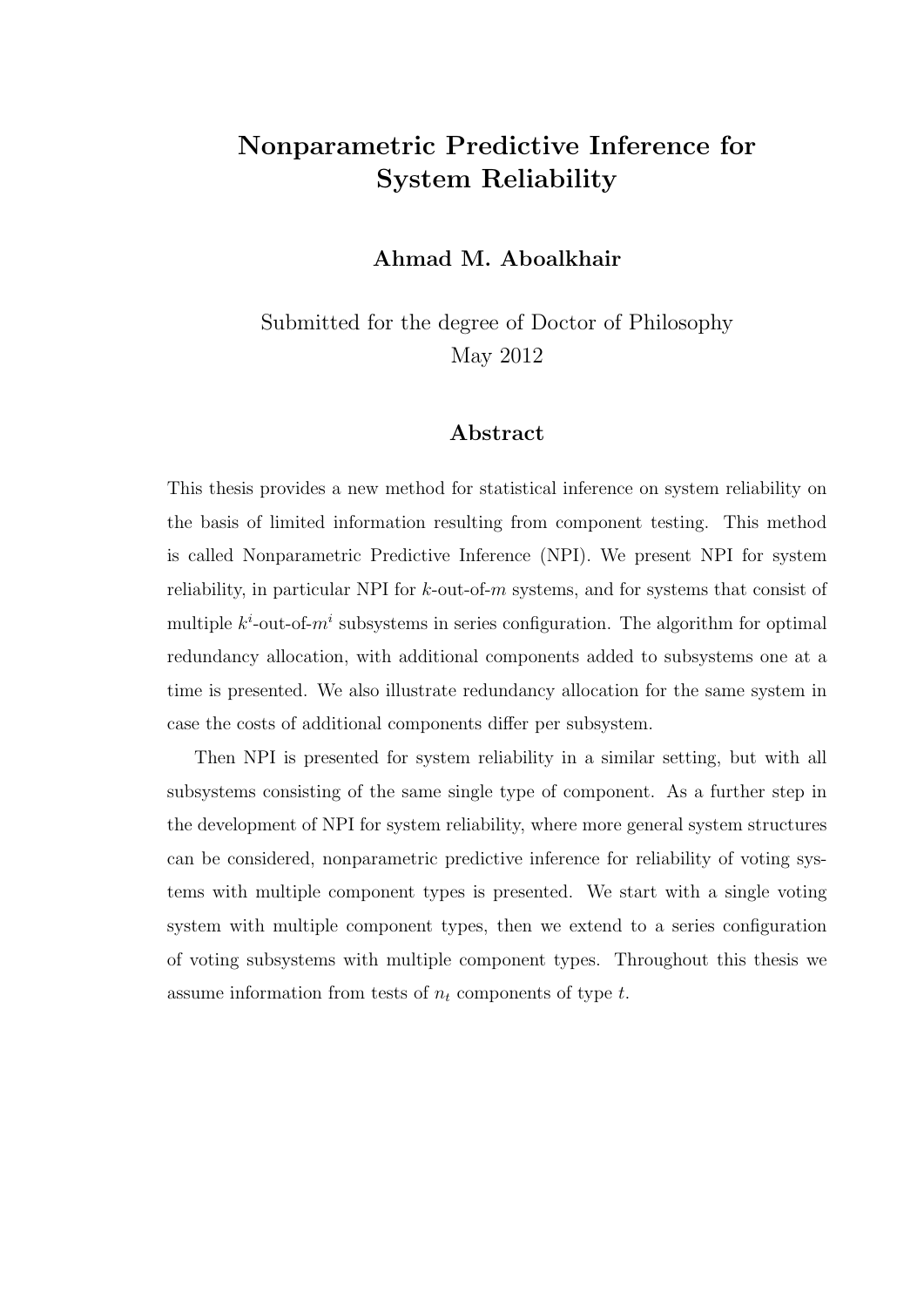# Nonparametric Predictive Inference for System Reliability

**Ahmad M. Aboalkhair**

Submitted for the degree of Doctor of Philosophy
May 2012

## Abstract

This thesis provides a new method for statistical inference on system reliability on the basis of limited information resulting from component testing. This method is called Nonparametric Predictive Inference (NPI). We present NPI for system reliability, in particular NPI for $k$-out-of-$m$ systems, and for systems that consist of multiple $k^i$-out-of-$m^i$ subsystems in series configuration. The algorithm for optimal redundancy allocation, with additional components added to subsystems one at a time is presented. We also illustrate redundancy allocation for the same system in case the costs of additional components differ per subsystem.

Then NPI is presented for system reliability in a similar setting, but with all subsystems consisting of the same single type of component. As a further step in the development of NPI for system reliability, where more general system structures can be considered, nonparametric predictive inference for reliability of voting systems with multiple component types is presented. We start with a single voting system with multiple component types, then we extend to a series configuration of voting subsystems with multiple component types. Throughout this thesis we assume information from tests of $n_t$ components of type $t$.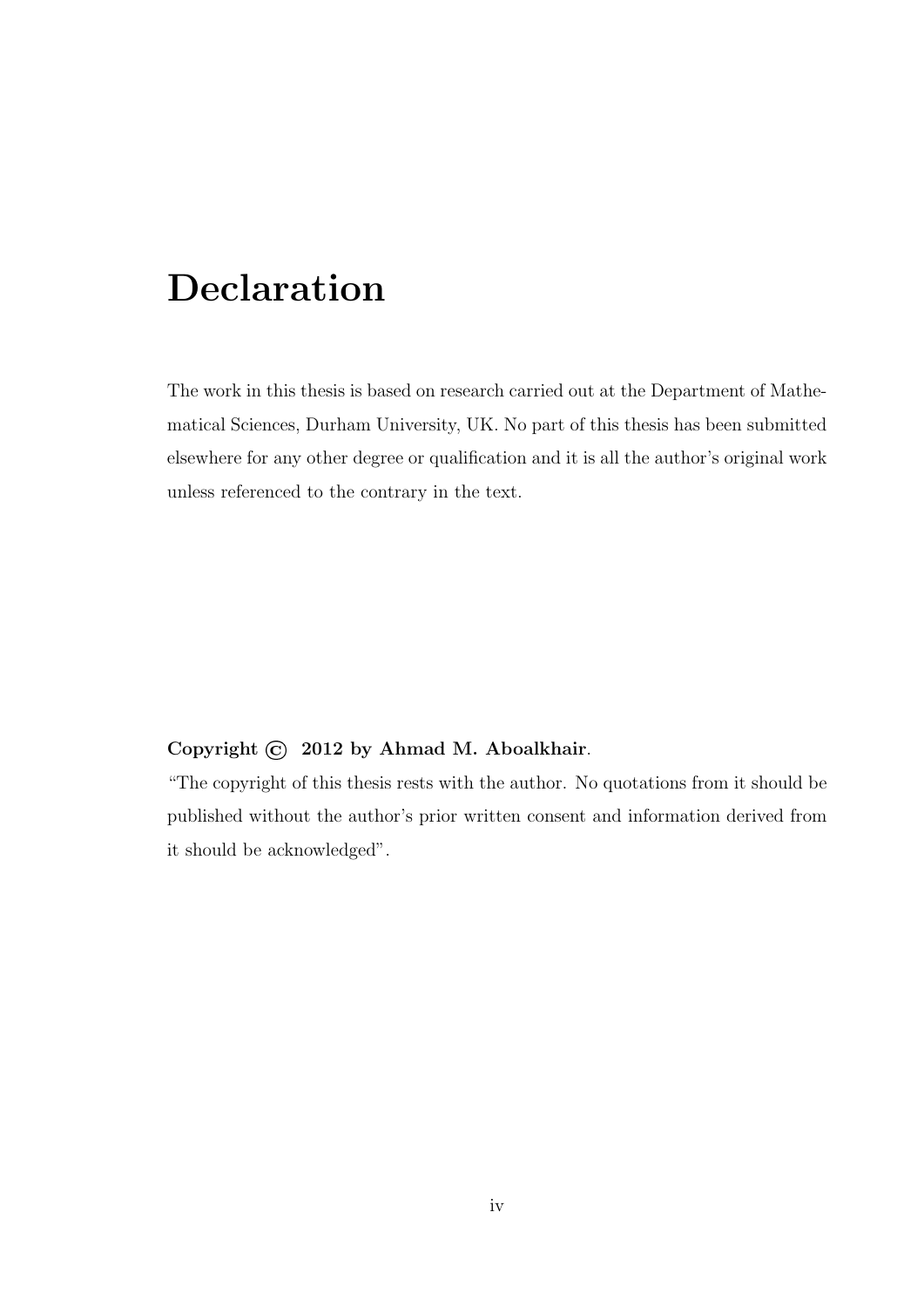# Declaration

The work in this thesis is based on research carried out at the Department of Mathematical Sciences, Durham University, UK. No part of this thesis has been submitted elsewhere for any other degree or qualification and it is all the author's original work unless referenced to the contrary in the text.

**Copyright © 2012 by Ahmad M. Aboalkhair**.

"The copyright of this thesis rests with the author. No quotations from it should be published without the author's prior written consent and information derived from it should be acknowledged".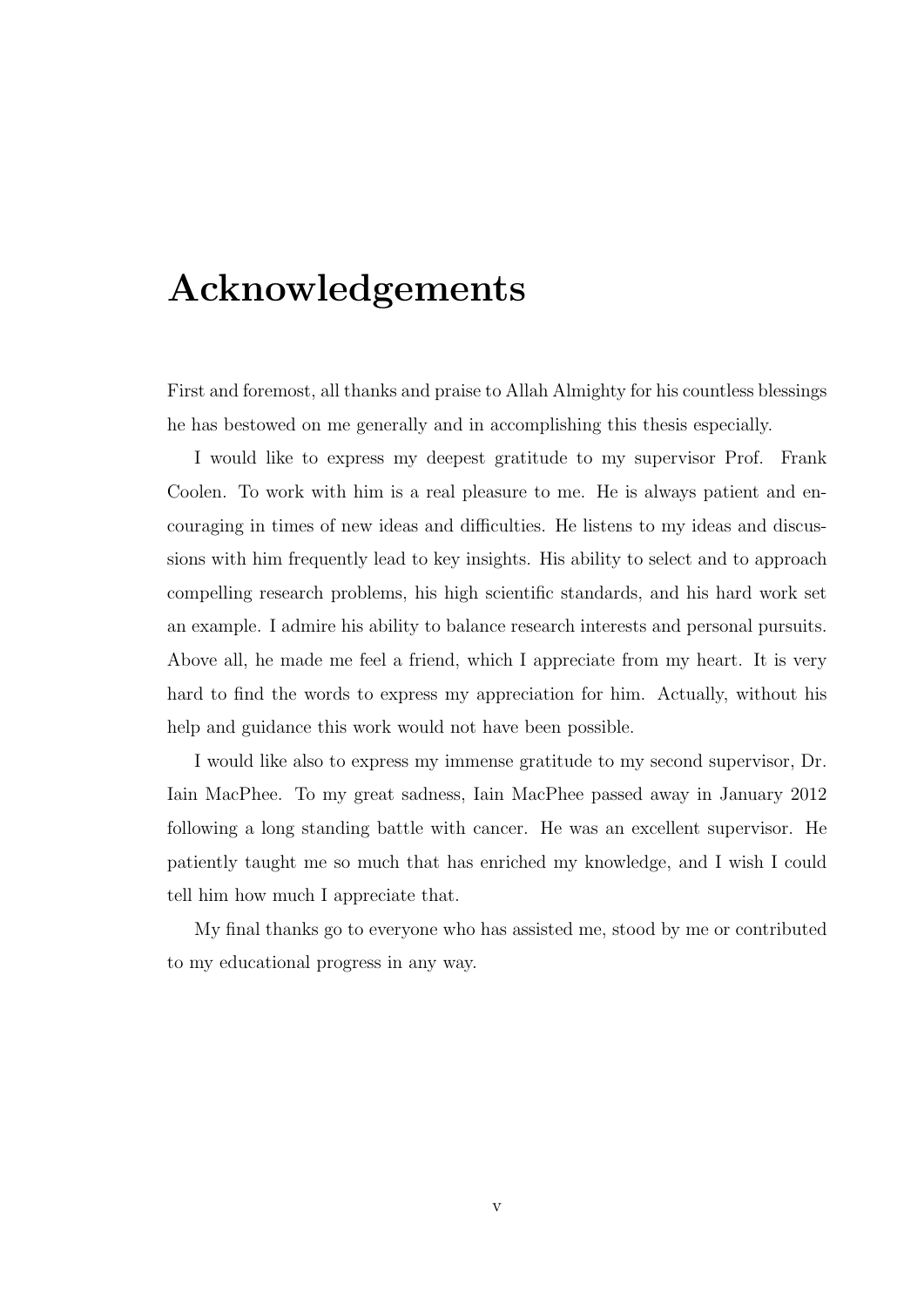# Acknowledgements

First and foremost, all thanks and praise to Allah Almighty for his countless blessings he has bestowed on me generally and in accomplishing this thesis especially.

I would like to express my deepest gratitude to my supervisor Prof. Frank Coolen. To work with him is a real pleasure to me. He is always patient and encouraging in times of new ideas and difficulties. He listens to my ideas and discussions with him frequently lead to key insights. His ability to select and to approach compelling research problems, his high scientific standards, and his hard work set an example. I admire his ability to balance research interests and personal pursuits. Above all, he made me feel a friend, which I appreciate from my heart. It is very hard to find the words to express my appreciation for him. Actually, without his help and guidance this work would not have been possible.

I would like also to express my immense gratitude to my second supervisor, Dr. Iain MacPhee. To my great sadness, Iain MacPhee passed away in January 2012 following a long standing battle with cancer. He was an excellent supervisor. He patiently taught me so much that has enriched my knowledge, and I wish I could tell him how much I appreciate that.

My final thanks go to everyone who has assisted me, stood by me or contributed to my educational progress in any way.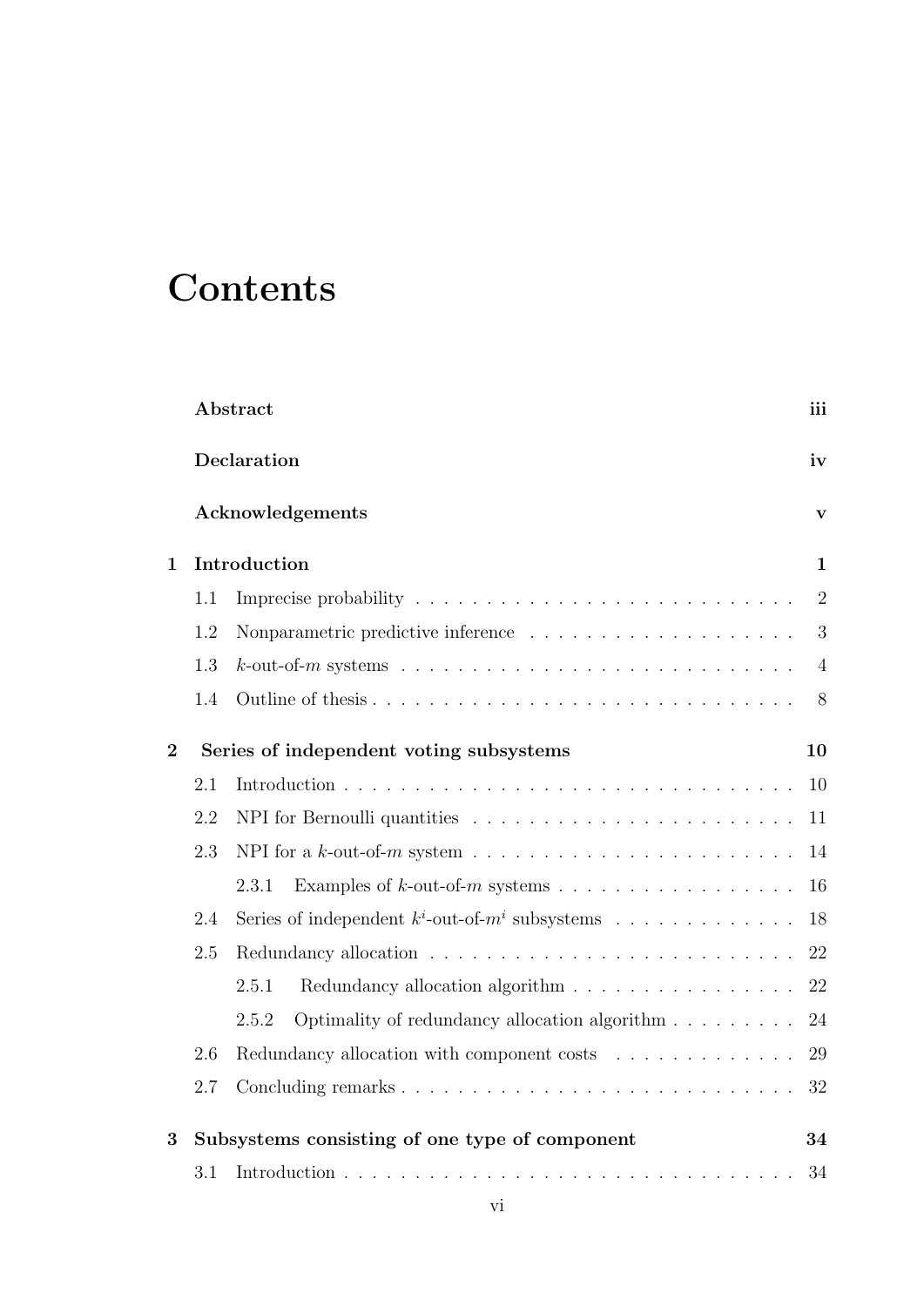# Contents

**Abstract** iii

**Declaration** iv

**Acknowledgements** v

**1 Introduction** 1

- 1.1 Imprecise probability 2
- 1.2 Nonparametric predictive inference 3
- 1.3 $k$-out-of-$m$ systems 4
- 1.4 Outline of thesis 8

**2 Series of independent voting subsystems** 10

- 2.1 Introduction 10
- 2.2 NPI for Bernoulli quantities 11
- 2.3 NPI for a $k$-out-of-$m$ system 14
  - 2.3.1 Examples of $k$-out-of-$m$ systems 16
- 2.4 Series of independent $k^i$-out-of-$m^i$ subsystems 18
- 2.5 Redundancy allocation 22
  - 2.5.1 Redundancy allocation algorithm 22
  - 2.5.2 Optimality of redundancy allocation algorithm 24
- 2.6 Redundancy allocation with component costs 29
- 2.7 Concluding remarks 32

**3 Subsystems consisting of one type of component** 34

- 3.1 Introduction 34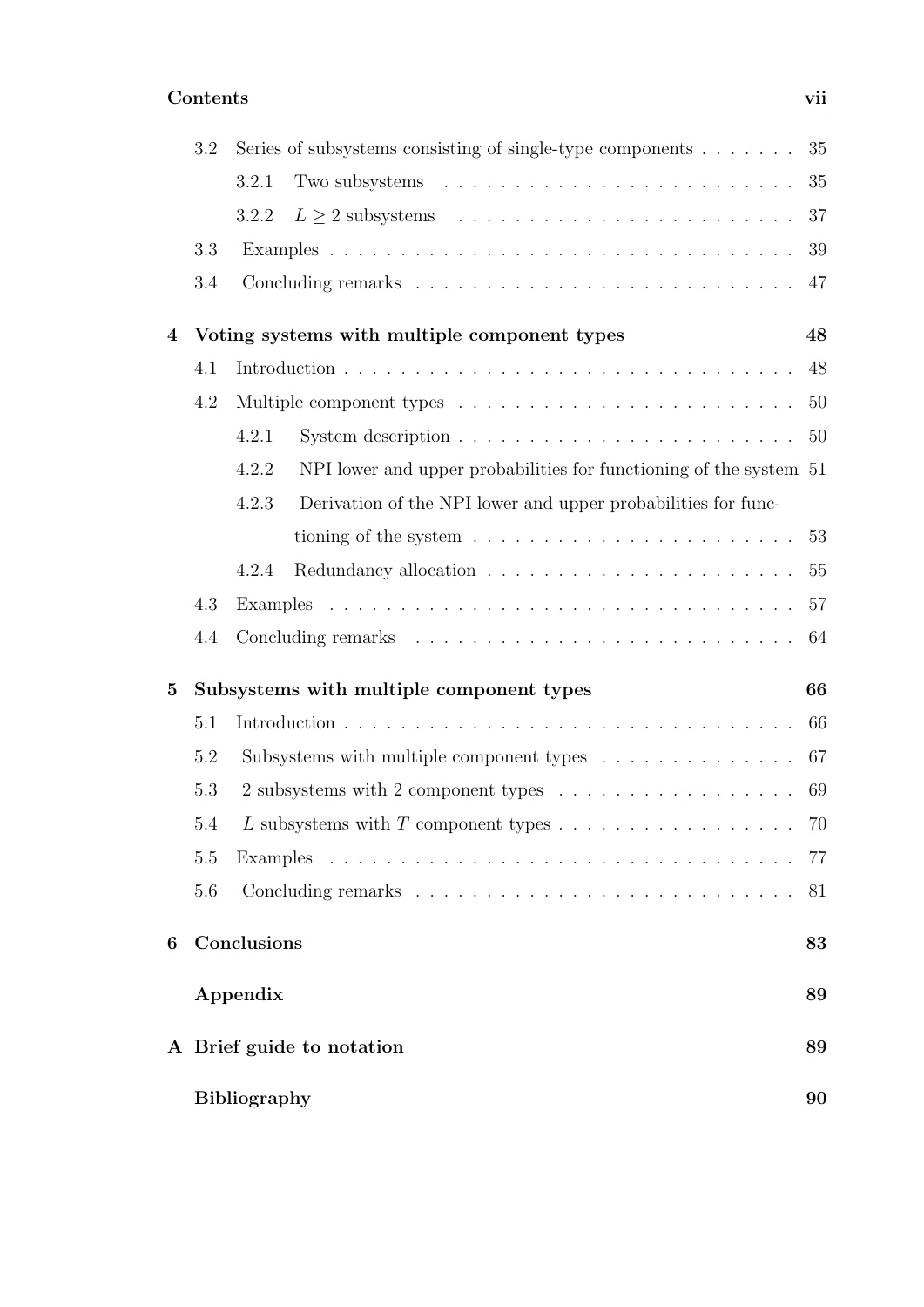- 3.2 Series of subsystems consisting of single-type components . . . . . . . 35
  - 3.2.1 Two subsystems . . . . . . . . . . . . . . . . . . . . . . . . . 35
  - 3.2.2 $L \geq 2$ subsystems . . . . . . . . . . . . . . . . . . . . . . . . 37
- 3.3 Examples . . . . . . . . . . . . . . . . . . . . . . . . . . . . . . . . . 39
- 3.4 Concluding remarks . . . . . . . . . . . . . . . . . . . . . . . . . . 47

**4 Voting systems with multiple component types 48**

- 4.1 Introduction . . . . . . . . . . . . . . . . . . . . . . . . . . . . . . . . 48
- 4.2 Multiple component types . . . . . . . . . . . . . . . . . . . . . . . . 50
  - 4.2.1 System description . . . . . . . . . . . . . . . . . . . . . . . . 50
  - 4.2.2 NPI lower and upper probabilities for functioning of the system 51
  - 4.2.3 Derivation of the NPI lower and upper probabilities for functioning of the system . . . . . . . . . . . . . . . . . . . . . . 53
  - 4.2.4 Redundancy allocation . . . . . . . . . . . . . . . . . . . . . . 55
- 4.3 Examples . . . . . . . . . . . . . . . . . . . . . . . . . . . . . . . . . 57
- 4.4 Concluding remarks . . . . . . . . . . . . . . . . . . . . . . . . . . 64

**5 Subsystems with multiple component types 66**

- 5.1 Introduction . . . . . . . . . . . . . . . . . . . . . . . . . . . . . . . . 66
- 5.2 Subsystems with multiple component types . . . . . . . . . . . . . . 67
- 5.3 2 subsystems with 2 component types . . . . . . . . . . . . . . . . . 69
- 5.4 $L$ subsystems with $T$ component types . . . . . . . . . . . . . . . . . 70
- 5.5 Examples . . . . . . . . . . . . . . . . . . . . . . . . . . . . . . . . . 77
- 5.6 Concluding remarks . . . . . . . . . . . . . . . . . . . . . . . . . . 81

**6 Conclusions 83**

**Appendix 89**

**A Brief guide to notation 89**

**Bibliography 90**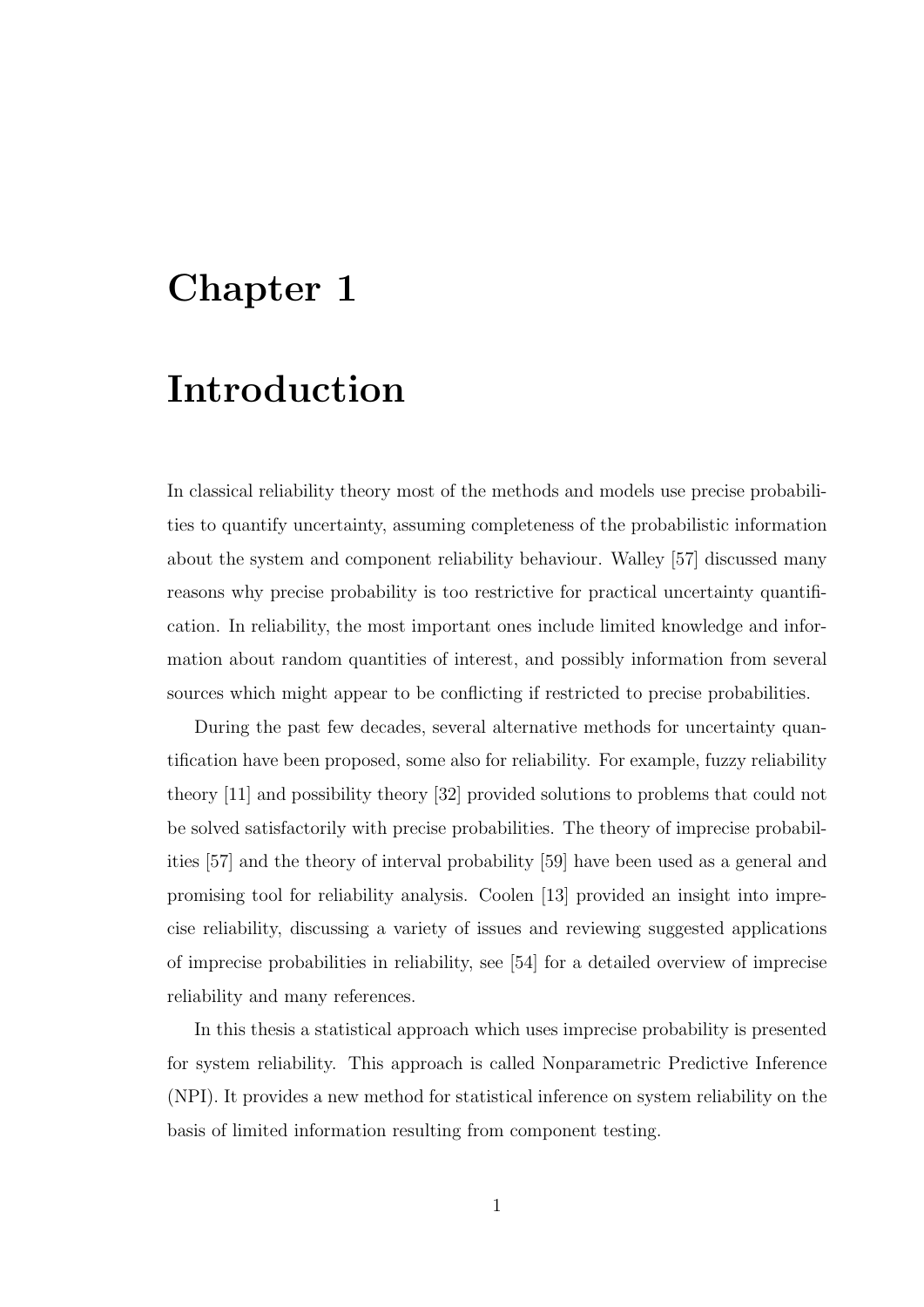# Chapter 1

# Introduction

In classical reliability theory most of the methods and models use precise probabilities to quantify uncertainty, assuming completeness of the probabilistic information about the system and component reliability behaviour. Walley [57] discussed many reasons why precise probability is too restrictive for practical uncertainty quantification. In reliability, the most important ones include limited knowledge and information about random quantities of interest, and possibly information from several sources which might appear to be conflicting if restricted to precise probabilities.

During the past few decades, several alternative methods for uncertainty quantification have been proposed, some also for reliability. For example, fuzzy reliability theory [11] and possibility theory [32] provided solutions to problems that could not be solved satisfactorily with precise probabilities. The theory of imprecise probabilities [57] and the theory of interval probability [59] have been used as a general and promising tool for reliability analysis. Coolen [13] provided an insight into imprecise reliability, discussing a variety of issues and reviewing suggested applications of imprecise probabilities in reliability, see [54] for a detailed overview of imprecise reliability and many references.

In this thesis a statistical approach which uses imprecise probability is presented for system reliability. This approach is called Nonparametric Predictive Inference (NPI). It provides a new method for statistical inference on system reliability on the basis of limited information resulting from component testing.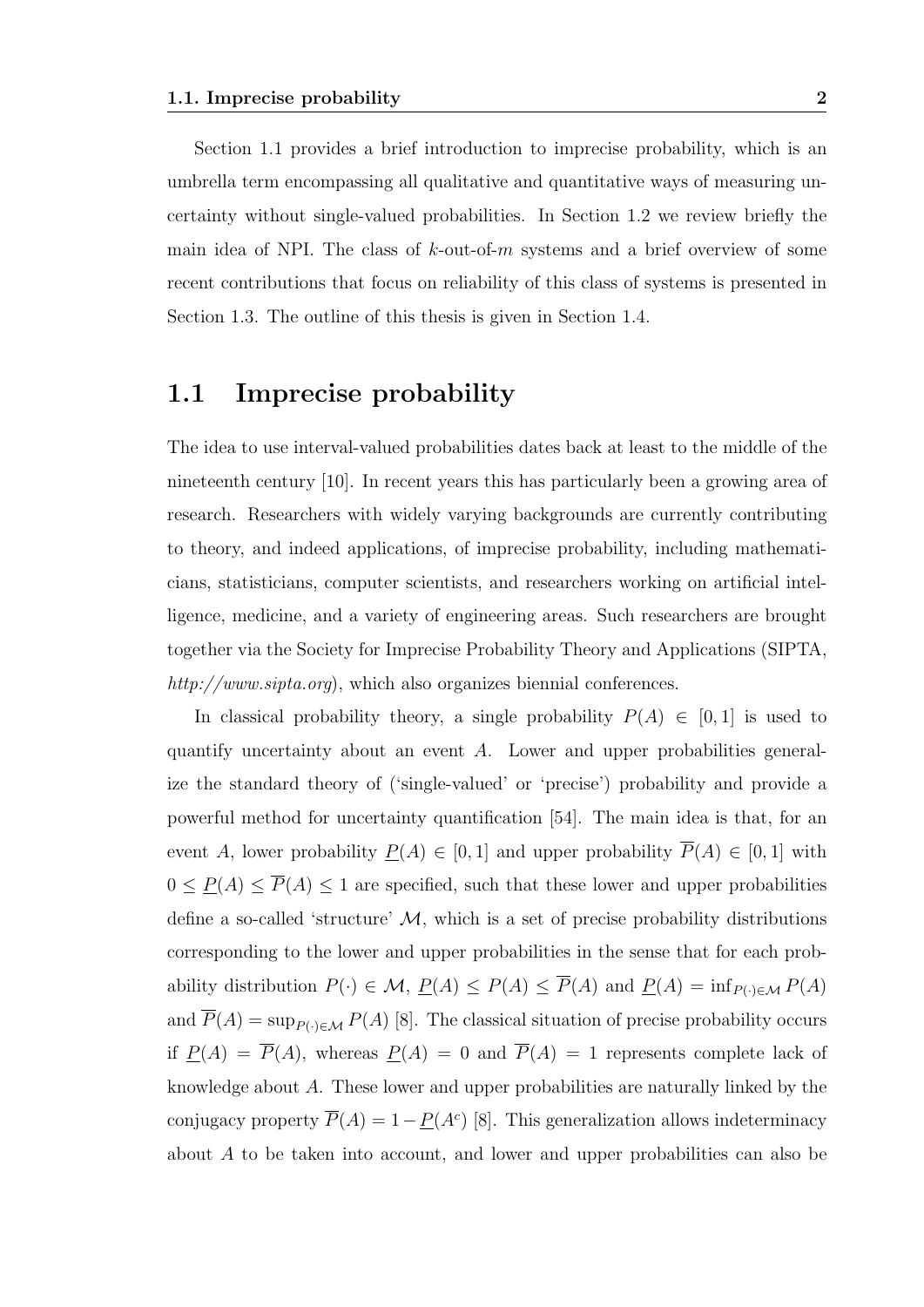Section 1.1 provides a brief introduction to imprecise probability, which is an umbrella term encompassing all qualitative and quantitative ways of measuring uncertainty without single-valued probabilities. In Section 1.2 we review briefly the main idea of NPI. The class of $k$-out-of-$m$ systems and a brief overview of some recent contributions that focus on reliability of this class of systems is presented in Section 1.3. The outline of this thesis is given in Section 1.4.

## 1.1 Imprecise probability

The idea to use interval-valued probabilities dates back at least to the middle of the nineteenth century [10]. In recent years this has particularly been a growing area of research. Researchers with widely varying backgrounds are currently contributing to theory, and indeed applications, of imprecise probability, including mathematicians, statisticians, computer scientists, and researchers working on artificial intelligence, medicine, and a variety of engineering areas. Such researchers are brought together via the Society for Imprecise Probability Theory and Applications (SIPTA, *http://www.sipta.org*), which also organizes biennial conferences.

In classical probability theory, a single probability $P(A) \in [0, 1]$ is used to quantify uncertainty about an event $A$. Lower and upper probabilities generalize the standard theory of ('single-valued' or 'precise') probability and provide a powerful method for uncertainty quantification [54]. The main idea is that, for an event $A$, lower probability $\underline{P}(A) \in [0, 1]$ and upper probability $\overline{P}(A) \in [0, 1]$ with $0 \leq \underline{P}(A) \leq \overline{P}(A) \leq 1$ are specified, such that these lower and upper probabilities define a so-called 'structure' $\mathcal{M}$, which is a set of precise probability distributions corresponding to the lower and upper probabilities in the sense that for each probability distribution $P(\cdot) \in \mathcal{M}$, $\underline{P}(A) \leq P(A) \leq \overline{P}(A)$ and $\underline{P}(A) = \inf_{P(\cdot) \in \mathcal{M}} P(A)$ and $\overline{P}(A) = \sup_{P(\cdot) \in \mathcal{M}} P(A)$ [8]. The classical situation of precise probability occurs if $\underline{P}(A) = \overline{P}(A)$, whereas $\underline{P}(A) = 0$ and $\overline{P}(A) = 1$ represents complete lack of knowledge about $A$. These lower and upper probabilities are naturally linked by the conjugacy property $\overline{P}(A) = 1 - \underline{P}(A^c)$ [8]. This generalization allows indeterminacy about $A$ to be taken into account, and lower and upper probabilities can also be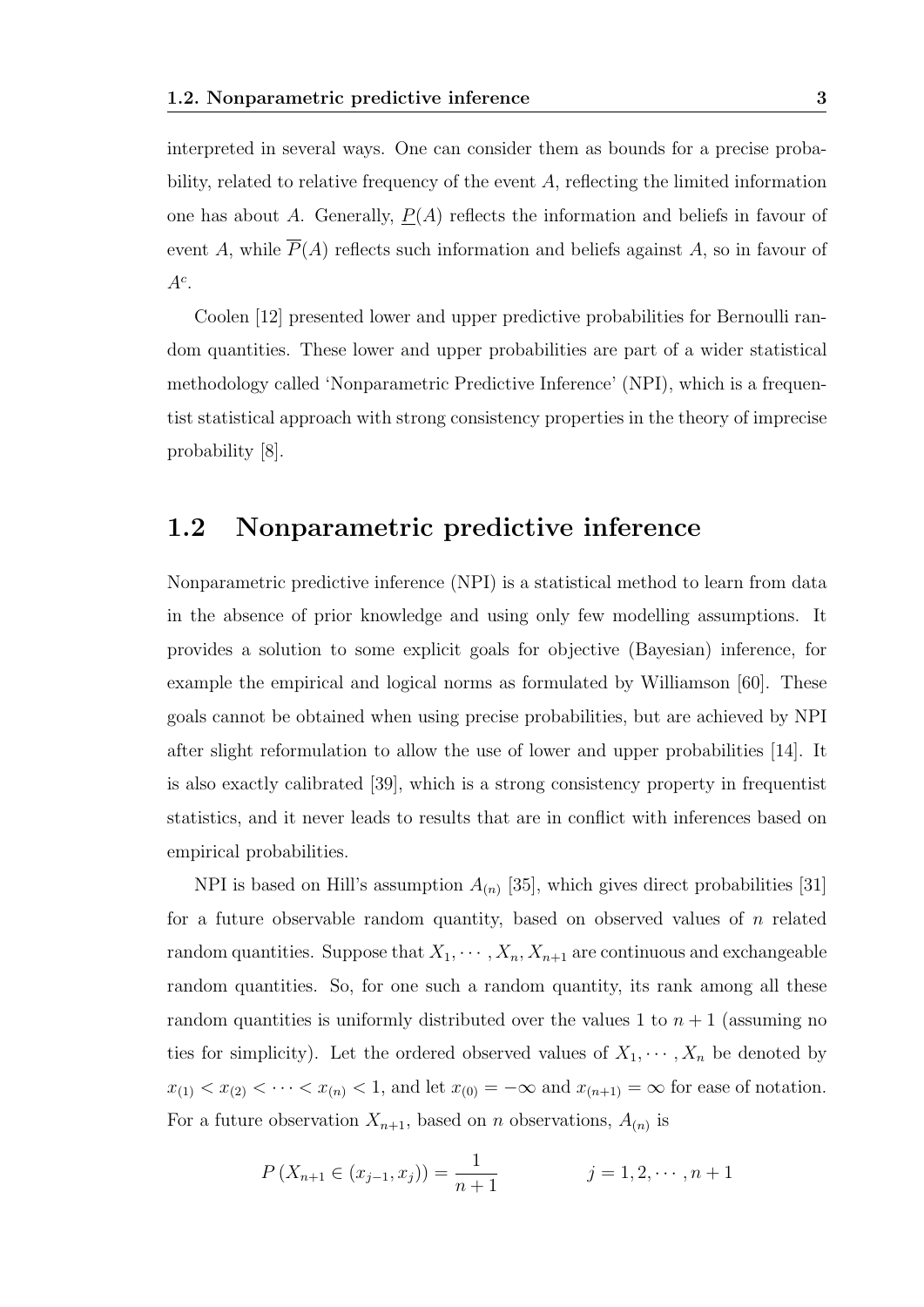interpreted in several ways. One can consider them as bounds for a precise probability, related to relative frequency of the event $A$, reflecting the limited information one has about $A$. Generally, $\underline{P}(A)$ reflects the information and beliefs in favour of event $A$, while $\overline{P}(A)$ reflects such information and beliefs against $A$, so in favour of $A^c$.

Coolen [12] presented lower and upper predictive probabilities for Bernoulli random quantities. These lower and upper probabilities are part of a wider statistical methodology called 'Nonparametric Predictive Inference' (NPI), which is a frequentist statistical approach with strong consistency properties in the theory of imprecise probability [8].

## 1.2 Nonparametric predictive inference

Nonparametric predictive inference (NPI) is a statistical method to learn from data in the absence of prior knowledge and using only few modelling assumptions. It provides a solution to some explicit goals for objective (Bayesian) inference, for example the empirical and logical norms as formulated by Williamson [60]. These goals cannot be obtained when using precise probabilities, but are achieved by NPI after slight reformulation to allow the use of lower and upper probabilities [14]. It is also exactly calibrated [39], which is a strong consistency property in frequentist statistics, and it never leads to results that are in conflict with inferences based on empirical probabilities.

NPI is based on Hill's assumption $A_{(n)}$ [35], which gives direct probabilities [31] for a future observable random quantity, based on observed values of $n$ related random quantities. Suppose that $X_1, \cdots, X_n, X_{n+1}$ are continuous and exchangeable random quantities. So, for one such a random quantity, its rank among all these random quantities is uniformly distributed over the values 1 to $n+1$ (assuming no ties for simplicity). Let the ordered observed values of $X_1, \cdots, X_n$ be denoted by $x_{(1)} < x_{(2)} < \cdots < x_{(n)} < 1$, and let $x_{(0)} = -\infty$ and $x_{(n+1)} = \infty$ for ease of notation. For a future observation $X_{n+1}$, based on $n$ observations, $A_{(n)}$ is

$$P\left(X_{n+1} \in (x_{j-1}, x_j)\right) = \frac{1}{n+1} \qquad\qquad j = 1, 2, \cdots, n+1$$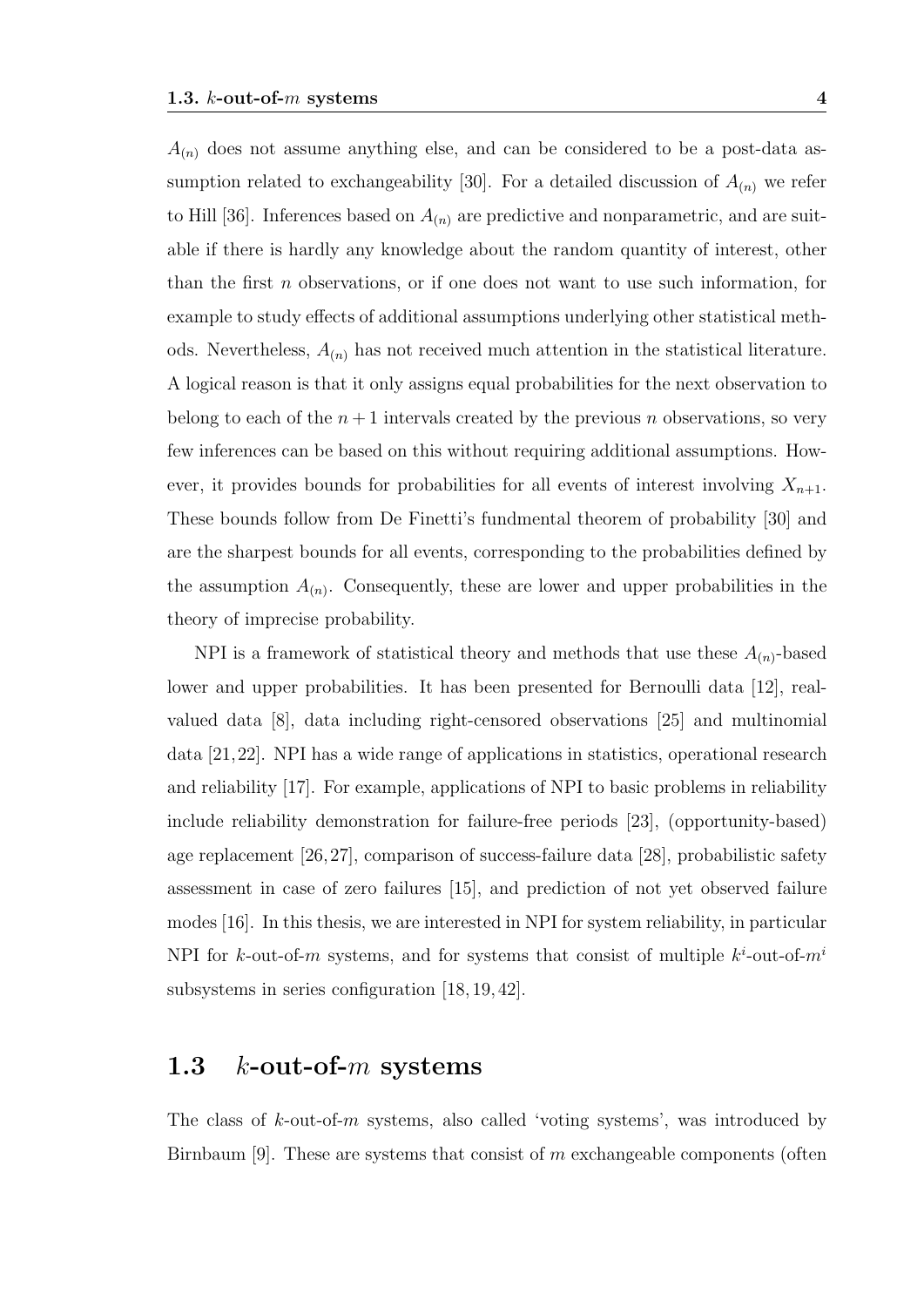$A_{(n)}$ does not assume anything else, and can be considered to be a post-data assumption related to exchangeability [30]. For a detailed discussion of $A_{(n)}$ we refer to Hill [36]. Inferences based on $A_{(n)}$ are predictive and nonparametric, and are suitable if there is hardly any knowledge about the random quantity of interest, other than the first $n$ observations, or if one does not want to use such information, for example to study effects of additional assumptions underlying other statistical methods. Nevertheless, $A_{(n)}$ has not received much attention in the statistical literature. A logical reason is that it only assigns equal probabilities for the next observation to belong to each of the $n+1$ intervals created by the previous $n$ observations, so very few inferences can be based on this without requiring additional assumptions. However, it provides bounds for probabilities for all events of interest involving $X_{n+1}$. These bounds follow from De Finetti's fundmental theorem of probability [30] and are the sharpest bounds for all events, corresponding to the probabilities defined by the assumption $A_{(n)}$. Consequently, these are lower and upper probabilities in the theory of imprecise probability.

NPI is a framework of statistical theory and methods that use these $A_{(n)}$-based lower and upper probabilities. It has been presented for Bernoulli data [12], real-valued data [8], data including right-censored observations [25] and multinomial data [21, 22]. NPI has a wide range of applications in statistics, operational research and reliability [17]. For example, applications of NPI to basic problems in reliability include reliability demonstration for failure-free periods [23], (opportunity-based) age replacement [26, 27], comparison of success-failure data [28], probabilistic safety assessment in case of zero failures [15], and prediction of not yet observed failure modes [16]. In this thesis, we are interested in NPI for system reliability, in particular NPI for $k$-out-of-$m$ systems, and for systems that consist of multiple $k^i$-out-of-$m^i$ subsystems in series configuration [18, 19, 42].

## 1.3 $k$-out-of-$m$ systems

The class of $k$-out-of-$m$ systems, also called 'voting systems', was introduced by Birnbaum [9]. These are systems that consist of $m$ exchangeable components (often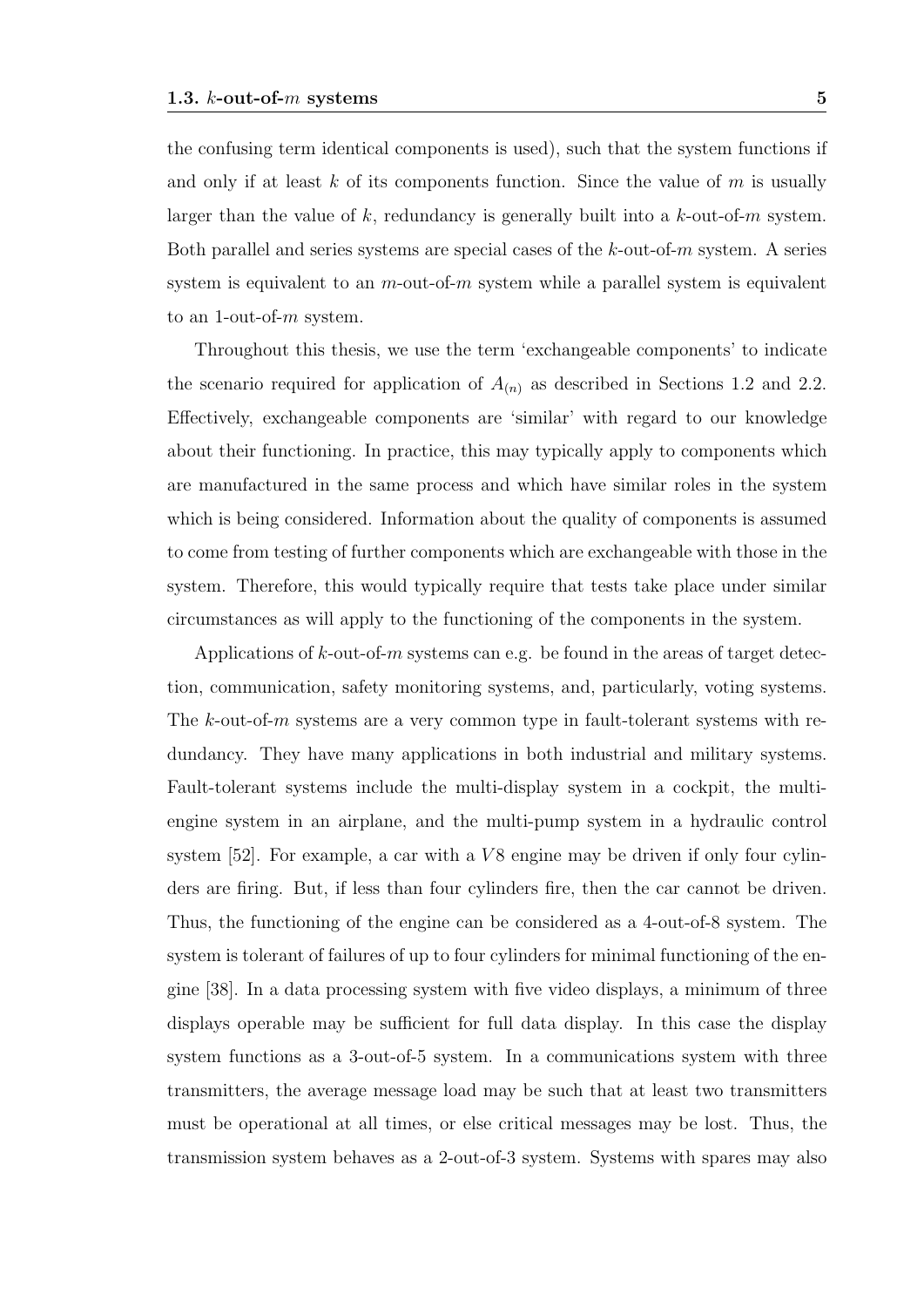the confusing term identical components is used), such that the system functions if and only if at least $k$ of its components function. Since the value of $m$ is usually larger than the value of $k$, redundancy is generally built into a $k$-out-of-$m$ system. Both parallel and series systems are special cases of the $k$-out-of-$m$ system. A series system is equivalent to an $m$-out-of-$m$ system while a parallel system is equivalent to an 1-out-of-$m$ system.

Throughout this thesis, we use the term 'exchangeable components' to indicate the scenario required for application of $A_{(n)}$ as described in Sections 1.2 and 2.2. Effectively, exchangeable components are 'similar' with regard to our knowledge about their functioning. In practice, this may typically apply to components which are manufactured in the same process and which have similar roles in the system which is being considered. Information about the quality of components is assumed to come from testing of further components which are exchangeable with those in the system. Therefore, this would typically require that tests take place under similar circumstances as will apply to the functioning of the components in the system.

Applications of $k$-out-of-$m$ systems can e.g. be found in the areas of target detection, communication, safety monitoring systems, and, particularly, voting systems. The $k$-out-of-$m$ systems are a very common type in fault-tolerant systems with redundancy. They have many applications in both industrial and military systems. Fault-tolerant systems include the multi-display system in a cockpit, the multi-engine system in an airplane, and the multi-pump system in a hydraulic control system [52]. For example, a car with a $V8$ engine may be driven if only four cylinders are firing. But, if less than four cylinders fire, then the car cannot be driven. Thus, the functioning of the engine can be considered as a 4-out-of-8 system. The system is tolerant of failures of up to four cylinders for minimal functioning of the engine [38]. In a data processing system with five video displays, a minimum of three displays operable may be sufficient for full data display. In this case the display system functions as a 3-out-of-5 system. In a communications system with three transmitters, the average message load may be such that at least two transmitters must be operational at all times, or else critical messages may be lost. Thus, the transmission system behaves as a 2-out-of-3 system. Systems with spares may also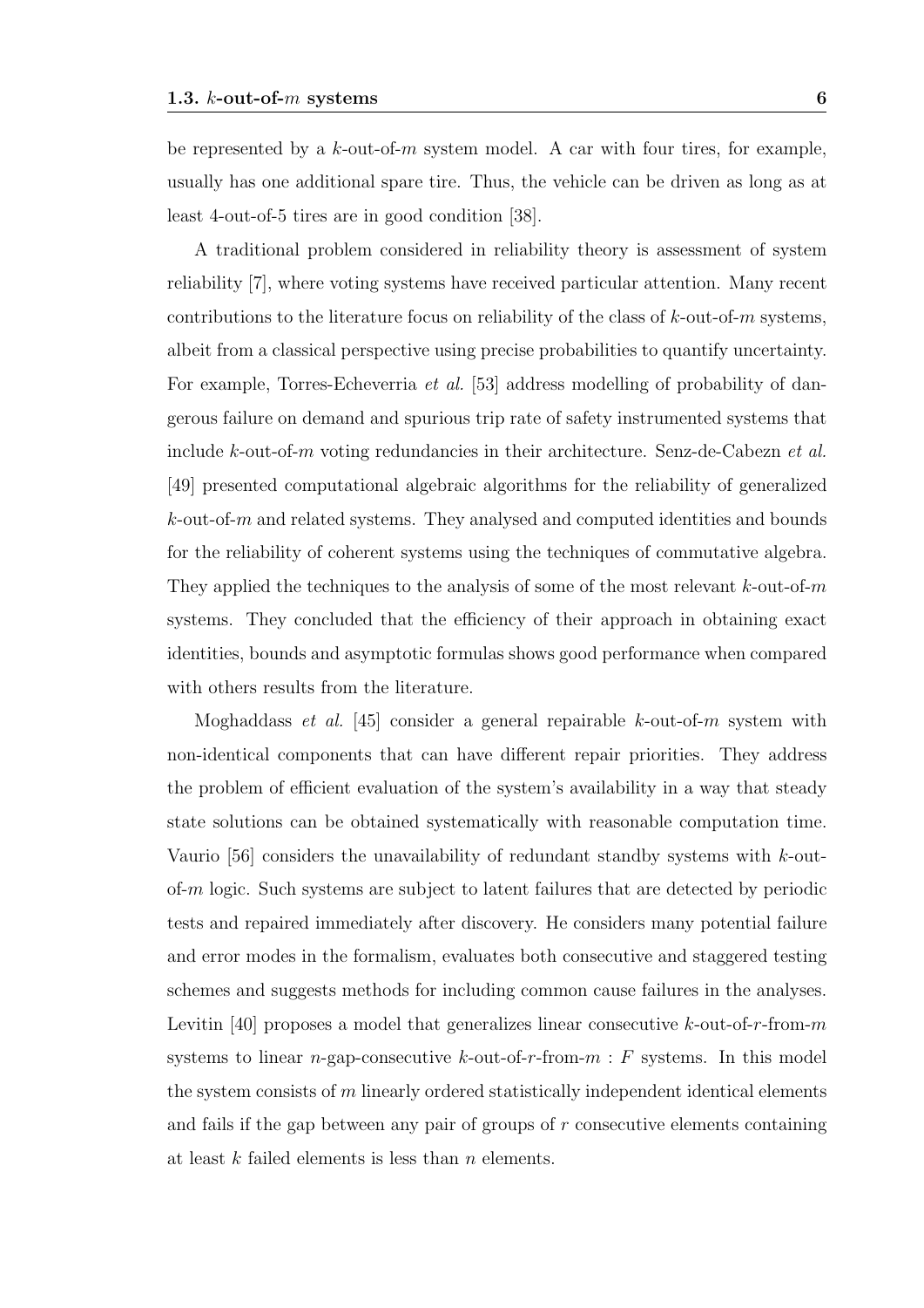be represented by a $k$-out-of-$m$ system model. A car with four tires, for example, usually has one additional spare tire. Thus, the vehicle can be driven as long as at least 4-out-of-5 tires are in good condition [38].

A traditional problem considered in reliability theory is assessment of system reliability [7], where voting systems have received particular attention. Many recent contributions to the literature focus on reliability of the class of $k$-out-of-$m$ systems, albeit from a classical perspective using precise probabilities to quantify uncertainty. For example, Torres-Echeverria *et al.* [53] address modelling of probability of dangerous failure on demand and spurious trip rate of safety instrumented systems that include $k$-out-of-$m$ voting redundancies in their architecture. Senz-de-Cabezn *et al.* [49] presented computational algebraic algorithms for the reliability of generalized $k$-out-of-$m$ and related systems. They analysed and computed identities and bounds for the reliability of coherent systems using the techniques of commutative algebra. They applied the techniques to the analysis of some of the most relevant $k$-out-of-$m$ systems. They concluded that the efficiency of their approach in obtaining exact identities, bounds and asymptotic formulas shows good performance when compared with others results from the literature.

Moghaddass *et al.* [45] consider a general repairable $k$-out-of-$m$ system with non-identical components that can have different repair priorities. They address the problem of efficient evaluation of the system's availability in a way that steady state solutions can be obtained systematically with reasonable computation time. Vaurio [56] considers the unavailability of redundant standby systems with $k$-out-of-$m$ logic. Such systems are subject to latent failures that are detected by periodic tests and repaired immediately after discovery. He considers many potential failure and error modes in the formalism, evaluates both consecutive and staggered testing schemes and suggests methods for including common cause failures in the analyses. Levitin [40] proposes a model that generalizes linear consecutive $k$-out-of-$r$-from-$m$ systems to linear $n$-gap-consecutive $k$-out-of-$r$-from-$m$ : $F$ systems. In this model the system consists of $m$ linearly ordered statistically independent identical elements and fails if the gap between any pair of groups of $r$ consecutive elements containing at least $k$ failed elements is less than $n$ elements.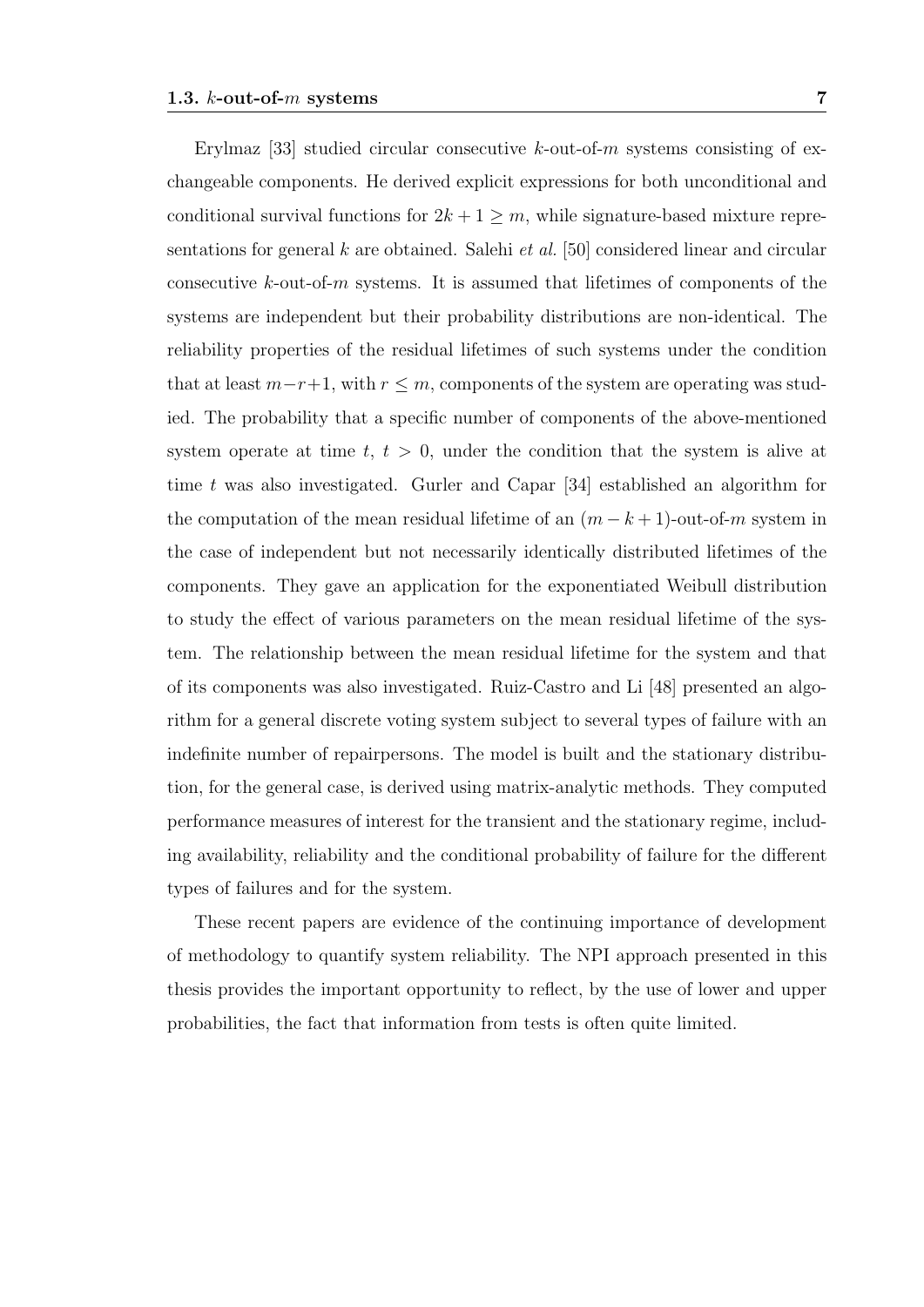Erylmaz [33] studied circular consecutive $k$-out-of-$m$ systems consisting of exchangeable components. He derived explicit expressions for both unconditional and conditional survival functions for $2k + 1 \geq m$, while signature-based mixture representations for general $k$ are obtained. Salehi *et al.* [50] considered linear and circular consecutive $k$-out-of-$m$ systems. It is assumed that lifetimes of components of the systems are independent but their probability distributions are non-identical. The reliability properties of the residual lifetimes of such systems under the condition that at least $m-r+1$, with $r \leq m$, components of the system are operating was studied. The probability that a specific number of components of the above-mentioned system operate at time $t$, $t > 0$, under the condition that the system is alive at time $t$ was also investigated. Gurler and Capar [34] established an algorithm for the computation of the mean residual lifetime of an $(m - k + 1)$-out-of-$m$ system in the case of independent but not necessarily identically distributed lifetimes of the components. They gave an application for the exponentiated Weibull distribution to study the effect of various parameters on the mean residual lifetime of the system. The relationship between the mean residual lifetime for the system and that of its components was also investigated. Ruiz-Castro and Li [48] presented an algorithm for a general discrete voting system subject to several types of failure with an indefinite number of repairpersons. The model is built and the stationary distribution, for the general case, is derived using matrix-analytic methods. They computed performance measures of interest for the transient and the stationary regime, including availability, reliability and the conditional probability of failure for the different types of failures and for the system.

These recent papers are evidence of the continuing importance of development of methodology to quantify system reliability. The NPI approach presented in this thesis provides the important opportunity to reflect, by the use of lower and upper probabilities, the fact that information from tests is often quite limited.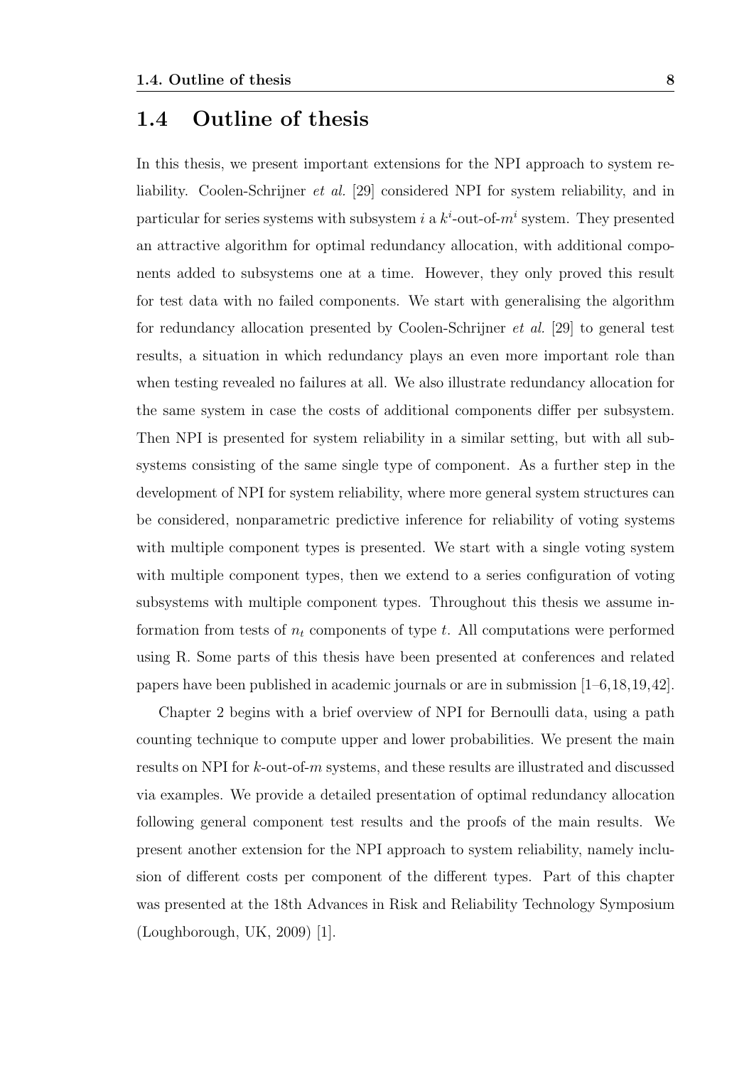## 1.4 Outline of thesis

In this thesis, we present important extensions for the NPI approach to system reliability. Coolen-Schrijner *et al.* [29] considered NPI for system reliability, and in particular for series systems with subsystem $i$ a $k^i$-out-of-$m^i$ system. They presented an attractive algorithm for optimal redundancy allocation, with additional components added to subsystems one at a time. However, they only proved this result for test data with no failed components. We start with generalising the algorithm for redundancy allocation presented by Coolen-Schrijner *et al.* [29] to general test results, a situation in which redundancy plays an even more important role than when testing revealed no failures at all. We also illustrate redundancy allocation for the same system in case the costs of additional components differ per subsystem. Then NPI is presented for system reliability in a similar setting, but with all subsystems consisting of the same single type of component. As a further step in the development of NPI for system reliability, where more general system structures can be considered, nonparametric predictive inference for reliability of voting systems with multiple component types is presented. We start with a single voting system with multiple component types, then we extend to a series configuration of voting subsystems with multiple component types. Throughout this thesis we assume information from tests of $n_t$ components of type $t$. All computations were performed using R. Some parts of this thesis have been presented at conferences and related papers have been published in academic journals or are in submission [1–6,18,19,42].

Chapter 2 begins with a brief overview of NPI for Bernoulli data, using a path counting technique to compute upper and lower probabilities. We present the main results on NPI for $k$-out-of-$m$ systems, and these results are illustrated and discussed via examples. We provide a detailed presentation of optimal redundancy allocation following general component test results and the proofs of the main results. We present another extension for the NPI approach to system reliability, namely inclusion of different costs per component of the different types. Part of this chapter was presented at the 18th Advances in Risk and Reliability Technology Symposium (Loughborough, UK, 2009) [1].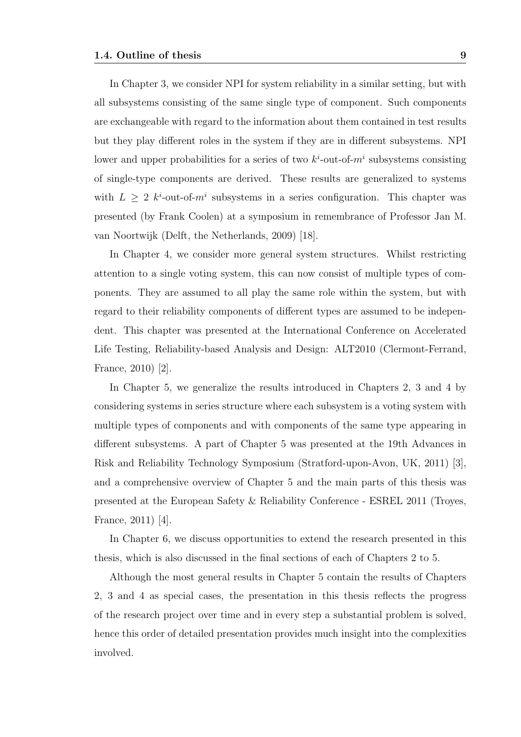In Chapter 3, we consider NPI for system reliability in a similar setting, but with all subsystems consisting of the same single type of component. Such components are exchangeable with regard to the information about them contained in test results but they play different roles in the system if they are in different subsystems. NPI lower and upper probabilities for a series of two $k^i$-out-of-$m^i$ subsystems consisting of single-type components are derived. These results are generalized to systems with $L \geq 2$ $k^i$-out-of-$m^i$ subsystems in a series configuration. This chapter was presented (by Frank Coolen) at a symposium in remembrance of Professor Jan M. van Noortwijk (Delft, the Netherlands, 2009) [18].

In Chapter 4, we consider more general system structures. Whilst restricting attention to a single voting system, this can now consist of multiple types of components. They are assumed to all play the same role within the system, but with regard to their reliability components of different types are assumed to be independent. This chapter was presented at the International Conference on Accelerated Life Testing, Reliability-based Analysis and Design: ALT2010 (Clermont-Ferrand, France, 2010) [2].

In Chapter 5, we generalize the results introduced in Chapters 2, 3 and 4 by considering systems in series structure where each subsystem is a voting system with multiple types of components and with components of the same type appearing in different subsystems. A part of Chapter 5 was presented at the 19th Advances in Risk and Reliability Technology Symposium (Stratford-upon-Avon, UK, 2011) [3], and a comprehensive overview of Chapter 5 and the main parts of this thesis was presented at the European Safety & Reliability Conference - ESREL 2011 (Troyes, France, 2011) [4].

In Chapter 6, we discuss opportunities to extend the research presented in this thesis, which is also discussed in the final sections of each of Chapters 2 to 5.

Although the most general results in Chapter 5 contain the results of Chapters 2, 3 and 4 as special cases, the presentation in this thesis reflects the progress of the research project over time and in every step a substantial problem is solved, hence this order of detailed presentation provides much insight into the complexities involved.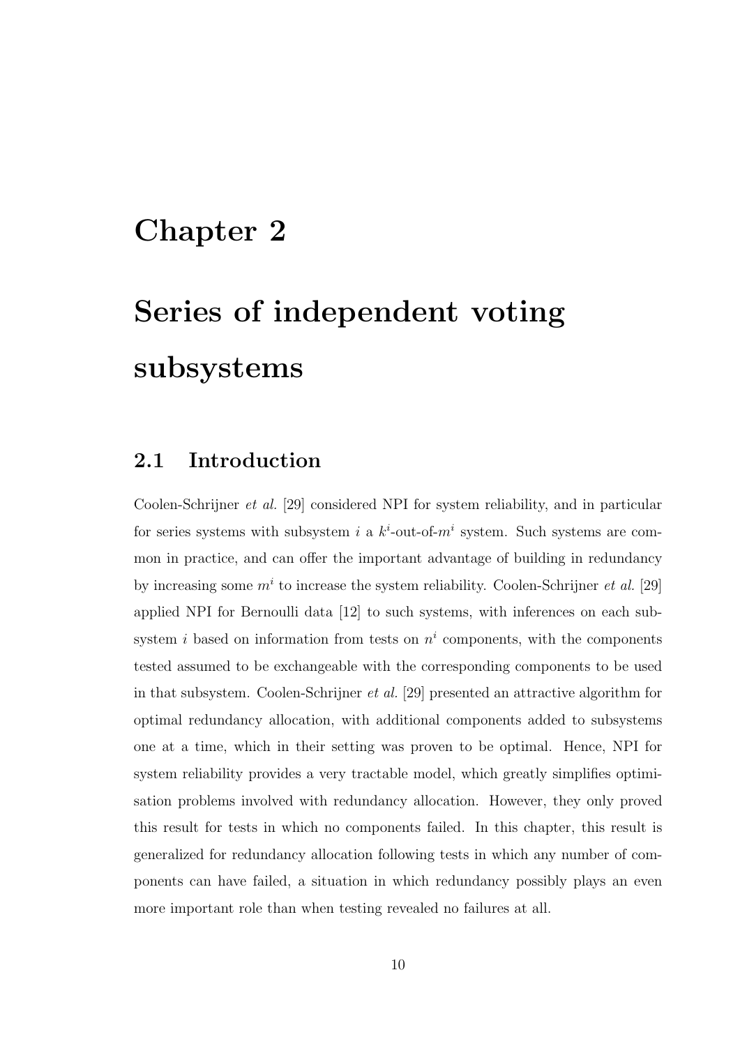# Chapter 2

# Series of independent voting subsystems

## 2.1 Introduction

Coolen-Schrijner *et al.* [29] considered NPI for system reliability, and in particular for series systems with subsystem $i$ a $k^i$-out-of-$m^i$ system. Such systems are common in practice, and can offer the important advantage of building in redundancy by increasing some $m^i$ to increase the system reliability. Coolen-Schrijner *et al.* [29] applied NPI for Bernoulli data [12] to such systems, with inferences on each subsystem $i$ based on information from tests on $n^i$ components, with the components tested assumed to be exchangeable with the corresponding components to be used in that subsystem. Coolen-Schrijner *et al.* [29] presented an attractive algorithm for optimal redundancy allocation, with additional components added to subsystems one at a time, which in their setting was proven to be optimal. Hence, NPI for system reliability provides a very tractable model, which greatly simplifies optimisation problems involved with redundancy allocation. However, they only proved this result for tests in which no components failed. In this chapter, this result is generalized for redundancy allocation following tests in which any number of components can have failed, a situation in which redundancy possibly plays an even more important role than when testing revealed no failures at all.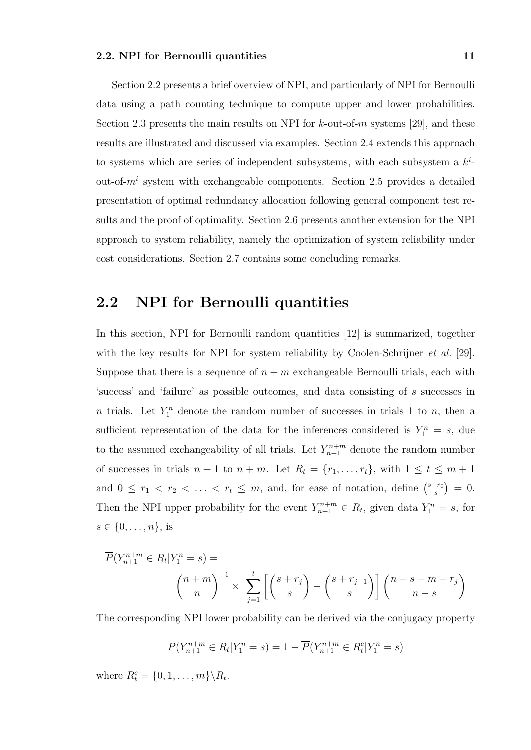Section 2.2 presents a brief overview of NPI, and particularly of NPI for Bernoulli data using a path counting technique to compute upper and lower probabilities. Section 2.3 presents the main results on NPI for $k$-out-of-$m$ systems [29], and these results are illustrated and discussed via examples. Section 2.4 extends this approach to systems which are series of independent subsystems, with each subsystem a $k^i$-out-of-$m^i$ system with exchangeable components. Section 2.5 provides a detailed presentation of optimal redundancy allocation following general component test results and the proof of optimality. Section 2.6 presents another extension for the NPI approach to system reliability, namely the optimization of system reliability under cost considerations. Section 2.7 contains some concluding remarks.

## 2.2 NPI for Bernoulli quantities

In this section, NPI for Bernoulli random quantities [12] is summarized, together with the key results for NPI for system reliability by Coolen-Schrijner *et al.* [29]. Suppose that there is a sequence of $n+m$ exchangeable Bernoulli trials, each with 'success' and 'failure' as possible outcomes, and data consisting of $s$ successes in $n$ trials. Let $Y_1^n$ denote the random number of successes in trials 1 to $n$, then a sufficient representation of the data for the inferences considered is $Y_1^n = s$, due to the assumed exchangeability of all trials. Let $Y_{n+1}^{n+m}$ denote the random number of successes in trials $n+1$ to $n+m$. Let $R_t = \{r_1, \ldots, r_t\}$, with $1 \leq t \leq m+1$ and $0 \leq r_1 < r_2 < \ldots < r_t \leq m$, and, for ease of notation, define $\binom{s+r_0}{s} = 0$. Then the NPI upper probability for the event $Y_{n+1}^{n+m} \in R_t$, given data $Y_1^n = s$, for $s \in \{0, \ldots, n\}$, is

$$\overline{P}(Y_{n+1}^{n+m} \in R_t | Y_1^n = s) = \binom{n+m}{n}^{-1} \times \sum_{j=1}^{t} \left[ \binom{s+r_j}{s} - \binom{s+r_{j-1}}{s} \right] \binom{n-s+m-r_j}{n-s}$$

The corresponding NPI lower probability can be derived via the conjugacy property

$$\underline{P}(Y_{n+1}^{n+m} \in R_t | Y_1^n = s) = 1 - \overline{P}(Y_{n+1}^{n+m} \in R_t^c | Y_1^n = s)$$

where $R_t^c = \{0, 1, \ldots, m\} \backslash R_t$.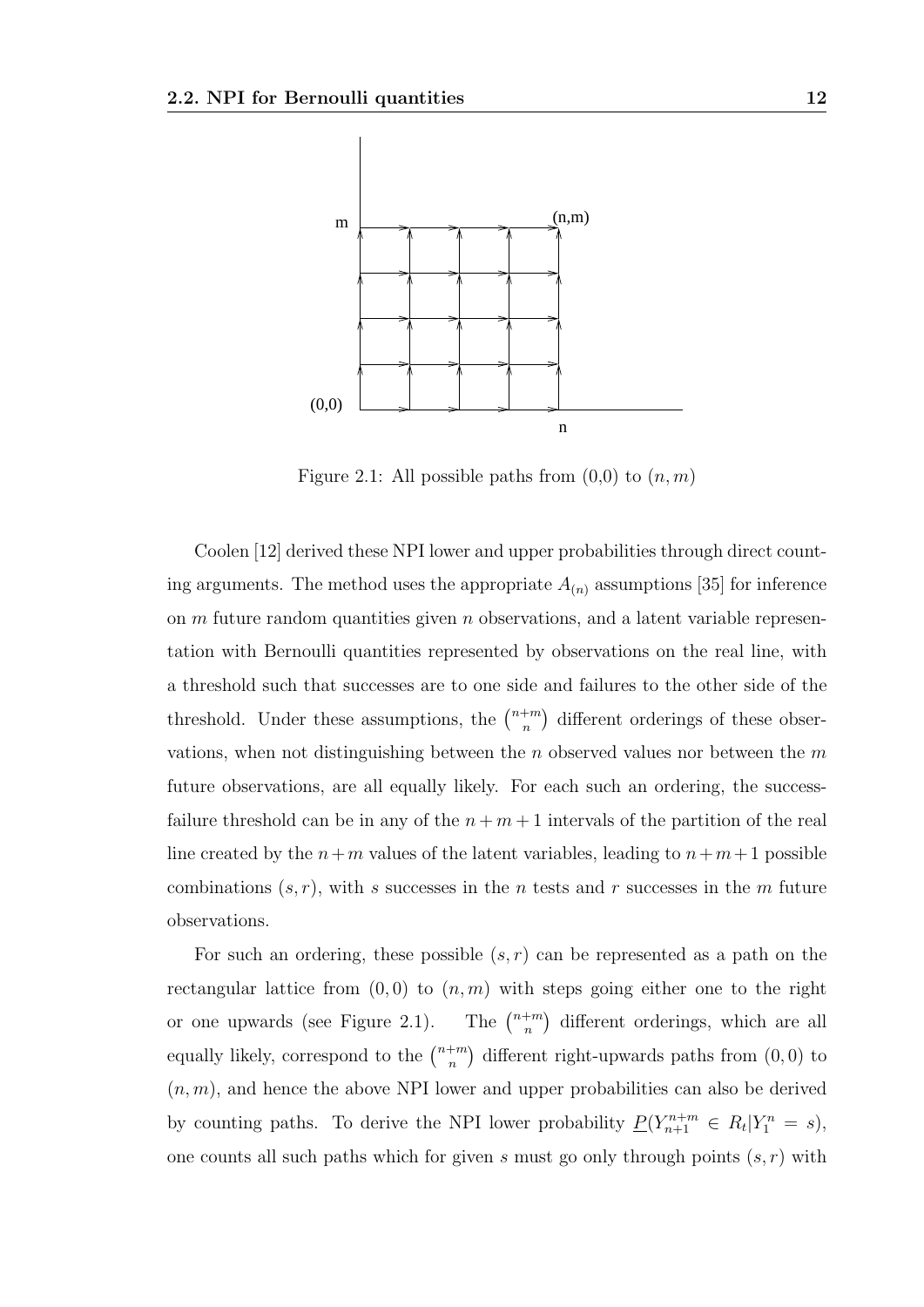Figure 2.1: All possible paths from (0,0) to $(n, m)$

Coolen [12] derived these NPI lower and upper probabilities through direct counting arguments. The method uses the appropriate $A_{(n)}$ assumptions [35] for inference on $m$ future random quantities given $n$ observations, and a latent variable representation with Bernoulli quantities represented by observations on the real line, with a threshold such that successes are to one side and failures to the other side of the threshold. Under these assumptions, the $\binom{n+m}{n}$ different orderings of these observations, when not distinguishing between the $n$ observed values nor between the $m$ future observations, are all equally likely. For each such an ordering, the success-failure threshold can be in any of the $n+m+1$ intervals of the partition of the real line created by the $n+m$ values of the latent variables, leading to $n+m+1$ possible combinations $(s, r)$, with $s$ successes in the $n$ tests and $r$ successes in the $m$ future observations.

For such an ordering, these possible $(s, r)$ can be represented as a path on the rectangular lattice from $(0, 0)$ to $(n, m)$ with steps going either one to the right or one upwards (see Figure 2.1). The $\binom{n+m}{n}$ different orderings, which are all equally likely, correspond to the $\binom{n+m}{n}$ different right-upwards paths from $(0, 0)$ to $(n, m)$, and hence the above NPI lower and upper probabilities can also be derived by counting paths. To derive the NPI lower probability $\underline{P}(Y_{n+1}^{n+m} \in R_t | Y_1^n = s)$, one counts all such paths which for given $s$ must go only through points $(s, r)$ with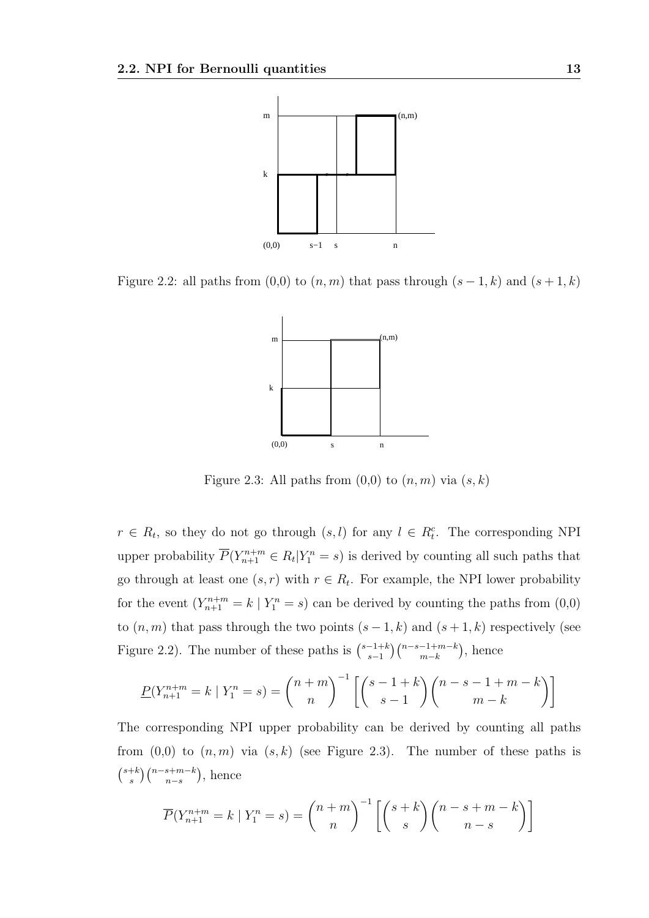Figure 2.2: all paths from (0,0) to $(n, m)$ that pass through $(s-1, k)$ and $(s+1, k)$

Figure 2.3: All paths from (0,0) to $(n, m)$ via $(s, k)$

$r \in R_t$, so they do not go through $(s, l)$ for any $l \in R_t^c$. The corresponding NPI upper probability $\overline{P}(Y_{n+1}^{n+m} \in R_t | Y_1^n = s)$ is derived by counting all such paths that go through at least one $(s, r)$ with $r \in R_t$. For example, the NPI lower probability for the event $(Y_{n+1}^{n+m} = k \mid Y_1^n = s)$ can be derived by counting the paths from (0,0) to $(n, m)$ that pass through the two points $(s-1, k)$ and $(s+1, k)$ respectively (see Figure 2.2). The number of these paths is $\binom{s-1+k}{s-1}\binom{n-s-1+m-k}{m-k}$, hence

$$\underline{P}(Y_{n+1}^{n+m} = k \mid Y_1^n = s) = \binom{n+m}{n}^{-1} \left[ \binom{s-1+k}{s-1} \binom{n-s-1+m-k}{m-k} \right]$$

The corresponding NPI upper probability can be derived by counting all paths from (0,0) to $(n, m)$ via $(s, k)$ (see Figure 2.3). The number of these paths is $\binom{s+k}{s}\binom{n-s+m-k}{n-s}$, hence

$$\overline{P}(Y_{n+1}^{n+m} = k \mid Y_1^n = s) = \binom{n+m}{n}^{-1} \left[ \binom{s+k}{s} \binom{n-s+m-k}{n-s} \right]$$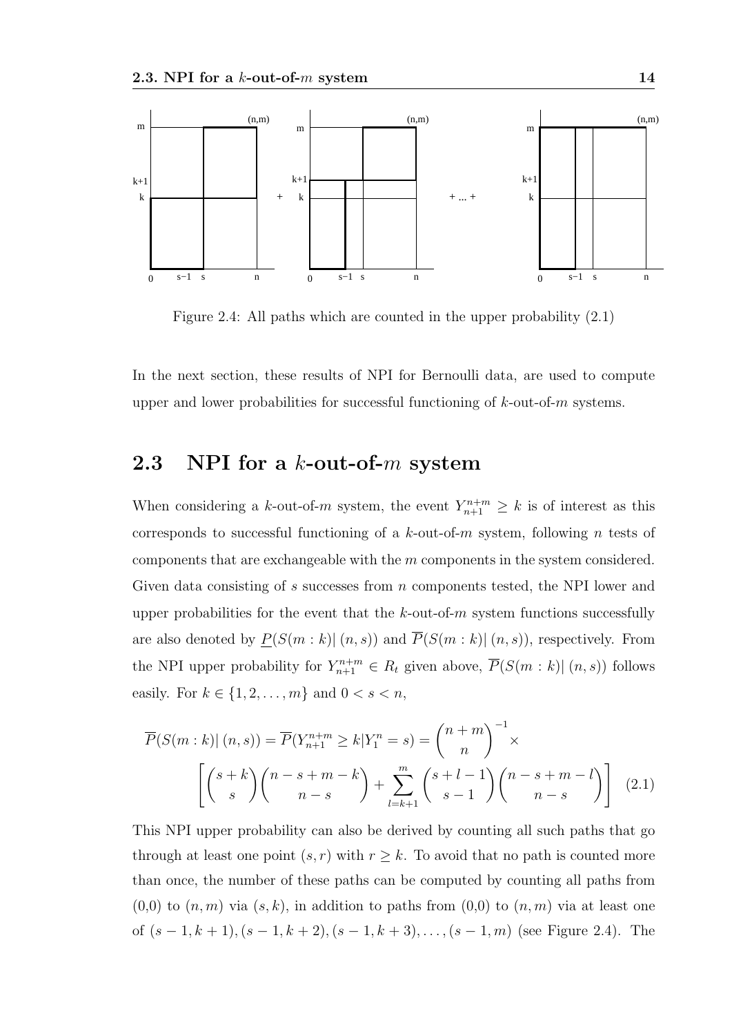Figure 2.4: All paths which are counted in the upper probability (2.1)

In the next section, these results of NPI for Bernoulli data, are used to compute upper and lower probabilities for successful functioning of $k$-out-of-$m$ systems.

## 2.3 NPI for a $k$-out-of-$m$ system

When considering a $k$-out-of-$m$ system, the event $Y_{n+1}^{n+m} \geq k$ is of interest as this corresponds to successful functioning of a $k$-out-of-$m$ system, following $n$ tests of components that are exchangeable with the $m$ components in the system considered. Given data consisting of $s$ successes from $n$ components tested, the NPI lower and upper probabilities for the event that the $k$-out-of-$m$ system functions successfully are also denoted by $\underline{P}(S(m:k)|\,(n,s))$ and $\overline{P}(S(m:k)|\,(n,s))$, respectively. From the NPI upper probability for $Y_{n+1}^{n+m} \in R_t$ given above, $\overline{P}(S(m:k)|\,(n,s))$ follows easily. For $k \in \{1, 2, \ldots, m\}$ and $0 < s < n$,

$$\overline{P}(S(m:k)|\,(n,s)) = \overline{P}(Y_{n+1}^{n+m} \geq k | Y_1^n = s) = \binom{n+m}{n}^{-1} \times \left[ \binom{s+k}{s}\binom{n-s+m-k}{n-s} + \sum_{l=k+1}^{m} \binom{s+l-1}{s-1}\binom{n-s+m-l}{n-s} \right] \quad (2.1)$$

This NPI upper probability can also be derived by counting all such paths that go through at least one point $(s, r)$ with $r \geq k$. To avoid that no path is counted more than once, the number of these paths can be computed by counting all paths from (0,0) to $(n, m)$ via $(s, k)$, in addition to paths from (0,0) to $(n, m)$ via at least one of $(s-1, k+1), (s-1, k+2), (s-1, k+3), \ldots, (s-1, m)$ (see Figure 2.4). The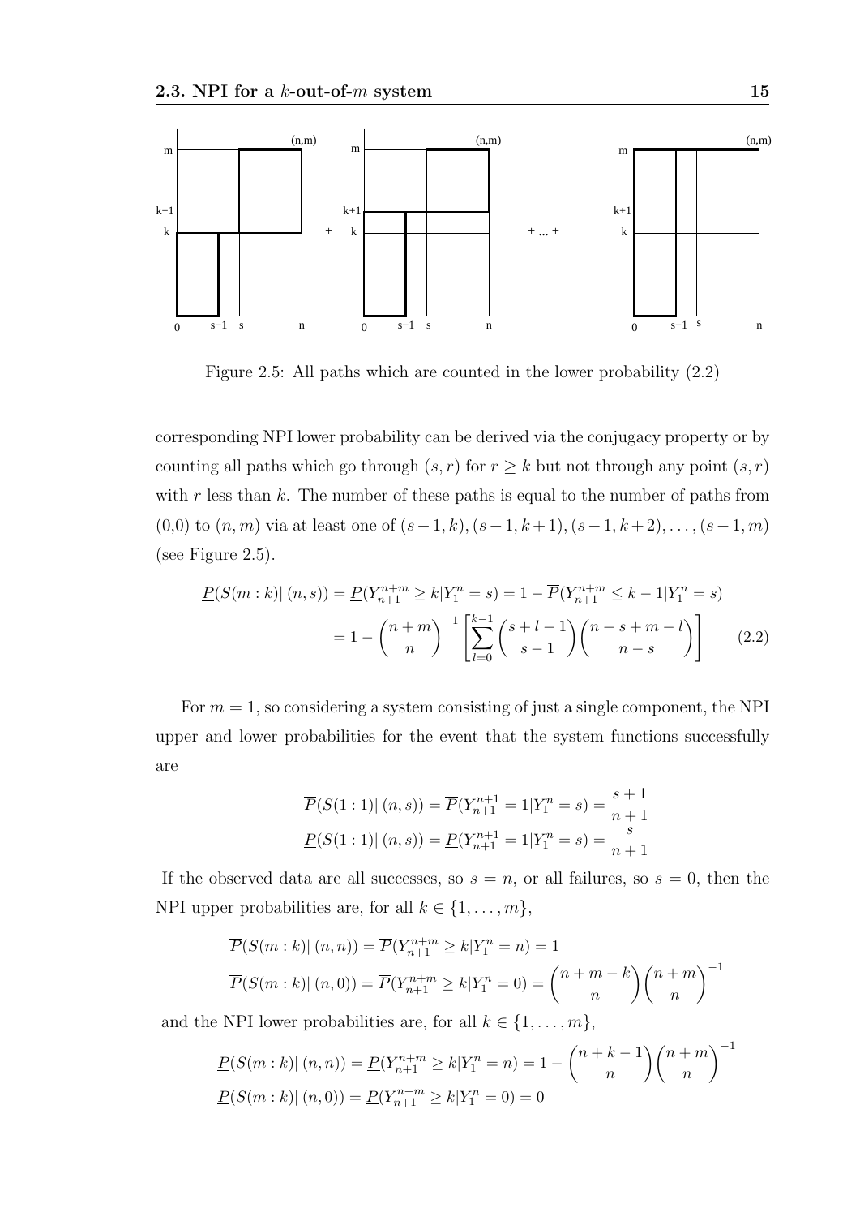Figure 2.5: All paths which are counted in the lower probability (2.2)

corresponding NPI lower probability can be derived via the conjugacy property or by counting all paths which go through $(s, r)$ for $r \geq k$ but not through any point $(s, r)$ with $r$ less than $k$. The number of these paths is equal to the number of paths from (0,0) to $(n, m)$ via at least one of $(s-1, k), (s-1, k+1), (s-1, k+2), \ldots, (s-1, m)$ (see Figure 2.5).

$$\underline{P}(S(m:k)|\,(n,s)) = \underline{P}(Y_{n+1}^{n+m} \geq k | Y_1^n = s) = 1 - \overline{P}(Y_{n+1}^{n+m} \leq k-1 | Y_1^n = s)$$
$$= 1 - \binom{n+m}{n}^{-1} \left[ \sum_{l=0}^{k-1} \binom{s+l-1}{s-1} \binom{n-s+m-l}{n-s} \right] \qquad (2.2)$$

For $m = 1$, so considering a system consisting of just a single component, the NPI upper and lower probabilities for the event that the system functions successfully are

$$\overline{P}(S(1:1)|\,(n,s)) = \overline{P}(Y_{n+1}^{n+1} = 1 | Y_1^n = s) = \frac{s+1}{n+1}$$
$$\underline{P}(S(1:1)|\,(n,s)) = \underline{P}(Y_{n+1}^{n+1} = 1 | Y_1^n = s) = \frac{s}{n+1}$$

If the observed data are all successes, so $s = n$, or all failures, so $s = 0$, then the NPI upper probabilities are, for all $k \in \{1, \ldots, m\}$,

$$\overline{P}(S(m:k)|\,(n,n)) = \overline{P}(Y_{n+1}^{n+m} \geq k | Y_1^n = n) = 1$$
$$\overline{P}(S(m:k)|\,(n,0)) = \overline{P}(Y_{n+1}^{n+m} \geq k | Y_1^n = 0) = \binom{n+m-k}{n} \binom{n+m}{n}^{-1}$$

and the NPI lower probabilities are, for all $k \in \{1, \ldots, m\}$,

$$\underline{P}(S(m:k)|\,(n,n)) = \underline{P}(Y_{n+1}^{n+m} \geq k | Y_1^n = n) = 1 - \binom{n+k-1}{n} \binom{n+m}{n}^{-1}$$
$$\underline{P}(S(m:k)|\,(n,0)) = \underline{P}(Y_{n+1}^{n+m} \geq k | Y_1^n = 0) = 0$$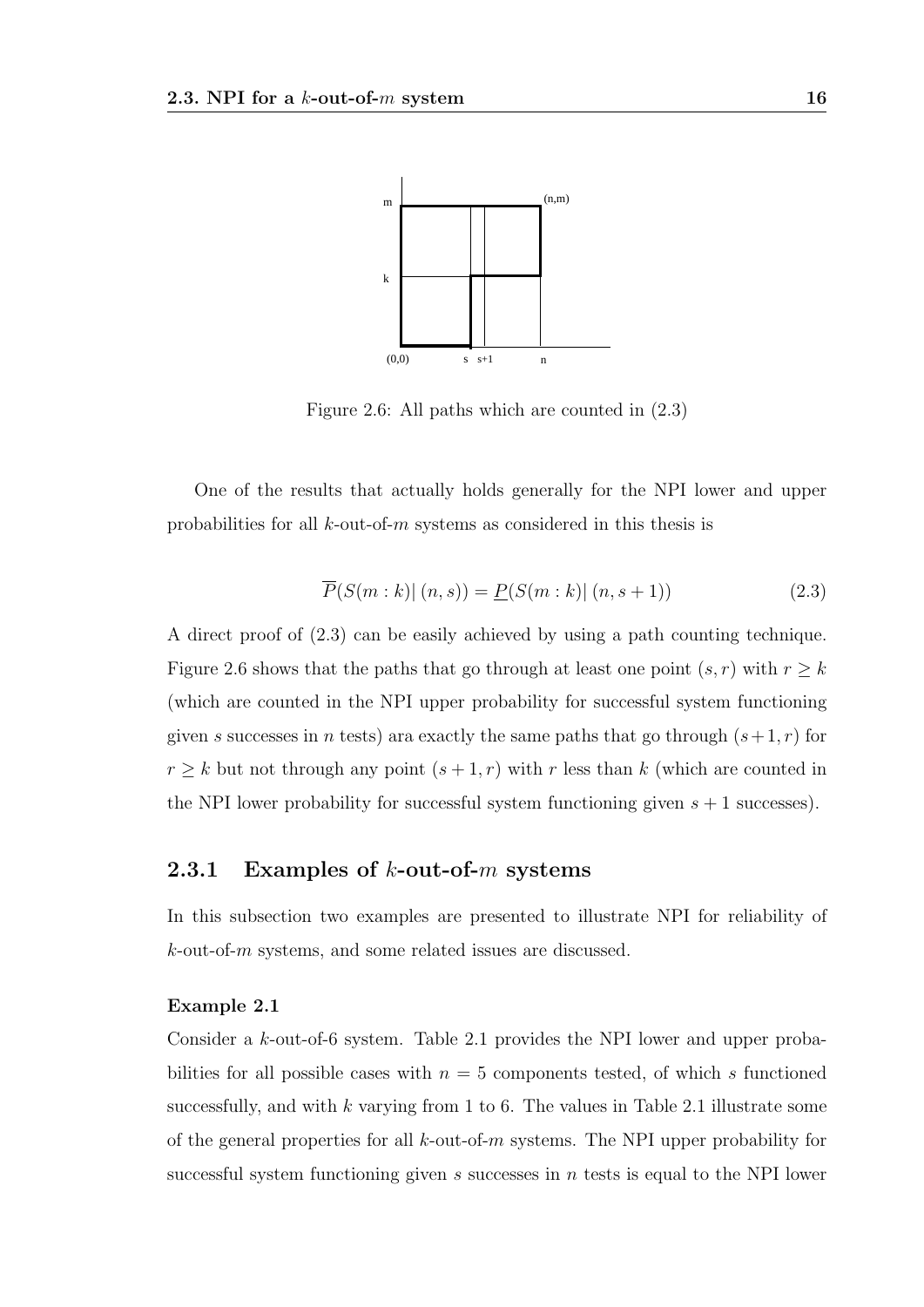Figure 2.6: All paths which are counted in (2.3)

One of the results that actually holds generally for the NPI lower and upper probabilities for all $k$-out-of-$m$ systems as considered in this thesis is

$$\overline{P}(S(m:k)|\,(n,s)) = \underline{P}(S(m:k)|\,(n,s+1)) \tag{2.3}$$

A direct proof of (2.3) can be easily achieved by using a path counting technique. Figure 2.6 shows that the paths that go through at least one point $(s,r)$ with $r \geq k$ (which are counted in the NPI upper probability for successful system functioning given $s$ successes in $n$ tests) ara exactly the same paths that go through $(s+1,r)$ for $r \geq k$ but not through any point $(s+1,r)$ with $r$ less than $k$ (which are counted in the NPI lower probability for successful system functioning given $s+1$ successes).

### 2.3.1 Examples of $k$-out-of-$m$ systems

In this subsection two examples are presented to illustrate NPI for reliability of $k$-out-of-$m$ systems, and some related issues are discussed.

**Example 2.1**

Consider a $k$-out-of-6 system. Table 2.1 provides the NPI lower and upper probabilities for all possible cases with $n=5$ components tested, of which $s$ functioned successfully, and with $k$ varying from 1 to 6. The values in Table 2.1 illustrate some of the general properties for all $k$-out-of-$m$ systems. The NPI upper probability for successful system functioning given $s$ successes in $n$ tests is equal to the NPI lower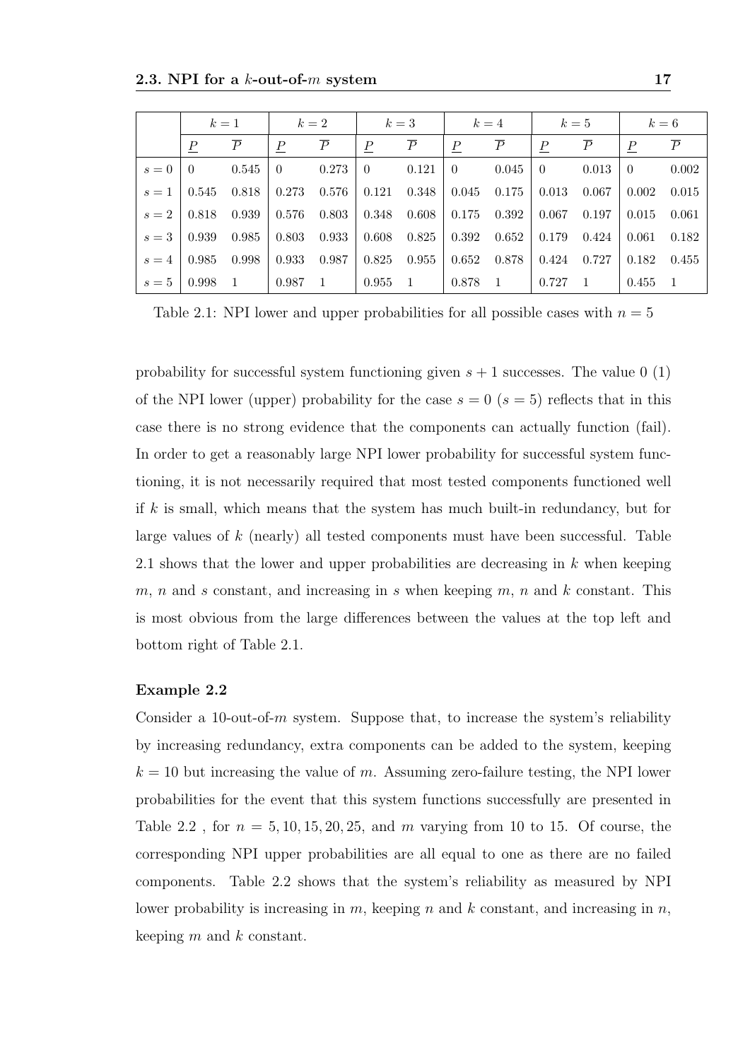| | $k=1$ | | $k=2$ | | $k=3$ | | $k=4$ | | $k=5$ | | $k=6$ | |
|---|---|---|---|---|---|---|---|---|---|---|---|---|
| | $\underline{P}$ | $\overline{P}$ | $\underline{P}$ | $\overline{P}$ | $\underline{P}$ | $\overline{P}$ | $\underline{P}$ | $\overline{P}$ | $\underline{P}$ | $\overline{P}$ | $\underline{P}$ | $\overline{P}$ |
| $s=0$ | 0 | 0.545 | 0 | 0.273 | 0 | 0.121 | 0 | 0.045 | 0 | 0.013 | 0 | 0.002 |
| $s=1$ | 0.545 | 0.818 | 0.273 | 0.576 | 0.121 | 0.348 | 0.045 | 0.175 | 0.013 | 0.067 | 0.002 | 0.015 |
| $s=2$ | 0.818 | 0.939 | 0.576 | 0.803 | 0.348 | 0.608 | 0.175 | 0.392 | 0.067 | 0.197 | 0.015 | 0.061 |
| $s=3$ | 0.939 | 0.985 | 0.803 | 0.933 | 0.608 | 0.825 | 0.392 | 0.652 | 0.179 | 0.424 | 0.061 | 0.182 |
| $s=4$ | 0.985 | 0.998 | 0.933 | 0.987 | 0.825 | 0.955 | 0.652 | 0.878 | 0.424 | 0.727 | 0.182 | 0.455 |
| $s=5$ | 0.998 | 1 | 0.987 | 1 | 0.955 | 1 | 0.878 | 1 | 0.727 | 1 | 0.455 | 1 |

Table 2.1: NPI lower and upper probabilities for all possible cases with $n=5$

probability for successful system functioning given $s+1$ successes. The value 0 (1) of the NPI lower (upper) probability for the case $s=0$ ($s=5$) reflects that in this case there is no strong evidence that the components can actually function (fail). In order to get a reasonably large NPI lower probability for successful system functioning, it is not necessarily required that most tested components functioned well if $k$ is small, which means that the system has much built-in redundancy, but for large values of $k$ (nearly) all tested components must have been successful. Table 2.1 shows that the lower and upper probabilities are decreasing in $k$ when keeping $m$, $n$ and $s$ constant, and increasing in $s$ when keeping $m$, $n$ and $k$ constant. This is most obvious from the large differences between the values at the top left and bottom right of Table 2.1.

**Example 2.2**

Consider a 10-out-of-$m$ system. Suppose that, to increase the system's reliability by increasing redundancy, extra components can be added to the system, keeping $k=10$ but increasing the value of $m$. Assuming zero-failure testing, the NPI lower probabilities for the event that this system functions successfully are presented in Table 2.2 , for $n=5,10,15,20,25$, and $m$ varying from 10 to 15. Of course, the corresponding NPI upper probabilities are all equal to one as there are no failed components. Table 2.2 shows that the system's reliability as measured by NPI lower probability is increasing in $m$, keeping $n$ and $k$ constant, and increasing in $n$, keeping $m$ and $k$ constant.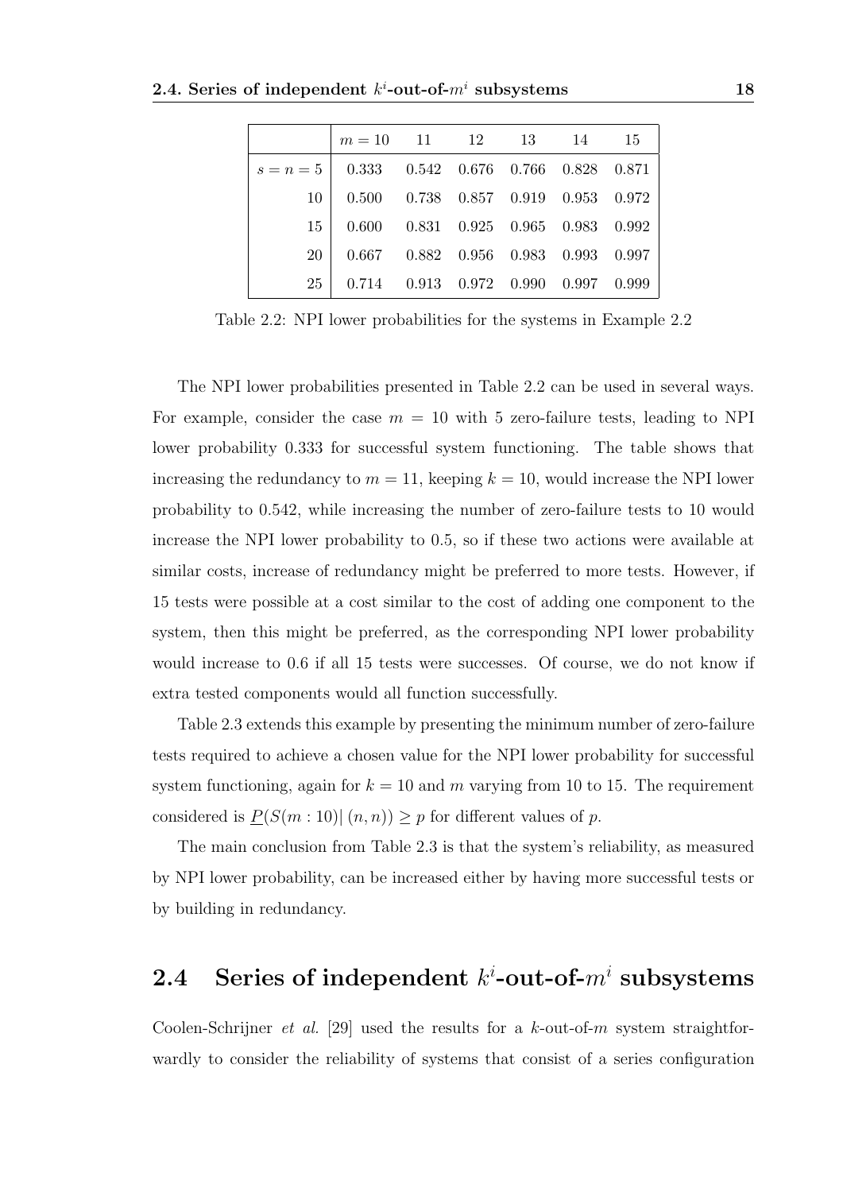|  | $m = 10$ | 11 | 12 | 13 | 14 | 15 |
|---|---|---|---|---|---|---|
| $s = n = 5$ | 0.333 | 0.542 | 0.676 | 0.766 | 0.828 | 0.871 |
| 10 | 0.500 | 0.738 | 0.857 | 0.919 | 0.953 | 0.972 |
| 15 | 0.600 | 0.831 | 0.925 | 0.965 | 0.983 | 0.992 |
| 20 | 0.667 | 0.882 | 0.956 | 0.983 | 0.993 | 0.997 |
| 25 | 0.714 | 0.913 | 0.972 | 0.990 | 0.997 | 0.999 |

Table 2.2: NPI lower probabilities for the systems in Example 2.2

The NPI lower probabilities presented in Table 2.2 can be used in several ways. For example, consider the case $m = 10$ with 5 zero-failure tests, leading to NPI lower probability 0.333 for successful system functioning. The table shows that increasing the redundancy to $m = 11$, keeping $k = 10$, would increase the NPI lower probability to 0.542, while increasing the number of zero-failure tests to 10 would increase the NPI lower probability to 0.5, so if these two actions were available at similar costs, increase of redundancy might be preferred to more tests. However, if 15 tests were possible at a cost similar to the cost of adding one component to the system, then this might be preferred, as the corresponding NPI lower probability would increase to 0.6 if all 15 tests were successes. Of course, we do not know if extra tested components would all function successfully.

Table 2.3 extends this example by presenting the minimum number of zero-failure tests required to achieve a chosen value for the NPI lower probability for successful system functioning, again for $k = 10$ and $m$ varying from 10 to 15. The requirement considered is $\underline{P}(S(m:10)|\,(n,n)) \geq p$ for different values of $p$.

The main conclusion from Table 2.3 is that the system's reliability, as measured by NPI lower probability, can be increased either by having more successful tests or by building in redundancy.

## 2.4 Series of independent $k^i$-out-of-$m^i$ subsystems

Coolen-Schrijner *et al.* [29] used the results for a $k$-out-of-$m$ system straightforwardly to consider the reliability of systems that consist of a series configuration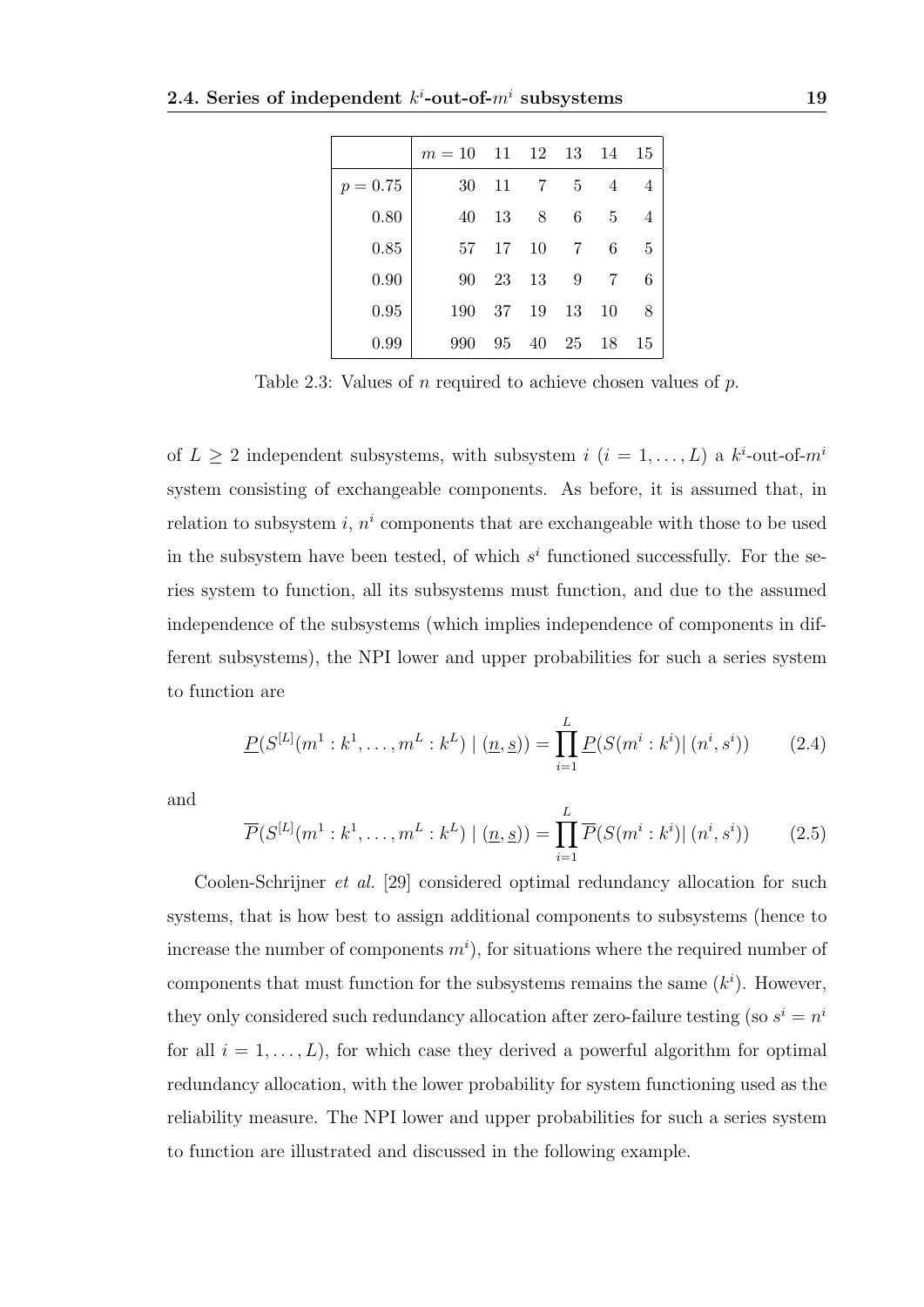|  | $m = 10$ | 11 | 12 | 13 | 14 | 15 |
|---|---|---|---|---|---|---|
| $p = 0.75$ | 30 | 11 | 7 | 5 | 4 | 4 |
| 0.80 | 40 | 13 | 8 | 6 | 5 | 4 |
| 0.85 | 57 | 17 | 10 | 7 | 6 | 5 |
| 0.90 | 90 | 23 | 13 | 9 | 7 | 6 |
| 0.95 | 190 | 37 | 19 | 13 | 10 | 8 |
| 0.99 | 990 | 95 | 40 | 25 | 18 | 15 |

Table 2.3: Values of $n$ required to achieve chosen values of $p$.

of $L \geq 2$ independent subsystems, with subsystem $i$ ($i = 1, \ldots, L$) a $k^i$-out-of-$m^i$ system consisting of exchangeable components. As before, it is assumed that, in relation to subsystem $i$, $n^i$ components that are exchangeable with those to be used in the subsystem have been tested, of which $s^i$ functioned successfully. For the series system to function, all its subsystems must function, and due to the assumed independence of the subsystems (which implies independence of components in different subsystems), the NPI lower and upper probabilities for such a series system to function are

$$\underline{P}(S^{[L]}(m^1 : k^1, \ldots, m^L : k^L) \mid (\underline{n}, \underline{s})) = \prod_{i=1}^{L} \underline{P}(S(m^i : k^i) | \, (n^i, s^i)) \tag{2.4}$$

and

$$\overline{P}(S^{[L]}(m^1 : k^1, \ldots, m^L : k^L) \mid (\underline{n}, \underline{s})) = \prod_{i=1}^{L} \overline{P}(S(m^i : k^i) | \, (n^i, s^i)) \tag{2.5}$$

Coolen-Schrijner *et al.* [29] considered optimal redundancy allocation for such systems, that is how best to assign additional components to subsystems (hence to increase the number of components $m^i$), for situations where the required number of components that must function for the subsystems remains the same ($k^i$). However, they only considered such redundancy allocation after zero-failure testing (so $s^i = n^i$ for all $i = 1, \ldots, L$), for which case they derived a powerful algorithm for optimal redundancy allocation, with the lower probability for system functioning used as the reliability measure. The NPI lower and upper probabilities for such a series system to function are illustrated and discussed in the following example.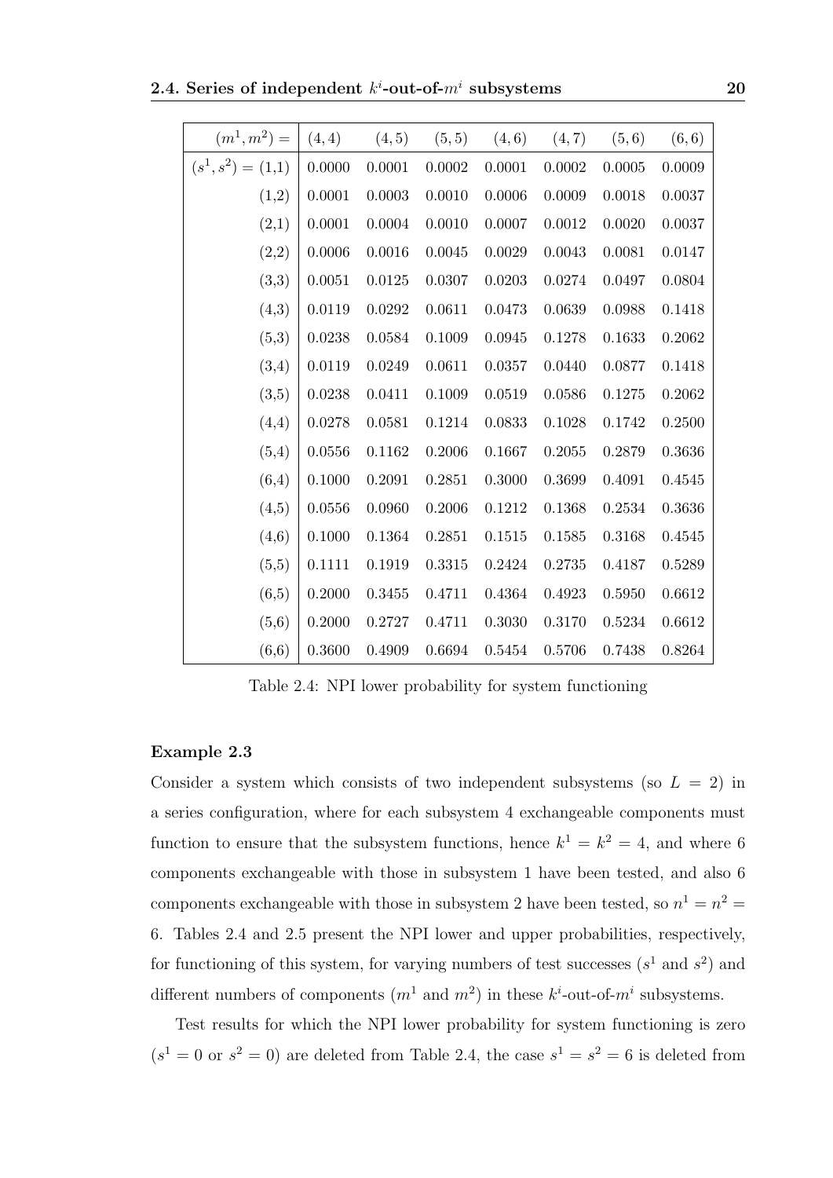| $(m^1, m^2) =$ | $(4,4)$ | $(4,5)$ | $(5,5)$ | $(4,6)$ | $(4,7)$ | $(5,6)$ | $(6,6)$ |
|---|---|---|---|---|---|---|---|
| $(s^1, s^2) =$ (1,1) | 0.0000 | 0.0001 | 0.0002 | 0.0001 | 0.0002 | 0.0005 | 0.0009 |
| (1,2) | 0.0001 | 0.0003 | 0.0010 | 0.0006 | 0.0009 | 0.0018 | 0.0037 |
| (2,1) | 0.0001 | 0.0004 | 0.0010 | 0.0007 | 0.0012 | 0.0020 | 0.0037 |
| (2,2) | 0.0006 | 0.0016 | 0.0045 | 0.0029 | 0.0043 | 0.0081 | 0.0147 |
| (3,3) | 0.0051 | 0.0125 | 0.0307 | 0.0203 | 0.0274 | 0.0497 | 0.0804 |
| (4,3) | 0.0119 | 0.0292 | 0.0611 | 0.0473 | 0.0639 | 0.0988 | 0.1418 |
| (5,3) | 0.0238 | 0.0584 | 0.1009 | 0.0945 | 0.1278 | 0.1633 | 0.2062 |
| (3,4) | 0.0119 | 0.0249 | 0.0611 | 0.0357 | 0.0440 | 0.0877 | 0.1418 |
| (3,5) | 0.0238 | 0.0411 | 0.1009 | 0.0519 | 0.0586 | 0.1275 | 0.2062 |
| (4,4) | 0.0278 | 0.0581 | 0.1214 | 0.0833 | 0.1028 | 0.1742 | 0.2500 |
| (5,4) | 0.0556 | 0.1162 | 0.2006 | 0.1667 | 0.2055 | 0.2879 | 0.3636 |
| (6,4) | 0.1000 | 0.2091 | 0.2851 | 0.3000 | 0.3699 | 0.4091 | 0.4545 |
| (4,5) | 0.0556 | 0.0960 | 0.2006 | 0.1212 | 0.1368 | 0.2534 | 0.3636 |
| (4,6) | 0.1000 | 0.1364 | 0.2851 | 0.1515 | 0.1585 | 0.3168 | 0.4545 |
| (5,5) | 0.1111 | 0.1919 | 0.3315 | 0.2424 | 0.2735 | 0.4187 | 0.5289 |
| (6,5) | 0.2000 | 0.3455 | 0.4711 | 0.4364 | 0.4923 | 0.5950 | 0.6612 |
| (5,6) | 0.2000 | 0.2727 | 0.4711 | 0.3030 | 0.3170 | 0.5234 | 0.6612 |
| (6,6) | 0.3600 | 0.4909 | 0.6694 | 0.5454 | 0.5706 | 0.7438 | 0.8264 |

Table 2.4: NPI lower probability for system functioning

**Example 2.3**

Consider a system which consists of two independent subsystems (so $L = 2$) in a series configuration, where for each subsystem 4 exchangeable components must function to ensure that the subsystem functions, hence $k^1 = k^2 = 4$, and where 6 components exchangeable with those in subsystem 1 have been tested, and also 6 components exchangeable with those in subsystem 2 have been tested, so $n^1 = n^2 = 6$. Tables 2.4 and 2.5 present the NPI lower and upper probabilities, respectively, for functioning of this system, for varying numbers of test successes ($s^1$ and $s^2$) and different numbers of components ($m^1$ and $m^2$) in these $k^i$-out-of-$m^i$ subsystems.

Test results for which the NPI lower probability for system functioning is zero ($s^1 = 0$ or $s^2 = 0$) are deleted from Table 2.4, the case $s^1 = s^2 = 6$ is deleted from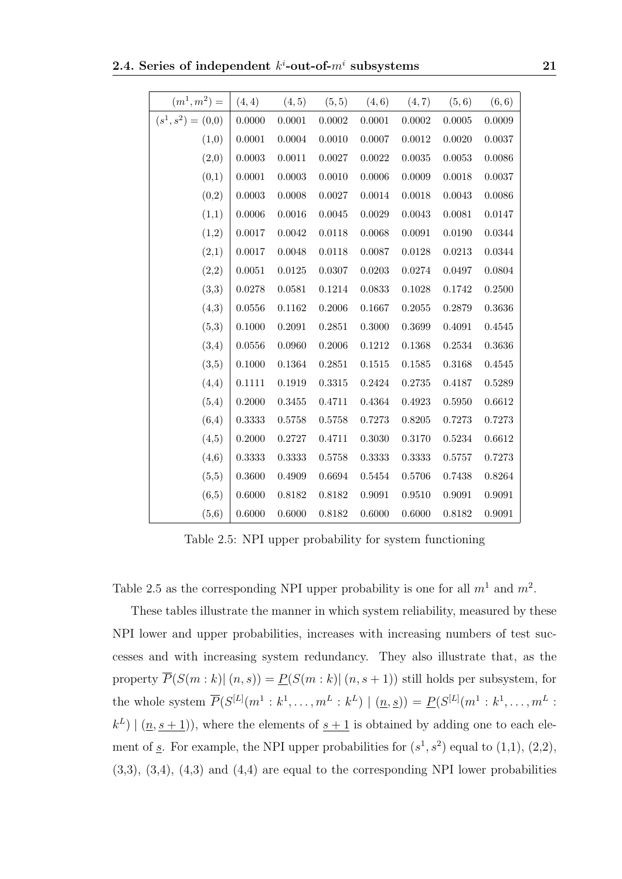| $(m^1, m^2) =$ | (4, 4) | (4, 5) | (5, 5) | (4, 6) | (4, 7) | (5, 6) | (6, 6) |
|---|---|---|---|---|---|---|---|
| $(s^1, s^2) =$ (0,0) | 0.0000 | 0.0001 | 0.0002 | 0.0001 | 0.0002 | 0.0005 | 0.0009 |
| (1,0) | 0.0001 | 0.0004 | 0.0010 | 0.0007 | 0.0012 | 0.0020 | 0.0037 |
| (2,0) | 0.0003 | 0.0011 | 0.0027 | 0.0022 | 0.0035 | 0.0053 | 0.0086 |
| (0,1) | 0.0001 | 0.0003 | 0.0010 | 0.0006 | 0.0009 | 0.0018 | 0.0037 |
| (0,2) | 0.0003 | 0.0008 | 0.0027 | 0.0014 | 0.0018 | 0.0043 | 0.0086 |
| (1,1) | 0.0006 | 0.0016 | 0.0045 | 0.0029 | 0.0043 | 0.0081 | 0.0147 |
| (1,2) | 0.0017 | 0.0042 | 0.0118 | 0.0068 | 0.0091 | 0.0190 | 0.0344 |
| (2,1) | 0.0017 | 0.0048 | 0.0118 | 0.0087 | 0.0128 | 0.0213 | 0.0344 |
| (2,2) | 0.0051 | 0.0125 | 0.0307 | 0.0203 | 0.0274 | 0.0497 | 0.0804 |
| (3,3) | 0.0278 | 0.0581 | 0.1214 | 0.0833 | 0.1028 | 0.1742 | 0.2500 |
| (4,3) | 0.0556 | 0.1162 | 0.2006 | 0.1667 | 0.2055 | 0.2879 | 0.3636 |
| (5,3) | 0.1000 | 0.2091 | 0.2851 | 0.3000 | 0.3699 | 0.4091 | 0.4545 |
| (3,4) | 0.0556 | 0.0960 | 0.2006 | 0.1212 | 0.1368 | 0.2534 | 0.3636 |
| (3,5) | 0.1000 | 0.1364 | 0.2851 | 0.1515 | 0.1585 | 0.3168 | 0.4545 |
| (4,4) | 0.1111 | 0.1919 | 0.3315 | 0.2424 | 0.2735 | 0.4187 | 0.5289 |
| (5,4) | 0.2000 | 0.3455 | 0.4711 | 0.4364 | 0.4923 | 0.5950 | 0.6612 |
| (6,4) | 0.3333 | 0.5758 | 0.5758 | 0.7273 | 0.8205 | 0.7273 | 0.7273 |
| (4,5) | 0.2000 | 0.2727 | 0.4711 | 0.3030 | 0.3170 | 0.5234 | 0.6612 |
| (4,6) | 0.3333 | 0.3333 | 0.5758 | 0.3333 | 0.3333 | 0.5757 | 0.7273 |
| (5,5) | 0.3600 | 0.4909 | 0.6694 | 0.5454 | 0.5706 | 0.7438 | 0.8264 |
| (6,5) | 0.6000 | 0.8182 | 0.8182 | 0.9091 | 0.9510 | 0.9091 | 0.9091 |
| (5,6) | 0.6000 | 0.6000 | 0.8182 | 0.6000 | 0.6000 | 0.8182 | 0.9091 |

Table 2.5: NPI upper probability for system functioning

Table 2.5 as the corresponding NPI upper probability is one for all $m^1$ and $m^2$.

These tables illustrate the manner in which system reliability, measured by these NPI lower and upper probabilities, increases with increasing numbers of test successes and with increasing system redundancy. They also illustrate that, as the property $\overline{P}(S(m:k)|\,(n,s)) = \underline{P}(S(m:k)|\,(n,s+1))$ still holds per subsystem, for the whole system $\overline{P}(S^{[L]}(m^1:k^1,\ldots,m^L:k^L) \mid (\underline{n},\underline{s})) = \underline{P}(S^{[L]}(m^1:k^1,\ldots,m^L:k^L) \mid (\underline{n},\underline{s+1}))$, where the elements of $\underline{s+1}$ is obtained by adding one to each element of $\underline{s}$. For example, the NPI upper probabilities for $(s^1, s^2)$ equal to (1,1), (2,2), (3,3), (3,4), (4,3) and (4,4) are equal to the corresponding NPI lower probabilities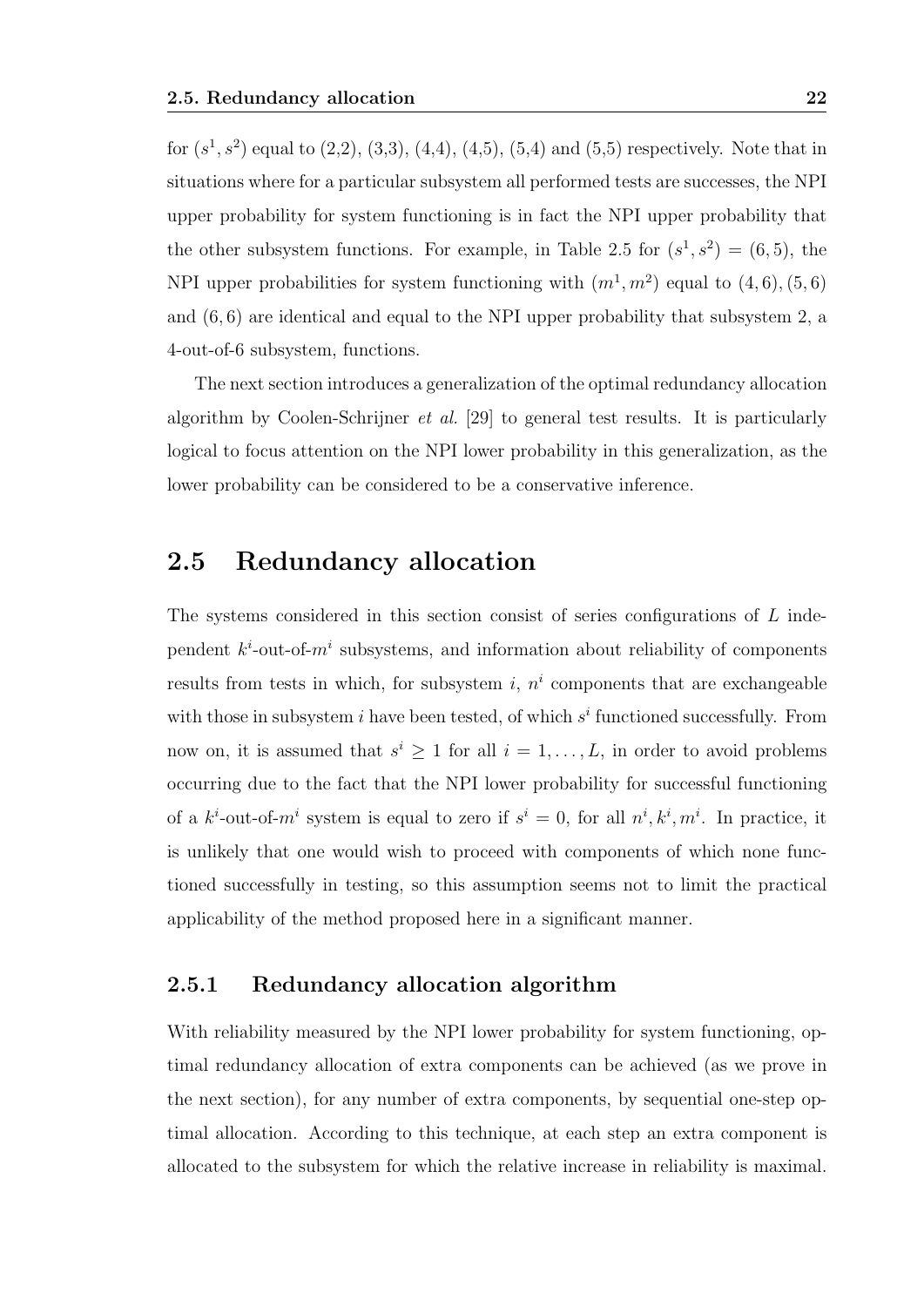for $(s^1, s^2)$ equal to (2,2), (3,3), (4,4), (4,5), (5,4) and (5,5) respectively. Note that in situations where for a particular subsystem all performed tests are successes, the NPI upper probability for system functioning is in fact the NPI upper probability that the other subsystem functions. For example, in Table 2.5 for $(s^1, s^2) = (6, 5)$, the NPI upper probabilities for system functioning with $(m^1, m^2)$ equal to $(4, 6), (5, 6)$ and $(6, 6)$ are identical and equal to the NPI upper probability that subsystem 2, a 4-out-of-6 subsystem, functions.

The next section introduces a generalization of the optimal redundancy allocation algorithm by Coolen-Schrijner *et al.* [29] to general test results. It is particularly logical to focus attention on the NPI lower probability in this generalization, as the lower probability can be considered to be a conservative inference.

## 2.5 Redundancy allocation

The systems considered in this section consist of series configurations of $L$ independent $k^i$-out-of-$m^i$ subsystems, and information about reliability of components results from tests in which, for subsystem $i$, $n^i$ components that are exchangeable with those in subsystem $i$ have been tested, of which $s^i$ functioned successfully. From now on, it is assumed that $s^i \geq 1$ for all $i = 1, \ldots, L$, in order to avoid problems occurring due to the fact that the NPI lower probability for successful functioning of a $k^i$-out-of-$m^i$ system is equal to zero if $s^i = 0$, for all $n^i, k^i, m^i$. In practice, it is unlikely that one would wish to proceed with components of which none functioned successfully in testing, so this assumption seems not to limit the practical applicability of the method proposed here in a significant manner.

### 2.5.1 Redundancy allocation algorithm

With reliability measured by the NPI lower probability for system functioning, optimal redundancy allocation of extra components can be achieved (as we prove in the next section), for any number of extra components, by sequential one-step optimal allocation. According to this technique, at each step an extra component is allocated to the subsystem for which the relative increase in reliability is maximal.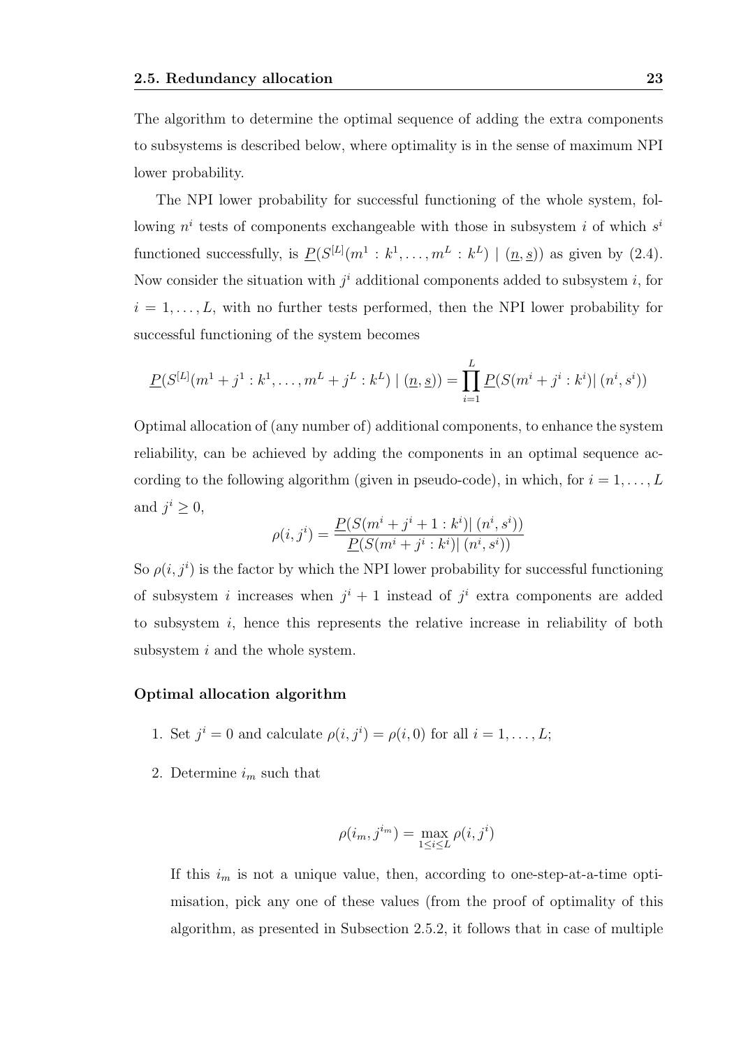The algorithm to determine the optimal sequence of adding the extra components to subsystems is described below, where optimality is in the sense of maximum NPI lower probability.

The NPI lower probability for successful functioning of the whole system, following $n^i$ tests of components exchangeable with those in subsystem $i$ of which $s^i$ functioned successfully, is $\underline{P}(S^{[L]}(m^1 : k^1, \ldots, m^L : k^L) \mid (\underline{n}, \underline{s}))$ as given by (2.4). Now consider the situation with $j^i$ additional components added to subsystem $i$, for $i = 1, \ldots, L$, with no further tests performed, then the NPI lower probability for successful functioning of the system becomes

$$\underline{P}(S^{[L]}(m^1 + j^1 : k^1, \ldots, m^L + j^L : k^L) \mid (\underline{n}, \underline{s})) = \prod_{i=1}^{L} \underline{P}(S(m^i + j^i : k^i) | \, (n^i, s^i))$$

Optimal allocation of (any number of) additional components, to enhance the system reliability, can be achieved by adding the components in an optimal sequence according to the following algorithm (given in pseudo-code), in which, for $i = 1, \ldots, L$ and $j^i \geq 0$,

$$\rho(i, j^i) = \frac{\underline{P}(S(m^i + j^i + 1 : k^i) | \, (n^i, s^i))}{\underline{P}(S(m^i + j^i : k^i) | \, (n^i, s^i))}$$

So $\rho(i, j^i)$ is the factor by which the NPI lower probability for successful functioning of subsystem $i$ increases when $j^i + 1$ instead of $j^i$ extra components are added to subsystem $i$, hence this represents the relative increase in reliability of both subsystem $i$ and the whole system.

**Optimal allocation algorithm**

1. Set $j^i = 0$ and calculate $\rho(i, j^i) = \rho(i, 0)$ for all $i = 1, \ldots, L$;

2. Determine $i_m$ such that

   $$\rho(i_m, j^{i_m}) = \max_{1 \leq i \leq L} \rho(i, j^i)$$

   If this $i_m$ is not a unique value, then, according to one-step-at-a-time optimisation, pick any one of these values (from the proof of optimality of this algorithm, as presented in Subsection 2.5.2, it follows that in case of multiple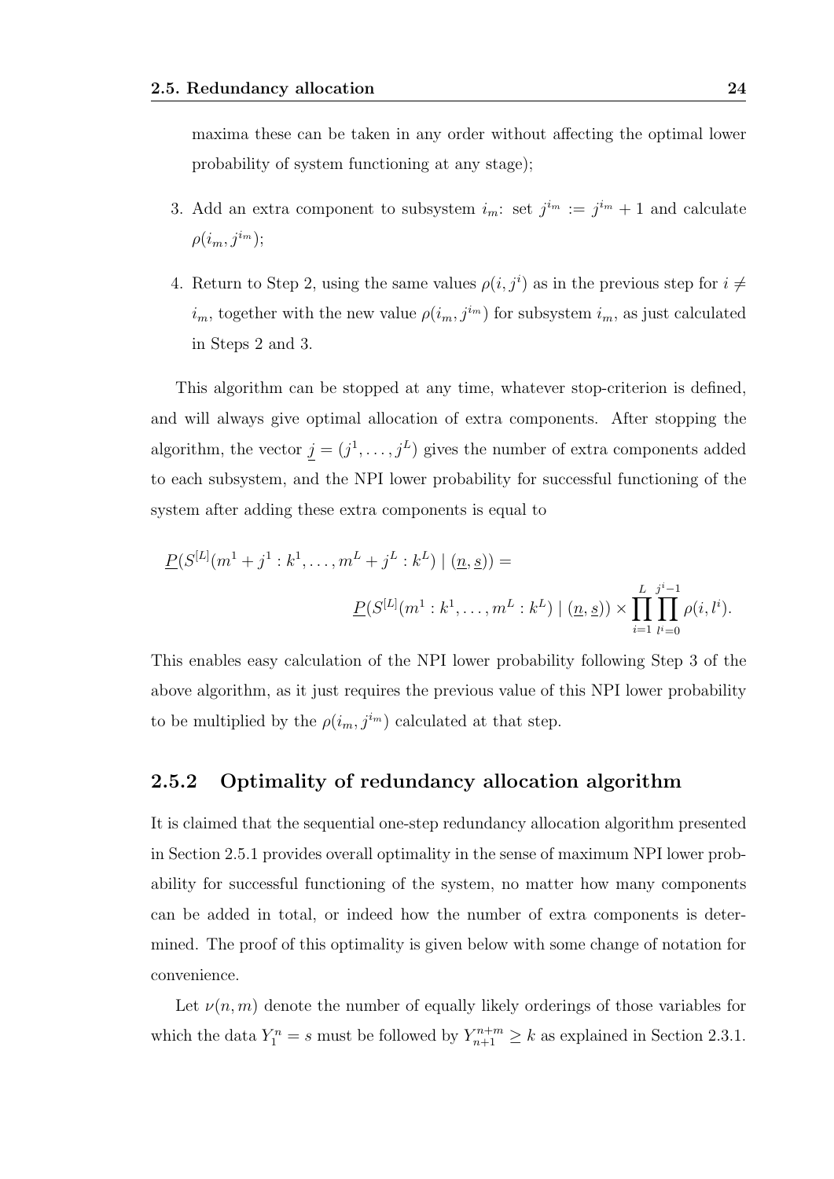maxima these can be taken in any order without affecting the optimal lower probability of system functioning at any stage);

3. Add an extra component to subsystem $i_m$: set $j^{i_m} := j^{i_m} + 1$ and calculate $\rho(i_m, j^{i_m})$;

4. Return to Step 2, using the same values $\rho(i, j^i)$ as in the previous step for $i \neq i_m$, together with the new value $\rho(i_m, j^{i_m})$ for subsystem $i_m$, as just calculated in Steps 2 and 3.

This algorithm can be stopped at any time, whatever stop-criterion is defined, and will always give optimal allocation of extra components. After stopping the algorithm, the vector $\underline{j} = (j^1, \ldots, j^L)$ gives the number of extra components added to each subsystem, and the NPI lower probability for successful functioning of the system after adding these extra components is equal to

$$\underline{P}(S^{[L]}(m^1 + j^1 : k^1, \ldots, m^L + j^L : k^L) \mid (\underline{n}, \underline{s})) = \underline{P}(S^{[L]}(m^1 : k^1, \ldots, m^L : k^L) \mid (\underline{n}, \underline{s})) \times \prod_{i=1}^{L} \prod_{l^i=0}^{j^i-1} \rho(i, l^i).$$

This enables easy calculation of the NPI lower probability following Step 3 of the above algorithm, as it just requires the previous value of this NPI lower probability to be multiplied by the $\rho(i_m, j^{i_m})$ calculated at that step.

### 2.5.2 Optimality of redundancy allocation algorithm

It is claimed that the sequential one-step redundancy allocation algorithm presented in Section 2.5.1 provides overall optimality in the sense of maximum NPI lower probability for successful functioning of the system, no matter how many components can be added in total, or indeed how the number of extra components is determined. The proof of this optimality is given below with some change of notation for convenience.

Let $\nu(n, m)$ denote the number of equally likely orderings of those variables for which the data $Y_1^n = s$ must be followed by $Y_{n+1}^{n+m} \geq k$ as explained in Section 2.3.1.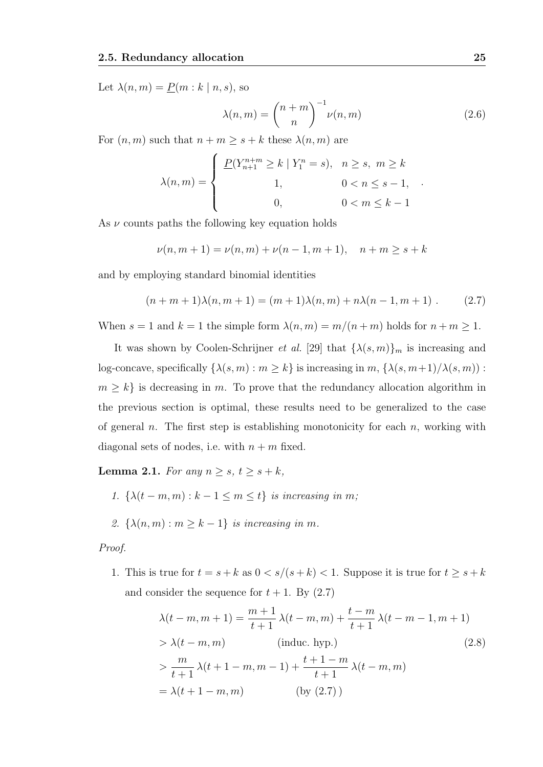Let $\lambda(n,m) = \underline{P}(m : k \mid n, s)$, so

$$\lambda(n,m) = \binom{n+m}{n}^{-1} \nu(n,m) \tag{2.6}$$

For $(n,m)$ such that $n+m \geq s+k$ these $\lambda(n,m)$ are

$$\lambda(n,m) = \begin{cases} \underline{P}(Y_{n+1}^{n+m} \geq k \mid Y_1^n = s), & n \geq s,\ m \geq k \\ 1, & 0 < n \leq s-1, \\ 0, & 0 < m \leq k-1 \end{cases} .$$

As $\nu$ counts paths the following key equation holds

$$\nu(n, m+1) = \nu(n,m) + \nu(n-1, m+1), \quad n+m \geq s+k$$

and by employing standard binomial identities

$$(n+m+1)\lambda(n,m+1) = (m+1)\lambda(n,m) + n\lambda(n-1,m+1) \ . \tag{2.7}$$

When $s = 1$ and $k = 1$ the simple form $\lambda(n,m) = m/(n+m)$ holds for $n+m \geq 1$.

It was shown by Coolen-Schrijner *et al.* [29] that $\{\lambda(s,m)\}_m$ is increasing and log-concave, specifically $\{\lambda(s,m) : m \geq k\}$ is increasing in $m$, $\{\lambda(s,m+1)/\lambda(s,m)) : m \geq k\}$ is decreasing in $m$. To prove that the redundancy allocation algorithm in the previous section is optimal, these results need to be generalized to the case of general $n$. The first step is establishing monotonicity for each $n$, working with diagonal sets of nodes, i.e. with $n+m$ fixed.

**Lemma 2.1.** *For any $n \geq s$, $t \geq s+k$,*

1. *$\{\lambda(t-m,m) : k-1 \leq m \leq t\}$ is increasing in $m$;*
2. *$\{\lambda(n,m) : m \geq k-1\}$ is increasing in $m$.*

*Proof.*

1. This is true for $t = s+k$ as $0 < s/(s+k) < 1$. Suppose it is true for $t \geq s+k$ and consider the sequence for $t+1$. By (2.7)

$$\begin{aligned}
\lambda(t-m, m+1) &= \frac{m+1}{t+1}\,\lambda(t-m,m) + \frac{t-m}{t+1}\,\lambda(t-m-1,m+1) \\
&> \lambda(t-m,m) \qquad\qquad \text{(induc. hyp.)} \\
&> \frac{m}{t+1}\,\lambda(t+1-m,m-1) + \frac{t+1-m}{t+1}\,\lambda(t-m,m) \\
&= \lambda(t+1-m,m) \qquad\qquad \text{(by (2.7))}
\end{aligned} \tag{2.8}$$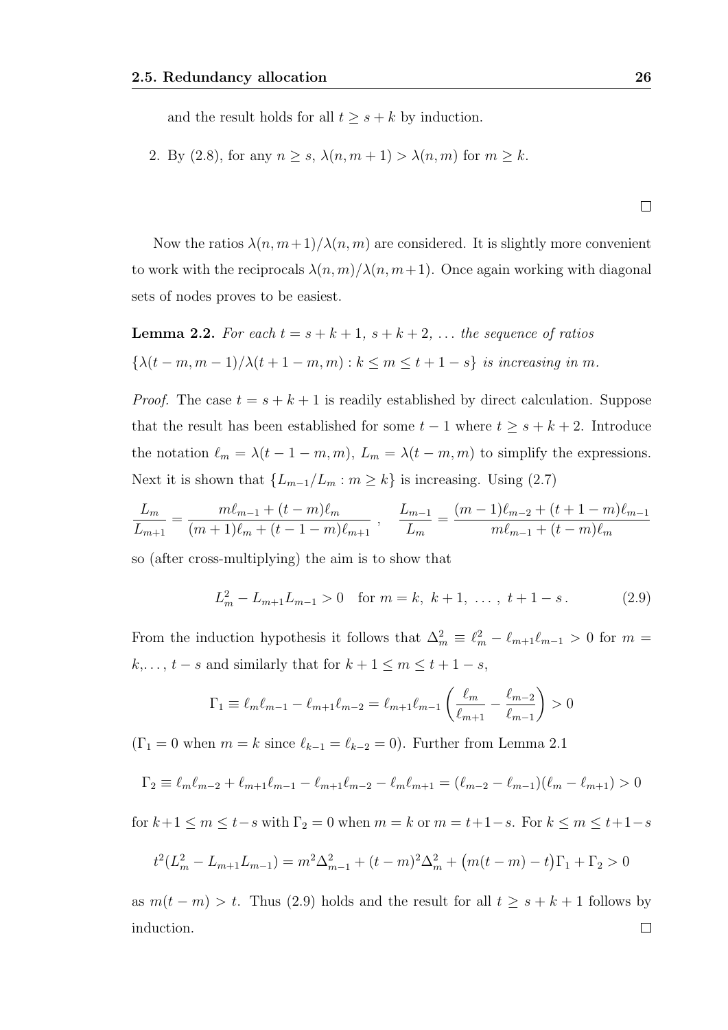and the result holds for all $t \geq s + k$ by induction.

2. By (2.8), for any $n \geq s$, $\lambda(n, m+1) > \lambda(n, m)$ for $m \geq k$.

□

Now the ratios $\lambda(n, m+1)/\lambda(n, m)$ are considered. It is slightly more convenient to work with the reciprocals $\lambda(n, m)/\lambda(n, m+1)$. Once again working with diagonal sets of nodes proves to be easiest.

**Lemma 2.2.** *For each $t = s+k+1,\ s+k+2,\ \ldots$ the sequence of ratios $\{\lambda(t-m, m-1)/\lambda(t+1-m, m) : k \leq m \leq t+1-s\}$ is increasing in $m$.*

*Proof.* The case $t = s + k + 1$ is readily established by direct calculation. Suppose that the result has been established for some $t - 1$ where $t \geq s + k + 2$. Introduce the notation $\ell_m = \lambda(t-1-m, m)$, $L_m = \lambda(t-m, m)$ to simplify the expressions. Next it is shown that $\{L_{m-1}/L_m : m \geq k\}$ is increasing. Using (2.7)

$$\frac{L_m}{L_{m+1}} = \frac{m\ell_{m-1} + (t-m)\ell_m}{(m+1)\ell_m + (t-1-m)\ell_{m+1}}\ , \quad \frac{L_{m-1}}{L_m} = \frac{(m-1)\ell_{m-2} + (t+1-m)\ell_{m-1}}{m\ell_{m-1} + (t-m)\ell_m}$$

so (after cross-multiplying) the aim is to show that

$$L_m^2 - L_{m+1}L_{m-1} > 0 \quad \text{for } m = k,\ k+1,\ \ldots,\ t+1-s\,. \tag{2.9}$$

From the induction hypothesis it follows that $\Delta_m^2 \equiv \ell_m^2 - \ell_{m+1}\ell_{m-1} > 0$ for $m = k, \ldots, t-s$ and similarly that for $k+1 \leq m \leq t+1-s$,

$$\Gamma_1 \equiv \ell_m\ell_{m-1} - \ell_{m+1}\ell_{m-2} = \ell_{m+1}\ell_{m-1}\left(\frac{\ell_m}{\ell_{m+1}} - \frac{\ell_{m-2}}{\ell_{m-1}}\right) > 0$$

($\Gamma_1 = 0$ when $m = k$ since $\ell_{k-1} = \ell_{k-2} = 0$). Further from Lemma 2.1

$$\Gamma_2 \equiv \ell_m\ell_{m-2} + \ell_{m+1}\ell_{m-1} - \ell_{m+1}\ell_{m-2} - \ell_m\ell_{m+1} = (\ell_{m-2} - \ell_{m-1})(\ell_m - \ell_{m+1}) > 0$$

for $k+1 \leq m \leq t-s$ with $\Gamma_2 = 0$ when $m = k$ or $m = t+1-s$. For $k \leq m \leq t+1-s$

$$t^2(L_m^2 - L_{m+1}L_{m-1}) = m^2\Delta_{m-1}^2 + (t-m)^2\Delta_m^2 + \big(m(t-m) - t\big)\Gamma_1 + \Gamma_2 > 0$$

as $m(t-m) > t$. Thus (2.9) holds and the result for all $t \geq s+k+1$ follows by induction. □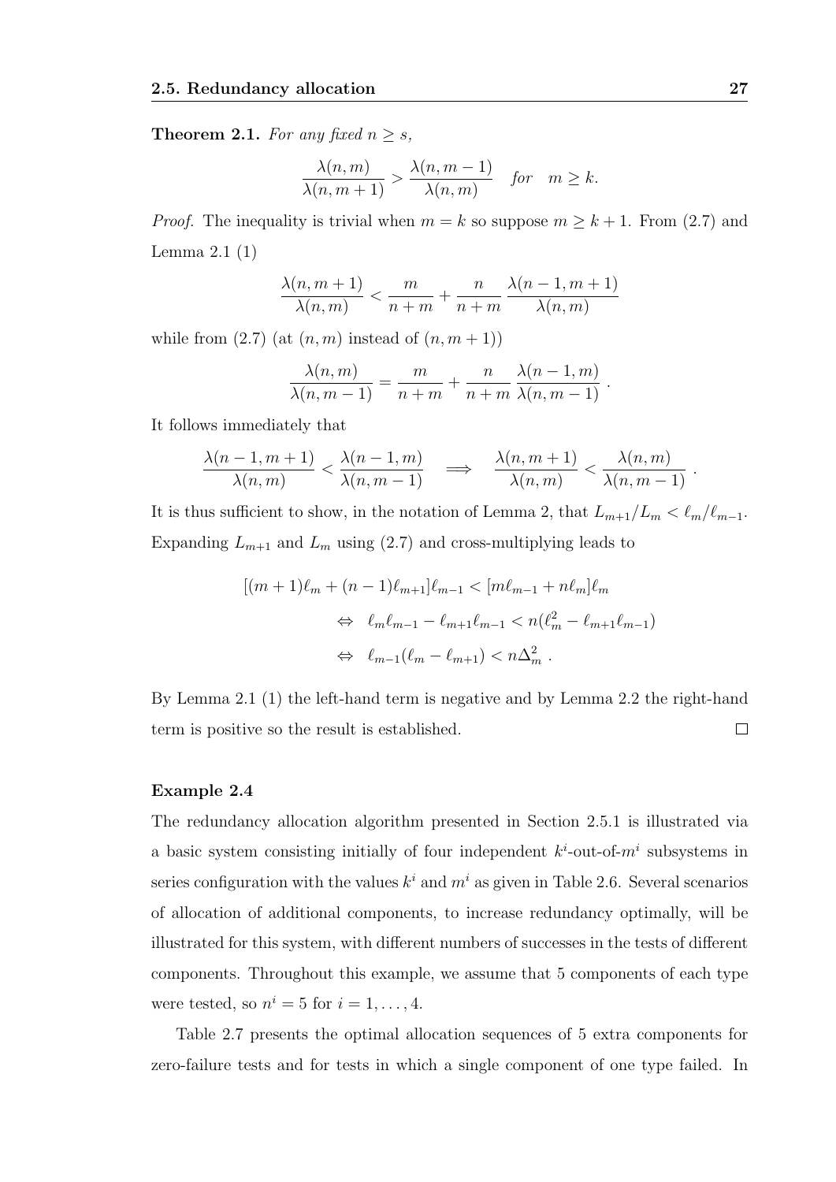**Theorem 2.1.** *For any fixed $n \geq s$,*

$$\frac{\lambda(n,m)}{\lambda(n,m+1)} > \frac{\lambda(n,m-1)}{\lambda(n,m)} \quad \textit{for} \quad m \geq k.$$

*Proof.* The inequality is trivial when $m = k$ so suppose $m \geq k+1$. From (2.7) and Lemma 2.1 (1)

$$\frac{\lambda(n,m+1)}{\lambda(n,m)} < \frac{m}{n+m} + \frac{n}{n+m}\,\frac{\lambda(n-1,m+1)}{\lambda(n,m)}$$

while from (2.7) (at $(n,m)$ instead of $(n,m+1)$)

$$\frac{\lambda(n,m)}{\lambda(n,m-1)} = \frac{m}{n+m} + \frac{n}{n+m}\,\frac{\lambda(n-1,m)}{\lambda(n,m-1)} \;.$$

It follows immediately that

$$\frac{\lambda(n-1,m+1)}{\lambda(n,m)} < \frac{\lambda(n-1,m)}{\lambda(n,m-1)} \quad \Longrightarrow \quad \frac{\lambda(n,m+1)}{\lambda(n,m)} < \frac{\lambda(n,m)}{\lambda(n,m-1)} \;.$$

It is thus sufficient to show, in the notation of Lemma 2, that $L_{m+1}/L_m < \ell_m/\ell_{m-1}$. Expanding $L_{m+1}$ and $L_m$ using (2.7) and cross-multiplying leads to

$$\begin{aligned}
[(m+1)\ell_m + (n-1)\ell_{m+1}]\ell_{m-1} &< [m\ell_{m-1} + n\ell_m]\ell_m \\
\Leftrightarrow \;\; \ell_m\ell_{m-1} - \ell_{m+1}\ell_{m-1} &< n(\ell_m^2 - \ell_{m+1}\ell_{m-1}) \\
\Leftrightarrow \;\; \ell_{m-1}(\ell_m - \ell_{m+1}) &< n\Delta_m^2 \;.
\end{aligned}$$

By Lemma 2.1 (1) the left-hand term is negative and by Lemma 2.2 the right-hand term is positive so the result is established. $\square$

#### Example 2.4

The redundancy allocation algorithm presented in Section 2.5.1 is illustrated via a basic system consisting initially of four independent $k^i$-out-of-$m^i$ subsystems in series configuration with the values $k^i$ and $m^i$ as given in Table 2.6. Several scenarios of allocation of additional components, to increase redundancy optimally, will be illustrated for this system, with different numbers of successes in the tests of different components. Throughout this example, we assume that 5 components of each type were tested, so $n^i = 5$ for $i = 1, \ldots, 4$.

Table 2.7 presents the optimal allocation sequences of 5 extra components for zero-failure tests and for tests in which a single component of one type failed. In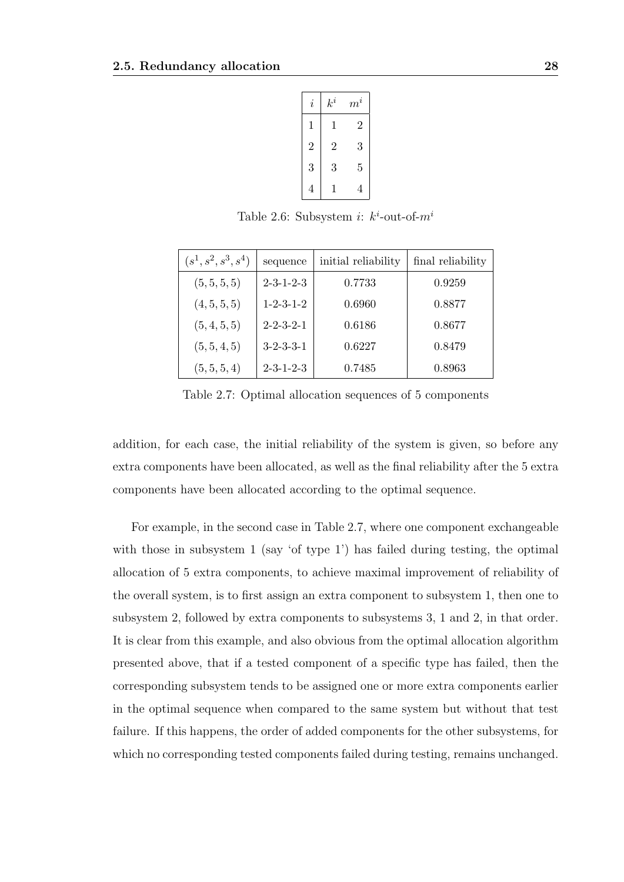| $i$ | $k^i$ | $m^i$ |
|---|---|---|
| 1 | 1 | 2 |
| 2 | 2 | 3 |
| 3 | 3 | 5 |
| 4 | 1 | 4 |

Table 2.6: Subsystem $i$: $k^i$-out-of-$m^i$

| $(s^1, s^2, s^3, s^4)$ | sequence | initial reliability | final reliability |
|---|---|---|---|
| $(5, 5, 5, 5)$ | 2-3-1-2-3 | 0.7733 | 0.9259 |
| $(4, 5, 5, 5)$ | 1-2-3-1-2 | 0.6960 | 0.8877 |
| $(5, 4, 5, 5)$ | 2-2-3-2-1 | 0.6186 | 0.8677 |
| $(5, 5, 4, 5)$ | 3-2-3-3-1 | 0.6227 | 0.8479 |
| $(5, 5, 5, 4)$ | 2-3-1-2-3 | 0.7485 | 0.8963 |

Table 2.7: Optimal allocation sequences of 5 components

addition, for each case, the initial reliability of the system is given, so before any extra components have been allocated, as well as the final reliability after the 5 extra components have been allocated according to the optimal sequence.

For example, in the second case in Table 2.7, where one component exchangeable with those in subsystem 1 (say 'of type 1') has failed during testing, the optimal allocation of 5 extra components, to achieve maximal improvement of reliability of the overall system, is to first assign an extra component to subsystem 1, then one to subsystem 2, followed by extra components to subsystems 3, 1 and 2, in that order. It is clear from this example, and also obvious from the optimal allocation algorithm presented above, that if a tested component of a specific type has failed, then the corresponding subsystem tends to be assigned one or more extra components earlier in the optimal sequence when compared to the same system but without that test failure. If this happens, the order of added components for the other subsystems, for which no corresponding tested components failed during testing, remains unchanged.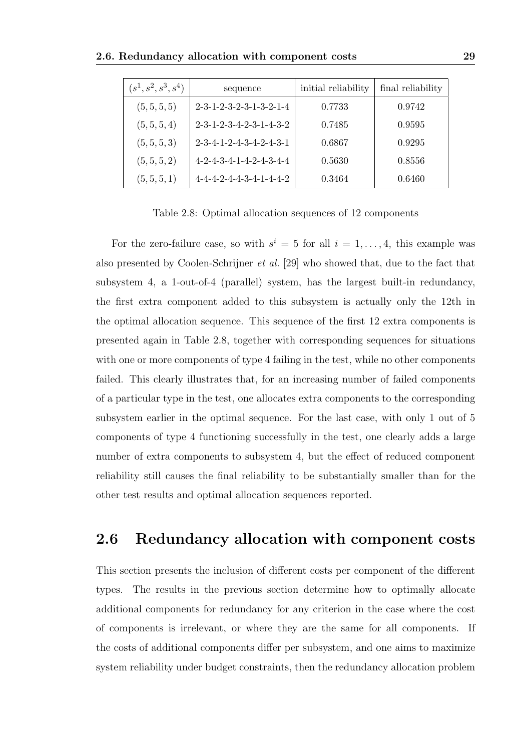| $(s^1, s^2, s^3, s^4)$ | sequence | initial reliability | final reliability |
|---|---|---|---|
| $(5, 5, 5, 5)$ | 2-3-1-2-3-2-3-1-3-2-1-4 | 0.7733 | 0.9742 |
| $(5, 5, 5, 4)$ | 2-3-1-2-3-4-2-3-1-4-3-2 | 0.7485 | 0.9595 |
| $(5, 5, 5, 3)$ | 2-3-4-1-2-4-3-4-2-4-3-1 | 0.6867 | 0.9295 |
| $(5, 5, 5, 2)$ | 4-2-4-3-4-1-4-2-4-3-4-4 | 0.5630 | 0.8556 |
| $(5, 5, 5, 1)$ | 4-4-4-2-4-4-3-4-1-4-4-2 | 0.3464 | 0.6460 |

Table 2.8: Optimal allocation sequences of 12 components

For the zero-failure case, so with $s^i = 5$ for all $i = 1, \ldots, 4$, this example was also presented by Coolen-Schrijner *et al.* [29] who showed that, due to the fact that subsystem 4, a 1-out-of-4 (parallel) system, has the largest built-in redundancy, the first extra component added to this subsystem is actually only the 12th in the optimal allocation sequence. This sequence of the first 12 extra components is presented again in Table 2.8, together with corresponding sequences for situations with one or more components of type 4 failing in the test, while no other components failed. This clearly illustrates that, for an increasing number of failed components of a particular type in the test, one allocates extra components to the corresponding subsystem earlier in the optimal sequence. For the last case, with only 1 out of 5 components of type 4 functioning successfully in the test, one clearly adds a large number of extra components to subsystem 4, but the effect of reduced component reliability still causes the final reliability to be substantially smaller than for the other test results and optimal allocation sequences reported.

## 2.6 Redundancy allocation with component costs

This section presents the inclusion of different costs per component of the different types. The results in the previous section determine how to optimally allocate additional components for redundancy for any criterion in the case where the cost of components is irrelevant, or where they are the same for all components. If the costs of additional components differ per subsystem, and one aims to maximize system reliability under budget constraints, then the redundancy allocation problem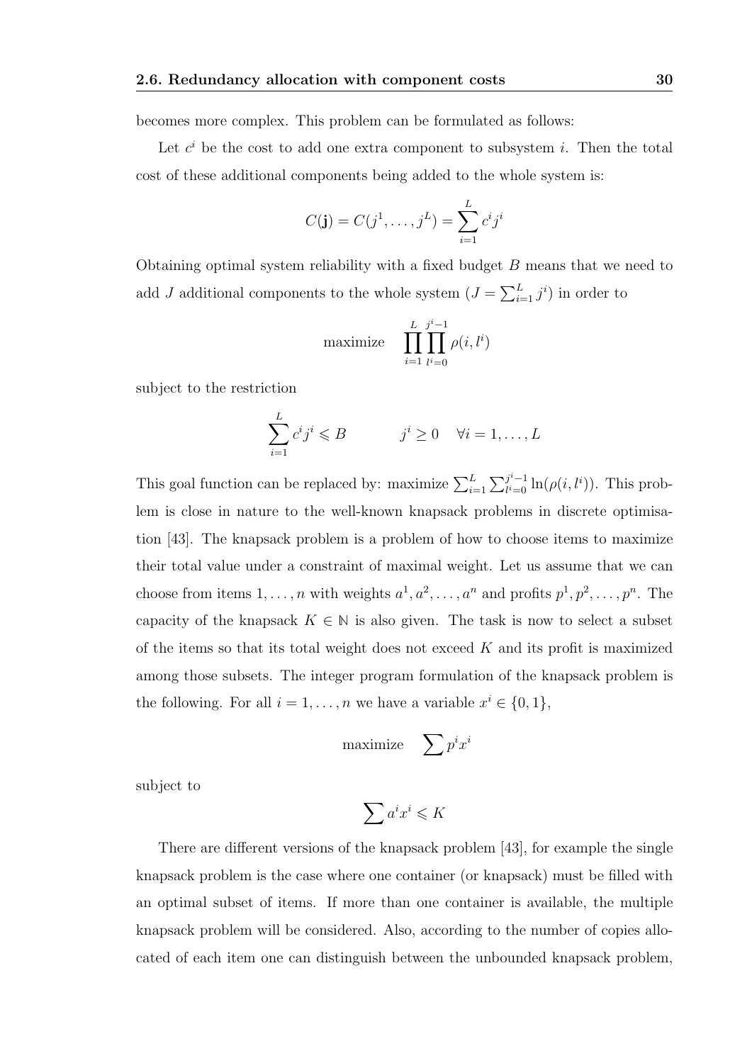becomes more complex. This problem can be formulated as follows:

Let $c^i$ be the cost to add one extra component to subsystem $i$. Then the total cost of these additional components being added to the whole system is:

$$C(\mathbf{j}) = C(j^1, \ldots, j^L) = \sum_{i=1}^{L} c^i j^i$$

Obtaining optimal system reliability with a fixed budget $B$ means that we need to add $J$ additional components to the whole system ($J = \sum_{i=1}^{L} j^i$) in order to

$$\text{maximize} \quad \prod_{i=1}^{L} \prod_{l^i=0}^{j^i-1} \rho(i, l^i)$$

subject to the restriction

$$\sum_{i=1}^{L} c^i j^i \leqslant B \qquad\qquad j^i \geq 0 \quad \forall i = 1, \ldots, L$$

This goal function can be replaced by: maximize $\sum_{i=1}^{L} \sum_{l^i=0}^{j^i-1} \ln(\rho(i, l^i))$. This problem is close in nature to the well-known knapsack problems in discrete optimisation [43]. The knapsack problem is a problem of how to choose items to maximize their total value under a constraint of maximal weight. Let us assume that we can choose from items $1, \ldots, n$ with weights $a^1, a^2, \ldots, a^n$ and profits $p^1, p^2, \ldots, p^n$. The capacity of the knapsack $K \in \mathbb{N}$ is also given. The task is now to select a subset of the items so that its total weight does not exceed $K$ and its profit is maximized among those subsets. The integer program formulation of the knapsack problem is the following. For all $i = 1, \ldots, n$ we have a variable $x^i \in \{0, 1\}$,

$$\text{maximize} \quad \sum p^i x^i$$

subject to

$$\sum a^i x^i \leqslant K$$

There are different versions of the knapsack problem [43], for example the single knapsack problem is the case where one container (or knapsack) must be filled with an optimal subset of items. If more than one container is available, the multiple knapsack problem will be considered. Also, according to the number of copies allocated of each item one can distinguish between the unbounded knapsack problem,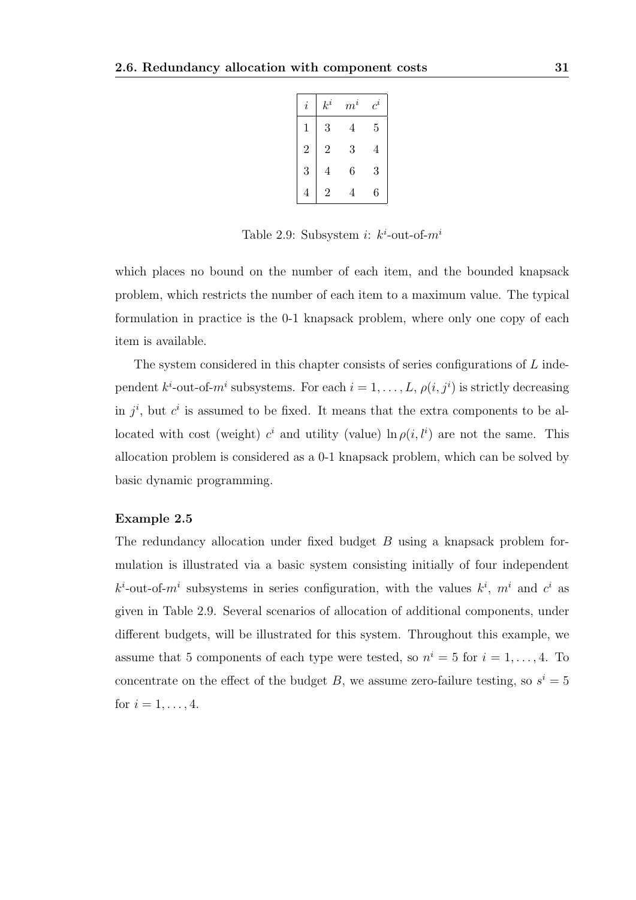| $i$ | $k^i$ | $m^i$ | $c^i$ |
|---|---|---|---|
| 1 | 3 | 4 | 5 |
| 2 | 2 | 3 | 4 |
| 3 | 4 | 6 | 3 |
| 4 | 2 | 4 | 6 |

Table 2.9: Subsystem $i$: $k^i$-out-of-$m^i$

which places no bound on the number of each item, and the bounded knapsack problem, which restricts the number of each item to a maximum value. The typical formulation in practice is the 0-1 knapsack problem, where only one copy of each item is available.

The system considered in this chapter consists of series configurations of $L$ independent $k^i$-out-of-$m^i$ subsystems. For each $i = 1, \ldots, L$, $\rho(i, j^i)$ is strictly decreasing in $j^i$, but $c^i$ is assumed to be fixed. It means that the extra components to be allocated with cost (weight) $c^i$ and utility (value) $\ln \rho(i, l^i)$ are not the same. This allocation problem is considered as a 0-1 knapsack problem, which can be solved by basic dynamic programming.

**Example 2.5**

The redundancy allocation under fixed budget $B$ using a knapsack problem formulation is illustrated via a basic system consisting initially of four independent $k^i$-out-of-$m^i$ subsystems in series configuration, with the values $k^i$, $m^i$ and $c^i$ as given in Table 2.9. Several scenarios of allocation of additional components, under different budgets, will be illustrated for this system. Throughout this example, we assume that 5 components of each type were tested, so $n^i = 5$ for $i = 1, \ldots, 4$. To concentrate on the effect of the budget $B$, we assume zero-failure testing, so $s^i = 5$ for $i = 1, \ldots, 4$.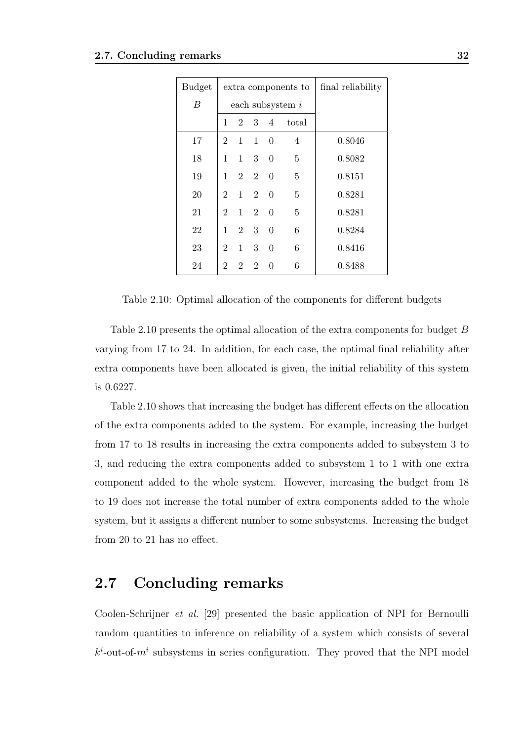| Budget | extra components to | | | | | final reliability |
|---|---|---|---|---|---|---|
| $B$ | each subsystem $i$ | | | | | |
| | 1 | 2 | 3 | 4 | total | |
| 17 | 2 | 1 | 1 | 0 | 4 | 0.8046 |
| 18 | 1 | 1 | 3 | 0 | 5 | 0.8082 |
| 19 | 1 | 2 | 2 | 0 | 5 | 0.8151 |
| 20 | 2 | 1 | 2 | 0 | 5 | 0.8281 |
| 21 | 2 | 1 | 2 | 0 | 5 | 0.8281 |
| 22 | 1 | 2 | 3 | 0 | 6 | 0.8284 |
| 23 | 2 | 1 | 3 | 0 | 6 | 0.8416 |
| 24 | 2 | 2 | 2 | 0 | 6 | 0.8488 |

Table 2.10: Optimal allocation of the components for different budgets

Table 2.10 presents the optimal allocation of the extra components for budget $B$ varying from 17 to 24. In addition, for each case, the optimal final reliability after extra components have been allocated is given, the initial reliability of this system is 0.6227.

Table 2.10 shows that increasing the budget has different effects on the allocation of the extra components added to the system. For example, increasing the budget from 17 to 18 results in increasing the extra components added to subsystem 3 to 3, and reducing the extra components added to subsystem 1 to 1 with one extra component added to the whole system. However, increasing the budget from 18 to 19 does not increase the total number of extra components added to the whole system, but it assigns a different number to some subsystems. Increasing the budget from 20 to 21 has no effect.

## 2.7 Concluding remarks

Coolen-Schrijner *et al.* [29] presented the basic application of NPI for Bernoulli random quantities to inference on reliability of a system which consists of several $k^i$-out-of-$m^i$ subsystems in series configuration. They proved that the NPI model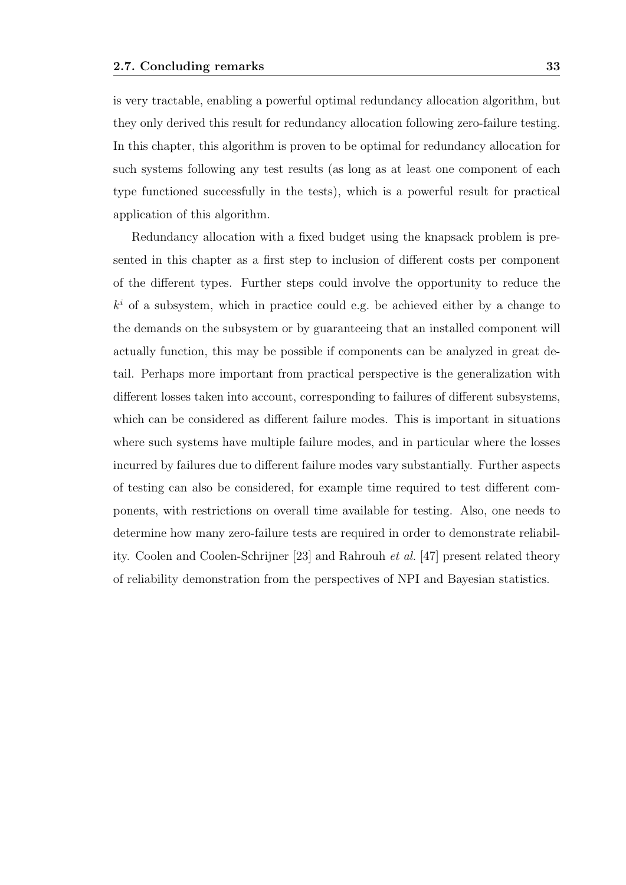is very tractable, enabling a powerful optimal redundancy allocation algorithm, but they only derived this result for redundancy allocation following zero-failure testing. In this chapter, this algorithm is proven to be optimal for redundancy allocation for such systems following any test results (as long as at least one component of each type functioned successfully in the tests), which is a powerful result for practical application of this algorithm.

Redundancy allocation with a fixed budget using the knapsack problem is presented in this chapter as a first step to inclusion of different costs per component of the different types. Further steps could involve the opportunity to reduce the $k^i$ of a subsystem, which in practice could e.g. be achieved either by a change to the demands on the subsystem or by guaranteeing that an installed component will actually function, this may be possible if components can be analyzed in great detail. Perhaps more important from practical perspective is the generalization with different losses taken into account, corresponding to failures of different subsystems, which can be considered as different failure modes. This is important in situations where such systems have multiple failure modes, and in particular where the losses incurred by failures due to different failure modes vary substantially. Further aspects of testing can also be considered, for example time required to test different components, with restrictions on overall time available for testing. Also, one needs to determine how many zero-failure tests are required in order to demonstrate reliability. Coolen and Coolen-Schrijner [23] and Rahrouh *et al.* [47] present related theory of reliability demonstration from the perspectives of NPI and Bayesian statistics.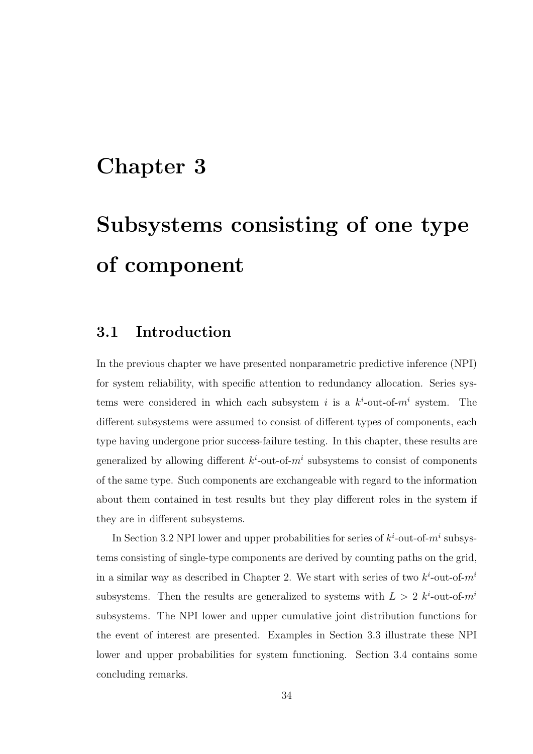# Chapter 3

# Subsystems consisting of one type of component

## 3.1 Introduction

In the previous chapter we have presented nonparametric predictive inference (NPI) for system reliability, with specific attention to redundancy allocation. Series systems were considered in which each subsystem $i$ is a $k^i$-out-of-$m^i$ system. The different subsystems were assumed to consist of different types of components, each type having undergone prior success-failure testing. In this chapter, these results are generalized by allowing different $k^i$-out-of-$m^i$ subsystems to consist of components of the same type. Such components are exchangeable with regard to the information about them contained in test results but they play different roles in the system if they are in different subsystems.

In Section 3.2 NPI lower and upper probabilities for series of $k^i$-out-of-$m^i$ subsystems consisting of single-type components are derived by counting paths on the grid, in a similar way as described in Chapter 2. We start with series of two $k^i$-out-of-$m^i$ subsystems. Then the results are generalized to systems with $L > 2$ $k^i$-out-of-$m^i$ subsystems. The NPI lower and upper cumulative joint distribution functions for the event of interest are presented. Examples in Section 3.3 illustrate these NPI lower and upper probabilities for system functioning. Section 3.4 contains some concluding remarks.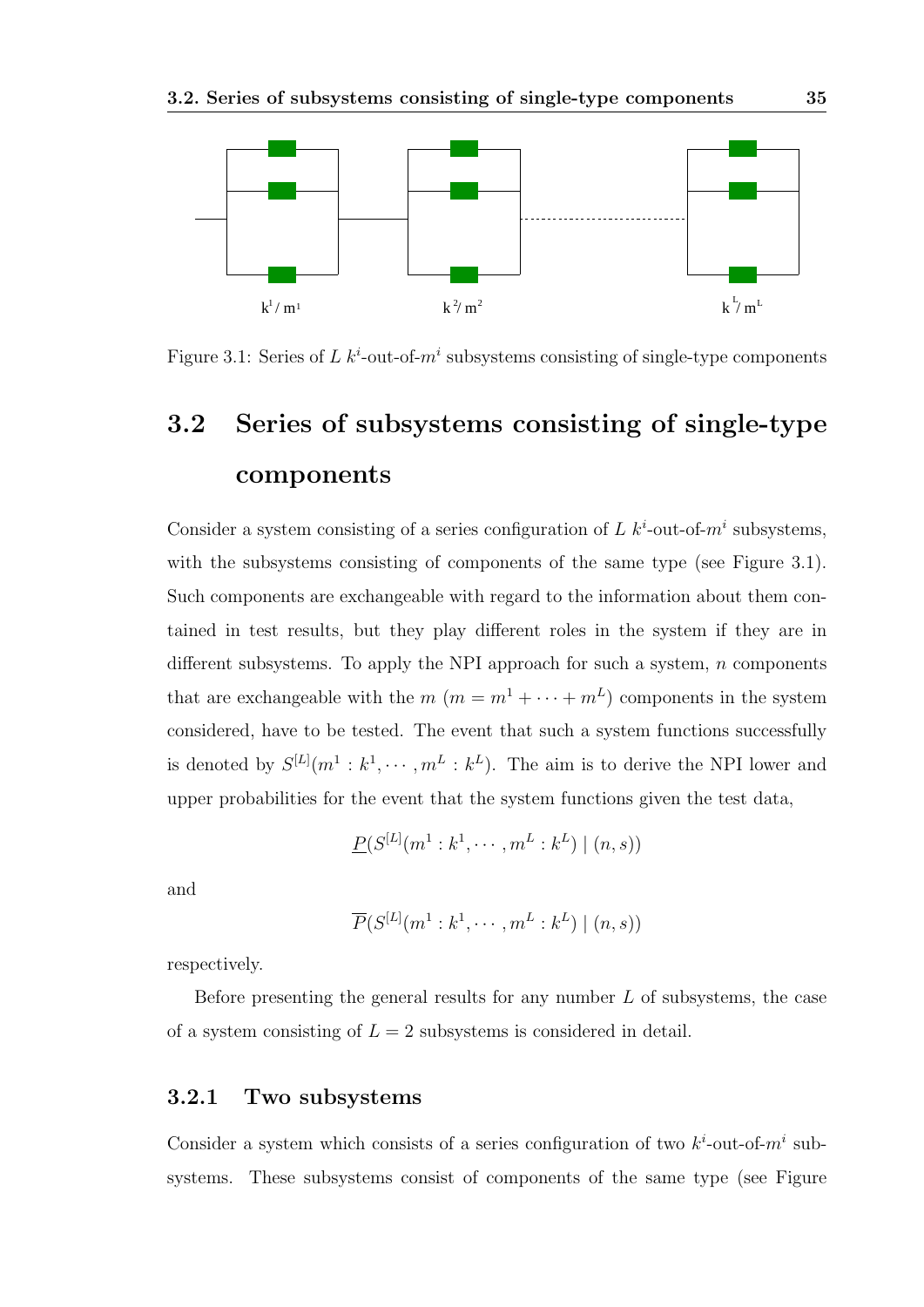Figure 3.1: Series of $L$ $k^i$-out-of-$m^i$ subsystems consisting of single-type components

## 3.2 Series of subsystems consisting of single-type components

Consider a system consisting of a series configuration of $L$ $k^i$-out-of-$m^i$ subsystems, with the subsystems consisting of components of the same type (see Figure 3.1). Such components are exchangeable with regard to the information about them contained in test results, but they play different roles in the system if they are in different subsystems. To apply the NPI approach for such a system, $n$ components that are exchangeable with the $m$ ($m = m^1 + \cdots + m^L$) components in the system considered, have to be tested. The event that such a system functions successfully is denoted by $S^{[L]}(m^1 : k^1, \cdots, m^L : k^L)$. The aim is to derive the NPI lower and upper probabilities for the event that the system functions given the test data,

$$\underline{P}(S^{[L]}(m^1 : k^1, \cdots, m^L : k^L) \mid (n, s))$$

and

$$\overline{P}(S^{[L]}(m^1 : k^1, \cdots, m^L : k^L) \mid (n, s))$$

respectively.

Before presenting the general results for any number $L$ of subsystems, the case of a system consisting of $L = 2$ subsystems is considered in detail.

### 3.2.1 Two subsystems

Consider a system which consists of a series configuration of two $k^i$-out-of-$m^i$ subsystems. These subsystems consist of components of the same type (see Figure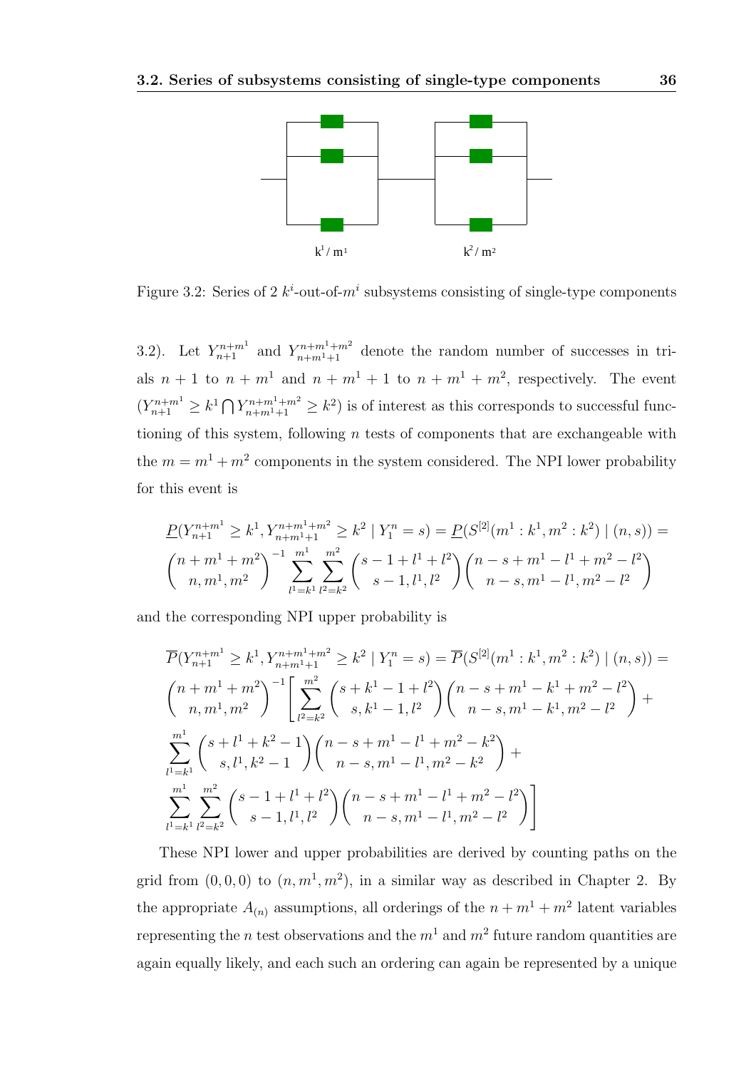Figure 3.2: Series of 2 $k^i$-out-of-$m^i$ subsystems consisting of single-type components

3.2). Let $Y_{n+1}^{n+m^1}$ and $Y_{n+m^1+1}^{n+m^1+m^2}$ denote the random number of successes in trials $n+1$ to $n+m^1$ and $n+m^1+1$ to $n+m^1+m^2$, respectively. The event $(Y_{n+1}^{n+m^1} \geq k^1 \bigcap Y_{n+m^1+1}^{n+m^1+m^2} \geq k^2)$ is of interest as this corresponds to successful functioning of this system, following $n$ tests of components that are exchangeable with the $m = m^1 + m^2$ components in the system considered. The NPI lower probability for this event is

$$\underline{P}(Y_{n+1}^{n+m^1} \geq k^1, Y_{n+m^1+1}^{n+m^1+m^2} \geq k^2 \mid Y_1^n = s) = \underline{P}(S^{[2]}(m^1 : k^1, m^2 : k^2) \mid (n,s)) =$$
$$\binom{n+m^1+m^2}{n, m^1, m^2}^{-1} \sum_{l^1=k^1}^{m^1} \sum_{l^2=k^2}^{m^2} \binom{s-1+l^1+l^2}{s-1, l^1, l^2} \binom{n-s+m^1-l^1+m^2-l^2}{n-s, m^1-l^1, m^2-l^2}$$

and the corresponding NPI upper probability is

$$\overline{P}(Y_{n+1}^{n+m^1} \geq k^1, Y_{n+m^1+1}^{n+m^1+m^2} \geq k^2 \mid Y_1^n = s) = \overline{P}(S^{[2]}(m^1 : k^1, m^2 : k^2) \mid (n,s)) =$$
$$\binom{n+m^1+m^2}{n, m^1, m^2}^{-1} \left[ \sum_{l^2=k^2}^{m^2} \binom{s+k^1-1+l^2}{s, k^1-1, l^2} \binom{n-s+m^1-k^1+m^2-l^2}{n-s, m^1-k^1, m^2-l^2} + \right.$$
$$\sum_{l^1=k^1}^{m^1} \binom{s+l^1+k^2-1}{s, l^1, k^2-1} \binom{n-s+m^1-l^1+m^2-k^2}{n-s, m^1-l^1, m^2-k^2} +$$
$$\left. \sum_{l^1=k^1}^{m^1} \sum_{l^2=k^2}^{m^2} \binom{s-1+l^1+l^2}{s-1, l^1, l^2} \binom{n-s+m^1-l^1+m^2-l^2}{n-s, m^1-l^1, m^2-l^2} \right]$$

These NPI lower and upper probabilities are derived by counting paths on the grid from $(0,0,0)$ to $(n, m^1, m^2)$, in a similar way as described in Chapter 2. By the appropriate $A_{(n)}$ assumptions, all orderings of the $n+m^1+m^2$ latent variables representing the $n$ test observations and the $m^1$ and $m^2$ future random quantities are again equally likely, and each such an ordering can again be represented by a unique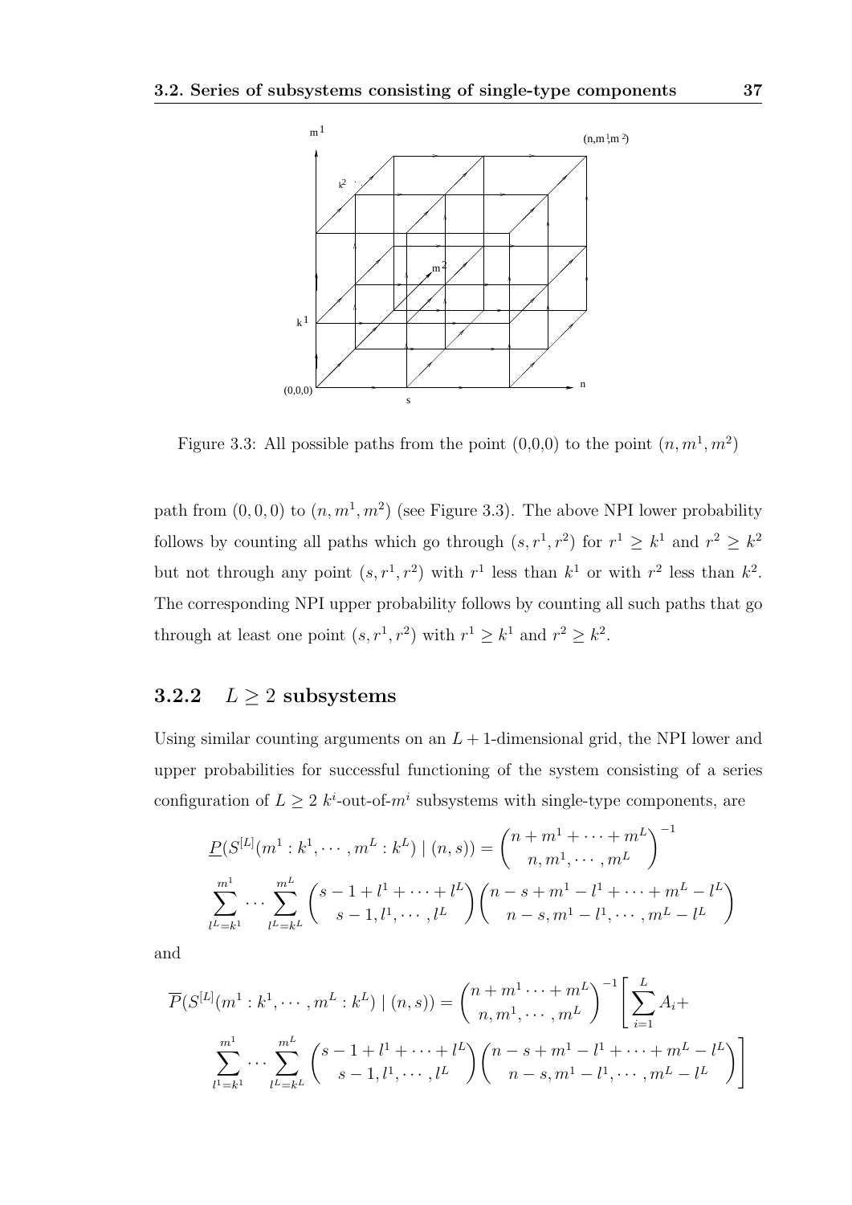Figure 3.3: All possible paths from the point (0,0,0) to the point $(n, m^1, m^2)$

path from $(0, 0, 0)$ to $(n, m^1, m^2)$ (see Figure 3.3). The above NPI lower probability follows by counting all paths which go through $(s, r^1, r^2)$ for $r^1 \geq k^1$ and $r^2 \geq k^2$ but not through any point $(s, r^1, r^2)$ with $r^1$ less than $k^1$ or with $r^2$ less than $k^2$. The corresponding NPI upper probability follows by counting all such paths that go through at least one point $(s, r^1, r^2)$ with $r^1 \geq k^1$ and $r^2 \geq k^2$.

### 3.2.2 $L \geq 2$ subsystems

Using similar counting arguments on an $L + 1$-dimensional grid, the NPI lower and upper probabilities for successful functioning of the system consisting of a series configuration of $L \geq 2$ $k^i$-out-of-$m^i$ subsystems with single-type components, are

$$\underline{P}(S^{[L]}(m^1 : k^1, \cdots, m^L : k^L) \mid (n, s)) = \binom{n + m^1 + \cdots + m^L}{n, m^1, \cdots, m^L}^{-1}$$

$$\sum_{l^L=k^1}^{m^1} \cdots \sum_{l^L=k^L}^{m^L} \binom{s - 1 + l^1 + \cdots + l^L}{s - 1, l^1, \cdots, l^L} \binom{n - s + m^1 - l^1 + \cdots + m^L - l^L}{n - s, m^1 - l^1, \cdots, m^L - l^L}$$

and

$$\overline{P}(S^{[L]}(m^1 : k^1, \cdots, m^L : k^L) \mid (n, s)) = \binom{n + m^1 \cdots + m^L}{n, m^1, \cdots, m^L}^{-1} \left[ \sum_{i=1}^{L} A_i + \right.$$

$$\left. \sum_{l^1=k^1}^{m^1} \cdots \sum_{l^L=k^L}^{m^L} \binom{s - 1 + l^1 + \cdots + l^L}{s - 1, l^1, \cdots, l^L} \binom{n - s + m^1 - l^1 + \cdots + m^L - l^L}{n - s, m^1 - l^1, \cdots, m^L - l^L} \right]$$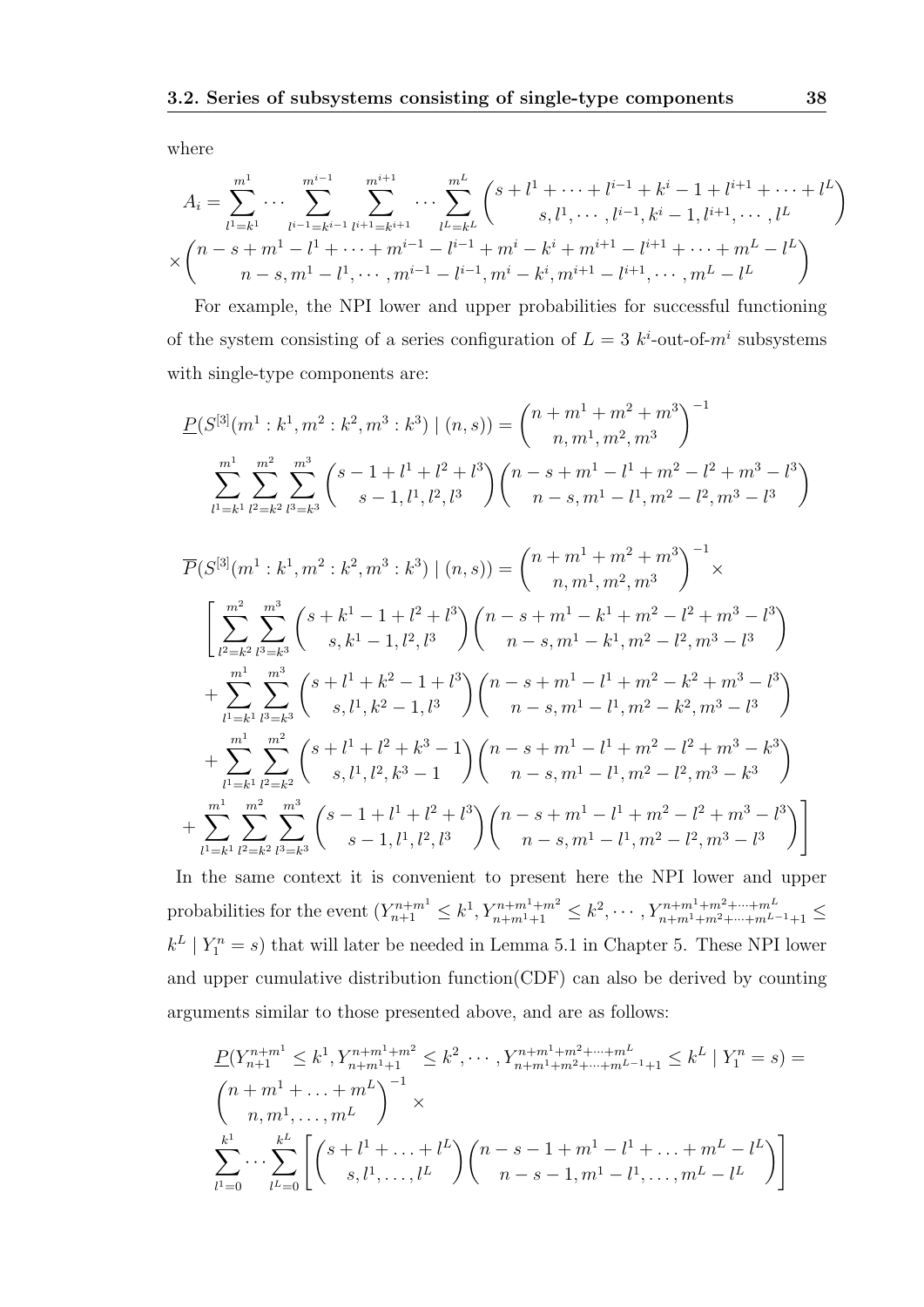where

$$A_i = \sum_{l^1=k^1}^{m^1} \cdots \sum_{l^{i-1}=k^{i-1}}^{m^{i-1}} \sum_{l^{i+1}=k^{i+1}}^{m^{i+1}} \cdots \sum_{l^L=k^L}^{m^L} \binom{s + l^1 + \cdots + l^{i-1} + k^i - 1 + l^{i+1} + \cdots + l^L}{s, l^1, \cdots, l^{i-1}, k^i - 1, l^{i+1}, \cdots, l^L}$$
$$\times \binom{n - s + m^1 - l^1 + \cdots + m^{i-1} - l^{i-1} + m^i - k^i + m^{i+1} - l^{i+1} + \cdots + m^L - l^L}{n - s, m^1 - l^1, \cdots, m^{i-1} - l^{i-1}, m^i - k^i, m^{i+1} - l^{i+1}, \cdots, m^L - l^L}$$

For example, the NPI lower and upper probabilities for successful functioning of the system consisting of a series configuration of $L = 3$ $k^i$-out-of-$m^i$ subsystems with single-type components are:

$$\underline{P}(S^{[3]}(m^1 : k^1, m^2 : k^2, m^3 : k^3) \mid (n, s)) = \binom{n + m^1 + m^2 + m^3}{n, m^1, m^2, m^3}^{-1}$$
$$\sum_{l^1=k^1}^{m^1} \sum_{l^2=k^2}^{m^2} \sum_{l^3=k^3}^{m^3} \binom{s - 1 + l^1 + l^2 + l^3}{s - 1, l^1, l^2, l^3} \binom{n - s + m^1 - l^1 + m^2 - l^2 + m^3 - l^3}{n - s, m^1 - l^1, m^2 - l^2, m^3 - l^3}$$

$$\overline{P}(S^{[3]}(m^1 : k^1, m^2 : k^2, m^3 : k^3) \mid (n, s)) = \binom{n + m^1 + m^2 + m^3}{n, m^1, m^2, m^3}^{-1} \times$$
$$\Bigg[ \sum_{l^2=k^2}^{m^2} \sum_{l^3=k^3}^{m^3} \binom{s + k^1 - 1 + l^2 + l^3}{s, k^1 - 1, l^2, l^3} \binom{n - s + m^1 - k^1 + m^2 - l^2 + m^3 - l^3}{n - s, m^1 - k^1, m^2 - l^2, m^3 - l^3}$$
$$+ \sum_{l^1=k^1}^{m^1} \sum_{l^3=k^3}^{m^3} \binom{s + l^1 + k^2 - 1 + l^3}{s, l^1, k^2 - 1, l^3} \binom{n - s + m^1 - l^1 + m^2 - k^2 + m^3 - l^3}{n - s, m^1 - l^1, m^2 - k^2, m^3 - l^3}$$
$$+ \sum_{l^1=k^1}^{m^1} \sum_{l^2=k^2}^{m^2} \binom{s + l^1 + l^2 + k^3 - 1}{s, l^1, l^2, k^3 - 1} \binom{n - s + m^1 - l^1 + m^2 - l^2 + m^3 - k^3}{n - s, m^1 - l^1, m^2 - l^2, m^3 - k^3}$$
$$+ \sum_{l^1=k^1}^{m^1} \sum_{l^2=k^2}^{m^2} \sum_{l^3=k^3}^{m^3} \binom{s - 1 + l^1 + l^2 + l^3}{s - 1, l^1, l^2, l^3} \binom{n - s + m^1 - l^1 + m^2 - l^2 + m^3 - l^3}{n - s, m^1 - l^1, m^2 - l^2, m^3 - l^3} \Bigg]$$

In the same context it is convenient to present here the NPI lower and upper probabilities for the event $(Y_{n+1}^{n+m^1} \leq k^1, Y_{n+m^1+1}^{n+m^1+m^2} \leq k^2, \cdots, Y_{n+m^1+m^2+\cdots+m^{L-1}+1}^{n+m^1+m^2+\cdots+m^L} \leq k^L \mid Y_1^n = s)$ that will later be needed in Lemma 5.1 in Chapter 5. These NPI lower and upper cumulative distribution function(CDF) can also be derived by counting arguments similar to those presented above, and are as follows:

$$\underline{P}(Y_{n+1}^{n+m^1} \leq k^1, Y_{n+m^1+1}^{n+m^1+m^2} \leq k^2, \cdots, Y_{n+m^1+m^2+\cdots+m^{L-1}+1}^{n+m^1+m^2+\cdots+m^L} \leq k^L \mid Y_1^n = s) =$$
$$\binom{n + m^1 + \ldots + m^L}{n, m^1, \ldots, m^L}^{-1} \times$$
$$\sum_{l^1=0}^{k^1} \cdots \sum_{l^L=0}^{k^L} \left[ \binom{s + l^1 + \ldots + l^L}{s, l^1, \ldots, l^L} \binom{n - s - 1 + m^1 - l^1 + \ldots + m^L - l^L}{n - s - 1, m^1 - l^1, \ldots, m^L - l^L} \right]$$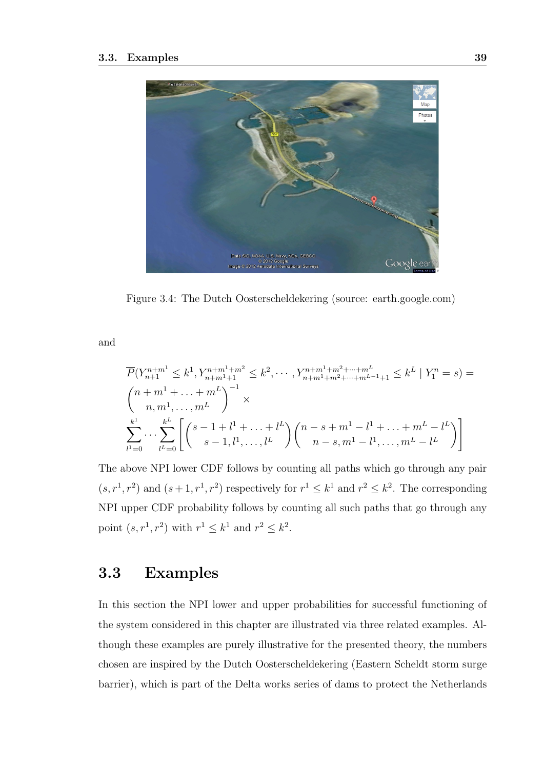Figure 3.4: The Dutch Oosterscheldekering (source: earth.google.com)

and

$$\overline{P}(Y_{n+1}^{n+m^1} \leq k^1, Y_{n+m^1+1}^{n+m^1+m^2} \leq k^2, \cdots, Y_{n+m^1+m^2+\cdots+m^{L-1}+1}^{n+m^1+m^2+\cdots+m^L} \leq k^L \mid Y_1^n = s) =$$
$$\binom{n+m^1+\ldots+m^L}{n, m^1, \ldots, m^L}^{-1} \times$$
$$\sum_{l^1=0}^{k^1} \cdots \sum_{l^L=0}^{k^L} \left[ \binom{s-1+l^1+\ldots+l^L}{s-1, l^1, \ldots, l^L} \binom{n-s+m^1-l^1+\ldots+m^L-l^L}{n-s, m^1-l^1, \ldots, m^L-l^L} \right]$$

The above NPI lower CDF follows by counting all paths which go through any pair $(s, r^1, r^2)$ and $(s+1, r^1, r^2)$ respectively for $r^1 \leq k^1$ and $r^2 \leq k^2$. The corresponding NPI upper CDF probability follows by counting all such paths that go through any point $(s, r^1, r^2)$ with $r^1 \leq k^1$ and $r^2 \leq k^2$.

## 3.3 Examples

In this section the NPI lower and upper probabilities for successful functioning of the system considered in this chapter are illustrated via three related examples. Although these examples are purely illustrative for the presented theory, the numbers chosen are inspired by the Dutch Oosterscheldekering (Eastern Scheldt storm surge barrier), which is part of the Delta works series of dams to protect the Netherlands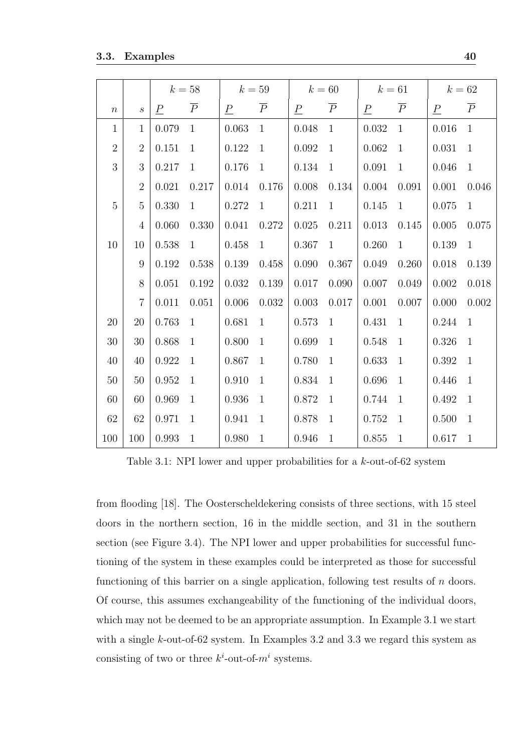| | | $k = 58$ | | $k = 59$ | | $k = 60$ | | $k = 61$ | | $k = 62$ | |
|---|---|---|---|---|---|---|---|---|---|---|---|
| $n$ | $s$ | $\underline{P}$ | $\overline{P}$ | $\underline{P}$ | $\overline{P}$ | $\underline{P}$ | $\overline{P}$ | $\underline{P}$ | $\overline{P}$ | $\underline{P}$ | $\overline{P}$ |
| 1 | 1 | 0.079 | 1 | 0.063 | 1 | 0.048 | 1 | 0.032 | 1 | 0.016 | 1 |
| 2 | 2 | 0.151 | 1 | 0.122 | 1 | 0.092 | 1 | 0.062 | 1 | 0.031 | 1 |
| 3 | 3 | 0.217 | 1 | 0.176 | 1 | 0.134 | 1 | 0.091 | 1 | 0.046 | 1 |
| | 2 | 0.021 | 0.217 | 0.014 | 0.176 | 0.008 | 0.134 | 0.004 | 0.091 | 0.001 | 0.046 |
| 5 | 5 | 0.330 | 1 | 0.272 | 1 | 0.211 | 1 | 0.145 | 1 | 0.075 | 1 |
| | 4 | 0.060 | 0.330 | 0.041 | 0.272 | 0.025 | 0.211 | 0.013 | 0.145 | 0.005 | 0.075 |
| 10 | 10 | 0.538 | 1 | 0.458 | 1 | 0.367 | 1 | 0.260 | 1 | 0.139 | 1 |
| | 9 | 0.192 | 0.538 | 0.139 | 0.458 | 0.090 | 0.367 | 0.049 | 0.260 | 0.018 | 0.139 |
| | 8 | 0.051 | 0.192 | 0.032 | 0.139 | 0.017 | 0.090 | 0.007 | 0.049 | 0.002 | 0.018 |
| | 7 | 0.011 | 0.051 | 0.006 | 0.032 | 0.003 | 0.017 | 0.001 | 0.007 | 0.000 | 0.002 |
| 20 | 20 | 0.763 | 1 | 0.681 | 1 | 0.573 | 1 | 0.431 | 1 | 0.244 | 1 |
| 30 | 30 | 0.868 | 1 | 0.800 | 1 | 0.699 | 1 | 0.548 | 1 | 0.326 | 1 |
| 40 | 40 | 0.922 | 1 | 0.867 | 1 | 0.780 | 1 | 0.633 | 1 | 0.392 | 1 |
| 50 | 50 | 0.952 | 1 | 0.910 | 1 | 0.834 | 1 | 0.696 | 1 | 0.446 | 1 |
| 60 | 60 | 0.969 | 1 | 0.936 | 1 | 0.872 | 1 | 0.744 | 1 | 0.492 | 1 |
| 62 | 62 | 0.971 | 1 | 0.941 | 1 | 0.878 | 1 | 0.752 | 1 | 0.500 | 1 |
| 100 | 100 | 0.993 | 1 | 0.980 | 1 | 0.946 | 1 | 0.855 | 1 | 0.617 | 1 |

Table 3.1: NPI lower and upper probabilities for a $k$-out-of-62 system

from flooding [18]. The Oosterscheldekering consists of three sections, with 15 steel doors in the northern section, 16 in the middle section, and 31 in the southern section (see Figure 3.4). The NPI lower and upper probabilities for successful functioning of the system in these examples could be interpreted as those for successful functioning of this barrier on a single application, following test results of $n$ doors. Of course, this assumes exchangeability of the functioning of the individual doors, which may not be deemed to be an appropriate assumption. In Example 3.1 we start with a single $k$-out-of-62 system. In Examples 3.2 and 3.3 we regard this system as consisting of two or three $k^i$-out-of-$m^i$ systems.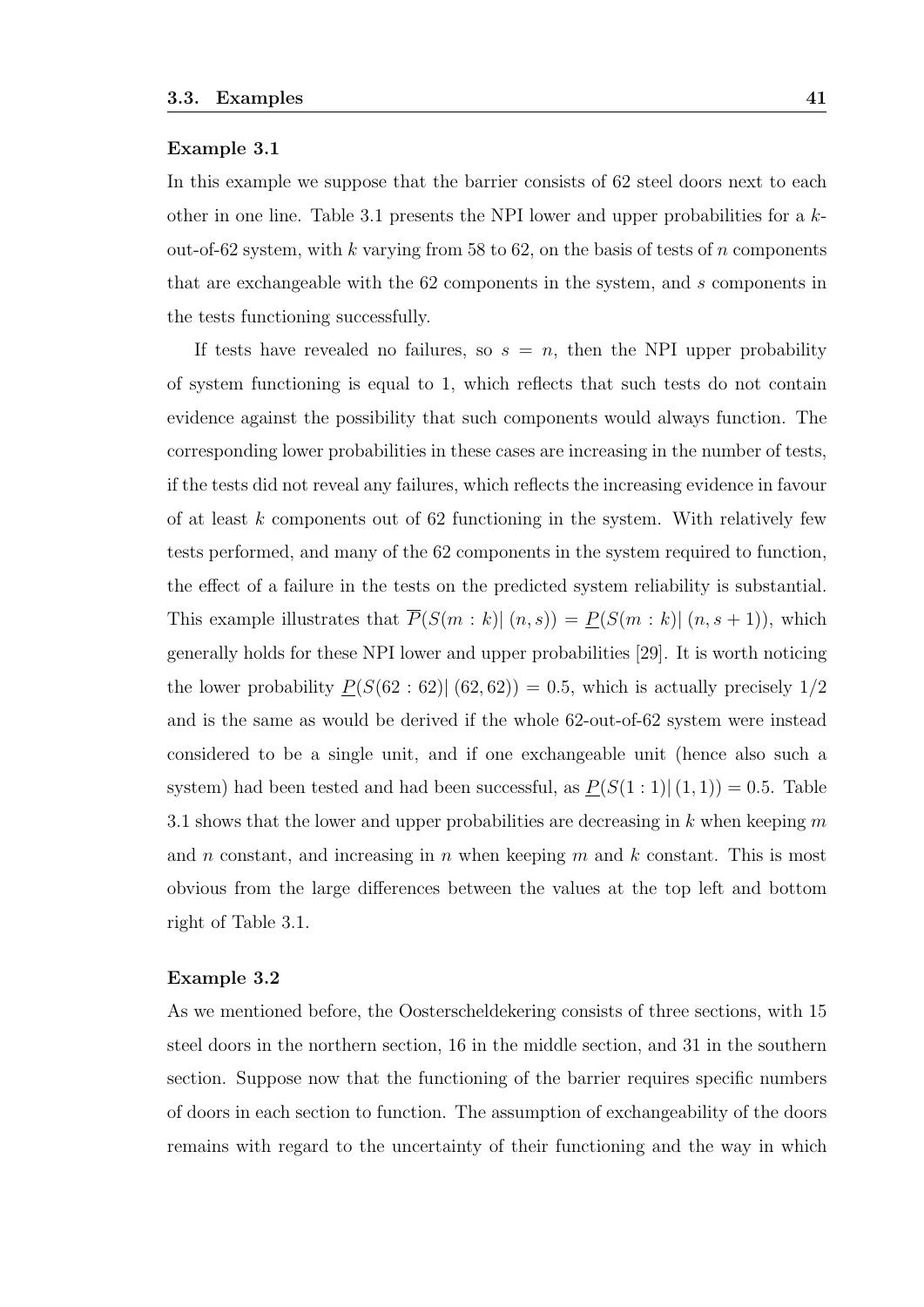**Example 3.1**

In this example we suppose that the barrier consists of 62 steel doors next to each other in one line. Table 3.1 presents the NPI lower and upper probabilities for a $k$-out-of-62 system, with $k$ varying from 58 to 62, on the basis of tests of $n$ components that are exchangeable with the 62 components in the system, and $s$ components in the tests functioning successfully.

If tests have revealed no failures, so $s = n$, then the NPI upper probability of system functioning is equal to 1, which reflects that such tests do not contain evidence against the possibility that such components would always function. The corresponding lower probabilities in these cases are increasing in the number of tests, if the tests did not reveal any failures, which reflects the increasing evidence in favour of at least $k$ components out of 62 functioning in the system. With relatively few tests performed, and many of the 62 components in the system required to function, the effect of a failure in the tests on the predicted system reliability is substantial. This example illustrates that $\overline{P}(S(m:k)|\,(n,s)) = \underline{P}(S(m:k)|\,(n,s+1))$, which generally holds for these NPI lower and upper probabilities [29]. It is worth noticing the lower probability $\underline{P}(S(62:62)|\,(62,62)) = 0.5$, which is actually precisely 1/2 and is the same as would be derived if the whole 62-out-of-62 system were instead considered to be a single unit, and if one exchangeable unit (hence also such a system) had been tested and had been successful, as $\underline{P}(S(1:1)|\,(1,1)) = 0.5$. Table 3.1 shows that the lower and upper probabilities are decreasing in $k$ when keeping $m$ and $n$ constant, and increasing in $n$ when keeping $m$ and $k$ constant. This is most obvious from the large differences between the values at the top left and bottom right of Table 3.1.

**Example 3.2**

As we mentioned before, the Oosterscheldekering consists of three sections, with 15 steel doors in the northern section, 16 in the middle section, and 31 in the southern section. Suppose now that the functioning of the barrier requires specific numbers of doors in each section to function. The assumption of exchangeability of the doors remains with regard to the uncertainty of their functioning and the way in which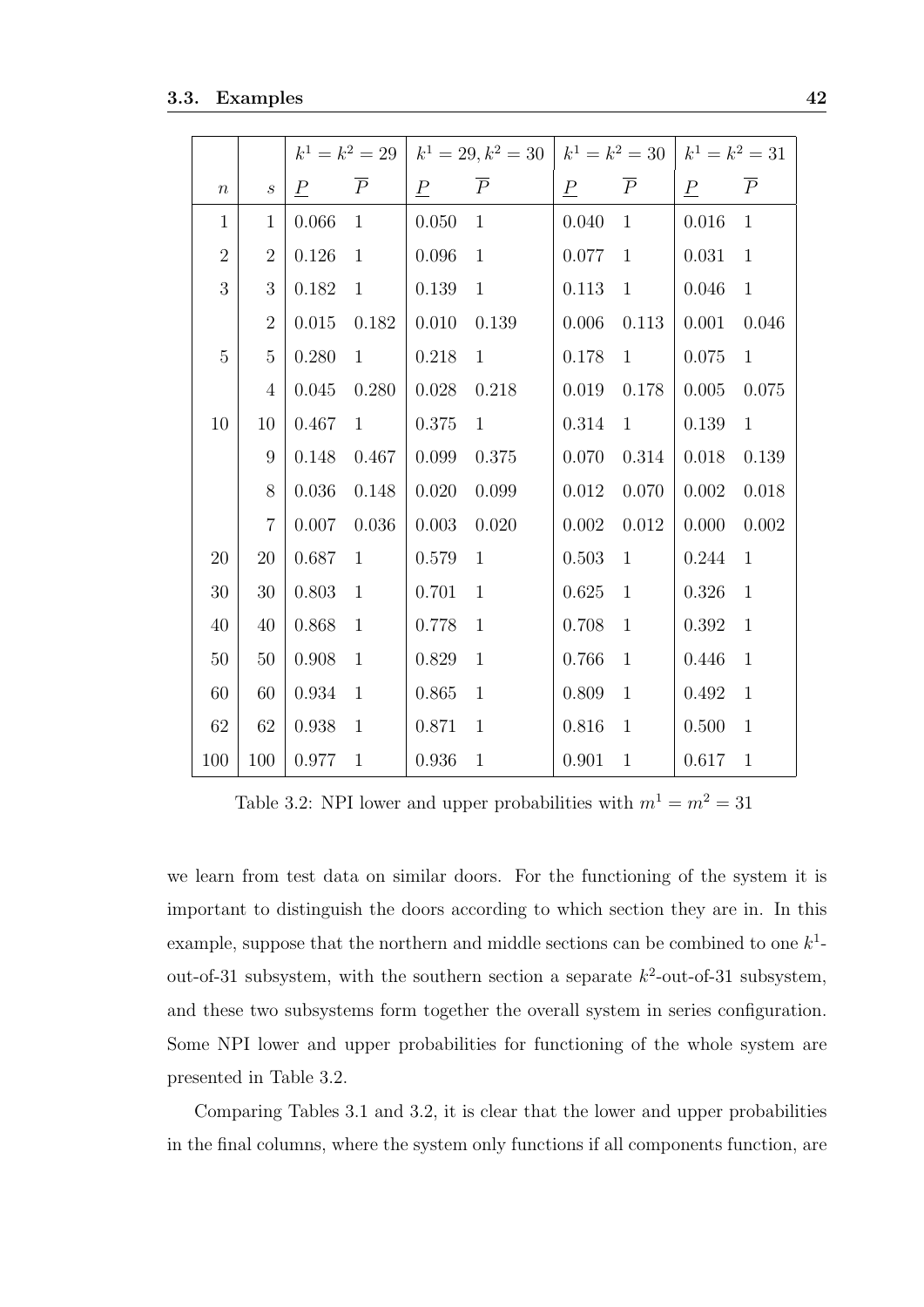|  |  | $k^1 = k^2 = 29$ |  | $k^1 = 29, k^2 = 30$ |  | $k^1 = k^2 = 30$ |  | $k^1 = k^2 = 31$ |  |
|---|---|---|---|---|---|---|---|---|---|
| $n$ | $s$ | $\underline{P}$ | $\overline{P}$ | $\underline{P}$ | $\overline{P}$ | $\underline{P}$ | $\overline{P}$ | $\underline{P}$ | $\overline{P}$ |
| 1 | 1 | 0.066 | 1 | 0.050 | 1 | 0.040 | 1 | 0.016 | 1 |
| 2 | 2 | 0.126 | 1 | 0.096 | 1 | 0.077 | 1 | 0.031 | 1 |
| 3 | 3 | 0.182 | 1 | 0.139 | 1 | 0.113 | 1 | 0.046 | 1 |
|  | 2 | 0.015 | 0.182 | 0.010 | 0.139 | 0.006 | 0.113 | 0.001 | 0.046 |
| 5 | 5 | 0.280 | 1 | 0.218 | 1 | 0.178 | 1 | 0.075 | 1 |
|  | 4 | 0.045 | 0.280 | 0.028 | 0.218 | 0.019 | 0.178 | 0.005 | 0.075 |
| 10 | 10 | 0.467 | 1 | 0.375 | 1 | 0.314 | 1 | 0.139 | 1 |
|  | 9 | 0.148 | 0.467 | 0.099 | 0.375 | 0.070 | 0.314 | 0.018 | 0.139 |
|  | 8 | 0.036 | 0.148 | 0.020 | 0.099 | 0.012 | 0.070 | 0.002 | 0.018 |
|  | 7 | 0.007 | 0.036 | 0.003 | 0.020 | 0.002 | 0.012 | 0.000 | 0.002 |
| 20 | 20 | 0.687 | 1 | 0.579 | 1 | 0.503 | 1 | 0.244 | 1 |
| 30 | 30 | 0.803 | 1 | 0.701 | 1 | 0.625 | 1 | 0.326 | 1 |
| 40 | 40 | 0.868 | 1 | 0.778 | 1 | 0.708 | 1 | 0.392 | 1 |
| 50 | 50 | 0.908 | 1 | 0.829 | 1 | 0.766 | 1 | 0.446 | 1 |
| 60 | 60 | 0.934 | 1 | 0.865 | 1 | 0.809 | 1 | 0.492 | 1 |
| 62 | 62 | 0.938 | 1 | 0.871 | 1 | 0.816 | 1 | 0.500 | 1 |
| 100 | 100 | 0.977 | 1 | 0.936 | 1 | 0.901 | 1 | 0.617 | 1 |

Table 3.2: NPI lower and upper probabilities with $m^1 = m^2 = 31$

we learn from test data on similar doors. For the functioning of the system it is important to distinguish the doors according to which section they are in. In this example, suppose that the northern and middle sections can be combined to one $k^1$-out-of-31 subsystem, with the southern section a separate $k^2$-out-of-31 subsystem, and these two subsystems form together the overall system in series configuration. Some NPI lower and upper probabilities for functioning of the whole system are presented in Table 3.2.

Comparing Tables 3.1 and 3.2, it is clear that the lower and upper probabilities in the final columns, where the system only functions if all components function, are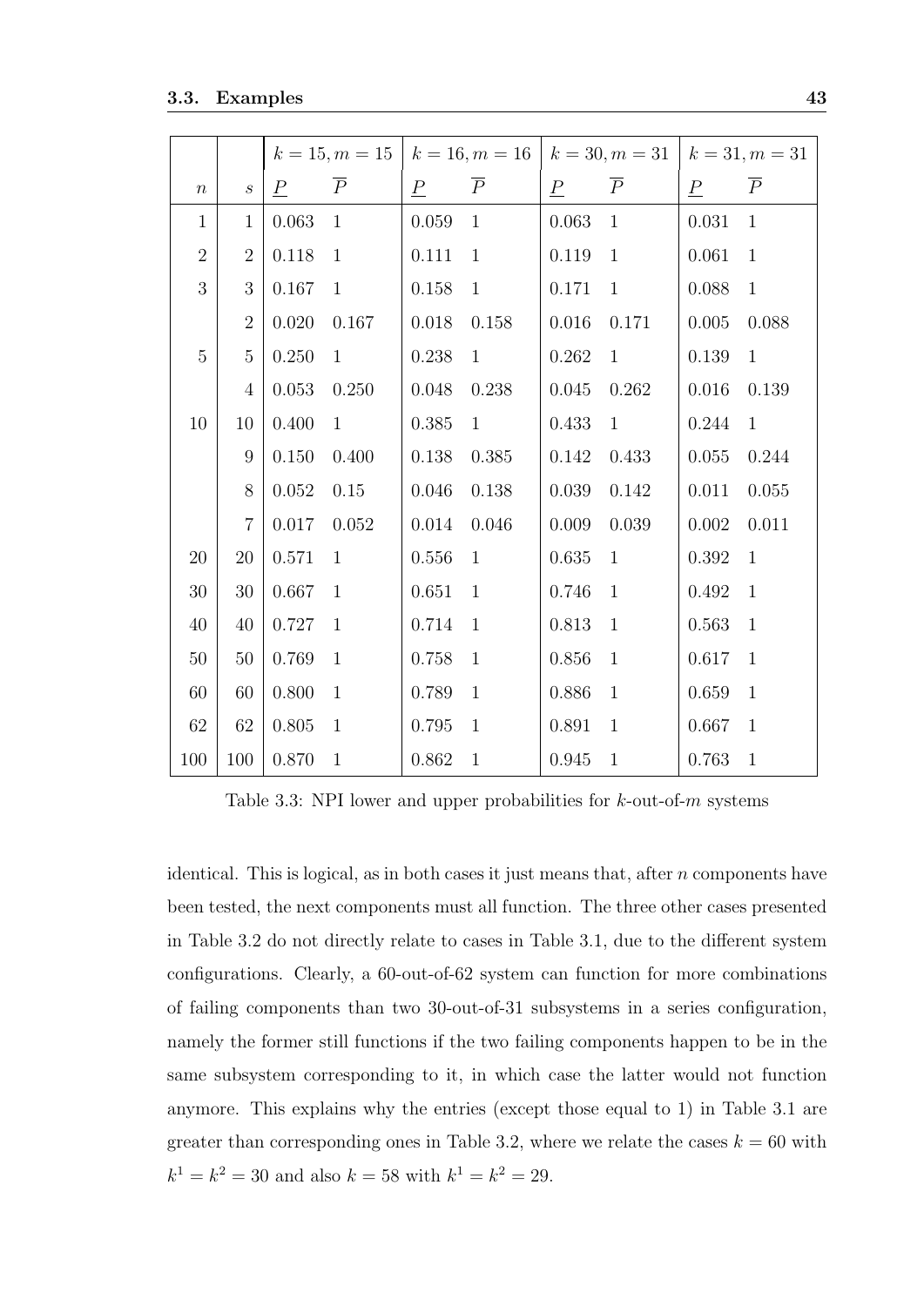| | | $k=15, m=15$ | | $k=16, m=16$ | | $k=30, m=31$ | | $k=31, m=31$ | |
|---|---|---|---|---|---|---|---|---|---|
| $n$ | $s$ | $\underline{P}$ | $\overline{P}$ | $\underline{P}$ | $\overline{P}$ | $\underline{P}$ | $\overline{P}$ | $\underline{P}$ | $\overline{P}$ |
| 1 | 1 | 0.063 | 1 | 0.059 | 1 | 0.063 | 1 | 0.031 | 1 |
| 2 | 2 | 0.118 | 1 | 0.111 | 1 | 0.119 | 1 | 0.061 | 1 |
| 3 | 3 | 0.167 | 1 | 0.158 | 1 | 0.171 | 1 | 0.088 | 1 |
| | 2 | 0.020 | 0.167 | 0.018 | 0.158 | 0.016 | 0.171 | 0.005 | 0.088 |
| 5 | 5 | 0.250 | 1 | 0.238 | 1 | 0.262 | 1 | 0.139 | 1 |
| | 4 | 0.053 | 0.250 | 0.048 | 0.238 | 0.045 | 0.262 | 0.016 | 0.139 |
| 10 | 10 | 0.400 | 1 | 0.385 | 1 | 0.433 | 1 | 0.244 | 1 |
| | 9 | 0.150 | 0.400 | 0.138 | 0.385 | 0.142 | 0.433 | 0.055 | 0.244 |
| | 8 | 0.052 | 0.15 | 0.046 | 0.138 | 0.039 | 0.142 | 0.011 | 0.055 |
| | 7 | 0.017 | 0.052 | 0.014 | 0.046 | 0.009 | 0.039 | 0.002 | 0.011 |
| 20 | 20 | 0.571 | 1 | 0.556 | 1 | 0.635 | 1 | 0.392 | 1 |
| 30 | 30 | 0.667 | 1 | 0.651 | 1 | 0.746 | 1 | 0.492 | 1 |
| 40 | 40 | 0.727 | 1 | 0.714 | 1 | 0.813 | 1 | 0.563 | 1 |
| 50 | 50 | 0.769 | 1 | 0.758 | 1 | 0.856 | 1 | 0.617 | 1 |
| 60 | 60 | 0.800 | 1 | 0.789 | 1 | 0.886 | 1 | 0.659 | 1 |
| 62 | 62 | 0.805 | 1 | 0.795 | 1 | 0.891 | 1 | 0.667 | 1 |
| 100 | 100 | 0.870 | 1 | 0.862 | 1 | 0.945 | 1 | 0.763 | 1 |

Table 3.3: NPI lower and upper probabilities for $k$-out-of-$m$ systems

identical. This is logical, as in both cases it just means that, after $n$ components have been tested, the next components must all function. The three other cases presented in Table 3.2 do not directly relate to cases in Table 3.1, due to the different system configurations. Clearly, a 60-out-of-62 system can function for more combinations of failing components than two 30-out-of-31 subsystems in a series configuration, namely the former still functions if the two failing components happen to be in the same subsystem corresponding to it, in which case the latter would not function anymore. This explains why the entries (except those equal to 1) in Table 3.1 are greater than corresponding ones in Table 3.2, where we relate the cases $k = 60$ with $k^1 = k^2 = 30$ and also $k = 58$ with $k^1 = k^2 = 29$.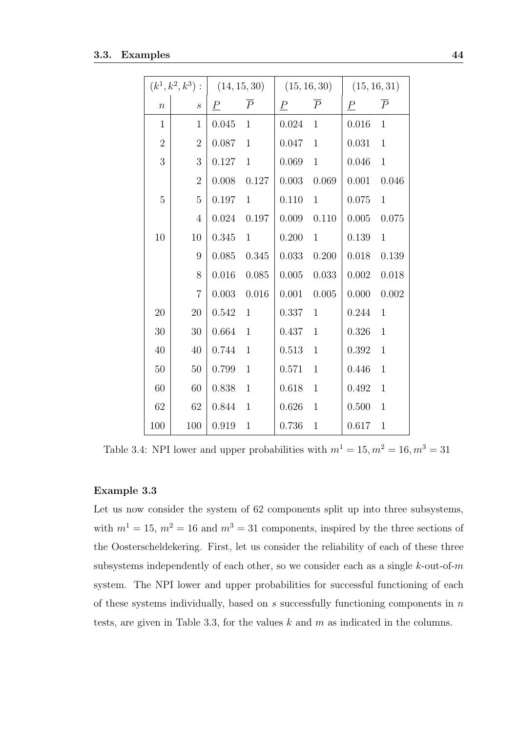| $(k^1, k^2, k^3):$ | | (14, 15, 30) | | (15, 16, 30) | | (15, 16, 31) | |
|---|---|---|---|---|---|---|---|
| $n$ | $s$ | $\underline{P}$ | $\overline{P}$ | $\underline{P}$ | $\overline{P}$ | $\underline{P}$ | $\overline{P}$ |
| 1 | 1 | 0.045 | 1 | 0.024 | 1 | 0.016 | 1 |
| 2 | 2 | 0.087 | 1 | 0.047 | 1 | 0.031 | 1 |
| 3 | 3 | 0.127 | 1 | 0.069 | 1 | 0.046 | 1 |
| | 2 | 0.008 | 0.127 | 0.003 | 0.069 | 0.001 | 0.046 |
| 5 | 5 | 0.197 | 1 | 0.110 | 1 | 0.075 | 1 |
| | 4 | 0.024 | 0.197 | 0.009 | 0.110 | 0.005 | 0.075 |
| 10 | 10 | 0.345 | 1 | 0.200 | 1 | 0.139 | 1 |
| | 9 | 0.085 | 0.345 | 0.033 | 0.200 | 0.018 | 0.139 |
| | 8 | 0.016 | 0.085 | 0.005 | 0.033 | 0.002 | 0.018 |
| | 7 | 0.003 | 0.016 | 0.001 | 0.005 | 0.000 | 0.002 |
| 20 | 20 | 0.542 | 1 | 0.337 | 1 | 0.244 | 1 |
| 30 | 30 | 0.664 | 1 | 0.437 | 1 | 0.326 | 1 |
| 40 | 40 | 0.744 | 1 | 0.513 | 1 | 0.392 | 1 |
| 50 | 50 | 0.799 | 1 | 0.571 | 1 | 0.446 | 1 |
| 60 | 60 | 0.838 | 1 | 0.618 | 1 | 0.492 | 1 |
| 62 | 62 | 0.844 | 1 | 0.626 | 1 | 0.500 | 1 |
| 100 | 100 | 0.919 | 1 | 0.736 | 1 | 0.617 | 1 |

Table 3.4: NPI lower and upper probabilities with $m^1 = 15, m^2 = 16, m^3 = 31$

#### Example 3.3

Let us now consider the system of 62 components split up into three subsystems, with $m^1 = 15$, $m^2 = 16$ and $m^3 = 31$ components, inspired by the three sections of the Oosterscheldekering. First, let us consider the reliability of each of these three subsystems independently of each other, so we consider each as a single $k$-out-of-$m$ system. The NPI lower and upper probabilities for successful functioning of each of these systems individually, based on $s$ successfully functioning components in $n$ tests, are given in Table 3.3, for the values $k$ and $m$ as indicated in the columns.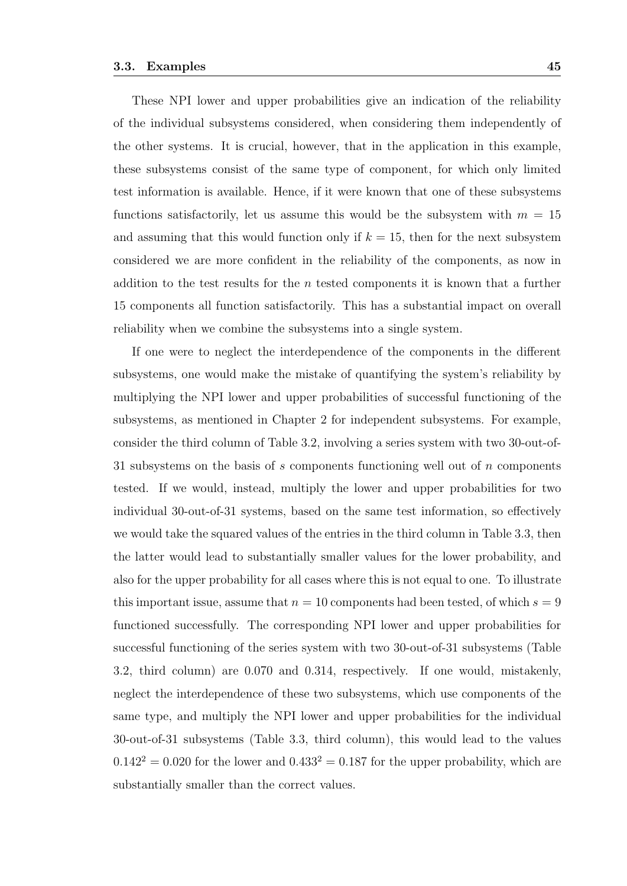These NPI lower and upper probabilities give an indication of the reliability of the individual subsystems considered, when considering them independently of the other systems. It is crucial, however, that in the application in this example, these subsystems consist of the same type of component, for which only limited test information is available. Hence, if it were known that one of these subsystems functions satisfactorily, let us assume this would be the subsystem with $m = 15$ and assuming that this would function only if $k = 15$, then for the next subsystem considered we are more confident in the reliability of the components, as now in addition to the test results for the $n$ tested components it is known that a further 15 components all function satisfactorily. This has a substantial impact on overall reliability when we combine the subsystems into a single system.

If one were to neglect the interdependence of the components in the different subsystems, one would make the mistake of quantifying the system's reliability by multiplying the NPI lower and upper probabilities of successful functioning of the subsystems, as mentioned in Chapter 2 for independent subsystems. For example, consider the third column of Table 3.2, involving a series system with two 30-out-of-31 subsystems on the basis of $s$ components functioning well out of $n$ components tested. If we would, instead, multiply the lower and upper probabilities for two individual 30-out-of-31 systems, based on the same test information, so effectively we would take the squared values of the entries in the third column in Table 3.3, then the latter would lead to substantially smaller values for the lower probability, and also for the upper probability for all cases where this is not equal to one. To illustrate this important issue, assume that $n = 10$ components had been tested, of which $s = 9$ functioned successfully. The corresponding NPI lower and upper probabilities for successful functioning of the series system with two 30-out-of-31 subsystems (Table 3.2, third column) are 0.070 and 0.314, respectively. If one would, mistakenly, neglect the interdependence of these two subsystems, which use components of the same type, and multiply the NPI lower and upper probabilities for the individual 30-out-of-31 subsystems (Table 3.3, third column), this would lead to the values $0.142^2 = 0.020$ for the lower and $0.433^2 = 0.187$ for the upper probability, which are substantially smaller than the correct values.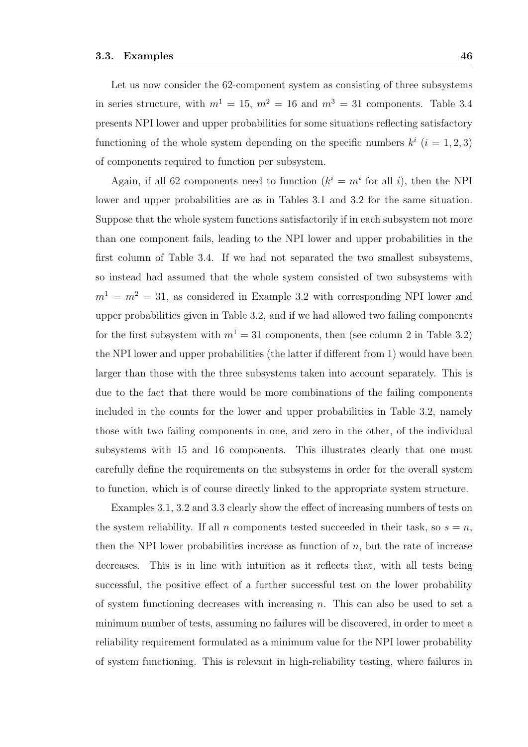Let us now consider the 62-component system as consisting of three subsystems in series structure, with $m^1 = 15$, $m^2 = 16$ and $m^3 = 31$ components. Table 3.4 presents NPI lower and upper probabilities for some situations reflecting satisfactory functioning of the whole system depending on the specific numbers $k^i$ $(i = 1, 2, 3)$ of components required to function per subsystem.

Again, if all 62 components need to function ($k^i = m^i$ for all $i$), then the NPI lower and upper probabilities are as in Tables 3.1 and 3.2 for the same situation. Suppose that the whole system functions satisfactorily if in each subsystem not more than one component fails, leading to the NPI lower and upper probabilities in the first column of Table 3.4. If we had not separated the two smallest subsystems, so instead had assumed that the whole system consisted of two subsystems with $m^1 = m^2 = 31$, as considered in Example 3.2 with corresponding NPI lower and upper probabilities given in Table 3.2, and if we had allowed two failing components for the first subsystem with $m^1 = 31$ components, then (see column 2 in Table 3.2) the NPI lower and upper probabilities (the latter if different from 1) would have been larger than those with the three subsystems taken into account separately. This is due to the fact that there would be more combinations of the failing components included in the counts for the lower and upper probabilities in Table 3.2, namely those with two failing components in one, and zero in the other, of the individual subsystems with 15 and 16 components. This illustrates clearly that one must carefully define the requirements on the subsystems in order for the overall system to function, which is of course directly linked to the appropriate system structure.

Examples 3.1, 3.2 and 3.3 clearly show the effect of increasing numbers of tests on the system reliability. If all $n$ components tested succeeded in their task, so $s = n$, then the NPI lower probabilities increase as function of $n$, but the rate of increase decreases. This is in line with intuition as it reflects that, with all tests being successful, the positive effect of a further successful test on the lower probability of system functioning decreases with increasing $n$. This can also be used to set a minimum number of tests, assuming no failures will be discovered, in order to meet a reliability requirement formulated as a minimum value for the NPI lower probability of system functioning. This is relevant in high-reliability testing, where failures in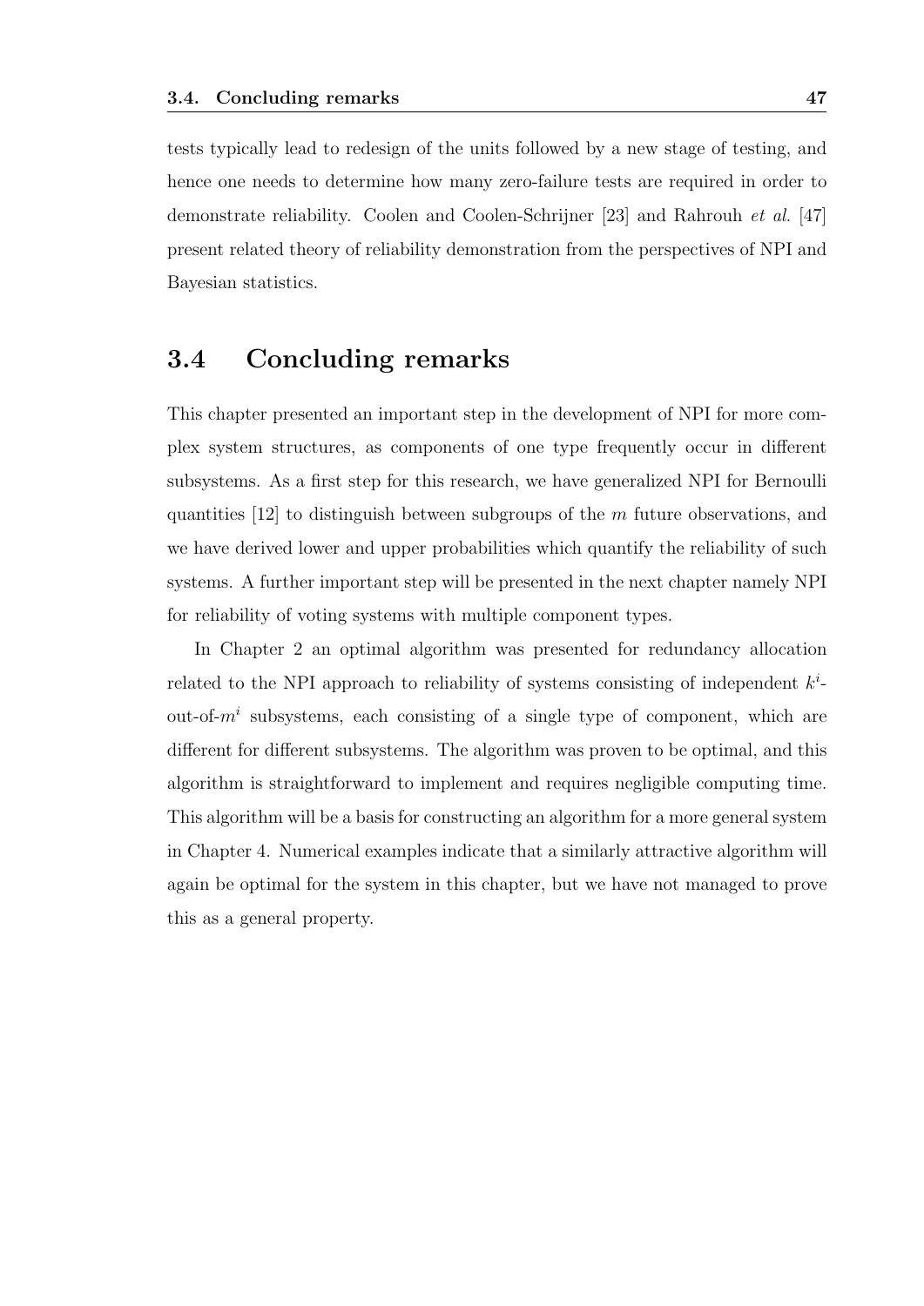tests typically lead to redesign of the units followed by a new stage of testing, and hence one needs to determine how many zero-failure tests are required in order to demonstrate reliability. Coolen and Coolen-Schrijner [23] and Rahrouh *et al.* [47] present related theory of reliability demonstration from the perspectives of NPI and Bayesian statistics.

## 3.4 Concluding remarks

This chapter presented an important step in the development of NPI for more complex system structures, as components of one type frequently occur in different subsystems. As a first step for this research, we have generalized NPI for Bernoulli quantities [12] to distinguish between subgroups of the $m$ future observations, and we have derived lower and upper probabilities which quantify the reliability of such systems. A further important step will be presented in the next chapter namely NPI for reliability of voting systems with multiple component types.

In Chapter 2 an optimal algorithm was presented for redundancy allocation related to the NPI approach to reliability of systems consisting of independent $k^i$-out-of-$m^i$ subsystems, each consisting of a single type of component, which are different for different subsystems. The algorithm was proven to be optimal, and this algorithm is straightforward to implement and requires negligible computing time. This algorithm will be a basis for constructing an algorithm for a more general system in Chapter 4. Numerical examples indicate that a similarly attractive algorithm will again be optimal for the system in this chapter, but we have not managed to prove this as a general property.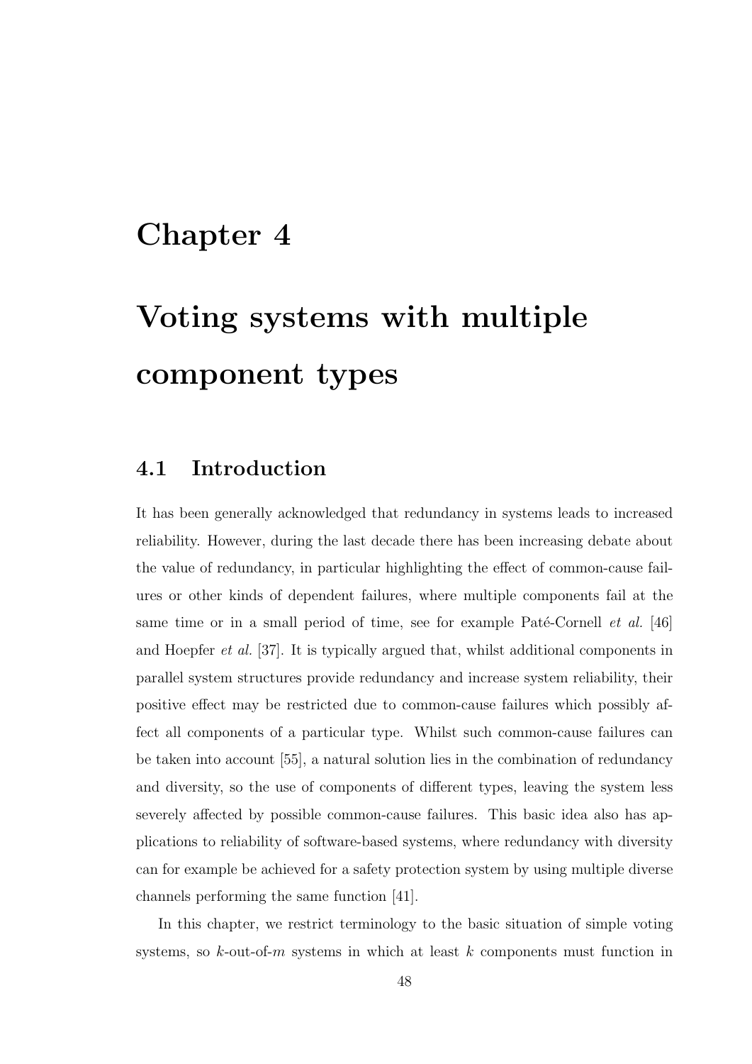# Chapter 4

# Voting systems with multiple component types

## 4.1 Introduction

It has been generally acknowledged that redundancy in systems leads to increased reliability. However, during the last decade there has been increasing debate about the value of redundancy, in particular highlighting the effect of common-cause failures or other kinds of dependent failures, where multiple components fail at the same time or in a small period of time, see for example Paté-Cornell *et al.* [46] and Hoepfer *et al.* [37]. It is typically argued that, whilst additional components in parallel system structures provide redundancy and increase system reliability, their positive effect may be restricted due to common-cause failures which possibly affect all components of a particular type. Whilst such common-cause failures can be taken into account [55], a natural solution lies in the combination of redundancy and diversity, so the use of components of different types, leaving the system less severely affected by possible common-cause failures. This basic idea also has applications to reliability of software-based systems, where redundancy with diversity can for example be achieved for a safety protection system by using multiple diverse channels performing the same function [41].

In this chapter, we restrict terminology to the basic situation of simple voting systems, so $k$-out-of-$m$ systems in which at least $k$ components must function in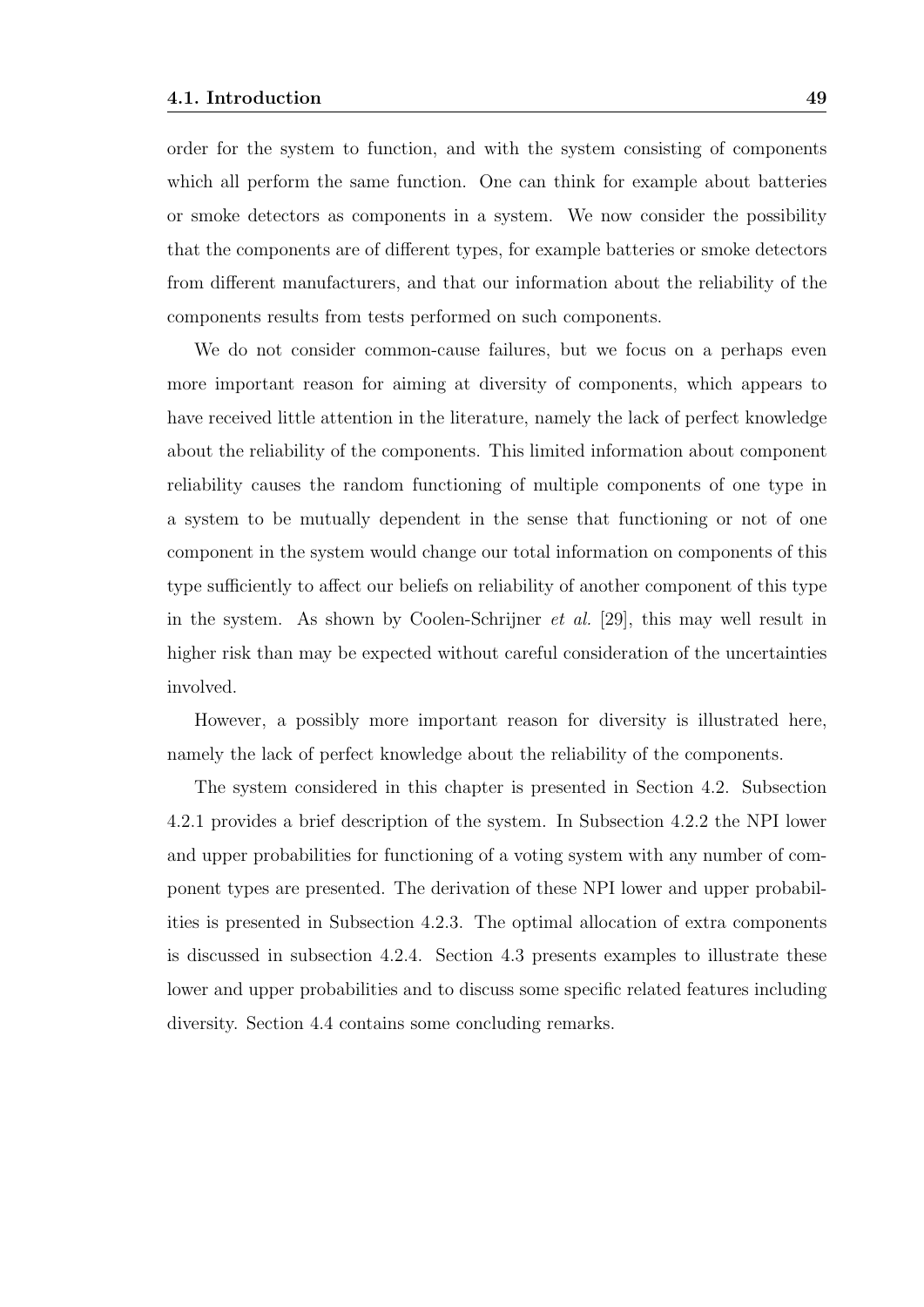order for the system to function, and with the system consisting of components which all perform the same function. One can think for example about batteries or smoke detectors as components in a system. We now consider the possibility that the components are of different types, for example batteries or smoke detectors from different manufacturers, and that our information about the reliability of the components results from tests performed on such components.

We do not consider common-cause failures, but we focus on a perhaps even more important reason for aiming at diversity of components, which appears to have received little attention in the literature, namely the lack of perfect knowledge about the reliability of the components. This limited information about component reliability causes the random functioning of multiple components of one type in a system to be mutually dependent in the sense that functioning or not of one component in the system would change our total information on components of this type sufficiently to affect our beliefs on reliability of another component of this type in the system. As shown by Coolen-Schrijner *et al.* [29], this may well result in higher risk than may be expected without careful consideration of the uncertainties involved.

However, a possibly more important reason for diversity is illustrated here, namely the lack of perfect knowledge about the reliability of the components.

The system considered in this chapter is presented in Section 4.2. Subsection 4.2.1 provides a brief description of the system. In Subsection 4.2.2 the NPI lower and upper probabilities for functioning of a voting system with any number of component types are presented. The derivation of these NPI lower and upper probabilities is presented in Subsection 4.2.3. The optimal allocation of extra components is discussed in subsection 4.2.4. Section 4.3 presents examples to illustrate these lower and upper probabilities and to discuss some specific related features including diversity. Section 4.4 contains some concluding remarks.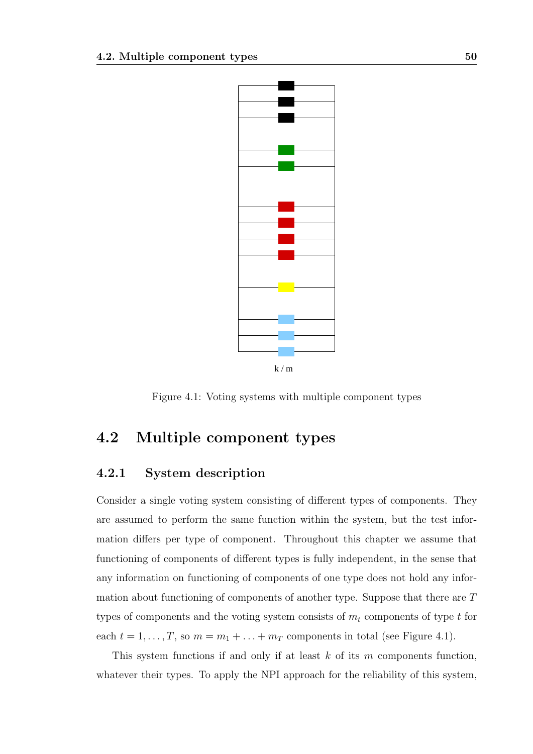Figure 4.1: Voting systems with multiple component types

## 4.2 Multiple component types

### 4.2.1 System description

Consider a single voting system consisting of different types of components. They are assumed to perform the same function within the system, but the test information differs per type of component. Throughout this chapter we assume that functioning of components of different types is fully independent, in the sense that any information on functioning of components of one type does not hold any information about functioning of components of another type. Suppose that there are $T$ types of components and the voting system consists of $m_t$ components of type $t$ for each $t = 1, \ldots, T$, so $m = m_1 + \ldots + m_T$ components in total (see Figure 4.1).

This system functions if and only if at least $k$ of its $m$ components function, whatever their types. To apply the NPI approach for the reliability of this system,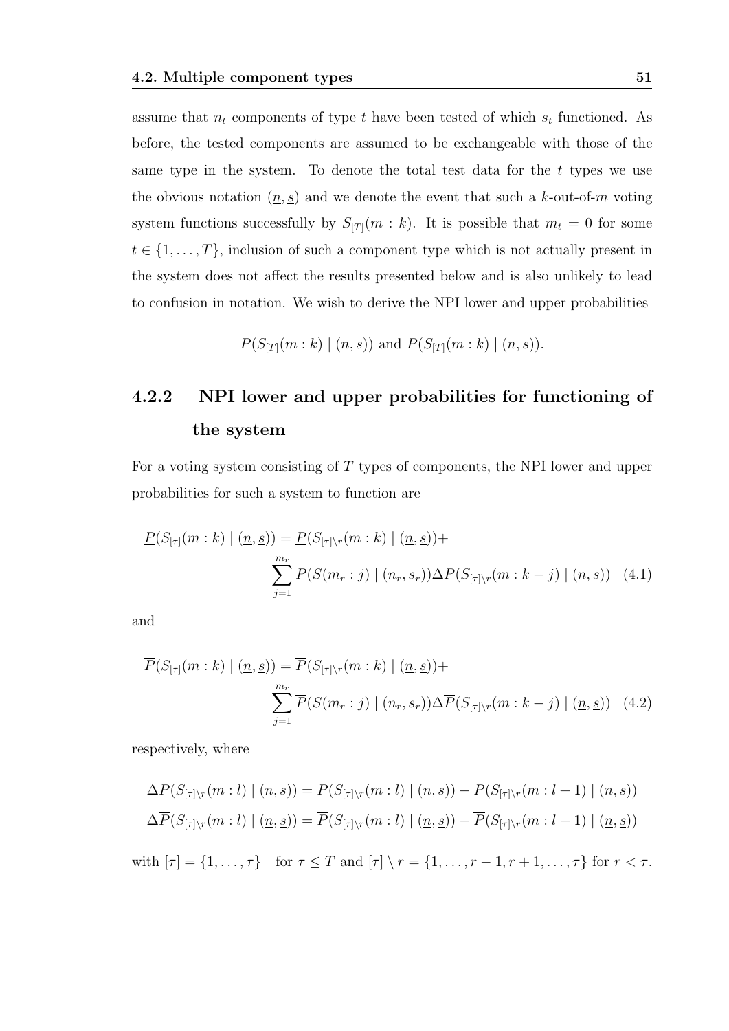assume that $n_t$ components of type $t$ have been tested of which $s_t$ functioned. As before, the tested components are assumed to be exchangeable with those of the same type in the system. To denote the total test data for the $t$ types we use the obvious notation $(\underline{n}, \underline{s})$ and we denote the event that such a $k$-out-of-$m$ voting system functions successfully by $S_{[T]}(m : k)$. It is possible that $m_t = 0$ for some $t \in \{1, \ldots, T\}$, inclusion of such a component type which is not actually present in the system does not affect the results presented below and is also unlikely to lead to confusion in notation. We wish to derive the NPI lower and upper probabilities

$$\underline{P}(S_{[T]}(m : k) \mid (\underline{n}, \underline{s})) \text{ and } \overline{P}(S_{[T]}(m : k) \mid (\underline{n}, \underline{s})).$$

### 4.2.2 NPI lower and upper probabilities for functioning of the system

For a voting system consisting of $T$ types of components, the NPI lower and upper probabilities for such a system to function are

$$\underline{P}(S_{[\tau]}(m : k) \mid (\underline{n}, \underline{s})) = \underline{P}(S_{[\tau]\setminus r}(m : k) \mid (\underline{n}, \underline{s})) + \sum_{j=1}^{m_r} \underline{P}(S(m_r : j) \mid (n_r, s_r)) \Delta \underline{P}(S_{[\tau]\setminus r}(m : k - j) \mid (\underline{n}, \underline{s})) \quad (4.1)$$

and

$$\overline{P}(S_{[\tau]}(m : k) \mid (\underline{n}, \underline{s})) = \overline{P}(S_{[\tau]\setminus r}(m : k) \mid (\underline{n}, \underline{s})) + \sum_{j=1}^{m_r} \overline{P}(S(m_r : j) \mid (n_r, s_r)) \Delta \overline{P}(S_{[\tau]\setminus r}(m : k - j) \mid (\underline{n}, \underline{s})) \quad (4.2)$$

respectively, where

$$\Delta \underline{P}(S_{[\tau]\setminus r}(m : l) \mid (\underline{n}, \underline{s})) = \underline{P}(S_{[\tau]\setminus r}(m : l) \mid (\underline{n}, \underline{s})) - \underline{P}(S_{[\tau]\setminus r}(m : l + 1) \mid (\underline{n}, \underline{s}))$$
$$\Delta \overline{P}(S_{[\tau]\setminus r}(m : l) \mid (\underline{n}, \underline{s})) = \overline{P}(S_{[\tau]\setminus r}(m : l) \mid (\underline{n}, \underline{s})) - \overline{P}(S_{[\tau]\setminus r}(m : l + 1) \mid (\underline{n}, \underline{s}))$$

with $[\tau] = \{1, \ldots, \tau\}$ for $\tau \leq T$ and $[\tau] \setminus r = \{1, \ldots, r - 1, r + 1, \ldots, \tau\}$ for $r < \tau$.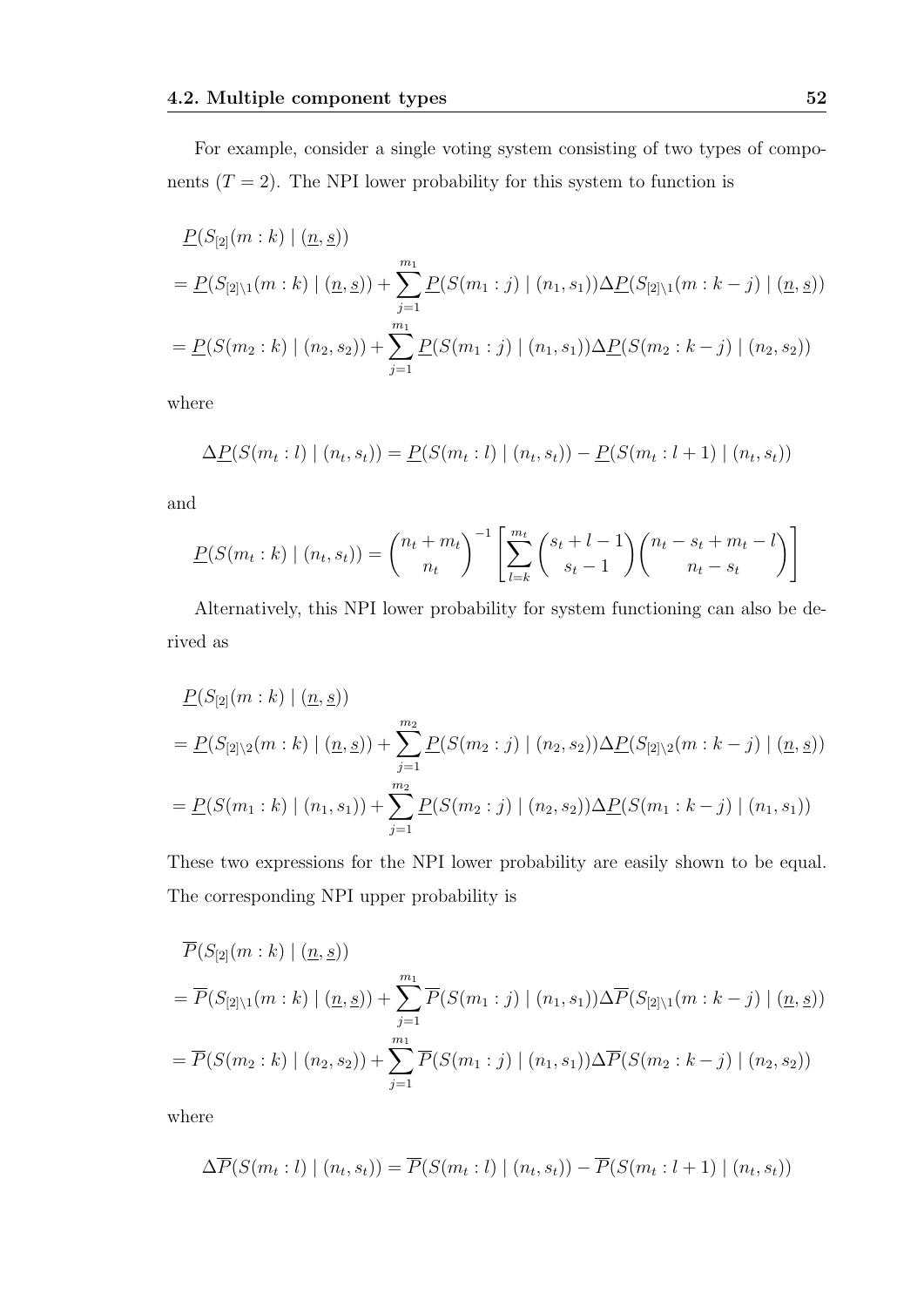For example, consider a single voting system consisting of two types of components ($T = 2$). The NPI lower probability for this system to function is

$$
\begin{aligned}
&\underline{P}(S_{[2]}(m:k) \mid (\underline{n}, \underline{s})) \\
&= \underline{P}(S_{[2]\setminus 1}(m:k) \mid (\underline{n}, \underline{s})) + \sum_{j=1}^{m_1} \underline{P}(S(m_1:j) \mid (n_1, s_1)) \Delta \underline{P}(S_{[2]\setminus 1}(m:k-j) \mid (\underline{n}, \underline{s})) \\
&= \underline{P}(S(m_2:k) \mid (n_2, s_2)) + \sum_{j=1}^{m_1} \underline{P}(S(m_1:j) \mid (n_1, s_1)) \Delta \underline{P}(S(m_2:k-j) \mid (n_2, s_2))
\end{aligned}
$$

where

$$
\Delta \underline{P}(S(m_t:l) \mid (n_t, s_t)) = \underline{P}(S(m_t:l) \mid (n_t, s_t)) - \underline{P}(S(m_t:l+1) \mid (n_t, s_t))
$$

and

$$
\underline{P}(S(m_t:k) \mid (n_t, s_t)) = \binom{n_t + m_t}{n_t}^{-1} \left[ \sum_{l=k}^{m_t} \binom{s_t + l - 1}{s_t - 1} \binom{n_t - s_t + m_t - l}{n_t - s_t} \right]
$$

Alternatively, this NPI lower probability for system functioning can also be derived as

$$
\begin{aligned}
&\underline{P}(S_{[2]}(m:k) \mid (\underline{n}, \underline{s})) \\
&= \underline{P}(S_{[2]\setminus 2}(m:k) \mid (\underline{n}, \underline{s})) + \sum_{j=1}^{m_2} \underline{P}(S(m_2:j) \mid (n_2, s_2)) \Delta \underline{P}(S_{[2]\setminus 2}(m:k-j) \mid (\underline{n}, \underline{s})) \\
&= \underline{P}(S(m_1:k) \mid (n_1, s_1)) + \sum_{j=1}^{m_2} \underline{P}(S(m_2:j) \mid (n_2, s_2)) \Delta \underline{P}(S(m_1:k-j) \mid (n_1, s_1))
\end{aligned}
$$

These two expressions for the NPI lower probability are easily shown to be equal. The corresponding NPI upper probability is

$$
\begin{aligned}
&\overline{P}(S_{[2]}(m:k) \mid (\underline{n}, \underline{s})) \\
&= \overline{P}(S_{[2]\setminus 1}(m:k) \mid (\underline{n}, \underline{s})) + \sum_{j=1}^{m_1} \overline{P}(S(m_1:j) \mid (n_1, s_1)) \Delta \overline{P}(S_{[2]\setminus 1}(m:k-j) \mid (\underline{n}, \underline{s})) \\
&= \overline{P}(S(m_2:k) \mid (n_2, s_2)) + \sum_{j=1}^{m_1} \overline{P}(S(m_1:j) \mid (n_1, s_1)) \Delta \overline{P}(S(m_2:k-j) \mid (n_2, s_2))
\end{aligned}
$$

where

$$
\Delta \overline{P}(S(m_t:l) \mid (n_t, s_t)) = \overline{P}(S(m_t:l) \mid (n_t, s_t)) - \overline{P}(S(m_t:l+1) \mid (n_t, s_t))
$$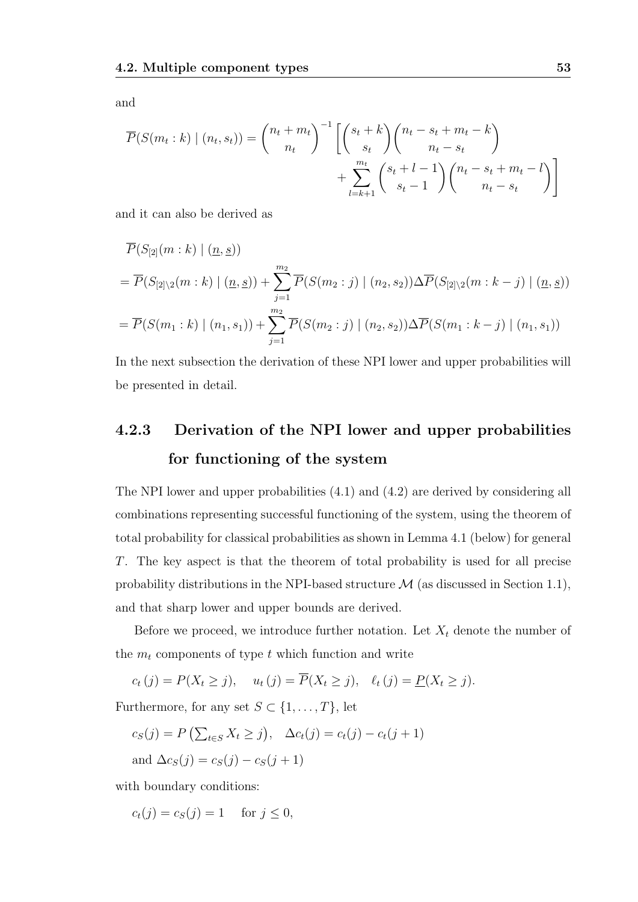and

$$\overline{P}(S(m_t : k) \mid (n_t, s_t)) = \binom{n_t + m_t}{n_t}^{-1} \left[ \binom{s_t + k}{s_t} \binom{n_t - s_t + m_t - k}{n_t - s_t} + \sum_{l=k+1}^{m_t} \binom{s_t + l - 1}{s_t - 1} \binom{n_t - s_t + m_t - l}{n_t - s_t} \right]$$

and it can also be derived as

$$\begin{aligned}
&\overline{P}(S_{[2]}(m : k) \mid (\underline{n}, \underline{s})) \\
&= \overline{P}(S_{[2]\backslash 2}(m : k) \mid (\underline{n}, \underline{s})) + \sum_{j=1}^{m_2} \overline{P}(S(m_2 : j) \mid (n_2, s_2)) \Delta \overline{P}(S_{[2]\backslash 2}(m : k - j) \mid (\underline{n}, \underline{s})) \\
&= \overline{P}(S(m_1 : k) \mid (n_1, s_1)) + \sum_{j=1}^{m_2} \overline{P}(S(m_2 : j) \mid (n_2, s_2)) \Delta \overline{P}(S(m_1 : k - j) \mid (n_1, s_1))
\end{aligned}$$

In the next subsection the derivation of these NPI lower and upper probabilities will be presented in detail.

### 4.2.3 Derivation of the NPI lower and upper probabilities for functioning of the system

The NPI lower and upper probabilities (4.1) and (4.2) are derived by considering all combinations representing successful functioning of the system, using the theorem of total probability for classical probabilities as shown in Lemma 4.1 (below) for general $T$. The key aspect is that the theorem of total probability is used for all precise probability distributions in the NPI-based structure $\mathcal{M}$ (as discussed in Section 1.1), and that sharp lower and upper bounds are derived.

Before we proceed, we introduce further notation. Let $X_t$ denote the number of the $m_t$ components of type $t$ which function and write

$$c_t(j) = P(X_t \geq j), \quad u_t(j) = \overline{P}(X_t \geq j), \quad \ell_t(j) = \underline{P}(X_t \geq j).$$

Furthermore, for any set $S \subset \{1, \ldots, T\}$, let

$$c_S(j) = P\left(\textstyle\sum_{t \in S} X_t \geq j\right), \quad \Delta c_t(j) = c_t(j) - c_t(j+1)$$

and $\Delta c_S(j) = c_S(j) - c_S(j+1)$

with boundary conditions:

$$c_t(j) = c_S(j) = 1 \quad \text{for } j \leq 0,$$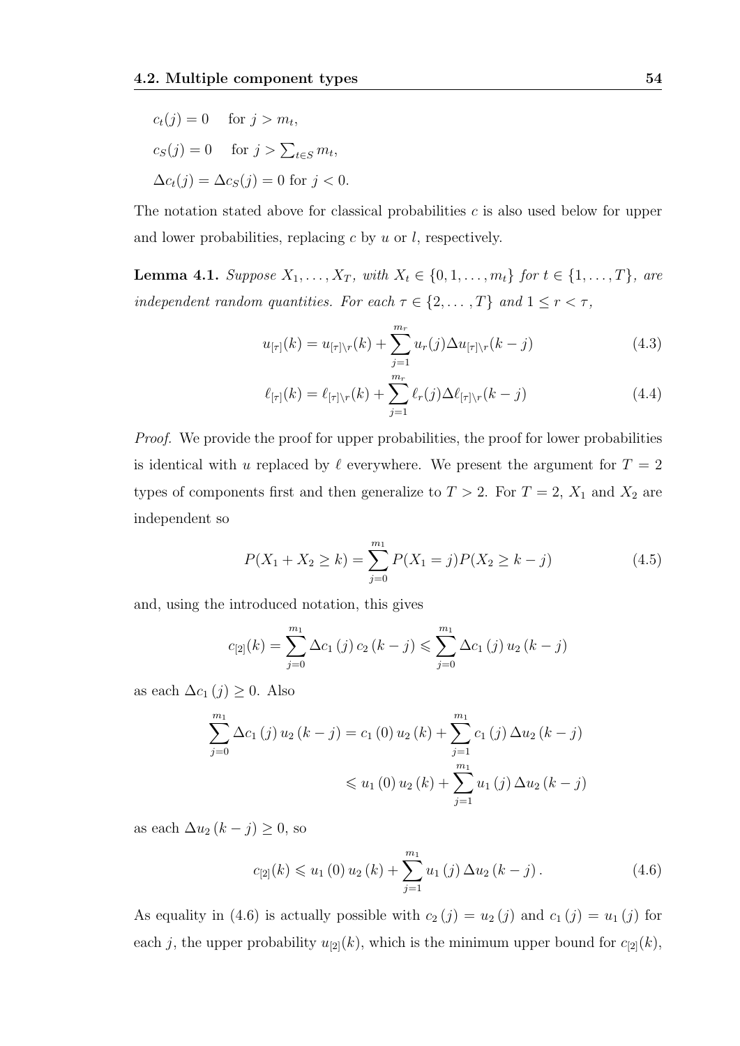$c_t(j) = 0 \quad$ for $j > m_t$,

$c_S(j) = 0 \quad$ for $j > \sum_{t \in S} m_t$,

$\Delta c_t(j) = \Delta c_S(j) = 0$ for $j < 0$.

The notation stated above for classical probabilities $c$ is also used below for upper and lower probabilities, replacing $c$ by $u$ or $l$, respectively.

**Lemma 4.1.** *Suppose $X_1, \ldots, X_T$, with $X_t \in \{0, 1, \ldots, m_t\}$ for $t \in \{1, \ldots, T\}$, are independent random quantities. For each $\tau \in \{2, \ldots, T\}$ and $1 \leq r < \tau$,*

$$u_{[\tau]}(k) = u_{[\tau]\backslash r}(k) + \sum_{j=1}^{m_r} u_r(j) \Delta u_{[\tau]\backslash r}(k - j) \tag{4.3}$$

$$\ell_{[\tau]}(k) = \ell_{[\tau]\backslash r}(k) + \sum_{j=1}^{m_r} \ell_r(j) \Delta \ell_{[\tau]\backslash r}(k - j) \tag{4.4}$$

*Proof.* We provide the proof for upper probabilities, the proof for lower probabilities is identical with $u$ replaced by $\ell$ everywhere. We present the argument for $T = 2$ types of components first and then generalize to $T > 2$. For $T = 2$, $X_1$ and $X_2$ are independent so

$$P(X_1 + X_2 \geq k) = \sum_{j=0}^{m_1} P(X_1 = j) P(X_2 \geq k - j) \tag{4.5}$$

and, using the introduced notation, this gives

$$c_{[2]}(k) = \sum_{j=0}^{m_1} \Delta c_1(j)\, c_2(k - j) \leqslant \sum_{j=0}^{m_1} \Delta c_1(j)\, u_2(k - j)$$

as each $\Delta c_1(j) \geq 0$. Also

$$\begin{aligned}\sum_{j=0}^{m_1} \Delta c_1(j)\, u_2(k - j) &= c_1(0)\, u_2(k) + \sum_{j=1}^{m_1} c_1(j)\, \Delta u_2(k - j) \\ &\leqslant u_1(0)\, u_2(k) + \sum_{j=1}^{m_1} u_1(j)\, \Delta u_2(k - j)\end{aligned}$$

as each $\Delta u_2(k - j) \geq 0$, so

$$c_{[2]}(k) \leqslant u_1(0)\, u_2(k) + \sum_{j=1}^{m_1} u_1(j)\, \Delta u_2(k - j). \tag{4.6}$$

As equality in (4.6) is actually possible with $c_2(j) = u_2(j)$ and $c_1(j) = u_1(j)$ for each $j$, the upper probability $u_{[2]}(k)$, which is the minimum upper bound for $c_{[2]}(k)$,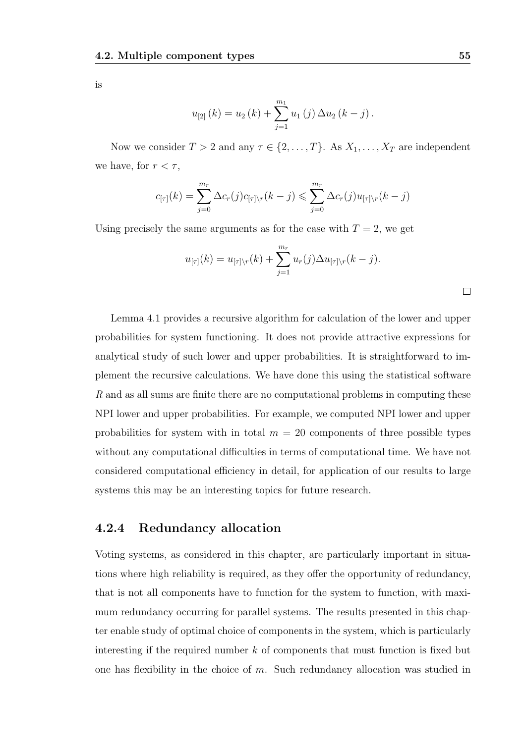is

$$u_{[2]}\left(k\right)=u_{2}\left(k\right)+\sum_{j=1}^{m_{1}}u_{1}\left(j\right)\Delta u_{2}\left(k-j\right).$$

Now we consider $T>2$ and any $\tau\in\{2,\ldots,T\}$. As $X_1,\ldots,X_T$ are independent we have, for $r<\tau$,

$$c_{[\tau]}(k)=\sum_{j=0}^{m_r}\Delta c_r(j)c_{[\tau]\setminus r}(k-j)\leqslant\sum_{j=0}^{m_r}\Delta c_r(j)u_{[\tau]\setminus r}(k-j)$$

Using precisely the same arguments as for the case with $T=2$, we get

$$u_{[\tau]}(k)=u_{[\tau]\setminus r}(k)+\sum_{j=1}^{m_r}u_r(j)\Delta u_{[\tau]\setminus r}(k-j).$$

□

Lemma 4.1 provides a recursive algorithm for calculation of the lower and upper probabilities for system functioning. It does not provide attractive expressions for analytical study of such lower and upper probabilities. It is straightforward to implement the recursive calculations. We have done this using the statistical software $R$ and as all sums are finite there are no computational problems in computing these NPI lower and upper probabilities. For example, we computed NPI lower and upper probabilities for system with in total $m=20$ components of three possible types without any computational difficulties in terms of computational time. We have not considered computational efficiency in detail, for application of our results to large systems this may be an interesting topics for future research.

### 4.2.4 Redundancy allocation

Voting systems, as considered in this chapter, are particularly important in situations where high reliability is required, as they offer the opportunity of redundancy, that is not all components have to function for the system to function, with maximum redundancy occurring for parallel systems. The results presented in this chapter enable study of optimal choice of components in the system, which is particularly interesting if the required number $k$ of components that must function is fixed but one has flexibility in the choice of $m$. Such redundancy allocation was studied in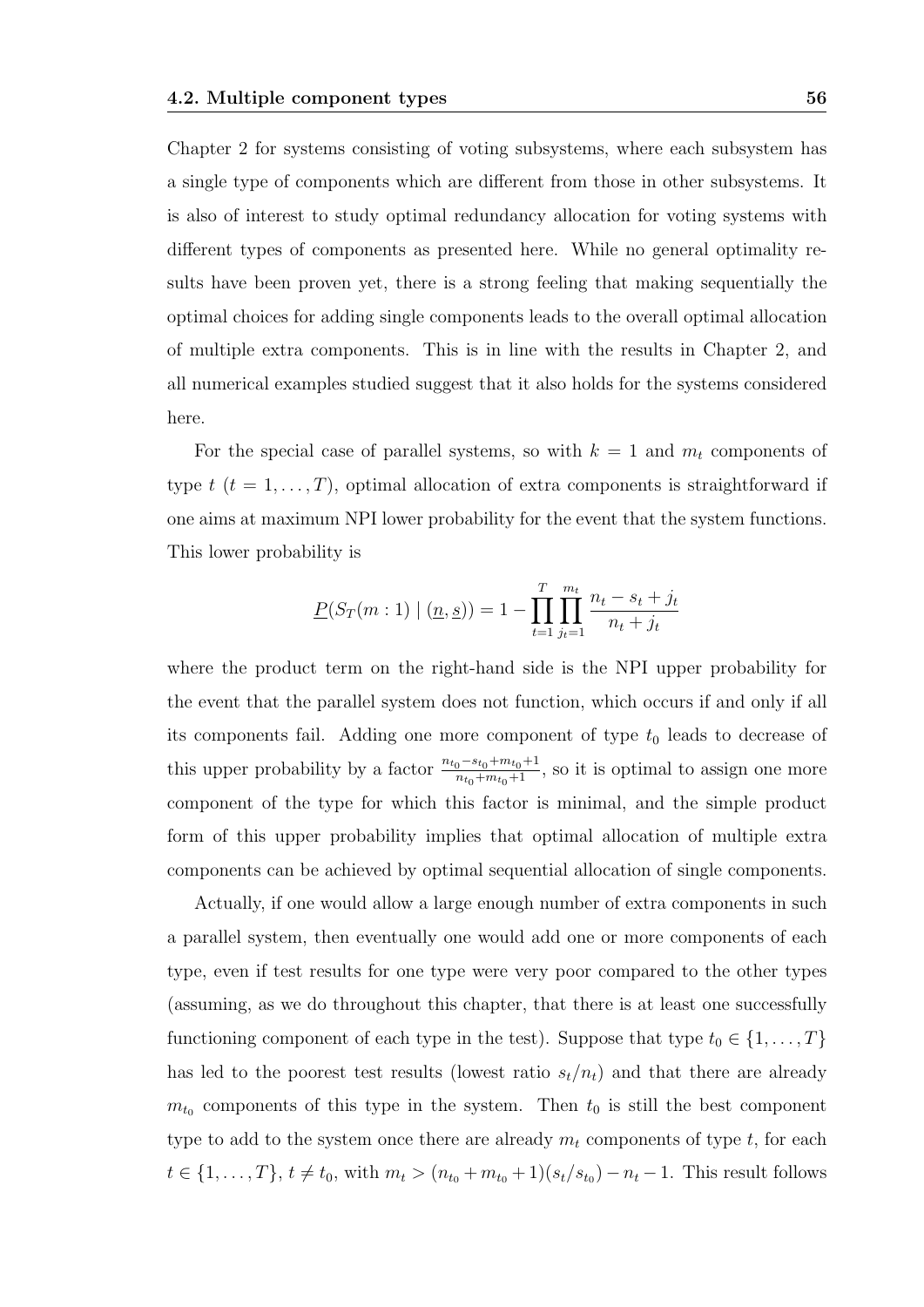Chapter 2 for systems consisting of voting subsystems, where each subsystem has a single type of components which are different from those in other subsystems. It is also of interest to study optimal redundancy allocation for voting systems with different types of components as presented here. While no general optimality results have been proven yet, there is a strong feeling that making sequentially the optimal choices for adding single components leads to the overall optimal allocation of multiple extra components. This is in line with the results in Chapter 2, and all numerical examples studied suggest that it also holds for the systems considered here.

For the special case of parallel systems, so with $k = 1$ and $m_t$ components of type $t$ ($t = 1, \ldots, T$), optimal allocation of extra components is straightforward if one aims at maximum NPI lower probability for the event that the system functions. This lower probability is

$$\underline{P}(S_T(m : 1) \mid (\underline{n}, \underline{s})) = 1 - \prod_{t=1}^{T} \prod_{j_t=1}^{m_t} \frac{n_t - s_t + j_t}{n_t + j_t}$$

where the product term on the right-hand side is the NPI upper probability for the event that the parallel system does not function, which occurs if and only if all its components fail. Adding one more component of type $t_0$ leads to decrease of this upper probability by a factor $\frac{n_{t_0} - s_{t_0} + m_{t_0} + 1}{n_{t_0} + m_{t_0} + 1}$, so it is optimal to assign one more component of the type for which this factor is minimal, and the simple product form of this upper probability implies that optimal allocation of multiple extra components can be achieved by optimal sequential allocation of single components.

Actually, if one would allow a large enough number of extra components in such a parallel system, then eventually one would add one or more components of each type, even if test results for one type were very poor compared to the other types (assuming, as we do throughout this chapter, that there is at least one successfully functioning component of each type in the test). Suppose that type $t_0 \in \{1, \ldots, T\}$ has led to the poorest test results (lowest ratio $s_t/n_t$) and that there are already $m_{t_0}$ components of this type in the system. Then $t_0$ is still the best component type to add to the system once there are already $m_t$ components of type $t$, for each $t \in \{1, \ldots, T\}$, $t \neq t_0$, with $m_t > (n_{t_0} + m_{t_0} + 1)(s_t/s_{t_0}) - n_t - 1$. This result follows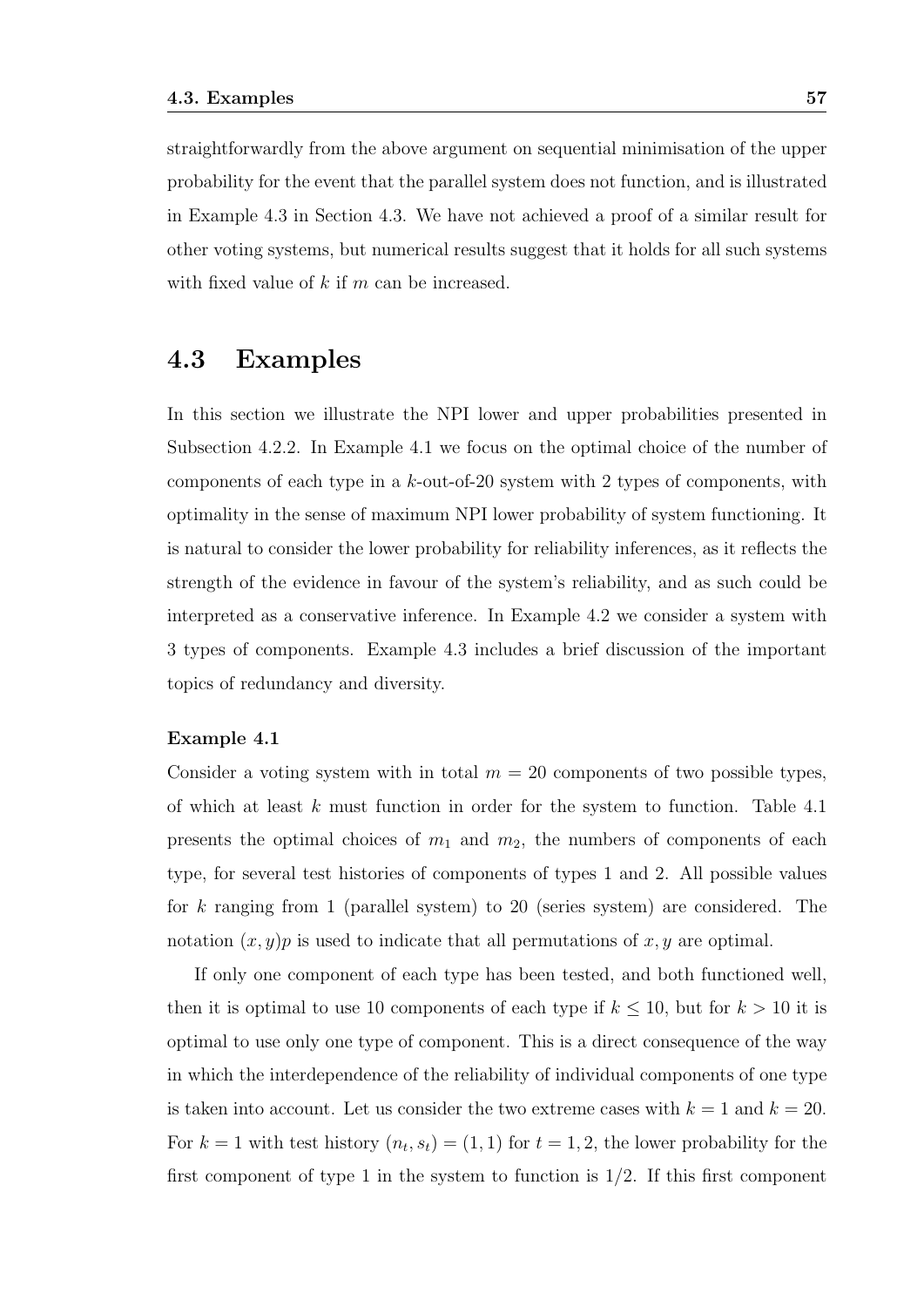straightforwardly from the above argument on sequential minimisation of the upper probability for the event that the parallel system does not function, and is illustrated in Example 4.3 in Section 4.3. We have not achieved a proof of a similar result for other voting systems, but numerical results suggest that it holds for all such systems with fixed value of $k$ if $m$ can be increased.

## 4.3 Examples

In this section we illustrate the NPI lower and upper probabilities presented in Subsection 4.2.2. In Example 4.1 we focus on the optimal choice of the number of components of each type in a $k$-out-of-20 system with 2 types of components, with optimality in the sense of maximum NPI lower probability of system functioning. It is natural to consider the lower probability for reliability inferences, as it reflects the strength of the evidence in favour of the system's reliability, and as such could be interpreted as a conservative inference. In Example 4.2 we consider a system with 3 types of components. Example 4.3 includes a brief discussion of the important topics of redundancy and diversity.

**Example 4.1**

Consider a voting system with in total $m = 20$ components of two possible types, of which at least $k$ must function in order for the system to function. Table 4.1 presents the optimal choices of $m_1$ and $m_2$, the numbers of components of each type, for several test histories of components of types 1 and 2. All possible values for $k$ ranging from 1 (parallel system) to 20 (series system) are considered. The notation $(x, y)p$ is used to indicate that all permutations of $x, y$ are optimal.

If only one component of each type has been tested, and both functioned well, then it is optimal to use 10 components of each type if $k \leq 10$, but for $k > 10$ it is optimal to use only one type of component. This is a direct consequence of the way in which the interdependence of the reliability of individual components of one type is taken into account. Let us consider the two extreme cases with $k = 1$ and $k = 20$. For $k = 1$ with test history $(n_t, s_t) = (1, 1)$ for $t = 1, 2$, the lower probability for the first component of type 1 in the system to function is $1/2$. If this first component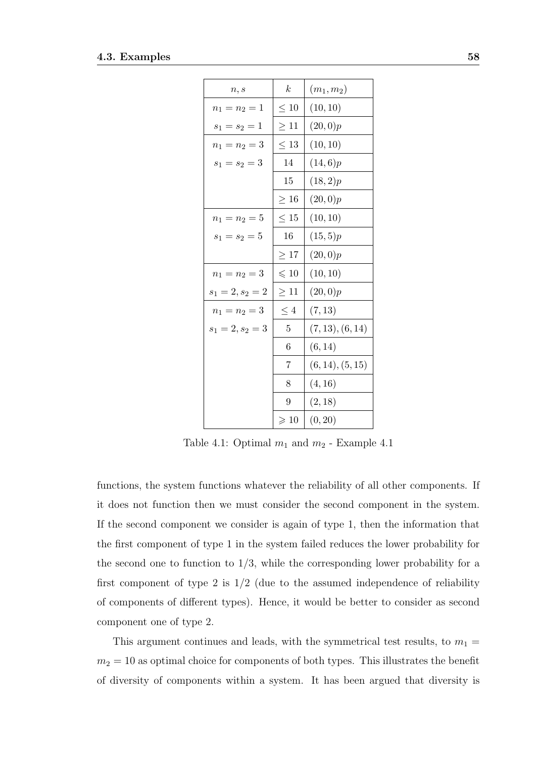| $n, s$ | $k$ | $(m_1, m_2)$ |
|---|---|---|
| $n_1 = n_2 = 1$ | $\leq 10$ | $(10, 10)$ |
| $s_1 = s_2 = 1$ | $\geq 11$ | $(20, 0)p$ |
| $n_1 = n_2 = 3$ | $\leq 13$ | $(10, 10)$ |
| $s_1 = s_2 = 3$ | 14 | $(14, 6)p$ |
| | 15 | $(18, 2)p$ |
| | $\geq 16$ | $(20, 0)p$ |
| $n_1 = n_2 = 5$ | $\leq 15$ | $(10, 10)$ |
| $s_1 = s_2 = 5$ | 16 | $(15, 5)p$ |
| | $\geq 17$ | $(20, 0)p$ |
| $n_1 = n_2 = 3$ | $\leqslant 10$ | $(10, 10)$ |
| $s_1 = 2, s_2 = 2$ | $\geq 11$ | $(20, 0)p$ |
| $n_1 = n_2 = 3$ | $\leq 4$ | $(7, 13)$ |
| $s_1 = 2, s_2 = 3$ | 5 | $(7, 13), (6, 14)$ |
| | 6 | $(6, 14)$ |
| | 7 | $(6, 14), (5, 15)$ |
| | 8 | $(4, 16)$ |
| | 9 | $(2, 18)$ |
| | $\geqslant 10$ | $(0, 20)$ |

Table 4.1: Optimal $m_1$ and $m_2$ - Example 4.1

functions, the system functions whatever the reliability of all other components. If it does not function then we must consider the second component in the system. If the second component we consider is again of type 1, then the information that the first component of type 1 in the system failed reduces the lower probability for the second one to function to 1/3, while the corresponding lower probability for a first component of type 2 is 1/2 (due to the assumed independence of reliability of components of different types). Hence, it would be better to consider as second component one of type 2.

This argument continues and leads, with the symmetrical test results, to $m_1 = m_2 = 10$ as optimal choice for components of both types. This illustrates the benefit of diversity of components within a system. It has been argued that diversity is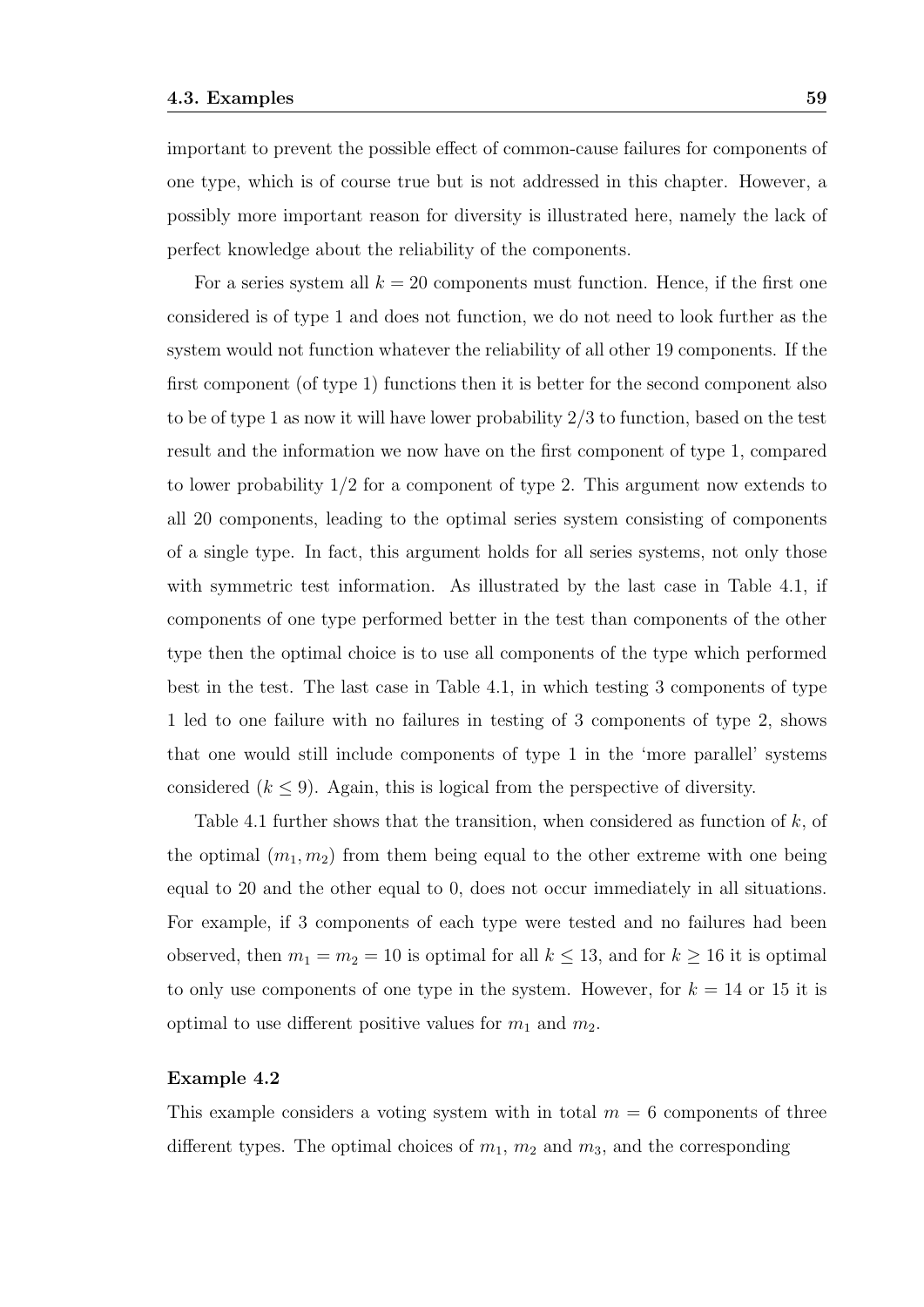important to prevent the possible effect of common-cause failures for components of one type, which is of course true but is not addressed in this chapter. However, a possibly more important reason for diversity is illustrated here, namely the lack of perfect knowledge about the reliability of the components.

For a series system all $k = 20$ components must function. Hence, if the first one considered is of type 1 and does not function, we do not need to look further as the system would not function whatever the reliability of all other 19 components. If the first component (of type 1) functions then it is better for the second component also to be of type 1 as now it will have lower probability $2/3$ to function, based on the test result and the information we now have on the first component of type 1, compared to lower probability $1/2$ for a component of type 2. This argument now extends to all 20 components, leading to the optimal series system consisting of components of a single type. In fact, this argument holds for all series systems, not only those with symmetric test information. As illustrated by the last case in Table 4.1, if components of one type performed better in the test than components of the other type then the optimal choice is to use all components of the type which performed best in the test. The last case in Table 4.1, in which testing 3 components of type 1 led to one failure with no failures in testing of 3 components of type 2, shows that one would still include components of type 1 in the 'more parallel' systems considered ($k \leq 9$). Again, this is logical from the perspective of diversity.

Table 4.1 further shows that the transition, when considered as function of $k$, of the optimal $(m_1, m_2)$ from them being equal to the other extreme with one being equal to 20 and the other equal to 0, does not occur immediately in all situations. For example, if 3 components of each type were tested and no failures had been observed, then $m_1 = m_2 = 10$ is optimal for all $k \leq 13$, and for $k \geq 16$ it is optimal to only use components of one type in the system. However, for $k = 14$ or 15 it is optimal to use different positive values for $m_1$ and $m_2$.

**Example 4.2**

This example considers a voting system with in total $m = 6$ components of three different types. The optimal choices of $m_1$, $m_2$ and $m_3$, and the corresponding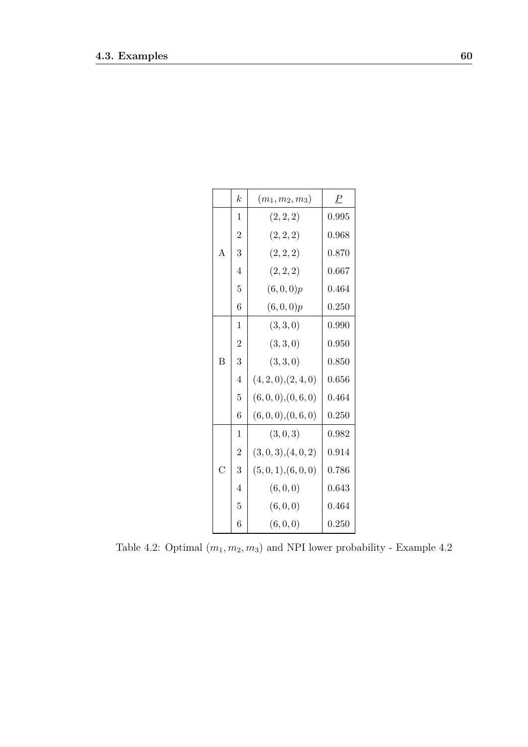|   | $k$ | $(m_1, m_2, m_3)$ | $\underline{P}$ |
|---|---|---|---|
| A | 1 | $(2, 2, 2)$ | 0.995 |
|   | 2 | $(2, 2, 2)$ | 0.968 |
|   | 3 | $(2, 2, 2)$ | 0.870 |
|   | 4 | $(2, 2, 2)$ | 0.667 |
|   | 5 | $(6, 0, 0)p$ | 0.464 |
|   | 6 | $(6, 0, 0)p$ | 0.250 |
| B | 1 | $(3, 3, 0)$ | 0.990 |
|   | 2 | $(3, 3, 0)$ | 0.950 |
|   | 3 | $(3, 3, 0)$ | 0.850 |
|   | 4 | $(4, 2, 0)$,$(2, 4, 0)$ | 0.656 |
|   | 5 | $(6, 0, 0)$,$(0, 6, 0)$ | 0.464 |
|   | 6 | $(6, 0, 0)$,$(0, 6, 0)$ | 0.250 |
| C | 1 | $(3, 0, 3)$ | 0.982 |
|   | 2 | $(3, 0, 3)$,$(4, 0, 2)$ | 0.914 |
|   | 3 | $(5, 0, 1)$,$(6, 0, 0)$ | 0.786 |
|   | 4 | $(6, 0, 0)$ | 0.643 |
|   | 5 | $(6, 0, 0)$ | 0.464 |
|   | 6 | $(6, 0, 0)$ | 0.250 |

Table 4.2: Optimal $(m_1, m_2, m_3)$ and NPI lower probability - Example 4.2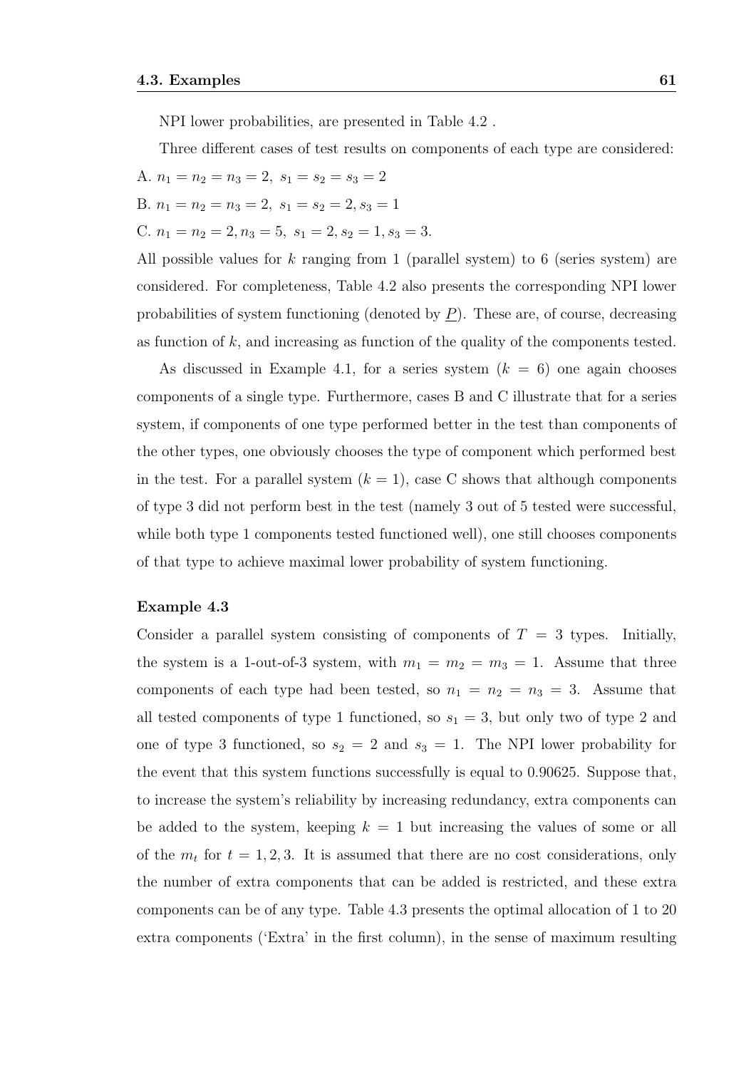NPI lower probabilities, are presented in Table 4.2 .

Three different cases of test results on components of each type are considered:

A. $n_1 = n_2 = n_3 = 2,\ s_1 = s_2 = s_3 = 2$

B. $n_1 = n_2 = n_3 = 2,\ s_1 = s_2 = 2, s_3 = 1$

C. $n_1 = n_2 = 2, n_3 = 5,\ s_1 = 2, s_2 = 1, s_3 = 3.$

All possible values for $k$ ranging from 1 (parallel system) to 6 (series system) are considered. For completeness, Table 4.2 also presents the corresponding NPI lower probabilities of system functioning (denoted by $\underline{P}$). These are, of course, decreasing as function of $k$, and increasing as function of the quality of the components tested.

As discussed in Example 4.1, for a series system ($k = 6$) one again chooses components of a single type. Furthermore, cases B and C illustrate that for a series system, if components of one type performed better in the test than components of the other types, one obviously chooses the type of component which performed best in the test. For a parallel system ($k = 1$), case C shows that although components of type 3 did not perform best in the test (namely 3 out of 5 tested were successful, while both type 1 components tested functioned well), one still chooses components of that type to achieve maximal lower probability of system functioning.

**Example 4.3**

Consider a parallel system consisting of components of $T = 3$ types. Initially, the system is a 1-out-of-3 system, with $m_1 = m_2 = m_3 = 1$. Assume that three components of each type had been tested, so $n_1 = n_2 = n_3 = 3$. Assume that all tested components of type 1 functioned, so $s_1 = 3$, but only two of type 2 and one of type 3 functioned, so $s_2 = 2$ and $s_3 = 1$. The NPI lower probability for the event that this system functions successfully is equal to 0.90625. Suppose that, to increase the system's reliability by increasing redundancy, extra components can be added to the system, keeping $k = 1$ but increasing the values of some or all of the $m_t$ for $t = 1, 2, 3$. It is assumed that there are no cost considerations, only the number of extra components that can be added is restricted, and these extra components can be of any type. Table 4.3 presents the optimal allocation of 1 to 20 extra components ('Extra' in the first column), in the sense of maximum resulting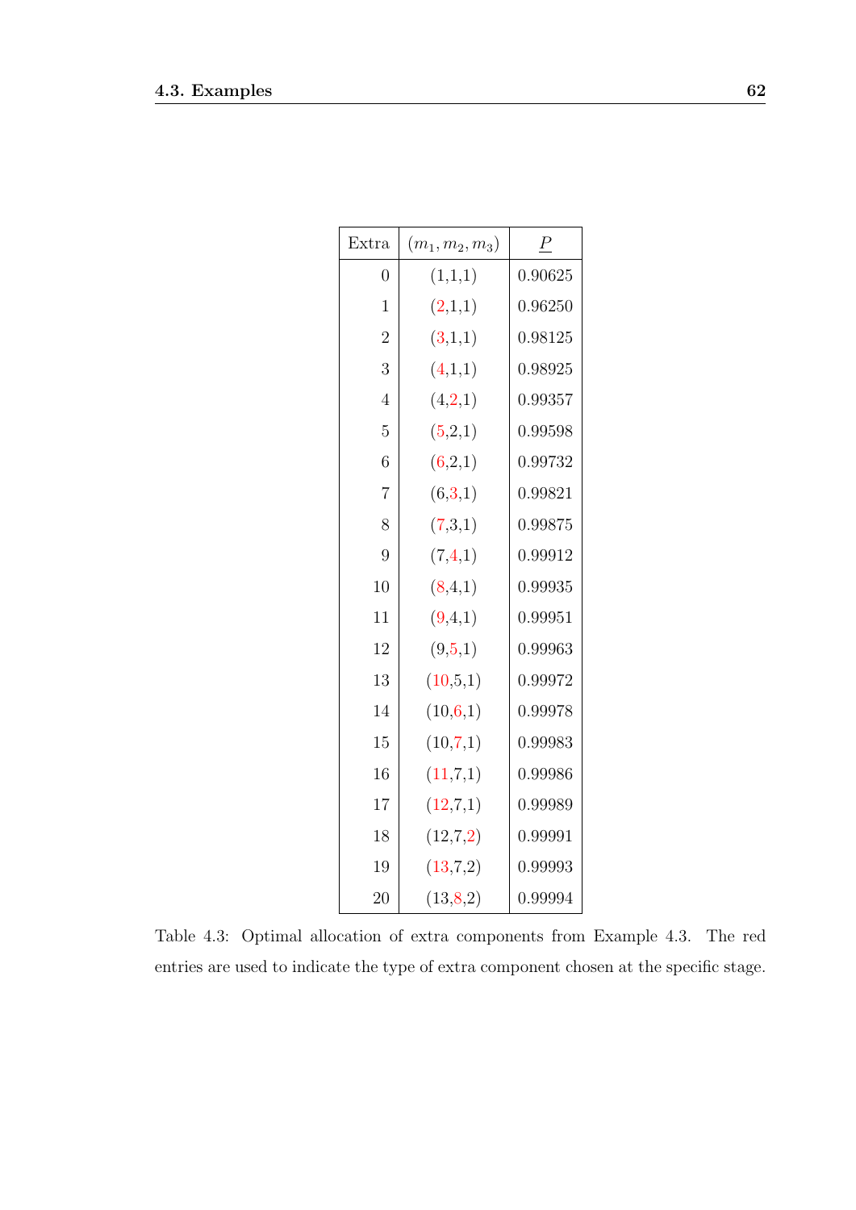| Extra | $(m_1, m_2, m_3)$ | $\underline{P}$ |
|---|---|---|
| 0 | (1,1,1) | 0.90625 |
| 1 | (2,1,1) | 0.96250 |
| 2 | (3,1,1) | 0.98125 |
| 3 | (4,1,1) | 0.98925 |
| 4 | (4,2,1) | 0.99357 |
| 5 | (5,2,1) | 0.99598 |
| 6 | (6,2,1) | 0.99732 |
| 7 | (6,3,1) | 0.99821 |
| 8 | (7,3,1) | 0.99875 |
| 9 | (7,4,1) | 0.99912 |
| 10 | (8,4,1) | 0.99935 |
| 11 | (9,4,1) | 0.99951 |
| 12 | (9,5,1) | 0.99963 |
| 13 | (10,5,1) | 0.99972 |
| 14 | (10,6,1) | 0.99978 |
| 15 | (10,7,1) | 0.99983 |
| 16 | (11,7,1) | 0.99986 |
| 17 | (12,7,1) | 0.99989 |
| 18 | (12,7,2) | 0.99991 |
| 19 | (13,7,2) | 0.99993 |
| 20 | (13,8,2) | 0.99994 |

Table 4.3: Optimal allocation of extra components from Example 4.3. The red entries are used to indicate the type of extra component chosen at the specific stage.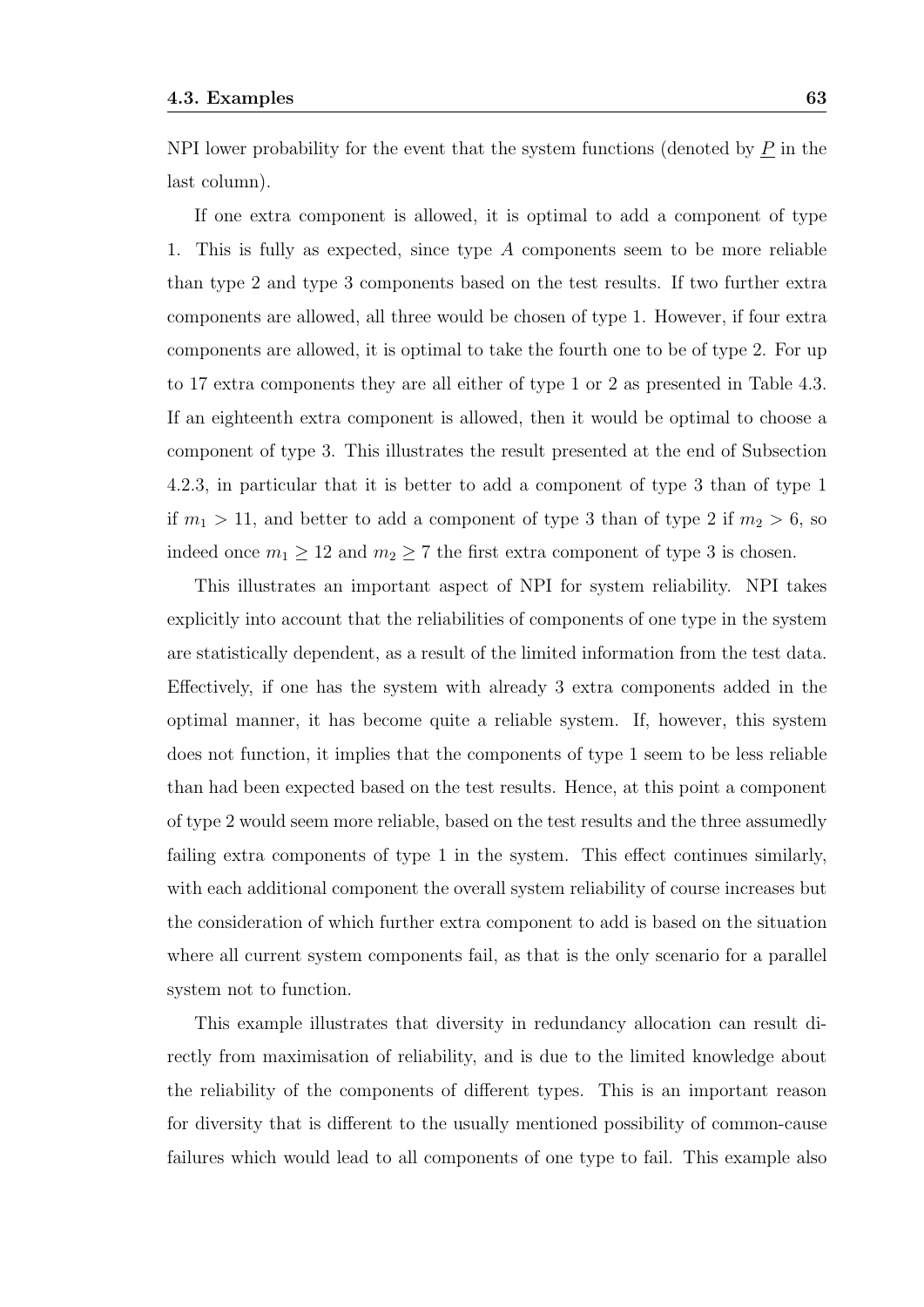NPI lower probability for the event that the system functions (denoted by $\underline{P}$ in the last column).

If one extra component is allowed, it is optimal to add a component of type 1. This is fully as expected, since type $A$ components seem to be more reliable than type 2 and type 3 components based on the test results. If two further extra components are allowed, all three would be chosen of type 1. However, if four extra components are allowed, it is optimal to take the fourth one to be of type 2. For up to 17 extra components they are all either of type 1 or 2 as presented in Table 4.3. If an eighteenth extra component is allowed, then it would be optimal to choose a component of type 3. This illustrates the result presented at the end of Subsection 4.2.3, in particular that it is better to add a component of type 3 than of type 1 if $m_1 > 11$, and better to add a component of type 3 than of type 2 if $m_2 > 6$, so indeed once $m_1 \geq 12$ and $m_2 \geq 7$ the first extra component of type 3 is chosen.

This illustrates an important aspect of NPI for system reliability. NPI takes explicitly into account that the reliabilities of components of one type in the system are statistically dependent, as a result of the limited information from the test data. Effectively, if one has the system with already 3 extra components added in the optimal manner, it has become quite a reliable system. If, however, this system does not function, it implies that the components of type 1 seem to be less reliable than had been expected based on the test results. Hence, at this point a component of type 2 would seem more reliable, based on the test results and the three assumedly failing extra components of type 1 in the system. This effect continues similarly, with each additional component the overall system reliability of course increases but the consideration of which further extra component to add is based on the situation where all current system components fail, as that is the only scenario for a parallel system not to function.

This example illustrates that diversity in redundancy allocation can result directly from maximisation of reliability, and is due to the limited knowledge about the reliability of the components of different types. This is an important reason for diversity that is different to the usually mentioned possibility of common-cause failures which would lead to all components of one type to fail. This example also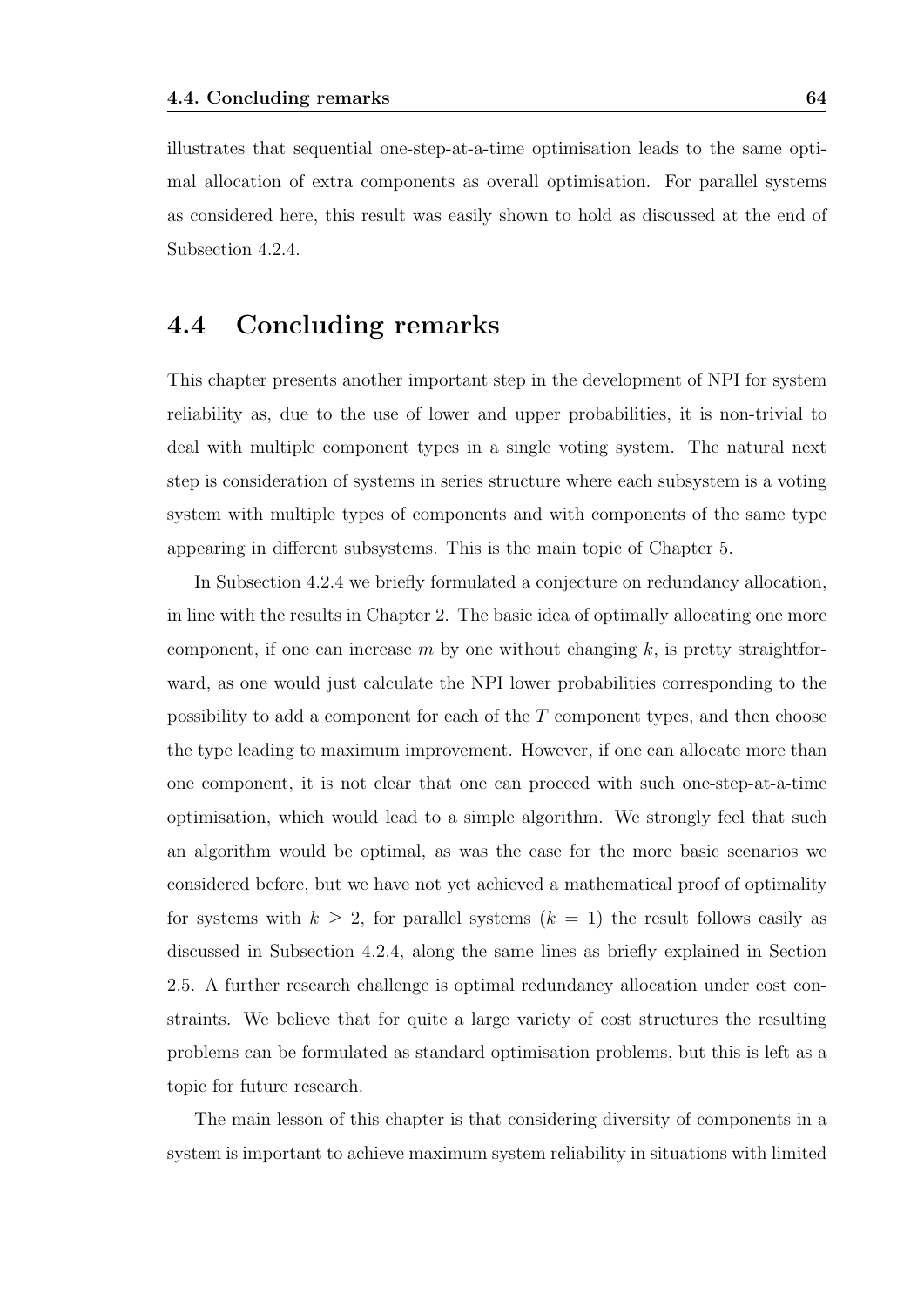illustrates that sequential one-step-at-a-time optimisation leads to the same optimal allocation of extra components as overall optimisation. For parallel systems as considered here, this result was easily shown to hold as discussed at the end of Subsection 4.2.4.

## 4.4 Concluding remarks

This chapter presents another important step in the development of NPI for system reliability as, due to the use of lower and upper probabilities, it is non-trivial to deal with multiple component types in a single voting system. The natural next step is consideration of systems in series structure where each subsystem is a voting system with multiple types of components and with components of the same type appearing in different subsystems. This is the main topic of Chapter 5.

In Subsection 4.2.4 we briefly formulated a conjecture on redundancy allocation, in line with the results in Chapter 2. The basic idea of optimally allocating one more component, if one can increase $m$ by one without changing $k$, is pretty straightforward, as one would just calculate the NPI lower probabilities corresponding to the possibility to add a component for each of the $T$ component types, and then choose the type leading to maximum improvement. However, if one can allocate more than one component, it is not clear that one can proceed with such one-step-at-a-time optimisation, which would lead to a simple algorithm. We strongly feel that such an algorithm would be optimal, as was the case for the more basic scenarios we considered before, but we have not yet achieved a mathematical proof of optimality for systems with $k \geq 2$, for parallel systems ($k = 1$) the result follows easily as discussed in Subsection 4.2.4, along the same lines as briefly explained in Section 2.5. A further research challenge is optimal redundancy allocation under cost constraints. We believe that for quite a large variety of cost structures the resulting problems can be formulated as standard optimisation problems, but this is left as a topic for future research.

The main lesson of this chapter is that considering diversity of components in a system is important to achieve maximum system reliability in situations with limited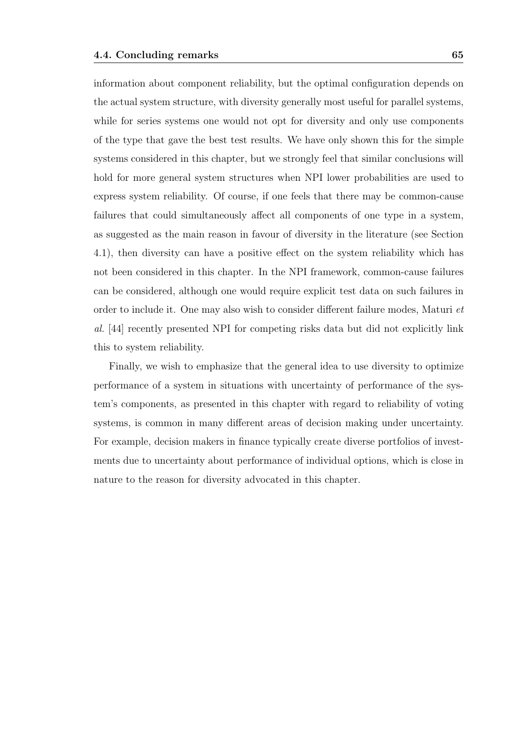information about component reliability, but the optimal configuration depends on the actual system structure, with diversity generally most useful for parallel systems, while for series systems one would not opt for diversity and only use components of the type that gave the best test results. We have only shown this for the simple systems considered in this chapter, but we strongly feel that similar conclusions will hold for more general system structures when NPI lower probabilities are used to express system reliability. Of course, if one feels that there may be common-cause failures that could simultaneously affect all components of one type in a system, as suggested as the main reason in favour of diversity in the literature (see Section 4.1), then diversity can have a positive effect on the system reliability which has not been considered in this chapter. In the NPI framework, common-cause failures can be considered, although one would require explicit test data on such failures in order to include it. One may also wish to consider different failure modes, Maturi *et al.* [44] recently presented NPI for competing risks data but did not explicitly link this to system reliability.

Finally, we wish to emphasize that the general idea to use diversity to optimize performance of a system in situations with uncertainty of performance of the system's components, as presented in this chapter with regard to reliability of voting systems, is common in many different areas of decision making under uncertainty. For example, decision makers in finance typically create diverse portfolios of investments due to uncertainty about performance of individual options, which is close in nature to the reason for diversity advocated in this chapter.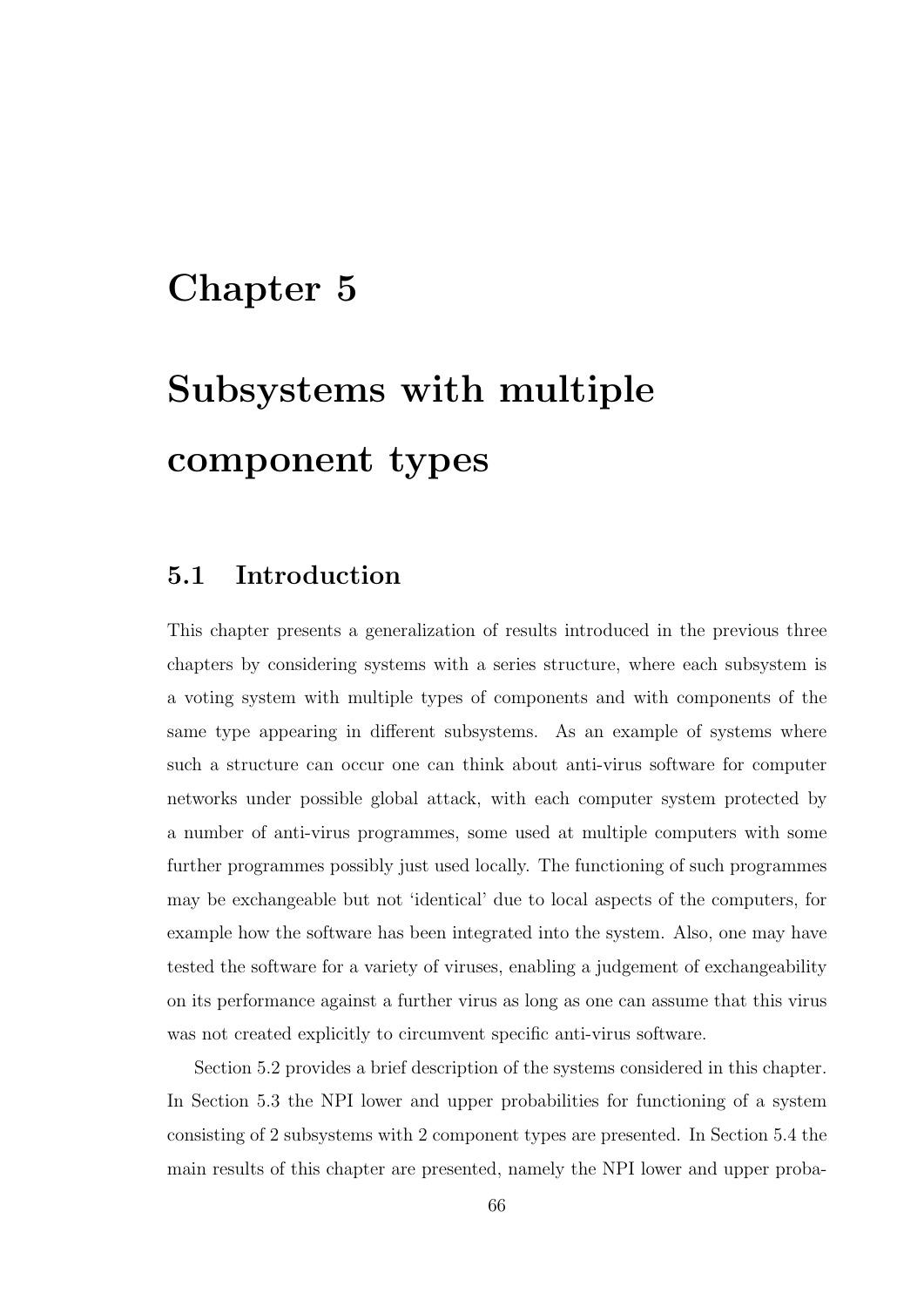# Chapter 5

# Subsystems with multiple component types

## 5.1 Introduction

This chapter presents a generalization of results introduced in the previous three chapters by considering systems with a series structure, where each subsystem is a voting system with multiple types of components and with components of the same type appearing in different subsystems. As an example of systems where such a structure can occur one can think about anti-virus software for computer networks under possible global attack, with each computer system protected by a number of anti-virus programmes, some used at multiple computers with some further programmes possibly just used locally. The functioning of such programmes may be exchangeable but not 'identical' due to local aspects of the computers, for example how the software has been integrated into the system. Also, one may have tested the software for a variety of viruses, enabling a judgement of exchangeability on its performance against a further virus as long as one can assume that this virus was not created explicitly to circumvent specific anti-virus software.

Section 5.2 provides a brief description of the systems considered in this chapter. In Section 5.3 the NPI lower and upper probabilities for functioning of a system consisting of 2 subsystems with 2 component types are presented. In Section 5.4 the main results of this chapter are presented, namely the NPI lower and upper proba-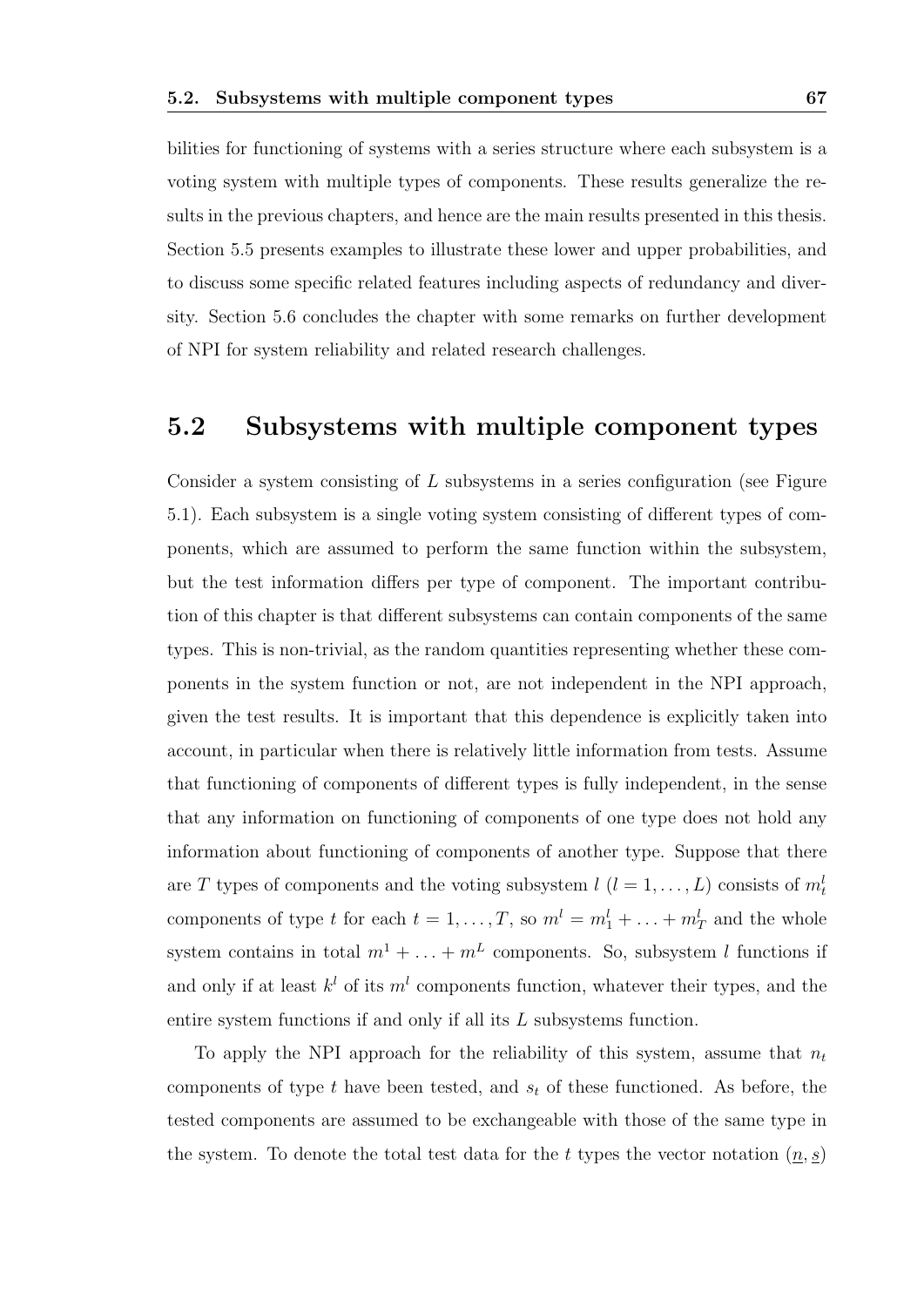bilities for functioning of systems with a series structure where each subsystem is a voting system with multiple types of components. These results generalize the results in the previous chapters, and hence are the main results presented in this thesis. Section 5.5 presents examples to illustrate these lower and upper probabilities, and to discuss some specific related features including aspects of redundancy and diversity. Section 5.6 concludes the chapter with some remarks on further development of NPI for system reliability and related research challenges.

## 5.2 Subsystems with multiple component types

Consider a system consisting of $L$ subsystems in a series configuration (see Figure 5.1). Each subsystem is a single voting system consisting of different types of components, which are assumed to perform the same function within the subsystem, but the test information differs per type of component. The important contribution of this chapter is that different subsystems can contain components of the same types. This is non-trivial, as the random quantities representing whether these components in the system function or not, are not independent in the NPI approach, given the test results. It is important that this dependence is explicitly taken into account, in particular when there is relatively little information from tests. Assume that functioning of components of different types is fully independent, in the sense that any information on functioning of components of one type does not hold any information about functioning of components of another type. Suppose that there are $T$ types of components and the voting subsystem $l$ $(l = 1, \ldots, L)$ consists of $m_t^l$ components of type $t$ for each $t = 1, \ldots, T$, so $m^l = m_1^l + \ldots + m_T^l$ and the whole system contains in total $m^1 + \ldots + m^L$ components. So, subsystem $l$ functions if and only if at least $k^l$ of its $m^l$ components function, whatever their types, and the entire system functions if and only if all its $L$ subsystems function.

To apply the NPI approach for the reliability of this system, assume that $n_t$ components of type $t$ have been tested, and $s_t$ of these functioned. As before, the tested components are assumed to be exchangeable with those of the same type in the system. To denote the total test data for the $t$ types the vector notation $(\underline{n}, \underline{s})$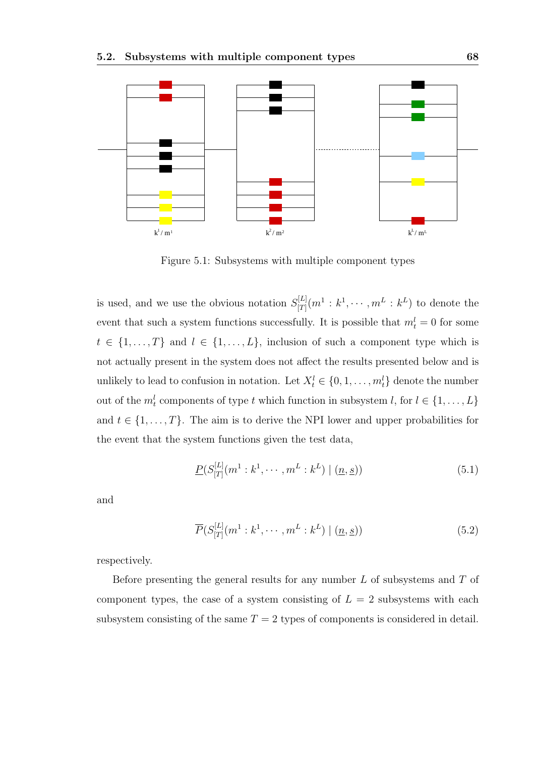$k^1 / m^1$ $k^2 / m^2$ $k^L / m^L$

Figure 5.1: Subsystems with multiple component types

is used, and we use the obvious notation $S^{[L]}_{[T]}(m^1 : k^1, \cdots, m^L : k^L)$ to denote the event that such a system functions successfully. It is possible that $m^l_t = 0$ for some $t \in \{1, \ldots, T\}$ and $l \in \{1, \ldots, L\}$, inclusion of such a component type which is not actually present in the system does not affect the results presented below and is unlikely to lead to confusion in notation. Let $X^l_t \in \{0, 1, \ldots, m^l_t\}$ denote the number out of the $m^l_t$ components of type $t$ which function in subsystem $l$, for $l \in \{1, \ldots, L\}$ and $t \in \{1, \ldots, T\}$. The aim is to derive the NPI lower and upper probabilities for the event that the system functions given the test data,

$$\underline{P}(S^{[L]}_{[T]}(m^1 : k^1, \cdots, m^L : k^L) \mid (\underline{n}, \underline{s})) \tag{5.1}$$

and

$$\overline{P}(S^{[L]}_{[T]}(m^1 : k^1, \cdots, m^L : k^L) \mid (\underline{n}, \underline{s})) \tag{5.2}$$

respectively.

Before presenting the general results for any number $L$ of subsystems and $T$ of component types, the case of a system consisting of $L = 2$ subsystems with each subsystem consisting of the same $T = 2$ types of components is considered in detail.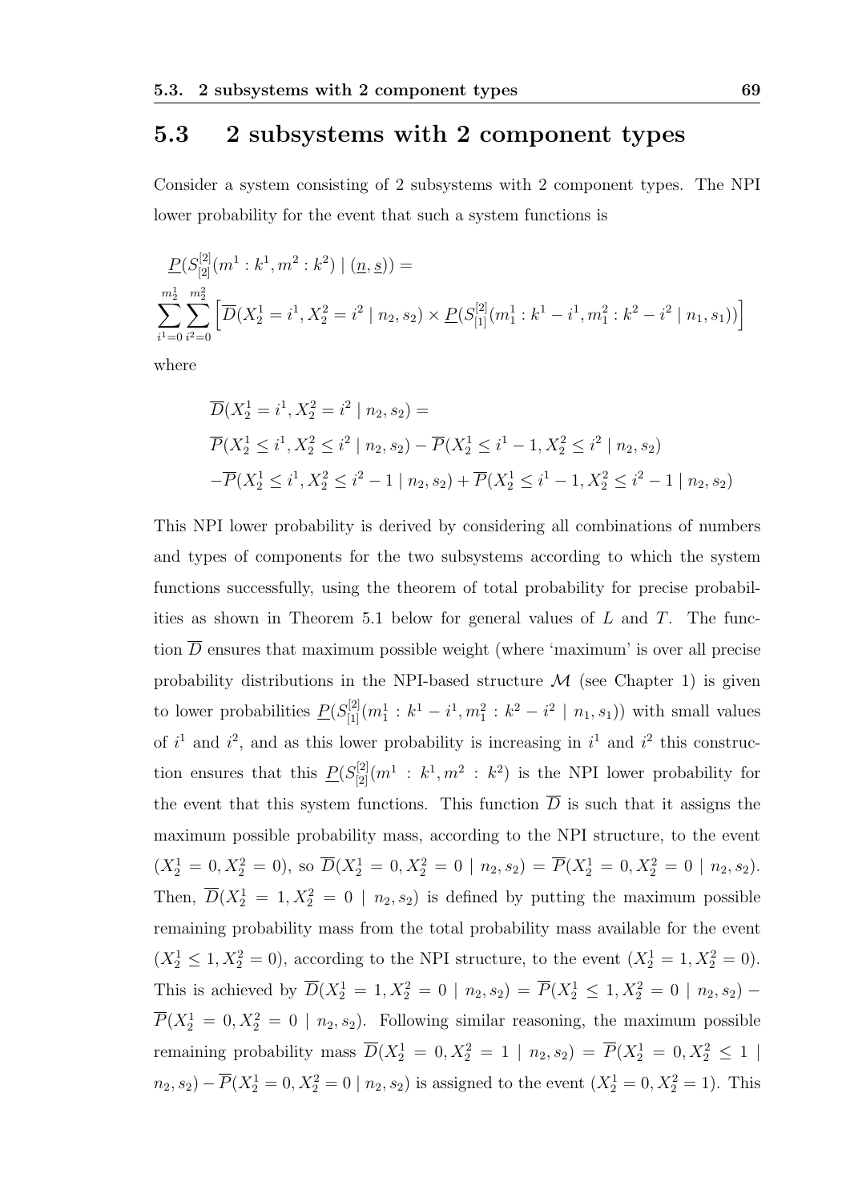## 5.3 2 subsystems with 2 component types

Consider a system consisting of 2 subsystems with 2 component types. The NPI lower probability for the event that such a system functions is

$$\underline{P}(S^{[2]}_{[2]}(m^1 : k^1, m^2 : k^2) \mid (\underline{n}, \underline{s})) =$$
$$\sum_{i^1=0}^{m^1_2} \sum_{i^2=0}^{m^2_2} \Big[ \overline{D}(X^1_2 = i^1, X^2_2 = i^2 \mid n_2, s_2) \times \underline{P}(S^{[2]}_{[1]}(m^1_1 : k^1 - i^1, m^2_1 : k^2 - i^2 \mid n_1, s_1)) \Big]$$

where

$$\overline{D}(X^1_2 = i^1, X^2_2 = i^2 \mid n_2, s_2) =$$
$$\overline{P}(X^1_2 \leq i^1, X^2_2 \leq i^2 \mid n_2, s_2) - \overline{P}(X^1_2 \leq i^1 - 1, X^2_2 \leq i^2 \mid n_2, s_2)$$
$$-\overline{P}(X^1_2 \leq i^1, X^2_2 \leq i^2 - 1 \mid n_2, s_2) + \overline{P}(X^1_2 \leq i^1 - 1, X^2_2 \leq i^2 - 1 \mid n_2, s_2)$$

This NPI lower probability is derived by considering all combinations of numbers and types of components for the two subsystems according to which the system functions successfully, using the theorem of total probability for precise probabilities as shown in Theorem 5.1 below for general values of $L$ and $T$. The function $\overline{D}$ ensures that maximum possible weight (where 'maximum' is over all precise probability distributions in the NPI-based structure $\mathcal{M}$ (see Chapter 1) is given to lower probabilities $\underline{P}(S^{[2]}_{[1]}(m^1_1 : k^1 - i^1, m^2_1 : k^2 - i^2 \mid n_1, s_1))$ with small values of $i^1$ and $i^2$, and as this lower probability is increasing in $i^1$ and $i^2$ this construction ensures that this $\underline{P}(S^{[2]}_{[2]}(m^1 : k^1, m^2 : k^2)$ is the NPI lower probability for the event that this system functions. This function $\overline{D}$ is such that it assigns the maximum possible probability mass, according to the NPI structure, to the event $(X^1_2 = 0, X^2_2 = 0)$, so $\overline{D}(X^1_2 = 0, X^2_2 = 0 \mid n_2, s_2) = \overline{P}(X^1_2 = 0, X^2_2 = 0 \mid n_2, s_2)$. Then, $\overline{D}(X^1_2 = 1, X^2_2 = 0 \mid n_2, s_2)$ is defined by putting the maximum possible remaining probability mass from the total probability mass available for the event $(X^1_2 \leq 1, X^2_2 = 0)$, according to the NPI structure, to the event $(X^1_2 = 1, X^2_2 = 0)$. This is achieved by $\overline{D}(X^1_2 = 1, X^2_2 = 0 \mid n_2, s_2) = \overline{P}(X^1_2 \leq 1, X^2_2 = 0 \mid n_2, s_2) - \overline{P}(X^1_2 = 0, X^2_2 = 0 \mid n_2, s_2)$. Following similar reasoning, the maximum possible remaining probability mass $\overline{D}(X^1_2 = 0, X^2_2 = 1 \mid n_2, s_2) = \overline{P}(X^1_2 = 0, X^2_2 \leq 1 \mid n_2, s_2) - \overline{P}(X^1_2 = 0, X^2_2 = 0 \mid n_2, s_2)$ is assigned to the event $(X^1_2 = 0, X^2_2 = 1)$. This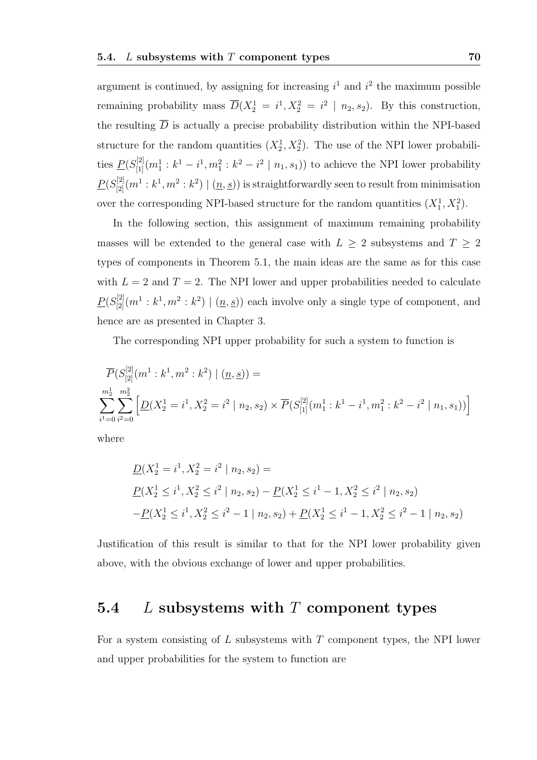argument is continued, by assigning for increasing $i^1$ and $i^2$ the maximum possible remaining probability mass $\overline{D}(X_2^1 = i^1, X_2^2 = i^2 \mid n_2, s_2)$. By this construction, the resulting $\overline{D}$ is actually a precise probability distribution within the NPI-based structure for the random quantities $(X_2^1, X_2^2)$. The use of the NPI lower probabilities $\underline{P}(S_{[1]}^{[2]}(m_1^1 : k^1 - i^1, m_1^2 : k^2 - i^2 \mid n_1, s_1))$ to achieve the NPI lower probability $\underline{P}(S_{[2]}^{[2]}(m^1 : k^1, m^2 : k^2) \mid (\underline{n}, \underline{s}))$ is straightforwardly seen to result from minimisation over the corresponding NPI-based structure for the random quantities $(X_1^1, X_1^2)$.

In the following section, this assignment of maximum remaining probability masses will be extended to the general case with $L \geq 2$ subsystems and $T \geq 2$ types of components in Theorem 5.1, the main ideas are the same as for this case with $L = 2$ and $T = 2$. The NPI lower and upper probabilities needed to calculate $\underline{P}(S_{[2]}^{[2]}(m^1 : k^1, m^2 : k^2) \mid (\underline{n}, \underline{s}))$ each involve only a single type of component, and hence are as presented in Chapter 3.

The corresponding NPI upper probability for such a system to function is

$$
\begin{aligned}
&\overline{P}(S_{[2]}^{[2]}(m^1 : k^1, m^2 : k^2) \mid (\underline{n}, \underline{s})) = \\
&\sum_{i^1=0}^{m_2^1} \sum_{i^2=0}^{m_2^2} \left[ \underline{D}(X_2^1 = i^1, X_2^2 = i^2 \mid n_2, s_2) \times \overline{P}(S_{[1]}^{[2]}(m_1^1 : k^1 - i^1, m_1^2 : k^2 - i^2 \mid n_1, s_1)) \right]
\end{aligned}
$$

where

$$
\begin{aligned}
&\underline{D}(X_2^1 = i^1, X_2^2 = i^2 \mid n_2, s_2) = \\
&\underline{P}(X_2^1 \leq i^1, X_2^2 \leq i^2 \mid n_2, s_2) - \underline{P}(X_2^1 \leq i^1 - 1, X_2^2 \leq i^2 \mid n_2, s_2) \\
&-\underline{P}(X_2^1 \leq i^1, X_2^2 \leq i^2 - 1 \mid n_2, s_2) + \underline{P}(X_2^1 \leq i^1 - 1, X_2^2 \leq i^2 - 1 \mid n_2, s_2)
\end{aligned}
$$

Justification of this result is similar to that for the NPI lower probability given above, with the obvious exchange of lower and upper probabilities.

## 5.4 $L$ subsystems with $T$ component types

For a system consisting of $L$ subsystems with $T$ component types, the NPI lower and upper probabilities for the system to function are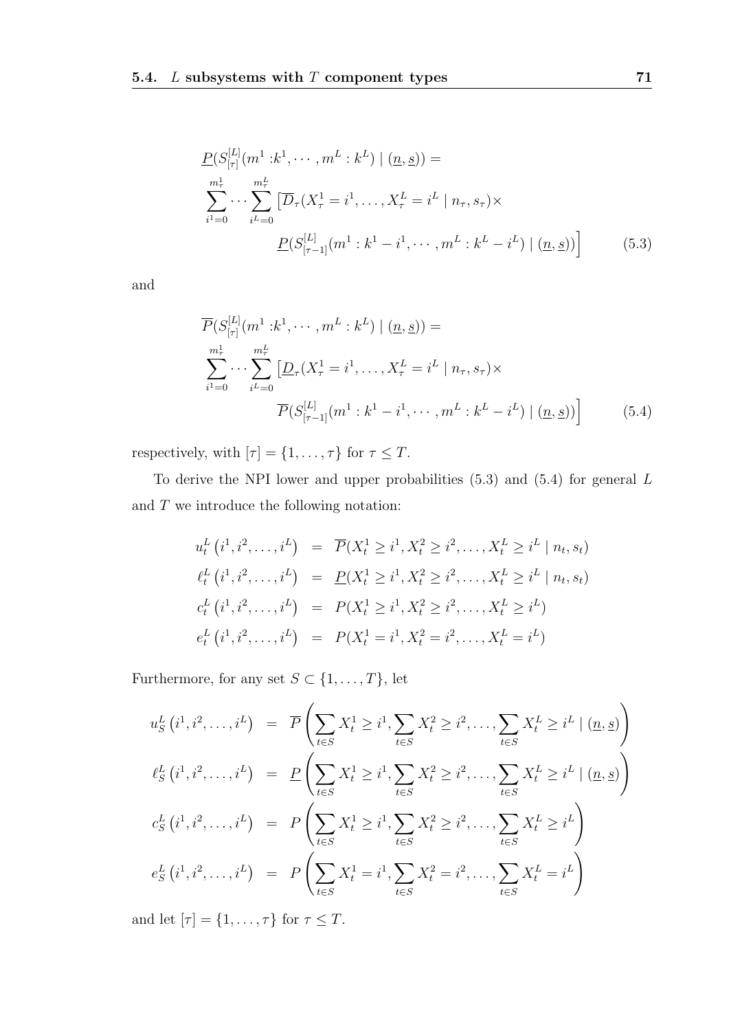$$
\begin{aligned}
&\underline{P}(S_{[\tau]}^{[L]}(m^1 : k^1, \cdots, m^L : k^L) \mid (\underline{n}, \underline{s})) = \\
&\sum_{i^1=0}^{m_\tau^1} \cdots \sum_{i^L=0}^{m_\tau^L} \Big[ \overline{D}_\tau(X_\tau^1 = i^1, \ldots, X_\tau^L = i^L \mid n_\tau, s_\tau) \times \\
&\qquad\qquad \underline{P}(S_{[\tau-1]}^{[L]}(m^1 : k^1 - i^1, \cdots, m^L : k^L - i^L) \mid (\underline{n}, \underline{s})) \Big]
\end{aligned} \tag{5.3}
$$

and

$$
\begin{aligned}
&\overline{P}(S_{[\tau]}^{[L]}(m^1 : k^1, \cdots, m^L : k^L) \mid (\underline{n}, \underline{s})) = \\
&\sum_{i^1=0}^{m_\tau^1} \cdots \sum_{i^L=0}^{m_\tau^L} \Big[ \underline{D}_\tau(X_\tau^1 = i^1, \ldots, X_\tau^L = i^L \mid n_\tau, s_\tau) \times \\
&\qquad\qquad \overline{P}(S_{[\tau-1]}^{[L]}(m^1 : k^1 - i^1, \cdots, m^L : k^L - i^L) \mid (\underline{n}, \underline{s})) \Big]
\end{aligned} \tag{5.4}
$$

respectively, with $[\tau] = \{1, \ldots, \tau\}$ for $\tau \leq T$.

To derive the NPI lower and upper probabilities (5.3) and (5.4) for general $L$ and $T$ we introduce the following notation:

$$
\begin{aligned}
u_t^L\left(i^1, i^2, \ldots, i^L\right) &= \overline{P}(X_t^1 \geq i^1, X_t^2 \geq i^2, \ldots, X_t^L \geq i^L \mid n_t, s_t) \\
\ell_t^L\left(i^1, i^2, \ldots, i^L\right) &= \underline{P}(X_t^1 \geq i^1, X_t^2 \geq i^2, \ldots, X_t^L \geq i^L \mid n_t, s_t) \\
c_t^L\left(i^1, i^2, \ldots, i^L\right) &= P(X_t^1 \geq i^1, X_t^2 \geq i^2, \ldots, X_t^L \geq i^L) \\
e_t^L\left(i^1, i^2, \ldots, i^L\right) &= P(X_t^1 = i^1, X_t^2 = i^2, \ldots, X_t^L = i^L)
\end{aligned}
$$

Furthermore, for any set $S \subset \{1, \ldots, T\}$, let

$$
\begin{aligned}
u_S^L\left(i^1, i^2, \ldots, i^L\right) &= \overline{P}\left(\sum_{t \in S} X_t^1 \geq i^1, \sum_{t \in S} X_t^2 \geq i^2, \ldots, \sum_{t \in S} X_t^L \geq i^L \mid (\underline{n}, \underline{s})\right) \\
\ell_S^L\left(i^1, i^2, \ldots, i^L\right) &= \underline{P}\left(\sum_{t \in S} X_t^1 \geq i^1, \sum_{t \in S} X_t^2 \geq i^2, \ldots, \sum_{t \in S} X_t^L \geq i^L \mid (\underline{n}, \underline{s})\right) \\
c_S^L\left(i^1, i^2, \ldots, i^L\right) &= P\left(\sum_{t \in S} X_t^1 \geq i^1, \sum_{t \in S} X_t^2 \geq i^2, \ldots, \sum_{t \in S} X_t^L \geq i^L\right) \\
e_S^L\left(i^1, i^2, \ldots, i^L\right) &= P\left(\sum_{t \in S} X_t^1 = i^1, \sum_{t \in S} X_t^2 = i^2, \ldots, \sum_{t \in S} X_t^L = i^L\right)
\end{aligned}
$$

and let $[\tau] = \{1, \ldots, \tau\}$ for $\tau \leq T$.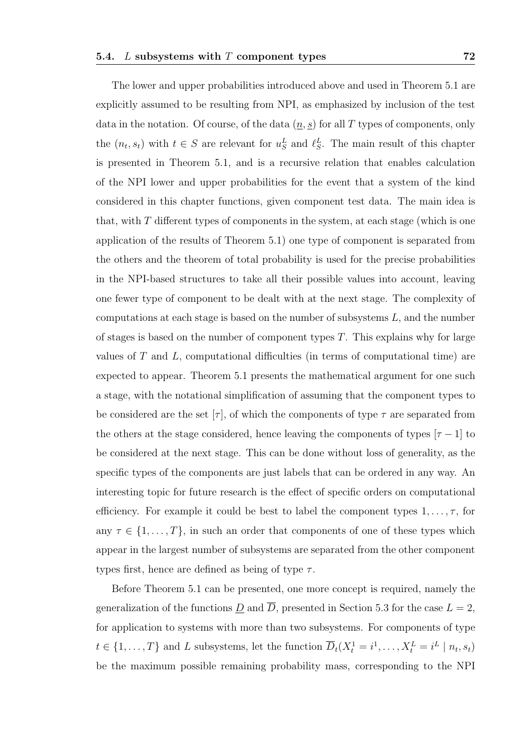The lower and upper probabilities introduced above and used in Theorem 5.1 are explicitly assumed to be resulting from NPI, as emphasized by inclusion of the test data in the notation. Of course, of the data $(\underline{n}, \underline{s})$ for all $T$ types of components, only the $(n_t, s_t)$ with $t \in S$ are relevant for $u_S^L$ and $\ell_S^L$. The main result of this chapter is presented in Theorem 5.1, and is a recursive relation that enables calculation of the NPI lower and upper probabilities for the event that a system of the kind considered in this chapter functions, given component test data. The main idea is that, with $T$ different types of components in the system, at each stage (which is one application of the results of Theorem 5.1) one type of component is separated from the others and the theorem of total probability is used for the precise probabilities in the NPI-based structures to take all their possible values into account, leaving one fewer type of component to be dealt with at the next stage. The complexity of computations at each stage is based on the number of subsystems $L$, and the number of stages is based on the number of component types $T$. This explains why for large values of $T$ and $L$, computational difficulties (in terms of computational time) are expected to appear. Theorem 5.1 presents the mathematical argument for one such a stage, with the notational simplification of assuming that the component types to be considered are the set $[\tau]$, of which the components of type $\tau$ are separated from the others at the stage considered, hence leaving the components of types $[\tau - 1]$ to be considered at the next stage. This can be done without loss of generality, as the specific types of the components are just labels that can be ordered in any way. An interesting topic for future research is the effect of specific orders on computational efficiency. For example it could be best to label the component types $1, \ldots, \tau$, for any $\tau \in \{1, \ldots, T\}$, in such an order that components of one of these types which appear in the largest number of subsystems are separated from the other component types first, hence are defined as being of type $\tau$.

Before Theorem 5.1 can be presented, one more concept is required, namely the generalization of the functions $\underline{D}$ and $\overline{D}$, presented in Section 5.3 for the case $L = 2$, for application to systems with more than two subsystems. For components of type $t \in \{1, \ldots, T\}$ and $L$ subsystems, let the function $\overline{D}_t(X_t^1 = i^1, \ldots, X_t^L = i^L \mid n_t, s_t)$ be the maximum possible remaining probability mass, corresponding to the NPI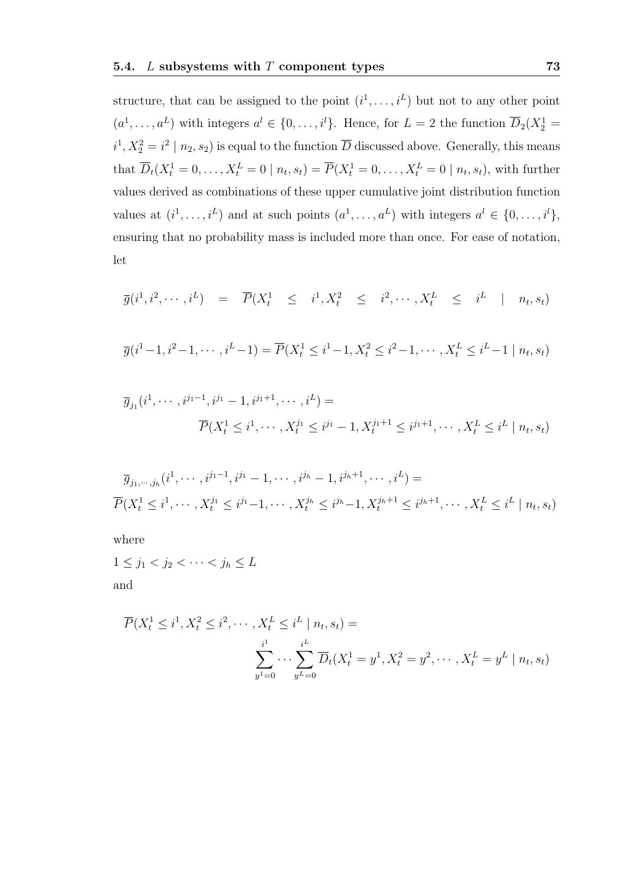structure, that can be assigned to the point $(i^1, \ldots, i^L)$ but not to any other point $(a^1, \ldots, a^L)$ with integers $a^l \in \{0, \ldots, i^l\}$. Hence, for $L = 2$ the function $\overline{D}_2(X_2^1 = i^1, X_2^2 = i^2 \mid n_2, s_2)$ is equal to the function $\overline{D}$ discussed above. Generally, this means that $\overline{D}_t(X_t^1 = 0, \ldots, X_t^L = 0 \mid n_t, s_t) = \overline{P}(X_t^1 = 0, \ldots, X_t^L = 0 \mid n_t, s_t)$, with further values derived as combinations of these upper cumulative joint distribution function values at $(i^1, \ldots, i^L)$ and at such points $(a^1, \ldots, a^L)$ with integers $a^l \in \{0, \ldots, i^l\}$, ensuring that no probability mass is included more than once. For ease of notation, let

$$\overline{g}(i^1, i^2, \cdots, i^L) = \overline{P}(X_t^1 \leq i^1, X_t^2 \leq i^2, \cdots, X_t^L \leq i^L \mid n_t, s_t)$$

$$\overline{g}(i^1 - 1, i^2 - 1, \cdots, i^L - 1) = \overline{P}(X_t^1 \leq i^1 - 1, X_t^2 \leq i^2 - 1, \cdots, X_t^L \leq i^L - 1 \mid n_t, s_t)$$

$$\overline{g}_{j_1}(i^1, \cdots, i^{j_1 - 1}, i^{j_1} - 1, i^{j_1 + 1}, \cdots, i^L) = \overline{P}(X_t^1 \leq i^1, \cdots, X_t^{j_1} \leq i^{j_1} - 1, X_t^{j_1 + 1} \leq i^{j_1 + 1}, \cdots, X_t^L \leq i^L \mid n_t, s_t)$$

$$\overline{g}_{j_1, \cdots, j_h}(i^1, \cdots, i^{j_1 - 1}, i^{j_1} - 1, \cdots, i^{j_h} - 1, i^{j_h + 1}, \cdots, i^L) = \overline{P}(X_t^1 \leq i^1, \cdots, X_t^{j_1} \leq i^{j_1} - 1, \cdots, X_t^{j_h} \leq i^{j_h} - 1, X_t^{j_h + 1} \leq i^{j_h + 1}, \cdots, X_t^L \leq i^L \mid n_t, s_t)$$

where

$1 \leq j_1 < j_2 < \cdots < j_h \leq L$

and

$$\overline{P}(X_t^1 \leq i^1, X_t^2 \leq i^2, \cdots, X_t^L \leq i^L \mid n_t, s_t) = \sum_{y^1 = 0}^{i^1} \cdots \sum_{y^L = 0}^{i^L} \overline{D}_t(X_t^1 = y^1, X_t^2 = y^2, \cdots, X_t^L = y^L \mid n_t, s_t)$$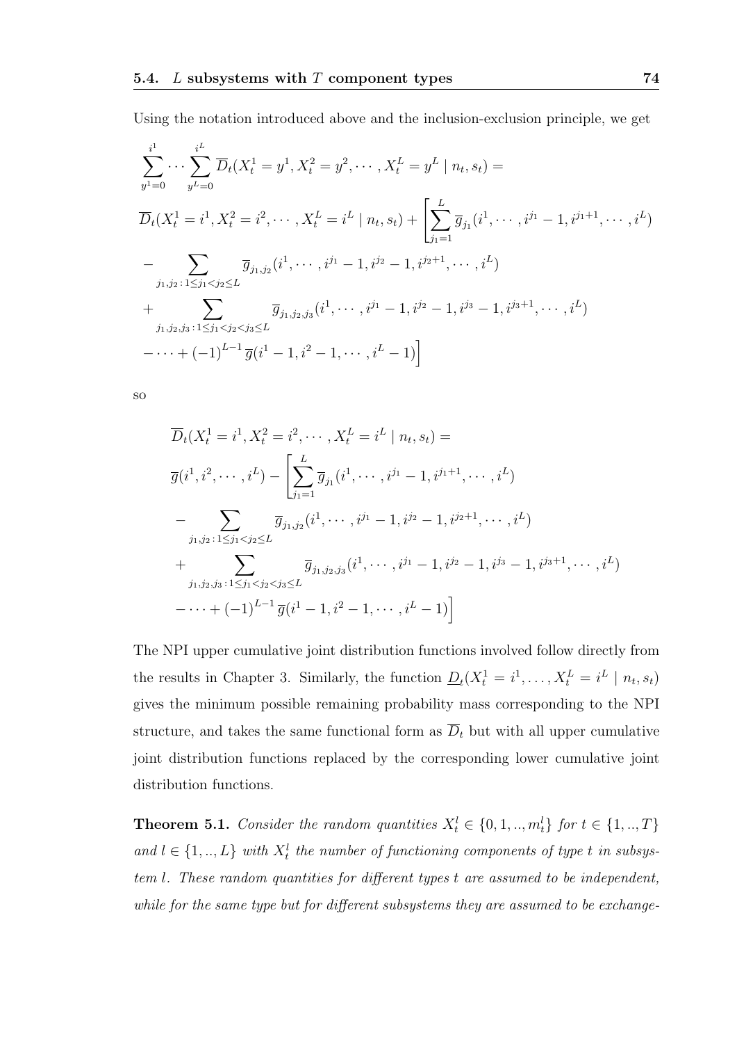Using the notation introduced above and the inclusion-exclusion principle, we get

$$
\begin{aligned}
&\sum_{y^1=0}^{i^1} \cdots \sum_{y^L=0}^{i^L} \overline{D}_t(X_t^1 = y^1, X_t^2 = y^2, \cdots, X_t^L = y^L \mid n_t, s_t) = \\
&\overline{D}_t(X_t^1 = i^1, X_t^2 = i^2, \cdots, X_t^L = i^L \mid n_t, s_t) + \Bigg[ \sum_{j_1=1}^{L} \overline{g}_{j_1}(i^1, \cdots, i^{j_1} - 1, i^{j_1+1}, \cdots, i^L) \\
&- \sum_{j_1, j_2 \,:\, 1 \le j_1 < j_2 \le L} \overline{g}_{j_1, j_2}(i^1, \cdots, i^{j_1} - 1, i^{j_2} - 1, i^{j_2+1}, \cdots, i^L) \\
&+ \sum_{j_1, j_2, j_3 \,:\, 1 \le j_1 < j_2 < j_3 \le L} \overline{g}_{j_1, j_2, j_3}(i^1, \cdots, i^{j_1} - 1, i^{j_2} - 1, i^{j_3} - 1, i^{j_3+1}, \cdots, i^L) \\
&- \cdots + (-1)^{L-1} \overline{g}(i^1 - 1, i^2 - 1, \cdots, i^L - 1) \Bigg]
\end{aligned}
$$

so

$$
\begin{aligned}
&\overline{D}_t(X_t^1 = i^1, X_t^2 = i^2, \cdots, X_t^L = i^L \mid n_t, s_t) = \\
&\overline{g}(i^1, i^2, \cdots, i^L) - \Bigg[ \sum_{j_1=1}^{L} \overline{g}_{j_1}(i^1, \cdots, i^{j_1} - 1, i^{j_1+1}, \cdots, i^L) \\
&- \sum_{j_1, j_2 \,:\, 1 \le j_1 < j_2 \le L} \overline{g}_{j_1, j_2}(i^1, \cdots, i^{j_1} - 1, i^{j_2} - 1, i^{j_2+1}, \cdots, i^L) \\
&+ \sum_{j_1, j_2, j_3 \,:\, 1 \le j_1 < j_2 < j_3 \le L} \overline{g}_{j_1, j_2, j_3}(i^1, \cdots, i^{j_1} - 1, i^{j_2} - 1, i^{j_3} - 1, i^{j_3+1}, \cdots, i^L) \\
&- \cdots + (-1)^{L-1} \overline{g}(i^1 - 1, i^2 - 1, \cdots, i^L - 1) \Bigg]
\end{aligned}
$$

The NPI upper cumulative joint distribution functions involved follow directly from the results in Chapter 3. Similarly, the function $\underline{D}_t(X_t^1 = i^1, \ldots, X_t^L = i^L \mid n_t, s_t)$ gives the minimum possible remaining probability mass corresponding to the NPI structure, and takes the same functional form as $\overline{D}_t$ but with all upper cumulative joint distribution functions replaced by the corresponding lower cumulative joint distribution functions.

**Theorem 5.1.** *Consider the random quantities $X_t^l \in \{0, 1, .., m_t^l\}$ for $t \in \{1, .., T\}$ and $l \in \{1, .., L\}$ with $X_t^l$ the number of functioning components of type $t$ in subsystem $l$. These random quantities for different types $t$ are assumed to be independent, while for the same type but for different subsystems they are assumed to be exchange-*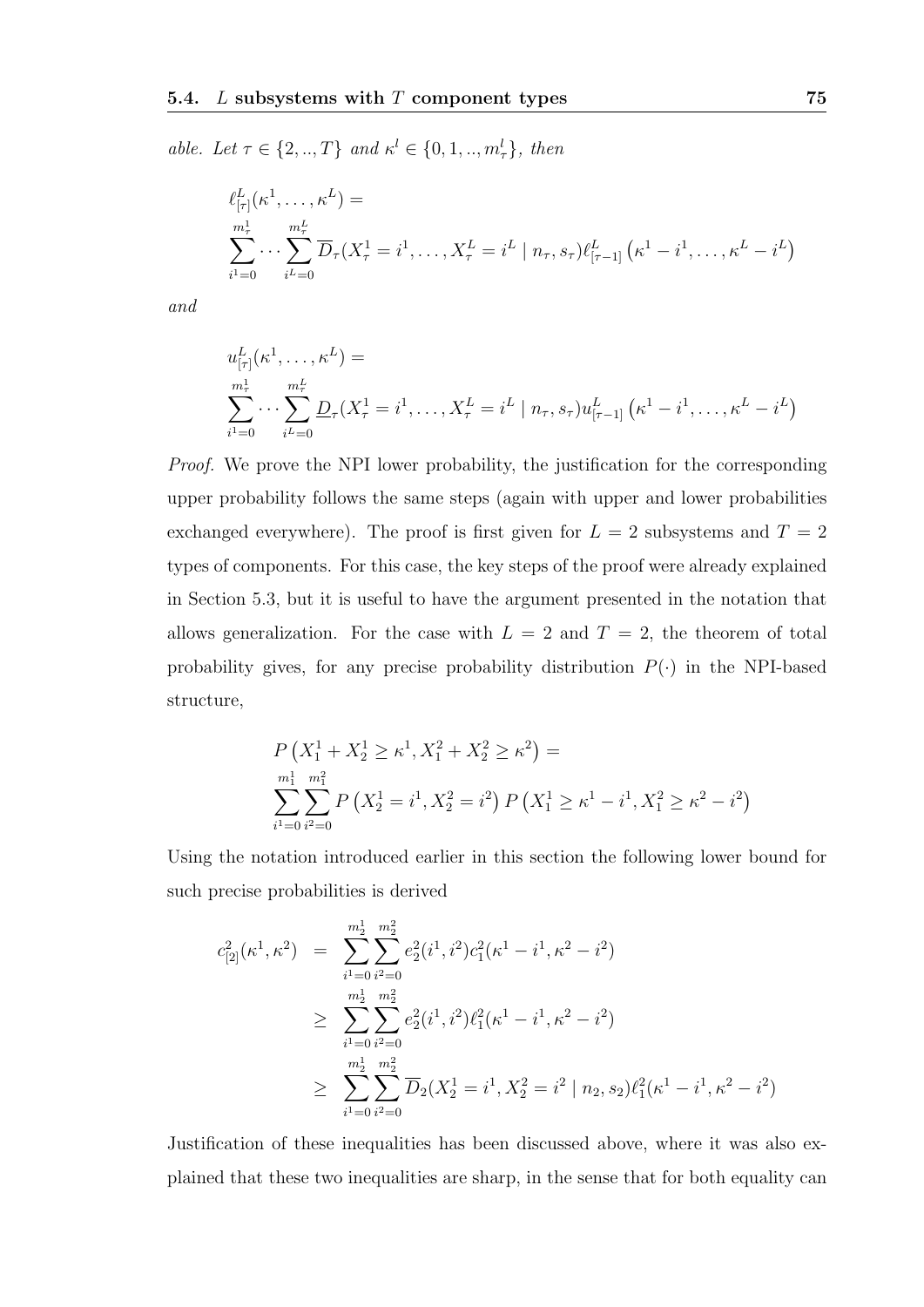*able. Let $\tau \in \{2, .., T\}$ and $\kappa^l \in \{0, 1, .., m^l_\tau\}$, then*

$$\ell^L_{[\tau]}(\kappa^1, \ldots, \kappa^L) = \sum_{i^1=0}^{m^1_\tau} \cdots \sum_{i^L=0}^{m^L_\tau} \overline{D}_\tau(X^1_\tau = i^1, \ldots, X^L_\tau = i^L \mid n_\tau, s_\tau) \ell^L_{[\tau-1]}\left(\kappa^1 - i^1, \ldots, \kappa^L - i^L\right)$$

*and*

$$u^L_{[\tau]}(\kappa^1, \ldots, \kappa^L) = \sum_{i^1=0}^{m^1_\tau} \cdots \sum_{i^L=0}^{m^L_\tau} \underline{D}_\tau(X^1_\tau = i^1, \ldots, X^L_\tau = i^L \mid n_\tau, s_\tau) u^L_{[\tau-1]}\left(\kappa^1 - i^1, \ldots, \kappa^L - i^L\right)$$

*Proof.* We prove the NPI lower probability, the justification for the corresponding upper probability follows the same steps (again with upper and lower probabilities exchanged everywhere). The proof is first given for $L = 2$ subsystems and $T = 2$ types of components. For this case, the key steps of the proof were already explained in Section 5.3, but it is useful to have the argument presented in the notation that allows generalization. For the case with $L = 2$ and $T = 2$, the theorem of total probability gives, for any precise probability distribution $P(\cdot)$ in the NPI-based structure,

$$P\left(X^1_1 + X^1_2 \geq \kappa^1, X^2_1 + X^2_2 \geq \kappa^2\right) = \sum_{i^1=0}^{m^1_1} \sum_{i^2=0}^{m^2_1} P\left(X^1_2 = i^1, X^2_2 = i^2\right) P\left(X^1_1 \geq \kappa^1 - i^1, X^2_1 \geq \kappa^2 - i^2\right)$$

Using the notation introduced earlier in this section the following lower bound for such precise probabilities is derived

$$\begin{aligned}
c^2_{[2]}(\kappa^1, \kappa^2) &= \sum_{i^1=0}^{m^1_2} \sum_{i^2=0}^{m^2_2} e^2_2(i^1, i^2) c^2_1(\kappa^1 - i^1, \kappa^2 - i^2) \\
&\geq \sum_{i^1=0}^{m^1_2} \sum_{i^2=0}^{m^2_2} e^2_2(i^1, i^2) \ell^2_1(\kappa^1 - i^1, \kappa^2 - i^2) \\
&\geq \sum_{i^1=0}^{m^1_2} \sum_{i^2=0}^{m^2_2} \overline{D}_2(X^1_2 = i^1, X^2_2 = i^2 \mid n_2, s_2) \ell^2_1(\kappa^1 - i^1, \kappa^2 - i^2)
\end{aligned}$$

Justification of these inequalities has been discussed above, where it was also explained that these two inequalities are sharp, in the sense that for both equality can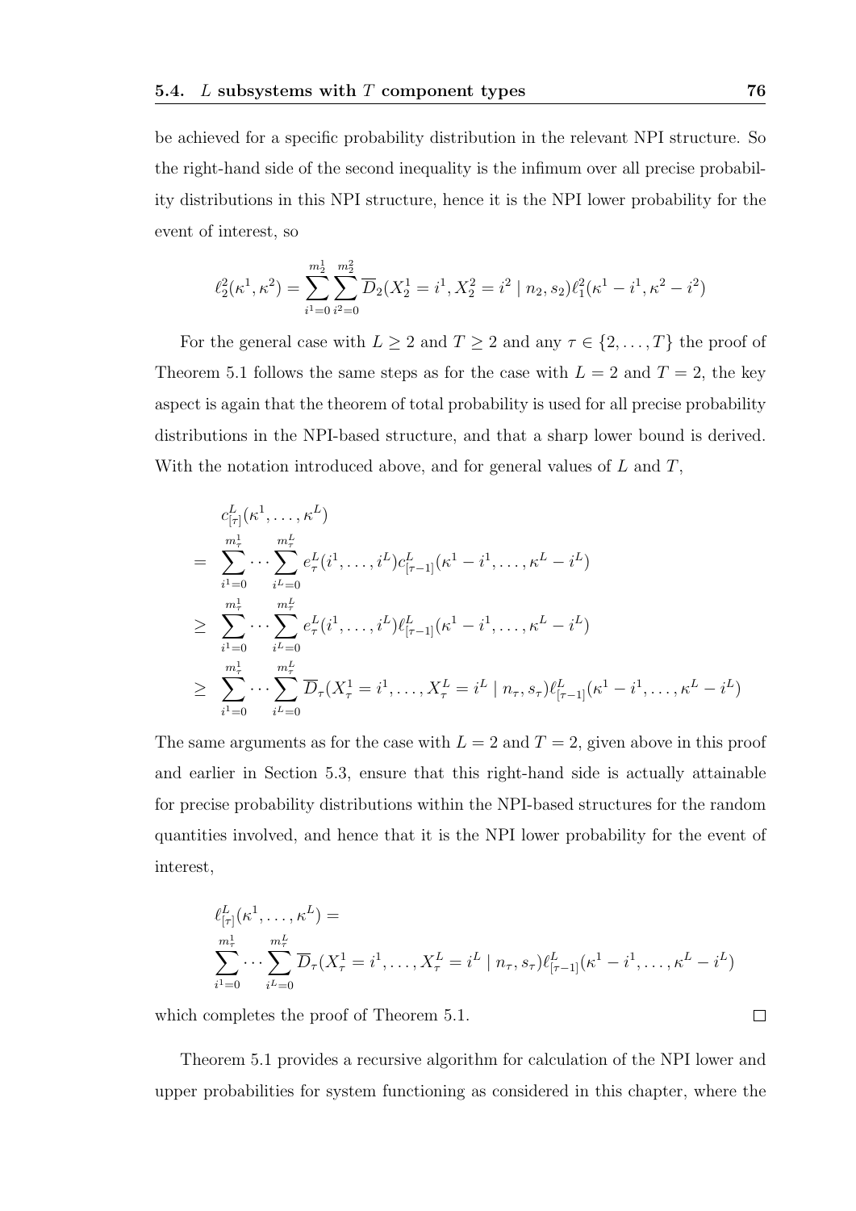be achieved for a specific probability distribution in the relevant NPI structure. So the right-hand side of the second inequality is the infimum over all precise probability distributions in this NPI structure, hence it is the NPI lower probability for the event of interest, so

$$\ell_2^2(\kappa^1, \kappa^2) = \sum_{i^1=0}^{m_2^1} \sum_{i^2=0}^{m_2^2} \overline{D}_2(X_2^1 = i^1, X_2^2 = i^2 \mid n_2, s_2) \ell_1^2(\kappa^1 - i^1, \kappa^2 - i^2)$$

For the general case with $L \geq 2$ and $T \geq 2$ and any $\tau \in \{2, \ldots, T\}$ the proof of Theorem 5.1 follows the same steps as for the case with $L = 2$ and $T = 2$, the key aspect is again that the theorem of total probability is used for all precise probability distributions in the NPI-based structure, and that a sharp lower bound is derived. With the notation introduced above, and for general values of $L$ and $T$,

$$\begin{aligned}
& c_{[\tau]}^L(\kappa^1, \ldots, \kappa^L) \\
= \; & \sum_{i^1=0}^{m_\tau^1} \cdots \sum_{i^L=0}^{m_\tau^L} e_\tau^L(i^1, \ldots, i^L) c_{[\tau-1]}^L(\kappa^1 - i^1, \ldots, \kappa^L - i^L) \\
\geq \; & \sum_{i^1=0}^{m_\tau^1} \cdots \sum_{i^L=0}^{m_\tau^L} e_\tau^L(i^1, \ldots, i^L) \ell_{[\tau-1]}^L(\kappa^1 - i^1, \ldots, \kappa^L - i^L) \\
\geq \; & \sum_{i^1=0}^{m_\tau^1} \cdots \sum_{i^L=0}^{m_\tau^L} \overline{D}_\tau(X_\tau^1 = i^1, \ldots, X_\tau^L = i^L \mid n_\tau, s_\tau) \ell_{[\tau-1]}^L(\kappa^1 - i^1, \ldots, \kappa^L - i^L)
\end{aligned}$$

The same arguments as for the case with $L = 2$ and $T = 2$, given above in this proof and earlier in Section 5.3, ensure that this right-hand side is actually attainable for precise probability distributions within the NPI-based structures for the random quantities involved, and hence that it is the NPI lower probability for the event of interest,

$$\begin{aligned}
& \ell_{[\tau]}^L(\kappa^1, \ldots, \kappa^L) = \\
& \sum_{i^1=0}^{m_\tau^1} \cdots \sum_{i^L=0}^{m_\tau^L} \overline{D}_\tau(X_\tau^1 = i^1, \ldots, X_\tau^L = i^L \mid n_\tau, s_\tau) \ell_{[\tau-1]}^L(\kappa^1 - i^1, \ldots, \kappa^L - i^L)
\end{aligned}$$

which completes the proof of Theorem 5.1. □

Theorem 5.1 provides a recursive algorithm for calculation of the NPI lower and upper probabilities for system functioning as considered in this chapter, where the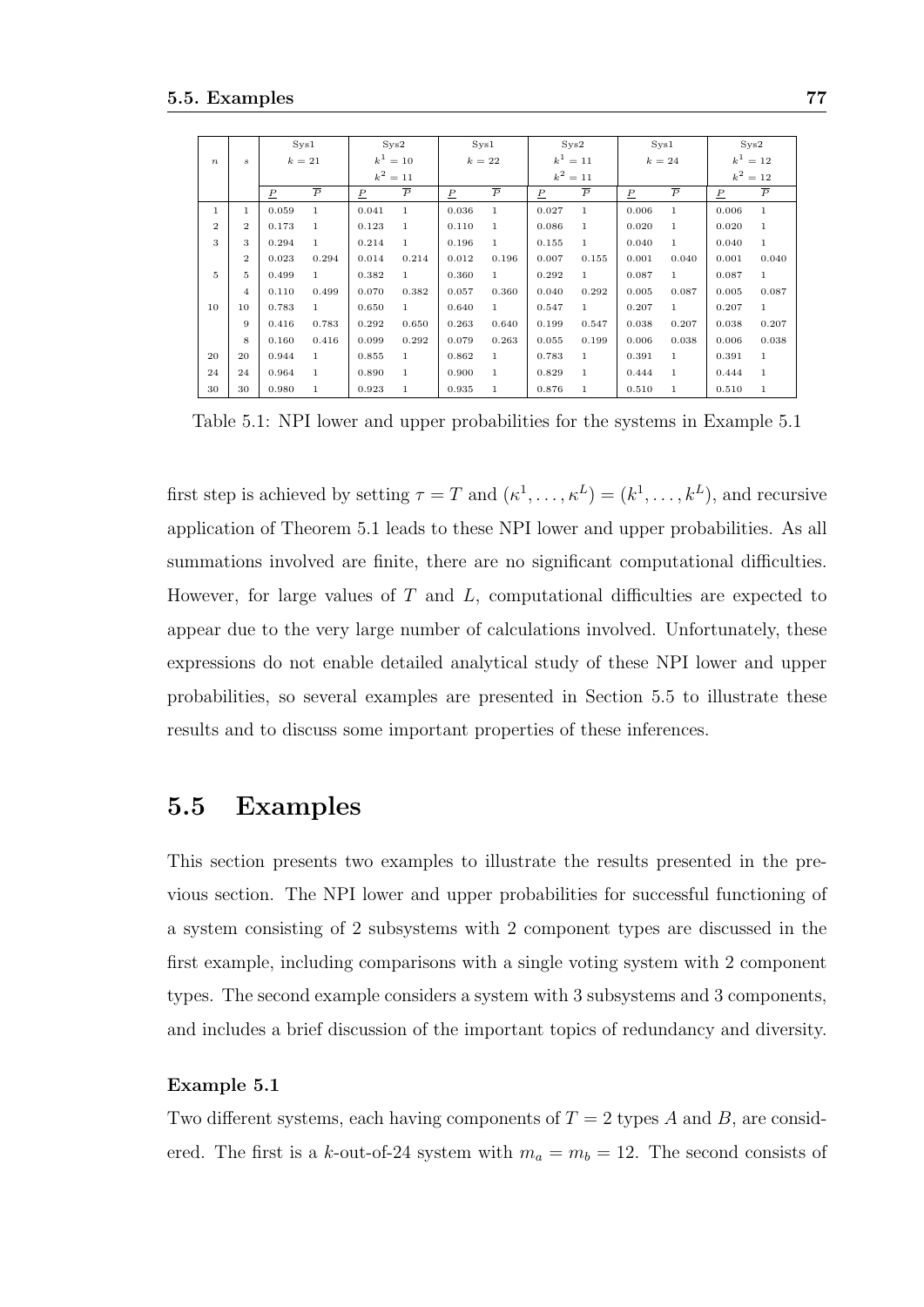| $n$ | $s$ | Sys1 | | Sys2 | | Sys1 | | Sys2 | | Sys1 | | Sys2 | |
|---|---|---|---|---|---|---|---|---|---|---|---|---|---|
| | | $k = 21$ | | $k^1 = 10$ | | $k = 22$ | | $k^1 = 11$ | | $k = 24$ | | $k^1 = 12$ | |
| | | | | $k^2 = 11$ | | | | $k^2 = 11$ | | | | $k^2 = 12$ | |
| | | $\underline{P}$ | $\overline{P}$ | $\underline{P}$ | $\overline{P}$ | $\underline{P}$ | $\overline{P}$ | $\underline{P}$ | $\overline{P}$ | $\underline{P}$ | $\overline{P}$ | $\underline{P}$ | $\overline{P}$ |
| 1 | 1 | 0.059 | 1 | 0.041 | 1 | 0.036 | 1 | 0.027 | 1 | 0.006 | 1 | 0.006 | 1 |
| 2 | 2 | 0.173 | 1 | 0.123 | 1 | 0.110 | 1 | 0.086 | 1 | 0.020 | 1 | 0.020 | 1 |
| 3 | 3 | 0.294 | 1 | 0.214 | 1 | 0.196 | 1 | 0.155 | 1 | 0.040 | 1 | 0.040 | 1 |
| | 2 | 0.023 | 0.294 | 0.014 | 0.214 | 0.012 | 0.196 | 0.007 | 0.155 | 0.001 | 0.040 | 0.001 | 0.040 |
| 5 | 5 | 0.499 | 1 | 0.382 | 1 | 0.360 | 1 | 0.292 | 1 | 0.087 | 1 | 0.087 | 1 |
| | 4 | 0.110 | 0.499 | 0.070 | 0.382 | 0.057 | 0.360 | 0.040 | 0.292 | 0.005 | 0.087 | 0.005 | 0.087 |
| 10 | 10 | 0.783 | 1 | 0.650 | 1 | 0.640 | 1 | 0.547 | 1 | 0.207 | 1 | 0.207 | 1 |
| | 9 | 0.416 | 0.783 | 0.292 | 0.650 | 0.263 | 0.640 | 0.199 | 0.547 | 0.038 | 0.207 | 0.038 | 0.207 |
| | 8 | 0.160 | 0.416 | 0.099 | 0.292 | 0.079 | 0.263 | 0.055 | 0.199 | 0.006 | 0.038 | 0.006 | 0.038 |
| 20 | 20 | 0.944 | 1 | 0.855 | 1 | 0.862 | 1 | 0.783 | 1 | 0.391 | 1 | 0.391 | 1 |
| 24 | 24 | 0.964 | 1 | 0.890 | 1 | 0.900 | 1 | 0.829 | 1 | 0.444 | 1 | 0.444 | 1 |
| 30 | 30 | 0.980 | 1 | 0.923 | 1 | 0.935 | 1 | 0.876 | 1 | 0.510 | 1 | 0.510 | 1 |

Table 5.1: NPI lower and upper probabilities for the systems in Example 5.1

first step is achieved by setting $\tau = T$ and $(\kappa^1, \ldots, \kappa^L) = (k^1, \ldots, k^L)$, and recursive application of Theorem 5.1 leads to these NPI lower and upper probabilities. As all summations involved are finite, there are no significant computational difficulties. However, for large values of $T$ and $L$, computational difficulties are expected to appear due to the very large number of calculations involved. Unfortunately, these expressions do not enable detailed analytical study of these NPI lower and upper probabilities, so several examples are presented in Section 5.5 to illustrate these results and to discuss some important properties of these inferences.

## 5.5 Examples

This section presents two examples to illustrate the results presented in the previous section. The NPI lower and upper probabilities for successful functioning of a system consisting of 2 subsystems with 2 component types are discussed in the first example, including comparisons with a single voting system with 2 component types. The second example considers a system with 3 subsystems and 3 components, and includes a brief discussion of the important topics of redundancy and diversity.

#### Example 5.1

Two different systems, each having components of $T = 2$ types $A$ and $B$, are considered. The first is a $k$-out-of-24 system with $m_a = m_b = 12$. The second consists of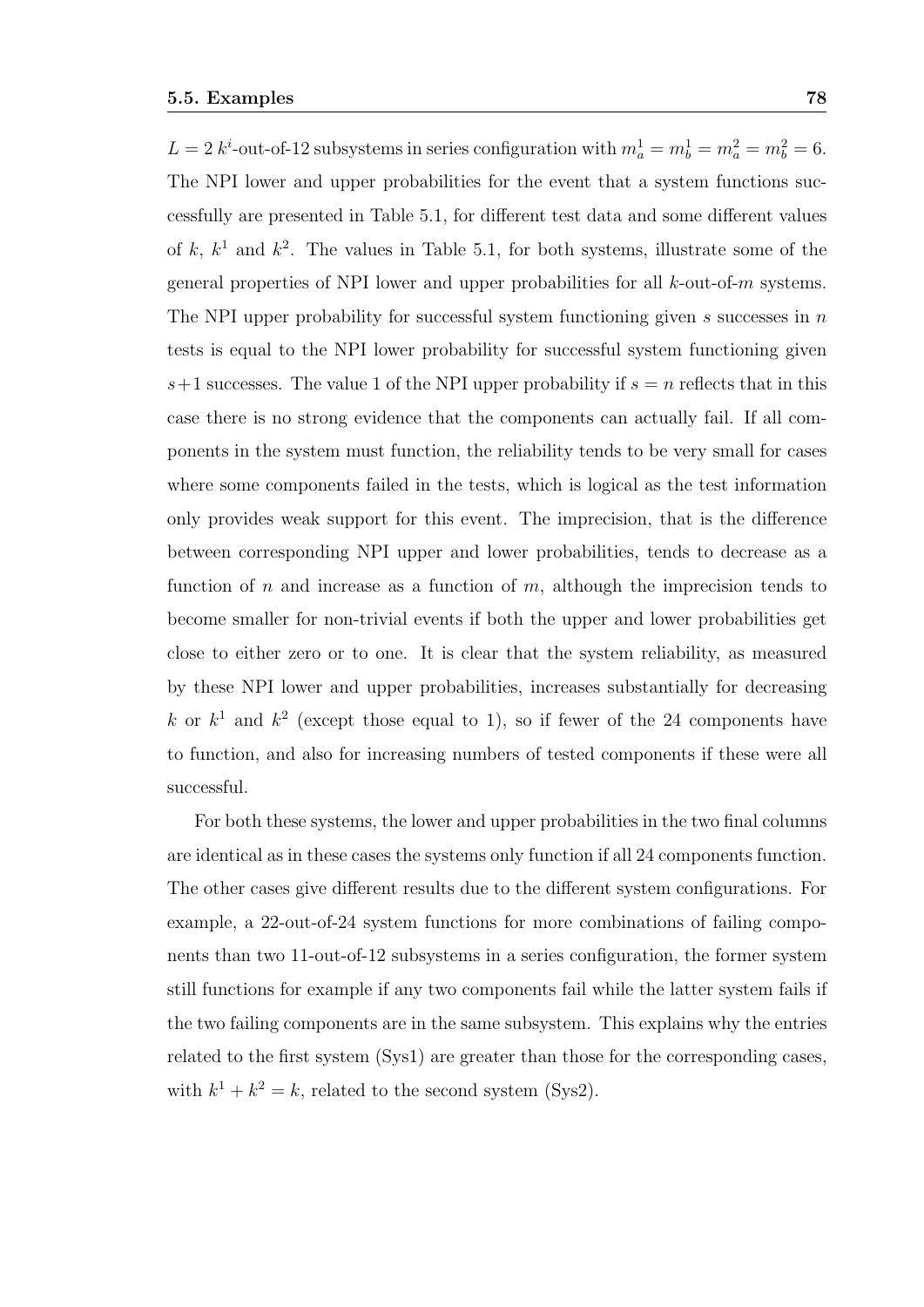$L = 2$ $k^i$-out-of-12 subsystems in series configuration with $m_a^1 = m_b^1 = m_a^2 = m_b^2 = 6$. The NPI lower and upper probabilities for the event that a system functions successfully are presented in Table 5.1, for different test data and some different values of $k$, $k^1$ and $k^2$. The values in Table 5.1, for both systems, illustrate some of the general properties of NPI lower and upper probabilities for all $k$-out-of-$m$ systems. The NPI upper probability for successful system functioning given $s$ successes in $n$ tests is equal to the NPI lower probability for successful system functioning given $s+1$ successes. The value 1 of the NPI upper probability if $s = n$ reflects that in this case there is no strong evidence that the components can actually fail. If all components in the system must function, the reliability tends to be very small for cases where some components failed in the tests, which is logical as the test information only provides weak support for this event. The imprecision, that is the difference between corresponding NPI upper and lower probabilities, tends to decrease as a function of $n$ and increase as a function of $m$, although the imprecision tends to become smaller for non-trivial events if both the upper and lower probabilities get close to either zero or to one. It is clear that the system reliability, as measured by these NPI lower and upper probabilities, increases substantially for decreasing $k$ or $k^1$ and $k^2$ (except those equal to 1), so if fewer of the 24 components have to function, and also for increasing numbers of tested components if these were all successful.

For both these systems, the lower and upper probabilities in the two final columns are identical as in these cases the systems only function if all 24 components function. The other cases give different results due to the different system configurations. For example, a 22-out-of-24 system functions for more combinations of failing components than two 11-out-of-12 subsystems in a series configuration, the former system still functions for example if any two components fail while the latter system fails if the two failing components are in the same subsystem. This explains why the entries related to the first system (Sys1) are greater than those for the corresponding cases, with $k^1 + k^2 = k$, related to the second system (Sys2).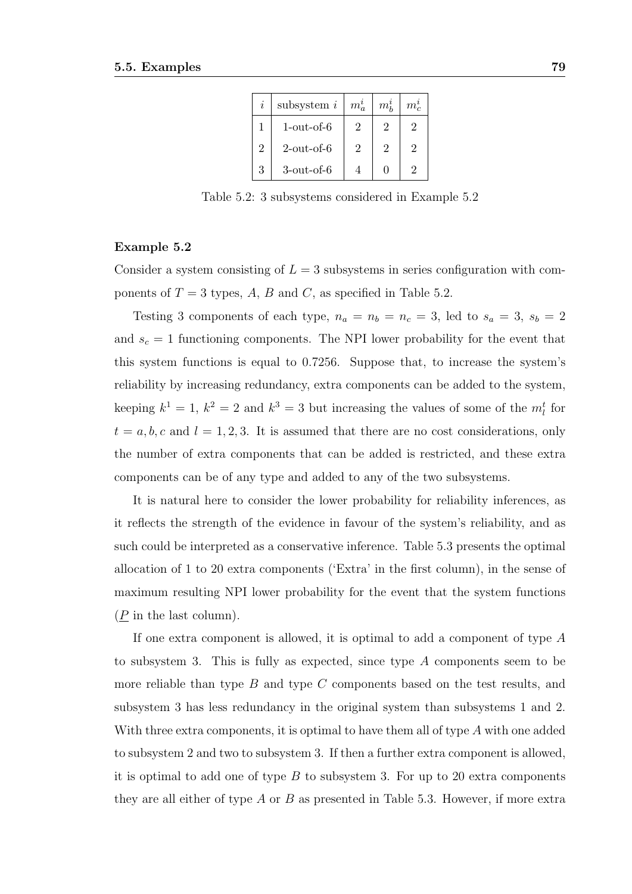| $i$ | subsystem $i$ | $m_a^i$ | $m_b^i$ | $m_c^i$ |
|---|---|---|---|---|
| 1 | 1-out-of-6 | 2 | 2 | 2 |
| 2 | 2-out-of-6 | 2 | 2 | 2 |
| 3 | 3-out-of-6 | 4 | 0 | 2 |

Table 5.2: 3 subsystems considered in Example 5.2

**Example 5.2**

Consider a system consisting of $L = 3$ subsystems in series configuration with components of $T = 3$ types, $A$, $B$ and $C$, as specified in Table 5.2.

Testing 3 components of each type, $n_a = n_b = n_c = 3$, led to $s_a = 3$, $s_b = 2$ and $s_c = 1$ functioning components. The NPI lower probability for the event that this system functions is equal to 0.7256. Suppose that, to increase the system's reliability by increasing redundancy, extra components can be added to the system, keeping $k^1 = 1$, $k^2 = 2$ and $k^3 = 3$ but increasing the values of some of the $m_l^t$ for $t = a, b, c$ and $l = 1, 2, 3$. It is assumed that there are no cost considerations, only the number of extra components that can be added is restricted, and these extra components can be of any type and added to any of the two subsystems.

It is natural here to consider the lower probability for reliability inferences, as it reflects the strength of the evidence in favour of the system's reliability, and as such could be interpreted as a conservative inference. Table 5.3 presents the optimal allocation of 1 to 20 extra components ('Extra' in the first column), in the sense of maximum resulting NPI lower probability for the event that the system functions ($\underline{P}$ in the last column).

If one extra component is allowed, it is optimal to add a component of type $A$ to subsystem 3. This is fully as expected, since type $A$ components seem to be more reliable than type $B$ and type $C$ components based on the test results, and subsystem 3 has less redundancy in the original system than subsystems 1 and 2. With three extra components, it is optimal to have them all of type $A$ with one added to subsystem 2 and two to subsystem 3. If then a further extra component is allowed, it is optimal to add one of type $B$ to subsystem 3. For up to 20 extra components they are all either of type $A$ or $B$ as presented in Table 5.3. However, if more extra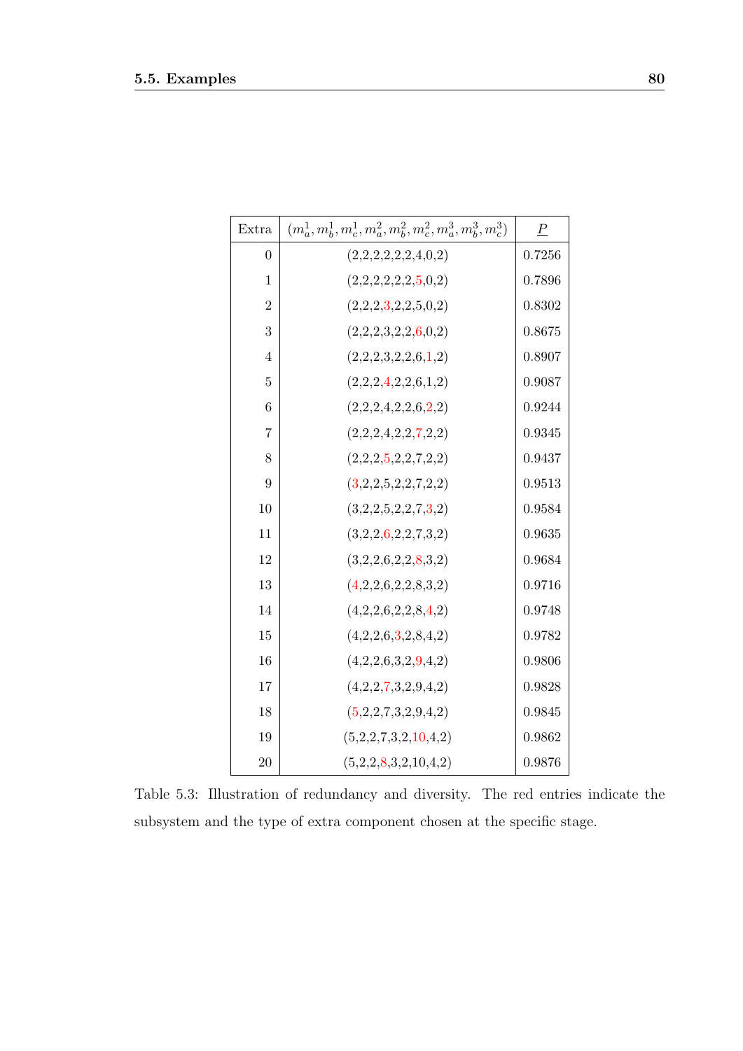| Extra | $(m_a^1, m_b^1, m_c^1, m_a^2, m_b^2, m_c^2, m_a^3, m_b^3, m_c^3)$ | $\underline{P}$ |
|---|---|---|
| 0 | (2,2,2,2,2,2,4,0,2) | 0.7256 |
| 1 | (2,2,2,2,2,2,5,0,2) | 0.7896 |
| 2 | (2,2,2,3,2,2,5,0,2) | 0.8302 |
| 3 | (2,2,2,3,2,2,6,0,2) | 0.8675 |
| 4 | (2,2,2,3,2,2,6,1,2) | 0.8907 |
| 5 | (2,2,2,4,2,2,6,1,2) | 0.9087 |
| 6 | (2,2,2,4,2,2,6,2,2) | 0.9244 |
| 7 | (2,2,2,4,2,2,7,2,2) | 0.9345 |
| 8 | (2,2,2,5,2,2,7,2,2) | 0.9437 |
| 9 | (3,2,2,5,2,2,7,2,2) | 0.9513 |
| 10 | (3,2,2,5,2,2,7,3,2) | 0.9584 |
| 11 | (3,2,2,6,2,2,7,3,2) | 0.9635 |
| 12 | (3,2,2,6,2,2,8,3,2) | 0.9684 |
| 13 | (4,2,2,6,2,2,8,3,2) | 0.9716 |
| 14 | (4,2,2,6,2,2,8,4,2) | 0.9748 |
| 15 | (4,2,2,6,3,2,8,4,2) | 0.9782 |
| 16 | (4,2,2,6,3,2,9,4,2) | 0.9806 |
| 17 | (4,2,2,7,3,2,9,4,2) | 0.9828 |
| 18 | (5,2,2,7,3,2,9,4,2) | 0.9845 |
| 19 | (5,2,2,7,3,2,10,4,2) | 0.9862 |
| 20 | (5,2,2,8,3,2,10,4,2) | 0.9876 |

Table 5.3: Illustration of redundancy and diversity. The red entries indicate the subsystem and the type of extra component chosen at the specific stage.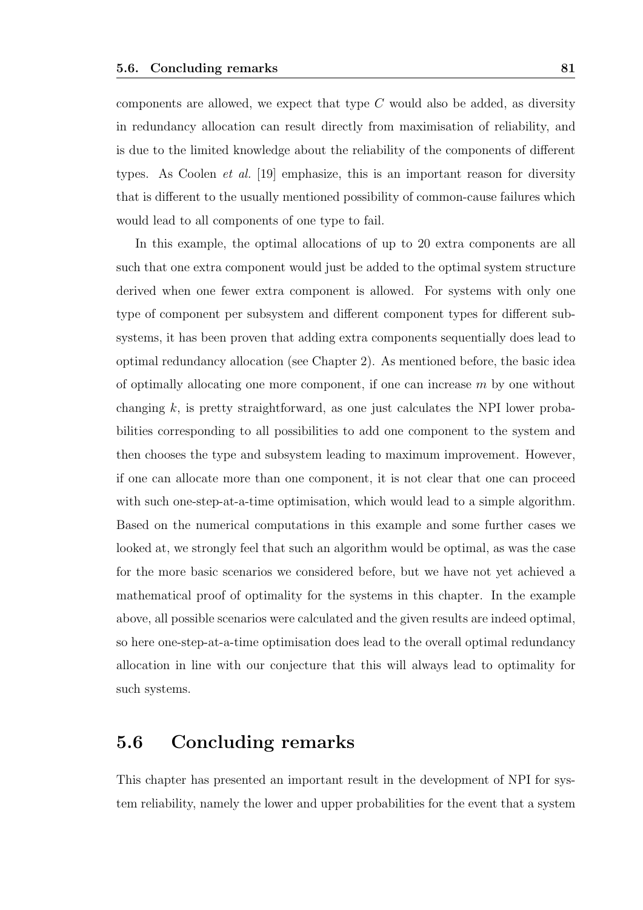components are allowed, we expect that type $C$ would also be added, as diversity in redundancy allocation can result directly from maximisation of reliability, and is due to the limited knowledge about the reliability of the components of different types. As Coolen *et al.* [19] emphasize, this is an important reason for diversity that is different to the usually mentioned possibility of common-cause failures which would lead to all components of one type to fail.

In this example, the optimal allocations of up to 20 extra components are all such that one extra component would just be added to the optimal system structure derived when one fewer extra component is allowed. For systems with only one type of component per subsystem and different component types for different subsystems, it has been proven that adding extra components sequentially does lead to optimal redundancy allocation (see Chapter 2). As mentioned before, the basic idea of optimally allocating one more component, if one can increase $m$ by one without changing $k$, is pretty straightforward, as one just calculates the NPI lower probabilities corresponding to all possibilities to add one component to the system and then chooses the type and subsystem leading to maximum improvement. However, if one can allocate more than one component, it is not clear that one can proceed with such one-step-at-a-time optimisation, which would lead to a simple algorithm. Based on the numerical computations in this example and some further cases we looked at, we strongly feel that such an algorithm would be optimal, as was the case for the more basic scenarios we considered before, but we have not yet achieved a mathematical proof of optimality for the systems in this chapter. In the example above, all possible scenarios were calculated and the given results are indeed optimal, so here one-step-at-a-time optimisation does lead to the overall optimal redundancy allocation in line with our conjecture that this will always lead to optimality for such systems.

## 5.6 Concluding remarks

This chapter has presented an important result in the development of NPI for system reliability, namely the lower and upper probabilities for the event that a system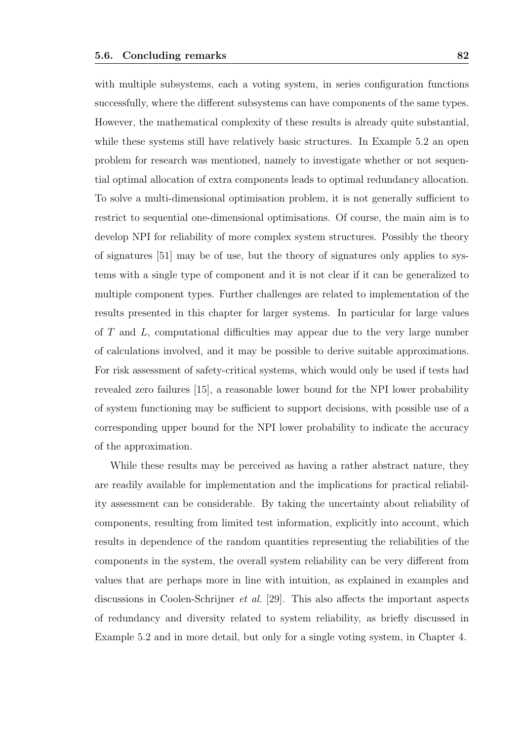with multiple subsystems, each a voting system, in series configuration functions successfully, where the different subsystems can have components of the same types. However, the mathematical complexity of these results is already quite substantial, while these systems still have relatively basic structures. In Example 5.2 an open problem for research was mentioned, namely to investigate whether or not sequential optimal allocation of extra components leads to optimal redundancy allocation. To solve a multi-dimensional optimisation problem, it is not generally sufficient to restrict to sequential one-dimensional optimisations. Of course, the main aim is to develop NPI for reliability of more complex system structures. Possibly the theory of signatures [51] may be of use, but the theory of signatures only applies to systems with a single type of component and it is not clear if it can be generalized to multiple component types. Further challenges are related to implementation of the results presented in this chapter for larger systems. In particular for large values of $T$ and $L$, computational difficulties may appear due to the very large number of calculations involved, and it may be possible to derive suitable approximations. For risk assessment of safety-critical systems, which would only be used if tests had revealed zero failures [15], a reasonable lower bound for the NPI lower probability of system functioning may be sufficient to support decisions, with possible use of a corresponding upper bound for the NPI lower probability to indicate the accuracy of the approximation.

While these results may be perceived as having a rather abstract nature, they are readily available for implementation and the implications for practical reliability assessment can be considerable. By taking the uncertainty about reliability of components, resulting from limited test information, explicitly into account, which results in dependence of the random quantities representing the reliabilities of the components in the system, the overall system reliability can be very different from values that are perhaps more in line with intuition, as explained in examples and discussions in Coolen-Schrijner *et al.* [29]. This also affects the important aspects of redundancy and diversity related to system reliability, as briefly discussed in Example 5.2 and in more detail, but only for a single voting system, in Chapter 4.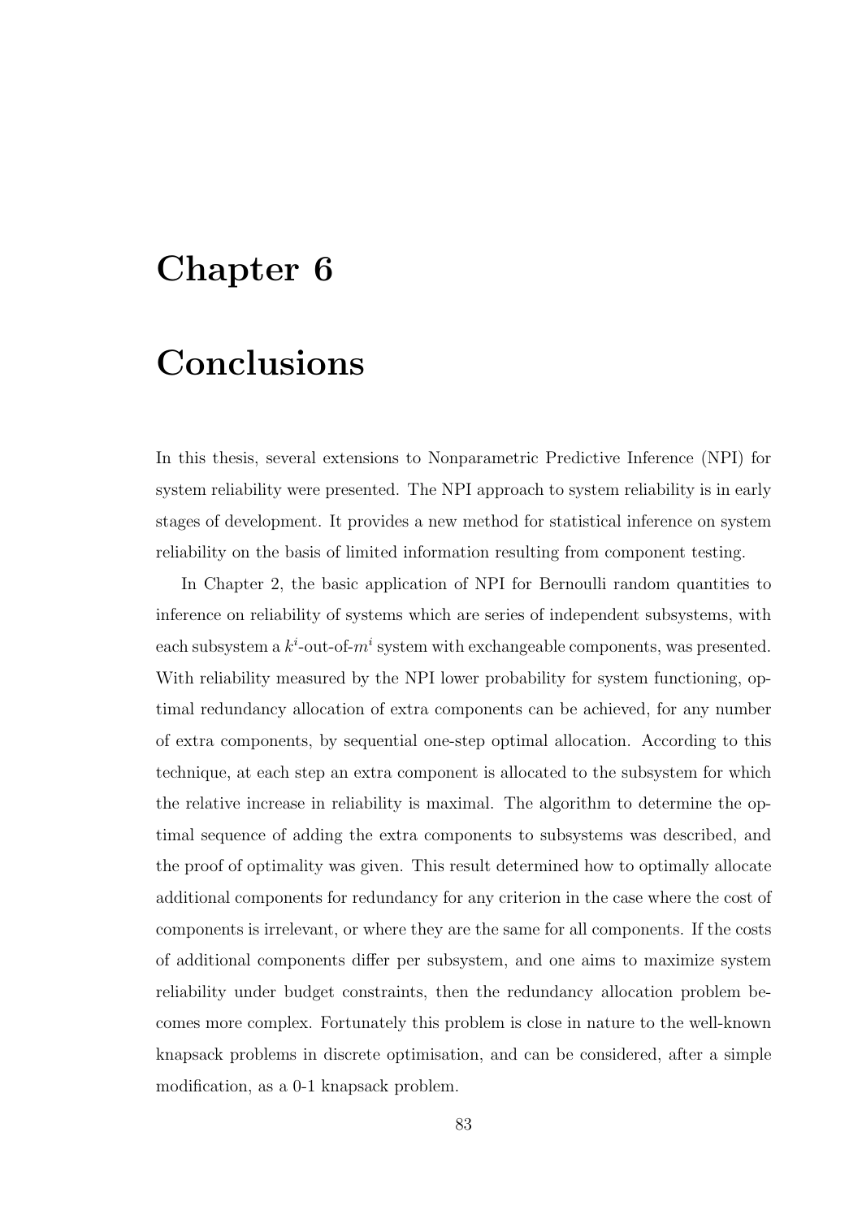# Chapter 6

# Conclusions

In this thesis, several extensions to Nonparametric Predictive Inference (NPI) for system reliability were presented. The NPI approach to system reliability is in early stages of development. It provides a new method for statistical inference on system reliability on the basis of limited information resulting from component testing.

In Chapter 2, the basic application of NPI for Bernoulli random quantities to inference on reliability of systems which are series of independent subsystems, with each subsystem a $k^i$-out-of-$m^i$ system with exchangeable components, was presented. With reliability measured by the NPI lower probability for system functioning, optimal redundancy allocation of extra components can be achieved, for any number of extra components, by sequential one-step optimal allocation. According to this technique, at each step an extra component is allocated to the subsystem for which the relative increase in reliability is maximal. The algorithm to determine the optimal sequence of adding the extra components to subsystems was described, and the proof of optimality was given. This result determined how to optimally allocate additional components for redundancy for any criterion in the case where the cost of components is irrelevant, or where they are the same for all components. If the costs of additional components differ per subsystem, and one aims to maximize system reliability under budget constraints, then the redundancy allocation problem becomes more complex. Fortunately this problem is close in nature to the well-known knapsack problems in discrete optimisation, and can be considered, after a simple modification, as a 0-1 knapsack problem.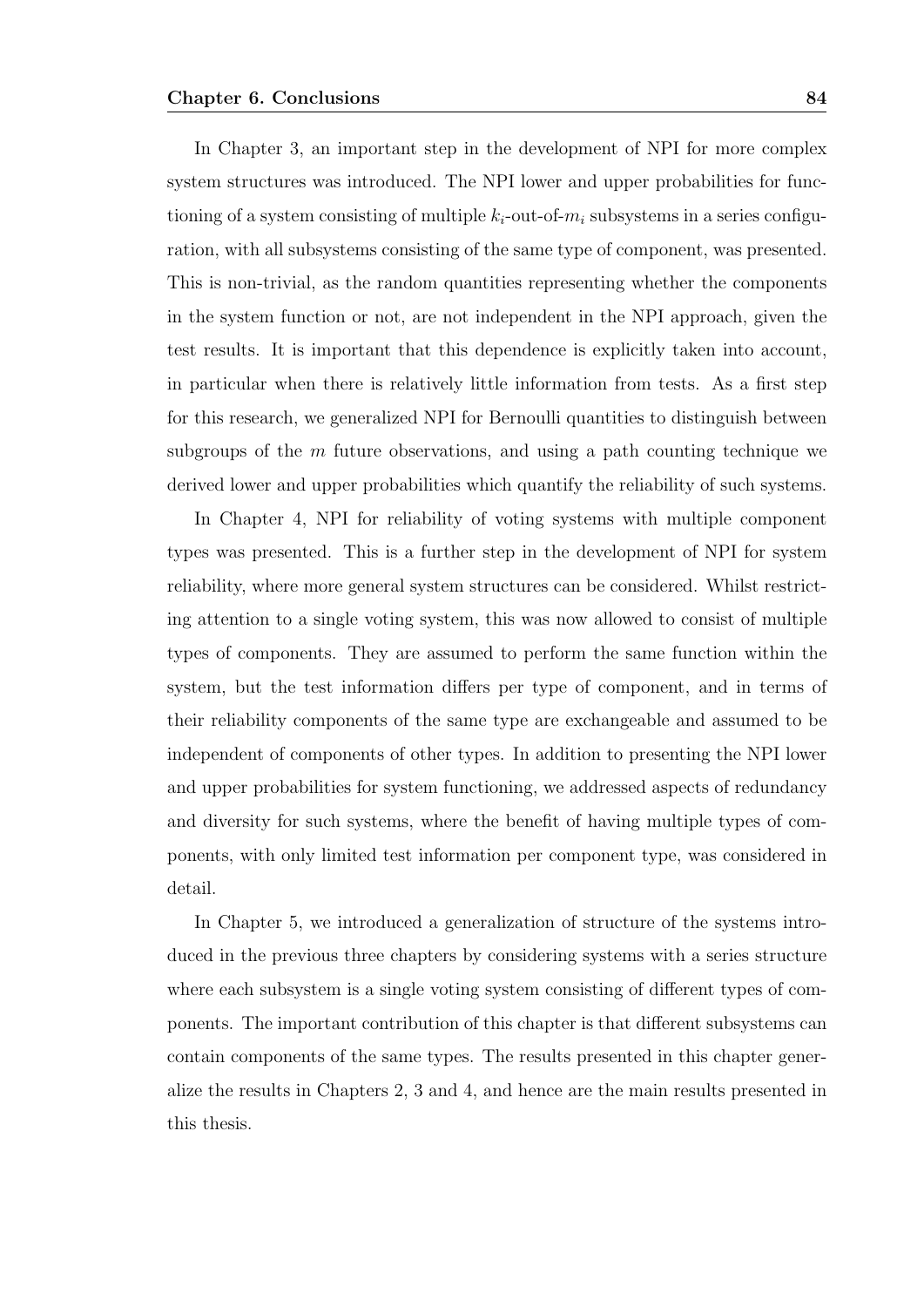In Chapter 3, an important step in the development of NPI for more complex system structures was introduced. The NPI lower and upper probabilities for functioning of a system consisting of multiple $k_i$-out-of-$m_i$ subsystems in a series configuration, with all subsystems consisting of the same type of component, was presented. This is non-trivial, as the random quantities representing whether the components in the system function or not, are not independent in the NPI approach, given the test results. It is important that this dependence is explicitly taken into account, in particular when there is relatively little information from tests. As a first step for this research, we generalized NPI for Bernoulli quantities to distinguish between subgroups of the $m$ future observations, and using a path counting technique we derived lower and upper probabilities which quantify the reliability of such systems.

In Chapter 4, NPI for reliability of voting systems with multiple component types was presented. This is a further step in the development of NPI for system reliability, where more general system structures can be considered. Whilst restricting attention to a single voting system, this was now allowed to consist of multiple types of components. They are assumed to perform the same function within the system, but the test information differs per type of component, and in terms of their reliability components of the same type are exchangeable and assumed to be independent of components of other types. In addition to presenting the NPI lower and upper probabilities for system functioning, we addressed aspects of redundancy and diversity for such systems, where the benefit of having multiple types of components, with only limited test information per component type, was considered in detail.

In Chapter 5, we introduced a generalization of structure of the systems introduced in the previous three chapters by considering systems with a series structure where each subsystem is a single voting system consisting of different types of components. The important contribution of this chapter is that different subsystems can contain components of the same types. The results presented in this chapter generalize the results in Chapters 2, 3 and 4, and hence are the main results presented in this thesis.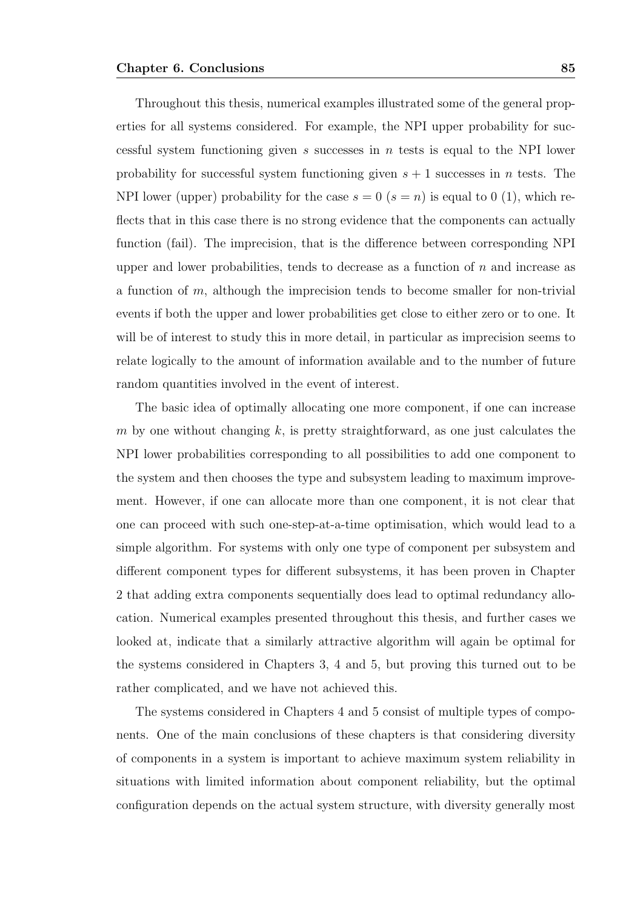Throughout this thesis, numerical examples illustrated some of the general properties for all systems considered. For example, the NPI upper probability for successful system functioning given $s$ successes in $n$ tests is equal to the NPI lower probability for successful system functioning given $s+1$ successes in $n$ tests. The NPI lower (upper) probability for the case $s = 0$ ($s = n$) is equal to 0 (1), which reflects that in this case there is no strong evidence that the components can actually function (fail). The imprecision, that is the difference between corresponding NPI upper and lower probabilities, tends to decrease as a function of $n$ and increase as a function of $m$, although the imprecision tends to become smaller for non-trivial events if both the upper and lower probabilities get close to either zero or to one. It will be of interest to study this in more detail, in particular as imprecision seems to relate logically to the amount of information available and to the number of future random quantities involved in the event of interest.

The basic idea of optimally allocating one more component, if one can increase $m$ by one without changing $k$, is pretty straightforward, as one just calculates the NPI lower probabilities corresponding to all possibilities to add one component to the system and then chooses the type and subsystem leading to maximum improvement. However, if one can allocate more than one component, it is not clear that one can proceed with such one-step-at-a-time optimisation, which would lead to a simple algorithm. For systems with only one type of component per subsystem and different component types for different subsystems, it has been proven in Chapter 2 that adding extra components sequentially does lead to optimal redundancy allocation. Numerical examples presented throughout this thesis, and further cases we looked at, indicate that a similarly attractive algorithm will again be optimal for the systems considered in Chapters 3, 4 and 5, but proving this turned out to be rather complicated, and we have not achieved this.

The systems considered in Chapters 4 and 5 consist of multiple types of components. One of the main conclusions of these chapters is that considering diversity of components in a system is important to achieve maximum system reliability in situations with limited information about component reliability, but the optimal configuration depends on the actual system structure, with diversity generally most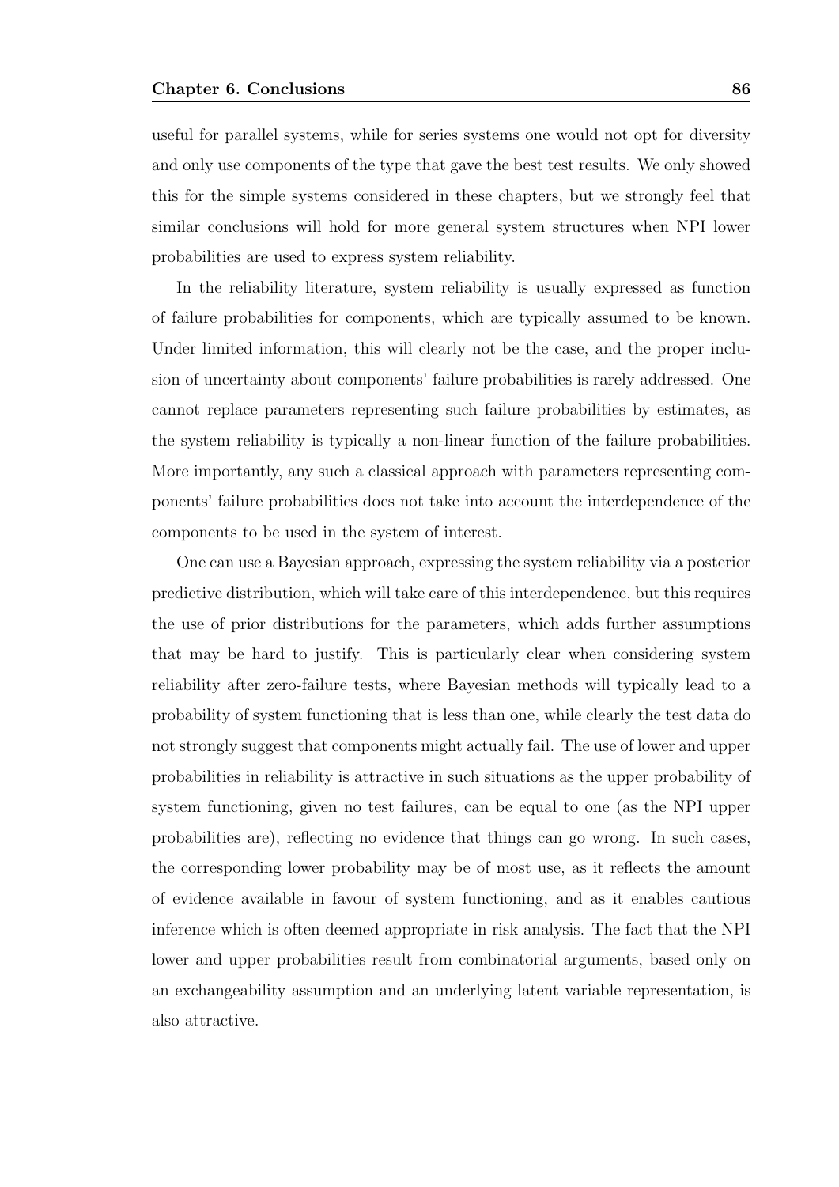useful for parallel systems, while for series systems one would not opt for diversity and only use components of the type that gave the best test results. We only showed this for the simple systems considered in these chapters, but we strongly feel that similar conclusions will hold for more general system structures when NPI lower probabilities are used to express system reliability.

In the reliability literature, system reliability is usually expressed as function of failure probabilities for components, which are typically assumed to be known. Under limited information, this will clearly not be the case, and the proper inclusion of uncertainty about components' failure probabilities is rarely addressed. One cannot replace parameters representing such failure probabilities by estimates, as the system reliability is typically a non-linear function of the failure probabilities. More importantly, any such a classical approach with parameters representing components' failure probabilities does not take into account the interdependence of the components to be used in the system of interest.

One can use a Bayesian approach, expressing the system reliability via a posterior predictive distribution, which will take care of this interdependence, but this requires the use of prior distributions for the parameters, which adds further assumptions that may be hard to justify. This is particularly clear when considering system reliability after zero-failure tests, where Bayesian methods will typically lead to a probability of system functioning that is less than one, while clearly the test data do not strongly suggest that components might actually fail. The use of lower and upper probabilities in reliability is attractive in such situations as the upper probability of system functioning, given no test failures, can be equal to one (as the NPI upper probabilities are), reflecting no evidence that things can go wrong. In such cases, the corresponding lower probability may be of most use, as it reflects the amount of evidence available in favour of system functioning, and as it enables cautious inference which is often deemed appropriate in risk analysis. The fact that the NPI lower and upper probabilities result from combinatorial arguments, based only on an exchangeability assumption and an underlying latent variable representation, is also attractive.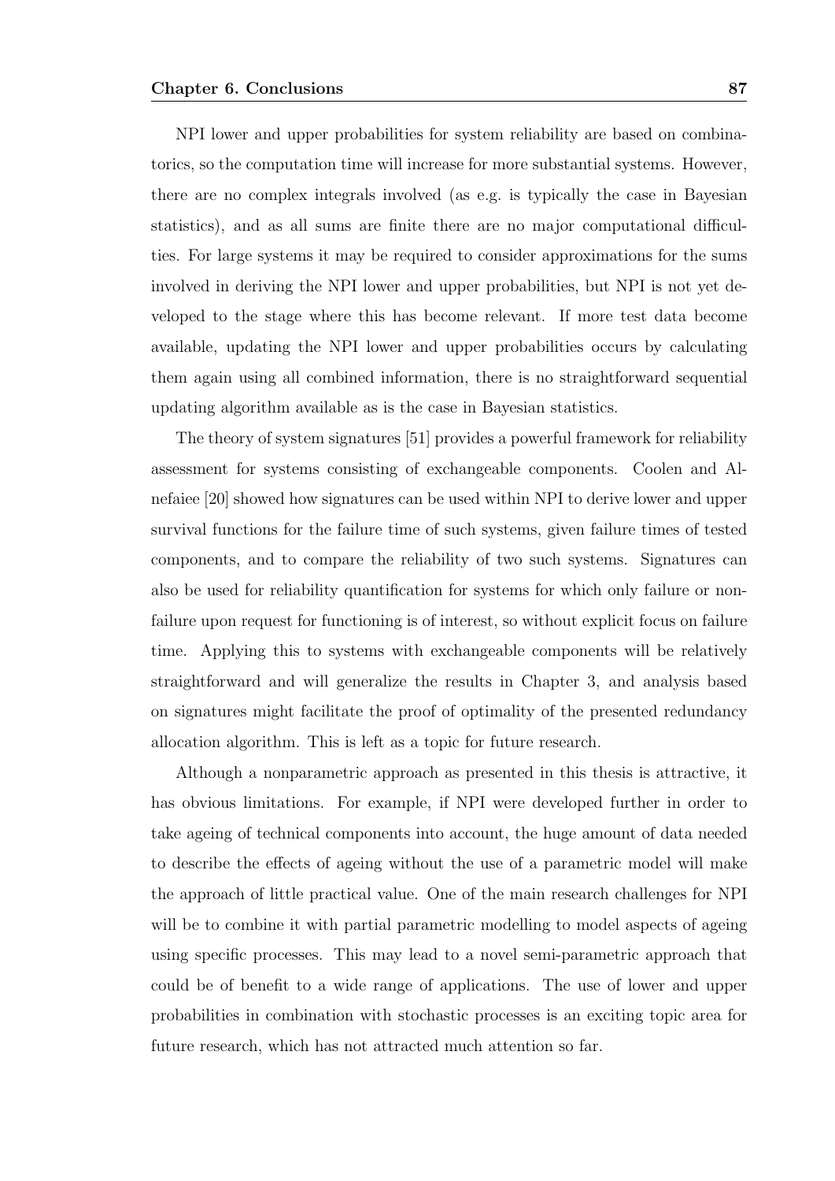NPI lower and upper probabilities for system reliability are based on combinatorics, so the computation time will increase for more substantial systems. However, there are no complex integrals involved (as e.g. is typically the case in Bayesian statistics), and as all sums are finite there are no major computational difficulties. For large systems it may be required to consider approximations for the sums involved in deriving the NPI lower and upper probabilities, but NPI is not yet developed to the stage where this has become relevant. If more test data become available, updating the NPI lower and upper probabilities occurs by calculating them again using all combined information, there is no straightforward sequential updating algorithm available as is the case in Bayesian statistics.

The theory of system signatures [51] provides a powerful framework for reliability assessment for systems consisting of exchangeable components. Coolen and Al-nefaiee [20] showed how signatures can be used within NPI to derive lower and upper survival functions for the failure time of such systems, given failure times of tested components, and to compare the reliability of two such systems. Signatures can also be used for reliability quantification for systems for which only failure or non-failure upon request for functioning is of interest, so without explicit focus on failure time. Applying this to systems with exchangeable components will be relatively straightforward and will generalize the results in Chapter 3, and analysis based on signatures might facilitate the proof of optimality of the presented redundancy allocation algorithm. This is left as a topic for future research.

Although a nonparametric approach as presented in this thesis is attractive, it has obvious limitations. For example, if NPI were developed further in order to take ageing of technical components into account, the huge amount of data needed to describe the effects of ageing without the use of a parametric model will make the approach of little practical value. One of the main research challenges for NPI will be to combine it with partial parametric modelling to model aspects of ageing using specific processes. This may lead to a novel semi-parametric approach that could be of benefit to a wide range of applications. The use of lower and upper probabilities in combination with stochastic processes is an exciting topic area for future research, which has not attracted much attention so far.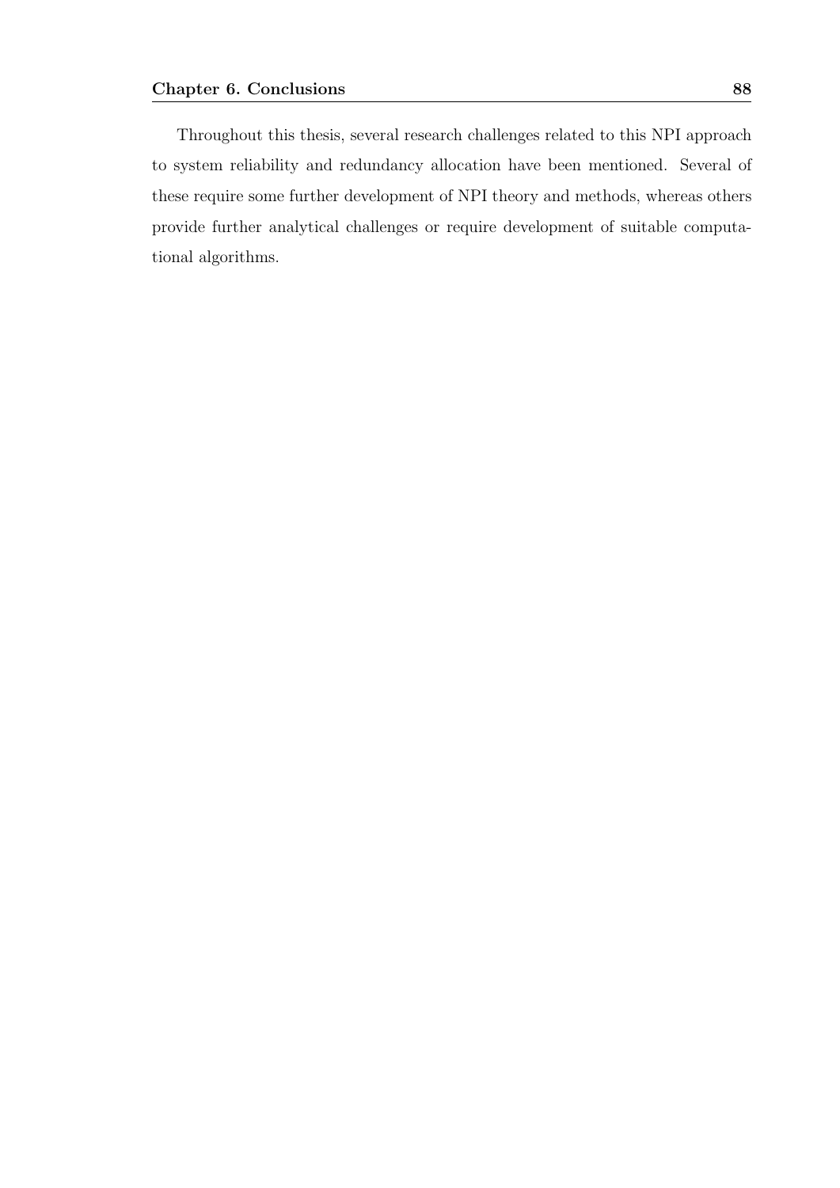Throughout this thesis, several research challenges related to this NPI approach to system reliability and redundancy allocation have been mentioned. Several of these require some further development of NPI theory and methods, whereas others provide further analytical challenges or require development of suitable computational algorithms.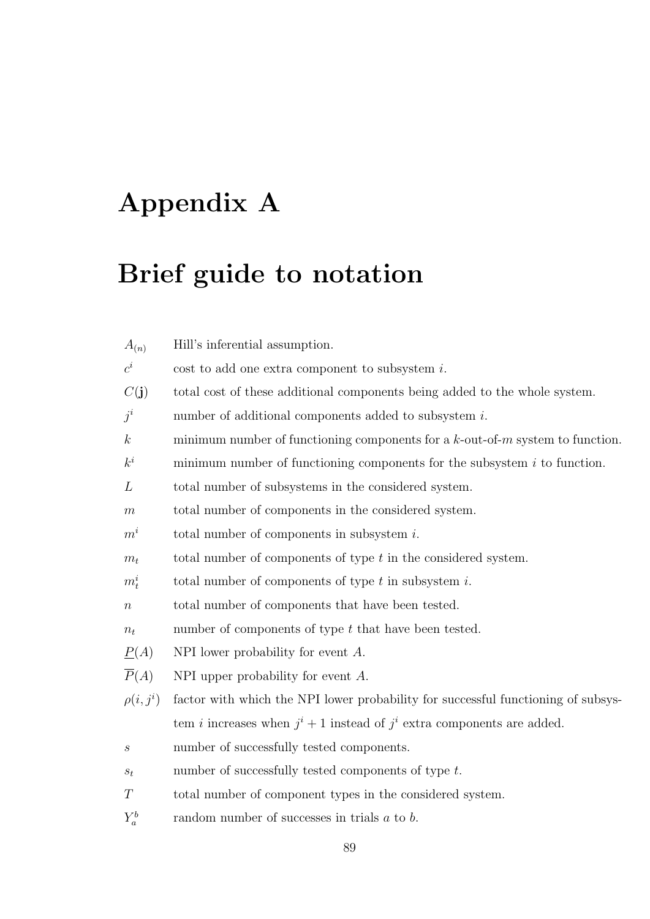# Appendix A

# Brief guide to notation

| | |
|---|---|
| $A_{(n)}$ | Hill's inferential assumption. |
| $c^i$ | cost to add one extra component to subsystem $i$. |
| $C(\mathbf{j})$ | total cost of these additional components being added to the whole system. |
| $j^i$ | number of additional components added to subsystem $i$. |
| $k$ | minimum number of functioning components for a $k$-out-of-$m$ system to function. |
| $k^i$ | minimum number of functioning components for the subsystem $i$ to function. |
| $L$ | total number of subsystems in the considered system. |
| $m$ | total number of components in the considered system. |
| $m^i$ | total number of components in subsystem $i$. |
| $m_t$ | total number of components of type $t$ in the considered system. |
| $m_t^i$ | total number of components of type $t$ in subsystem $i$. |
| $n$ | total number of components that have been tested. |
| $n_t$ | number of components of type $t$ that have been tested. |
| $\underline{P}(A)$ | NPI lower probability for event $A$. |
| $\overline{P}(A)$ | NPI upper probability for event $A$. |
| $\rho(i, j^i)$ | factor with which the NPI lower probability for successful functioning of subsystem $i$ increases when $j^i + 1$ instead of $j^i$ extra components are added. |
| $s$ | number of successfully tested components. |
| $s_t$ | number of successfully tested components of type $t$. |
| $T$ | total number of component types in the considered system. |
| $Y_a^b$ | random number of successes in trials $a$ to $b$. |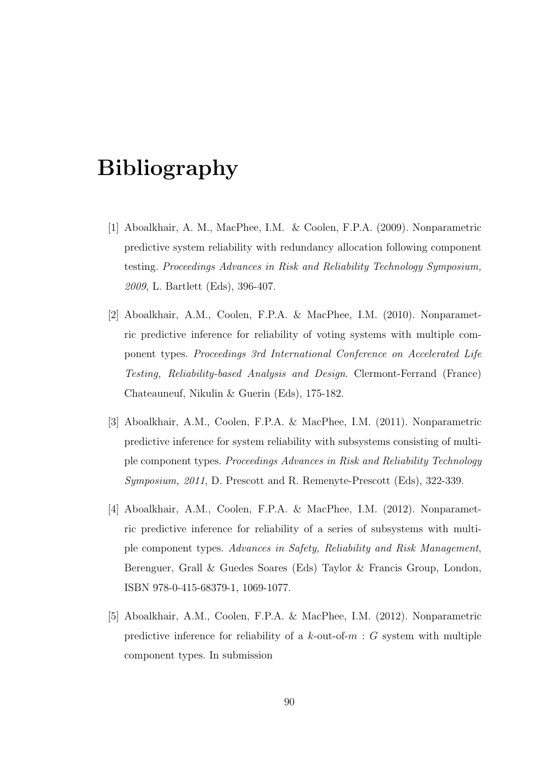# Bibliography

[1] Aboalkhair, A. M., MacPhee, I.M. & Coolen, F.P.A. (2009). Nonparametric predictive system reliability with redundancy allocation following component testing. *Proceedings Advances in Risk and Reliability Technology Symposium, 2009*, L. Bartlett (Eds), 396-407.

[2] Aboalkhair, A.M., Coolen, F.P.A. & MacPhee, I.M. (2010). Nonparametric predictive inference for reliability of voting systems with multiple component types. *Proceedings 3rd International Conference on Accelerated Life Testing, Reliability-based Analysis and Design*. Clermont-Ferrand (France) Chateauneuf, Nikulin & Guerin (Eds), 175-182.

[3] Aboalkhair, A.M., Coolen, F.P.A. & MacPhee, I.M. (2011). Nonparametric predictive inference for system reliability with subsystems consisting of multiple component types. *Proceedings Advances in Risk and Reliability Technology Symposium, 2011*, D. Prescott and R. Remenyte-Prescott (Eds), 322-339.

[4] Aboalkhair, A.M., Coolen, F.P.A. & MacPhee, I.M. (2012). Nonparametric predictive inference for reliability of a series of subsystems with multiple component types. *Advances in Safety, Reliability and Risk Management*, Berenguer, Grall & Guedes Soares (Eds) Taylor & Francis Group, London, ISBN 978-0-415-68379-1, 1069-1077.

[5] Aboalkhair, A.M., Coolen, F.P.A. & MacPhee, I.M. (2012). Nonparametric predictive inference for reliability of a $k$-out-of-$m$ : $G$ system with multiple component types. In submission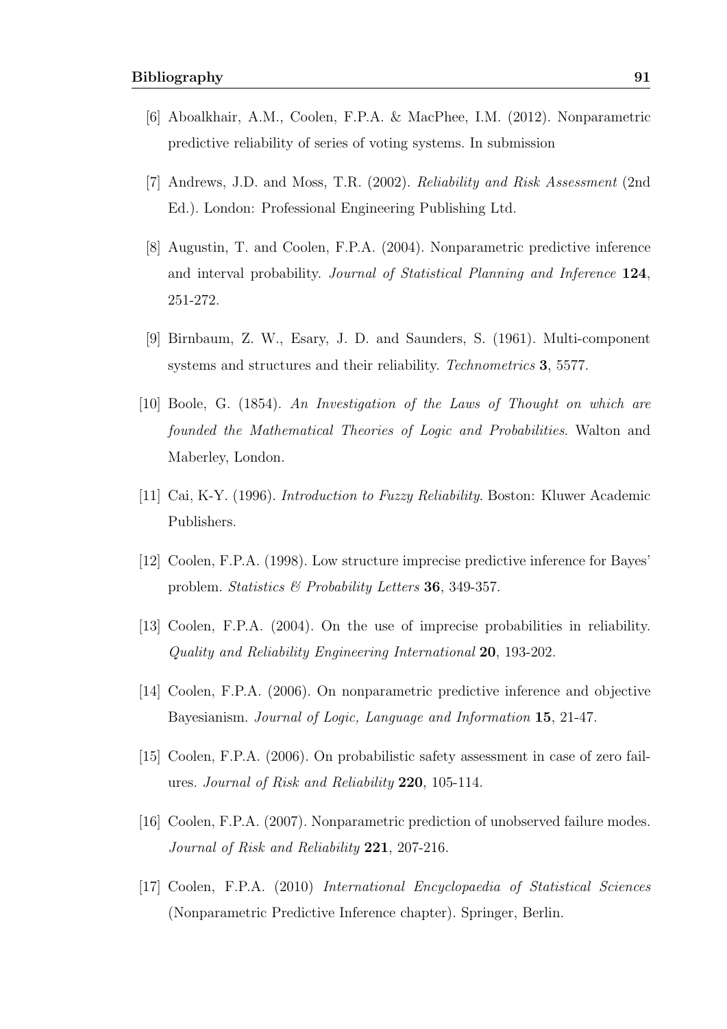[6] Aboalkhair, A.M., Coolen, F.P.A. & MacPhee, I.M. (2012). Nonparametric predictive reliability of series of voting systems. In submission

[7] Andrews, J.D. and Moss, T.R. (2002). *Reliability and Risk Assessment* (2nd Ed.). London: Professional Engineering Publishing Ltd.

[8] Augustin, T. and Coolen, F.P.A. (2004). Nonparametric predictive inference and interval probability. *Journal of Statistical Planning and Inference* **124**, 251-272.

[9] Birnbaum, Z. W., Esary, J. D. and Saunders, S. (1961). Multi-component systems and structures and their reliability. *Technometrics* **3**, 5577.

[10] Boole, G. (1854). *An Investigation of the Laws of Thought on which are founded the Mathematical Theories of Logic and Probabilities*. Walton and Maberley, London.

[11] Cai, K-Y. (1996). *Introduction to Fuzzy Reliability*. Boston: Kluwer Academic Publishers.

[12] Coolen, F.P.A. (1998). Low structure imprecise predictive inference for Bayes' problem. *Statistics & Probability Letters* **36**, 349-357.

[13] Coolen, F.P.A. (2004). On the use of imprecise probabilities in reliability. *Quality and Reliability Engineering International* **20**, 193-202.

[14] Coolen, F.P.A. (2006). On nonparametric predictive inference and objective Bayesianism. *Journal of Logic, Language and Information* **15**, 21-47.

[15] Coolen, F.P.A. (2006). On probabilistic safety assessment in case of zero failures. *Journal of Risk and Reliability* **220**, 105-114.

[16] Coolen, F.P.A. (2007). Nonparametric prediction of unobserved failure modes. *Journal of Risk and Reliability* **221**, 207-216.

[17] Coolen, F.P.A. (2010) *International Encyclopaedia of Statistical Sciences* (Nonparametric Predictive Inference chapter). Springer, Berlin.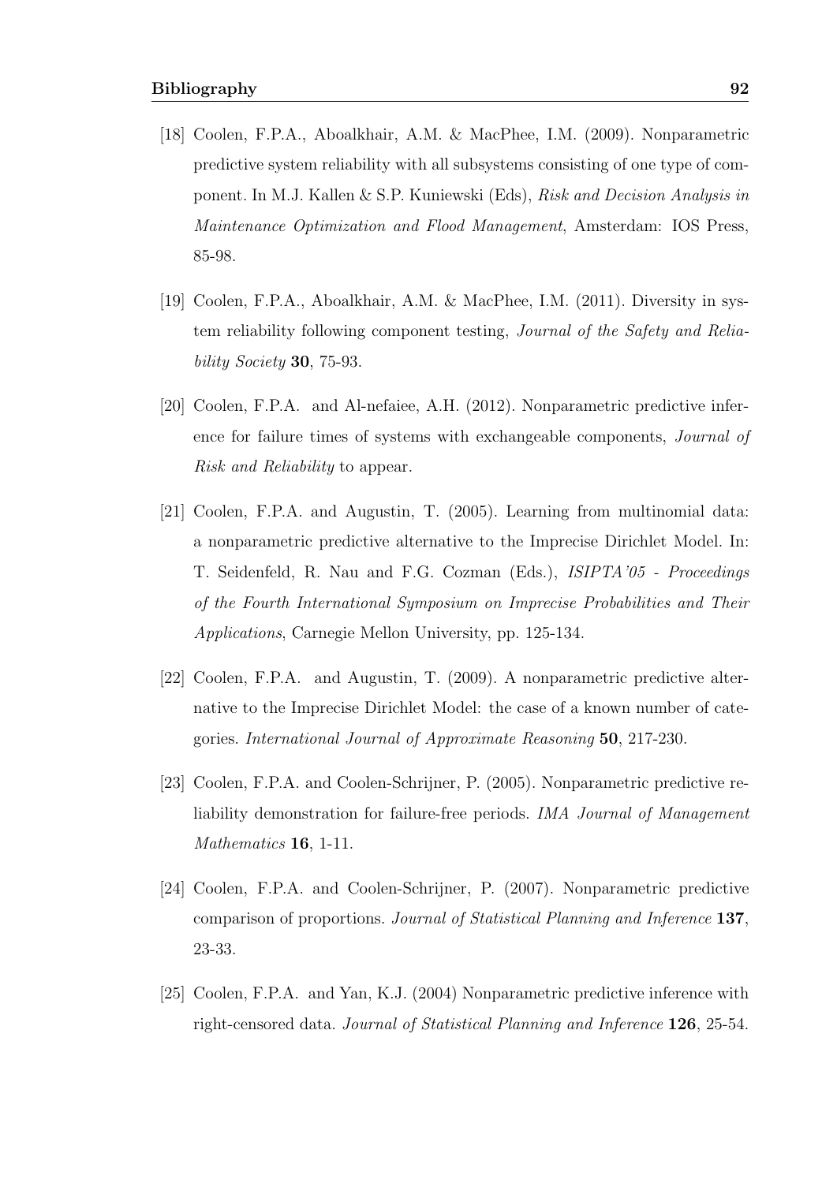[18] Coolen, F.P.A., Aboalkhair, A.M. & MacPhee, I.M. (2009). Nonparametric predictive system reliability with all subsystems consisting of one type of component. In M.J. Kallen & S.P. Kuniewski (Eds), *Risk and Decision Analysis in Maintenance Optimization and Flood Management*, Amsterdam: IOS Press, 85-98.

[19] Coolen, F.P.A., Aboalkhair, A.M. & MacPhee, I.M. (2011). Diversity in system reliability following component testing, *Journal of the Safety and Reliability Society* **30**, 75-93.

[20] Coolen, F.P.A. and Al-nefaiee, A.H. (2012). Nonparametric predictive inference for failure times of systems with exchangeable components, *Journal of Risk and Reliability* to appear.

[21] Coolen, F.P.A. and Augustin, T. (2005). Learning from multinomial data: a nonparametric predictive alternative to the Imprecise Dirichlet Model. In: T. Seidenfeld, R. Nau and F.G. Cozman (Eds.), *ISIPTA'05 - Proceedings of the Fourth International Symposium on Imprecise Probabilities and Their Applications*, Carnegie Mellon University, pp. 125-134.

[22] Coolen, F.P.A. and Augustin, T. (2009). A nonparametric predictive alternative to the Imprecise Dirichlet Model: the case of a known number of categories. *International Journal of Approximate Reasoning* **50**, 217-230.

[23] Coolen, F.P.A. and Coolen-Schrijner, P. (2005). Nonparametric predictive reliability demonstration for failure-free periods. *IMA Journal of Management Mathematics* **16**, 1-11.

[24] Coolen, F.P.A. and Coolen-Schrijner, P. (2007). Nonparametric predictive comparison of proportions. *Journal of Statistical Planning and Inference* **137**, 23-33.

[25] Coolen, F.P.A. and Yan, K.J. (2004) Nonparametric predictive inference with right-censored data. *Journal of Statistical Planning and Inference* **126**, 25-54.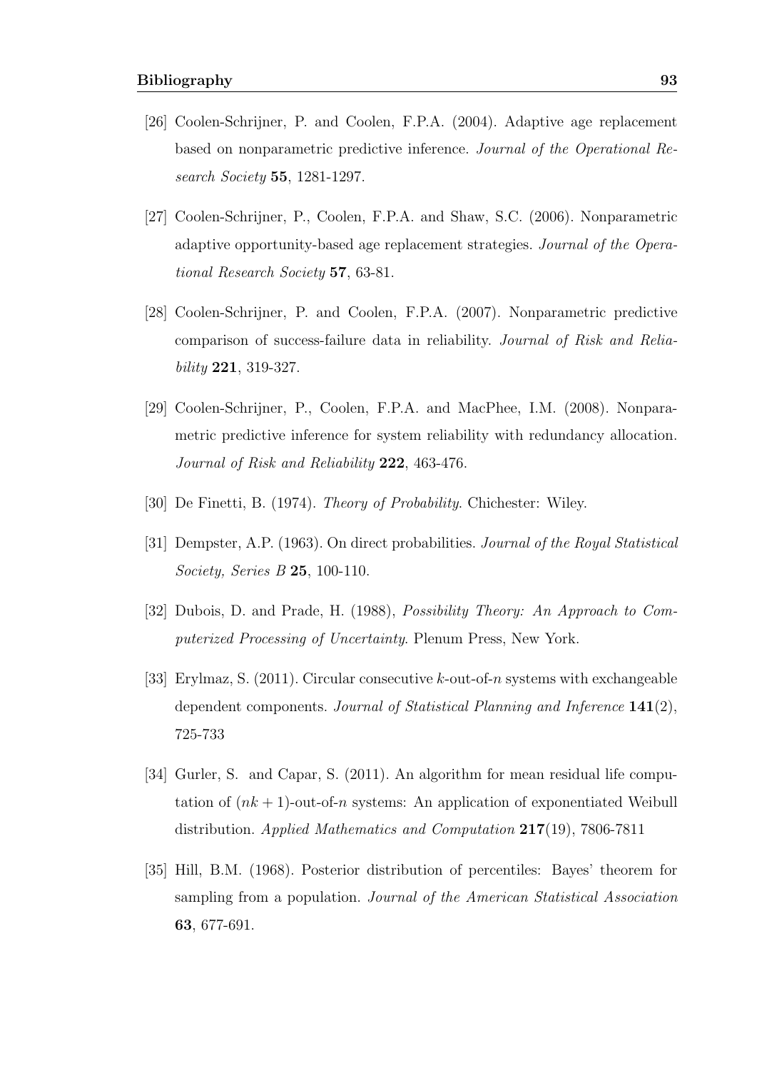[26] Coolen-Schrijner, P. and Coolen, F.P.A. (2004). Adaptive age replacement based on nonparametric predictive inference. *Journal of the Operational Research Society* **55**, 1281-1297.

[27] Coolen-Schrijner, P., Coolen, F.P.A. and Shaw, S.C. (2006). Nonparametric adaptive opportunity-based age replacement strategies. *Journal of the Operational Research Society* **57**, 63-81.

[28] Coolen-Schrijner, P. and Coolen, F.P.A. (2007). Nonparametric predictive comparison of success-failure data in reliability. *Journal of Risk and Reliability* **221**, 319-327.

[29] Coolen-Schrijner, P., Coolen, F.P.A. and MacPhee, I.M. (2008). Nonparametric predictive inference for system reliability with redundancy allocation. *Journal of Risk and Reliability* **222**, 463-476.

[30] De Finetti, B. (1974). *Theory of Probability*. Chichester: Wiley.

[31] Dempster, A.P. (1963). On direct probabilities. *Journal of the Royal Statistical Society, Series B* **25**, 100-110.

[32] Dubois, D. and Prade, H. (1988), *Possibility Theory: An Approach to Computerized Processing of Uncertainty*. Plenum Press, New York.

[33] Erylmaz, S. (2011). Circular consecutive $k$-out-of-$n$ systems with exchangeable dependent components. *Journal of Statistical Planning and Inference* **141**(2), 725-733

[34] Gurler, S. and Capar, S. (2011). An algorithm for mean residual life computation of $(nk + 1)$-out-of-$n$ systems: An application of exponentiated Weibull distribution. *Applied Mathematics and Computation* **217**(19), 7806-7811

[35] Hill, B.M. (1968). Posterior distribution of percentiles: Bayes' theorem for sampling from a population. *Journal of the American Statistical Association* **63**, 677-691.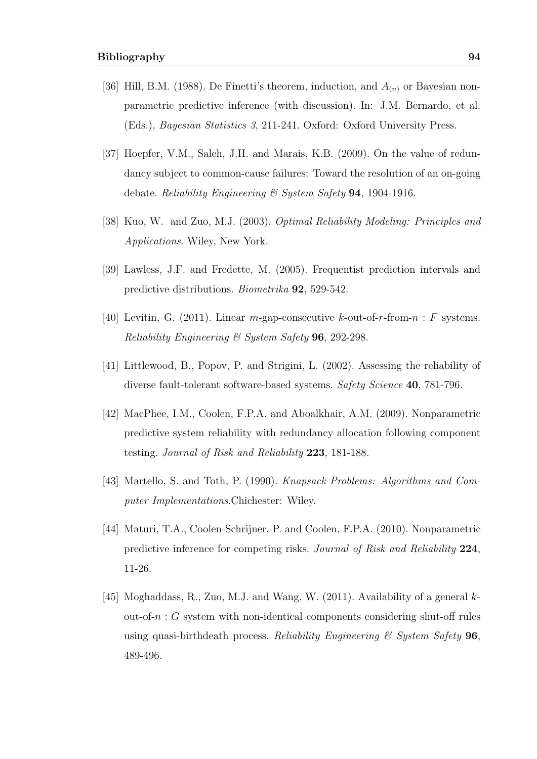[36] Hill, B.M. (1988). De Finetti's theorem, induction, and $A_{(n)}$ or Bayesian nonparametric predictive inference (with discussion). In: J.M. Bernardo, et al. (Eds.), *Bayesian Statistics 3*, 211-241. Oxford: Oxford University Press.

[37] Hoepfer, V.M., Saleh, J.H. and Marais, K.B. (2009). On the value of redundancy subject to common-cause failures: Toward the resolution of an on-going debate. *Reliability Engineering & System Safety* **94**, 1904-1916.

[38] Kuo, W. and Zuo, M.J. (2003). *Optimal Reliability Modeling: Principles and Applications*. Wiley, New York.

[39] Lawless, J.F. and Fredette, M. (2005). Frequentist prediction intervals and predictive distributions. *Biometrika* **92**, 529-542.

[40] Levitin, G. (2011). Linear $m$-gap-consecutive $k$-out-of-$r$-from-$n$ : $F$ systems. *Reliability Engineering & System Safety* **96**, 292-298.

[41] Littlewood, B., Popov, P. and Strigini, L. (2002). Assessing the reliability of diverse fault-tolerant software-based systems. *Safety Science* **40**, 781-796.

[42] MacPhee, I.M., Coolen, F.P.A. and Aboalkhair, A.M. (2009). Nonparametric predictive system reliability with redundancy allocation following component testing. *Journal of Risk and Reliability* **223**, 181-188.

[43] Martello, S. and Toth, P. (1990). *Knapsack Problems: Algorithms and Computer Implementations*.Chichester: Wiley.

[44] Maturi, T.A., Coolen-Schrijner, P. and Coolen, F.P.A. (2010). Nonparametric predictive inference for competing risks. *Journal of Risk and Reliability* **224**, 11-26.

[45] Moghaddass, R., Zuo, M.J. and Wang, W. (2011). Availability of a general $k$-out-of-$n$ : $G$ system with non-identical components considering shut-off rules using quasi-birthdeath process. *Reliability Engineering & System Safety* **96**, 489-496.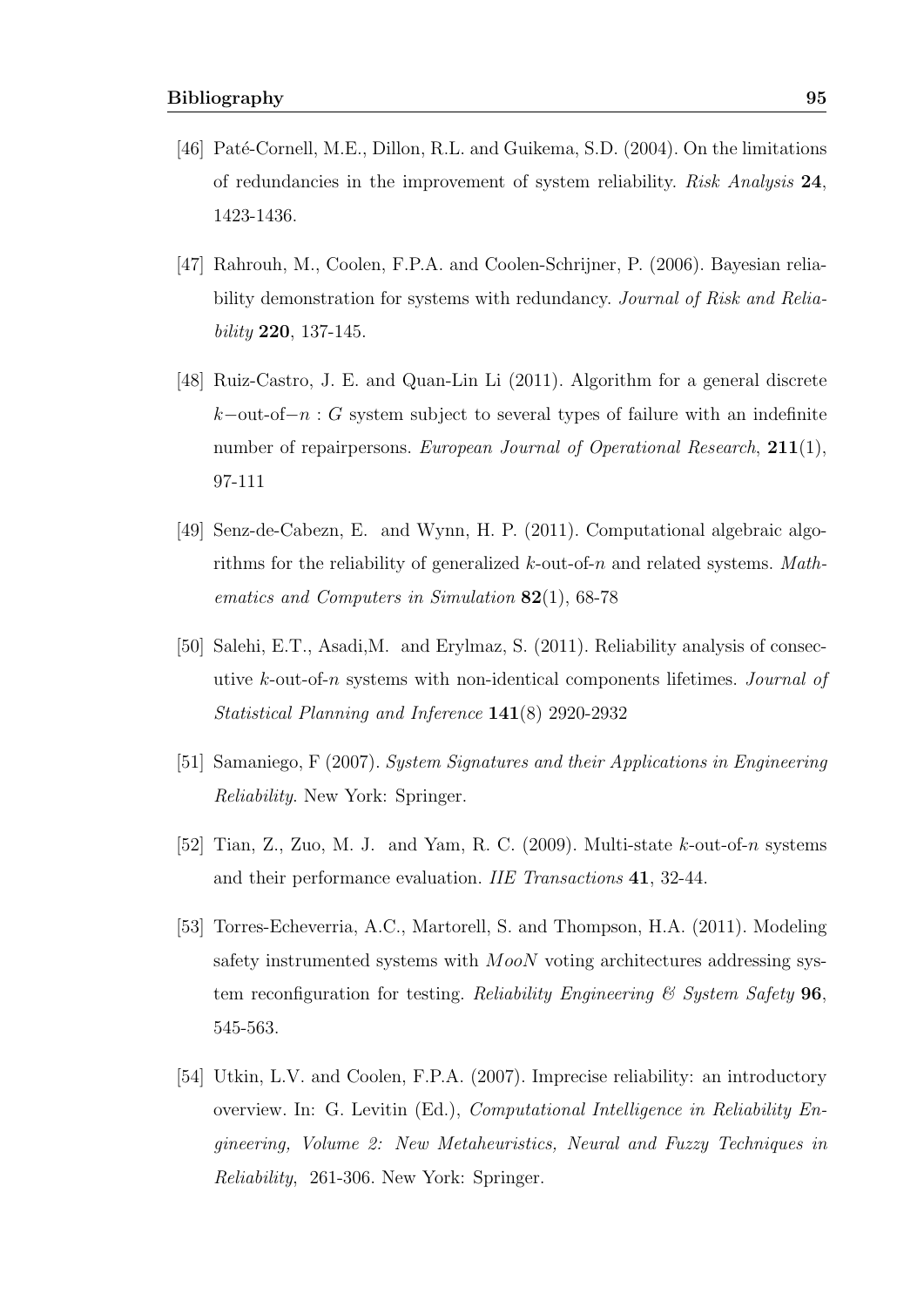[46] Paté-Cornell, M.E., Dillon, R.L. and Guikema, S.D. (2004). On the limitations of redundancies in the improvement of system reliability. *Risk Analysis* **24**, 1423-1436.

[47] Rahrouh, M., Coolen, F.P.A. and Coolen-Schrijner, P. (2006). Bayesian reliability demonstration for systems with redundancy. *Journal of Risk and Reliability* **220**, 137-145.

[48] Ruiz-Castro, J. E. and Quan-Lin Li (2011). Algorithm for a general discrete $k-$out-of$-n : G$ system subject to several types of failure with an indefinite number of repairpersons. *European Journal of Operational Research*, **211**(1), 97-111

[49] Senz-de-Cabezn, E. and Wynn, H. P. (2011). Computational algebraic algorithms for the reliability of generalized $k$-out-of-$n$ and related systems. *Mathematics and Computers in Simulation* **82**(1), 68-78

[50] Salehi, E.T., Asadi,M. and Erylmaz, S. (2011). Reliability analysis of consecutive $k$-out-of-$n$ systems with non-identical components lifetimes. *Journal of Statistical Planning and Inference* **141**(8) 2920-2932

[51] Samaniego, F (2007). *System Signatures and their Applications in Engineering Reliability*. New York: Springer.

[52] Tian, Z., Zuo, M. J. and Yam, R. C. (2009). Multi-state $k$-out-of-$n$ systems and their performance evaluation. *IIE Transactions* **41**, 32-44.

[53] Torres-Echeverria, A.C., Martorell, S. and Thompson, H.A. (2011). Modeling safety instrumented systems with $MooN$ voting architectures addressing system reconfiguration for testing. *Reliability Engineering & System Safety* **96**, 545-563.

[54] Utkin, L.V. and Coolen, F.P.A. (2007). Imprecise reliability: an introductory overview. In: G. Levitin (Ed.), *Computational Intelligence in Reliability Engineering, Volume 2: New Metaheuristics, Neural and Fuzzy Techniques in Reliability*, 261-306. New York: Springer.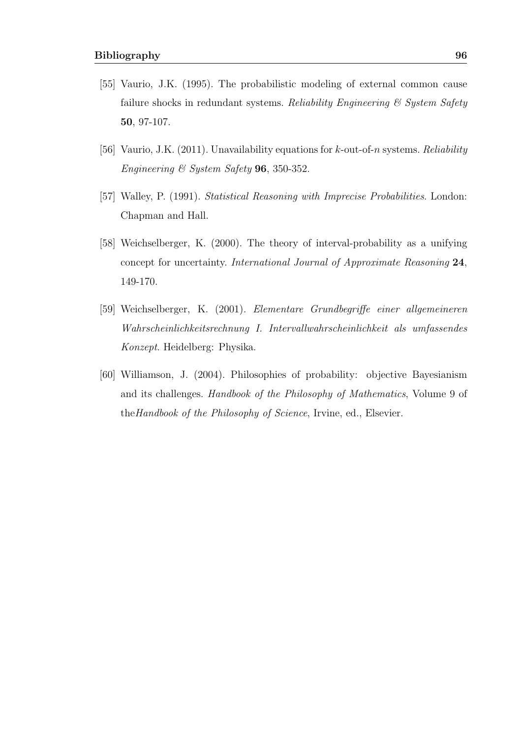[55] Vaurio, J.K. (1995). The probabilistic modeling of external common cause failure shocks in redundant systems. *Reliability Engineering & System Safety* **50**, 97-107.

[56] Vaurio, J.K. (2011). Unavailability equations for $k$-out-of-$n$ systems. *Reliability Engineering & System Safety* **96**, 350-352.

[57] Walley, P. (1991). *Statistical Reasoning with Imprecise Probabilities*. London: Chapman and Hall.

[58] Weichselberger, K. (2000). The theory of interval-probability as a unifying concept for uncertainty. *International Journal of Approximate Reasoning* **24**, 149-170.

[59] Weichselberger, K. (2001). *Elementare Grundbegriffe einer allgemeineren Wahrscheinlichkeitsrechnung I. Intervallwahrscheinlichkeit als umfassendes Konzept*. Heidelberg: Physika.

[60] Williamson, J. (2004). Philosophies of probability: objective Bayesianism and its challenges. *Handbook of the Philosophy of Mathematics*, Volume 9 of the*Handbook of the Philosophy of Science*, Irvine, ed., Elsevier.